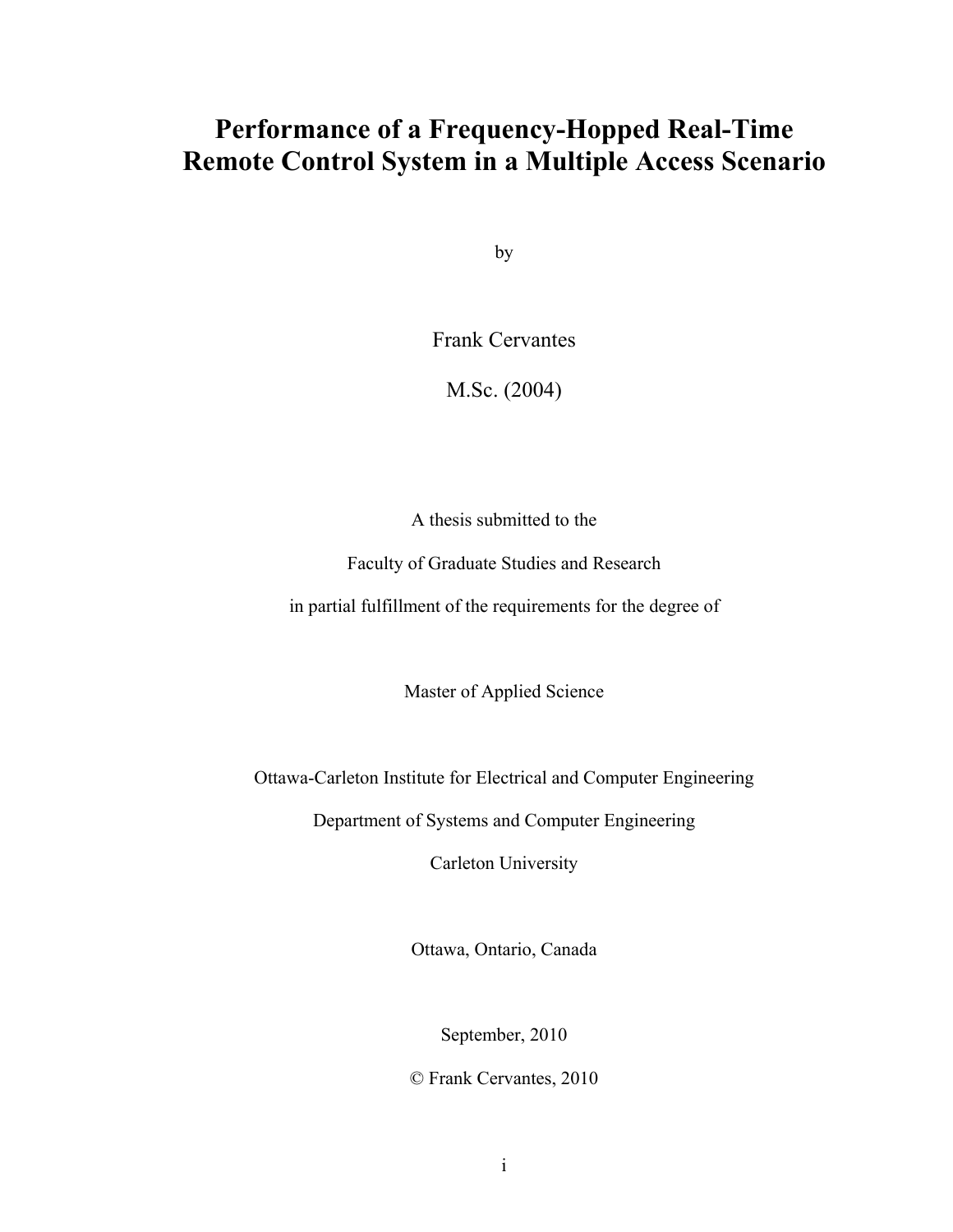# Performance of a Frequency-Hopped Real-Time Remote Control System in a Multiple Access Scenario

by

Frank Cervantes

M.Sc. (2004)

A thesis submitted to the

Faculty of Graduate Studies and Research

in partial fulfillment of the requirements for the degree of

Master of Applied Science

Ottawa-Carleton Institute for Electrical and Computer Engineering

Department of Systems and Computer Engineering

Carleton University

Ottawa, Ontario, Canada

September, 2010

© Frank Cervantes, 2010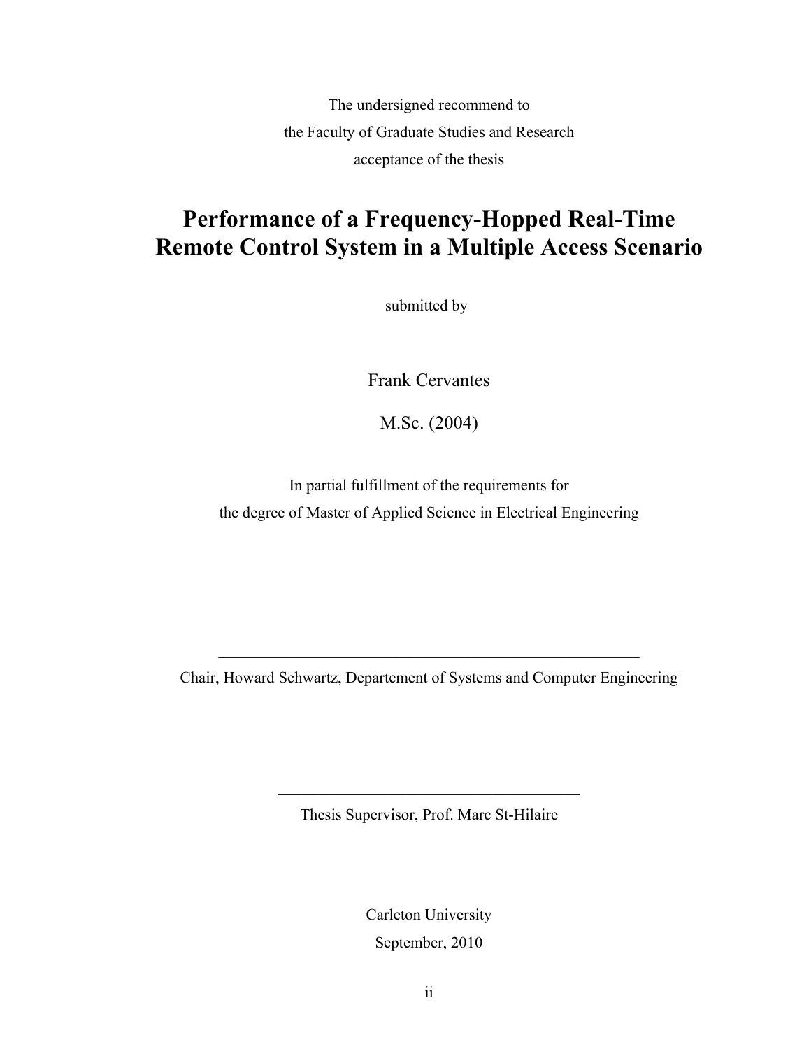The undersigned recommend to

the Faculty of Graduate Studies and Research

acceptance of the thesis

# Performance of a Frequency-Hopped Real-Time Remote Control System in a Multiple Access Scenario

submitted by

Frank Cervantes

M.Sc. (2004)

In partial fulfillment of the requirements for

the degree of Master of Applied Science in Electrical Engineering

\_\_\_\_\_\_\_\_\_\_\_\_\_\_\_\_\_\_\_\_\_\_\_\_\_\_\_\_\_\_\_\_\_\_\_\_\_\_\_\_\_\_\_\_\_\_\_\_\_\_\_\_\_\_

Chair, Howard Schwartz, Departement of Systems and Computer Engineering

\_\_\_\_\_\_\_\_\_\_\_\_\_\_\_\_\_\_\_\_\_\_\_\_\_\_\_\_\_\_\_\_\_\_\_\_\_\_\_

Thesis Supervisor, Prof. Marc St-Hilaire

Carleton University

September, 2010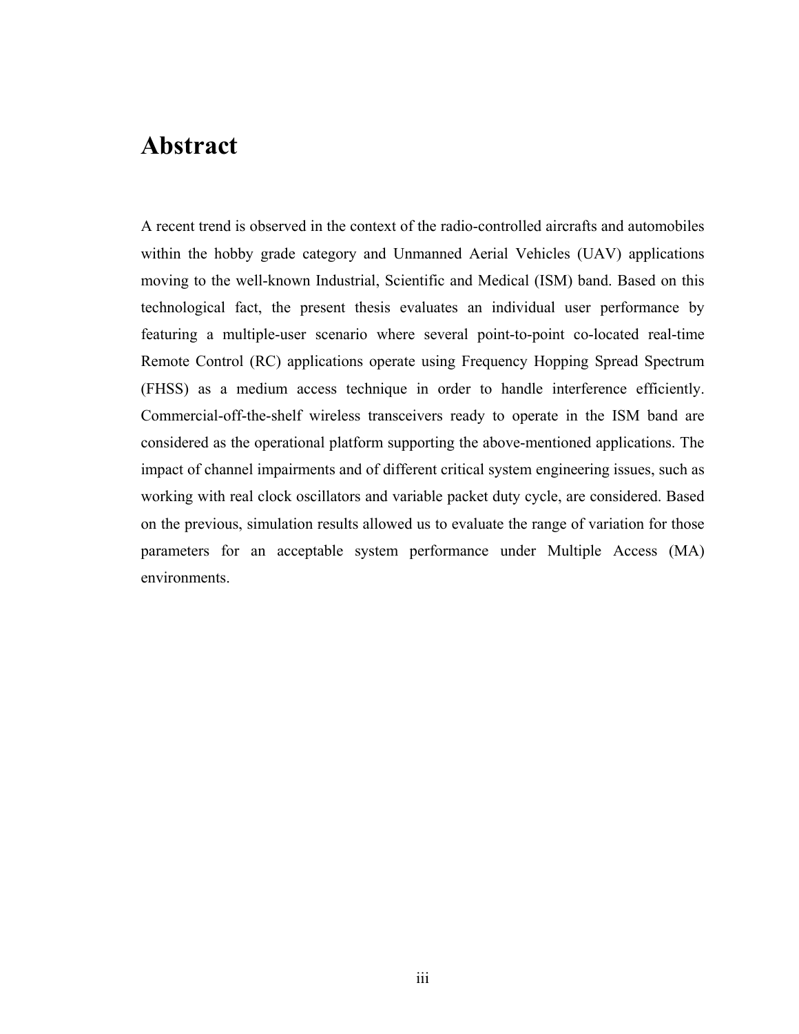# Abstract

A recent trend is observed in the context of the radio-controlled aircrafts and automobiles within the hobby grade category and Unmanned Aerial Vehicles (UAV) applications moving to the well-known Industrial, Scientific and Medical (ISM) band. Based on this technological fact, the present thesis evaluates an individual user performance by featuring a multiple-user scenario where several point-to-point co-located real-time Remote Control (RC) applications operate using Frequency Hopping Spread Spectrum (FHSS) as a medium access technique in order to handle interference efficiently. Commercial-off-the-shelf wireless transceivers ready to operate in the ISM band are considered as the operational platform supporting the above-mentioned applications. The impact of channel impairments and of different critical system engineering issues, such as working with real clock oscillators and variable packet duty cycle, are considered. Based on the previous, simulation results allowed us to evaluate the range of variation for those parameters for an acceptable system performance under Multiple Access (MA) environments.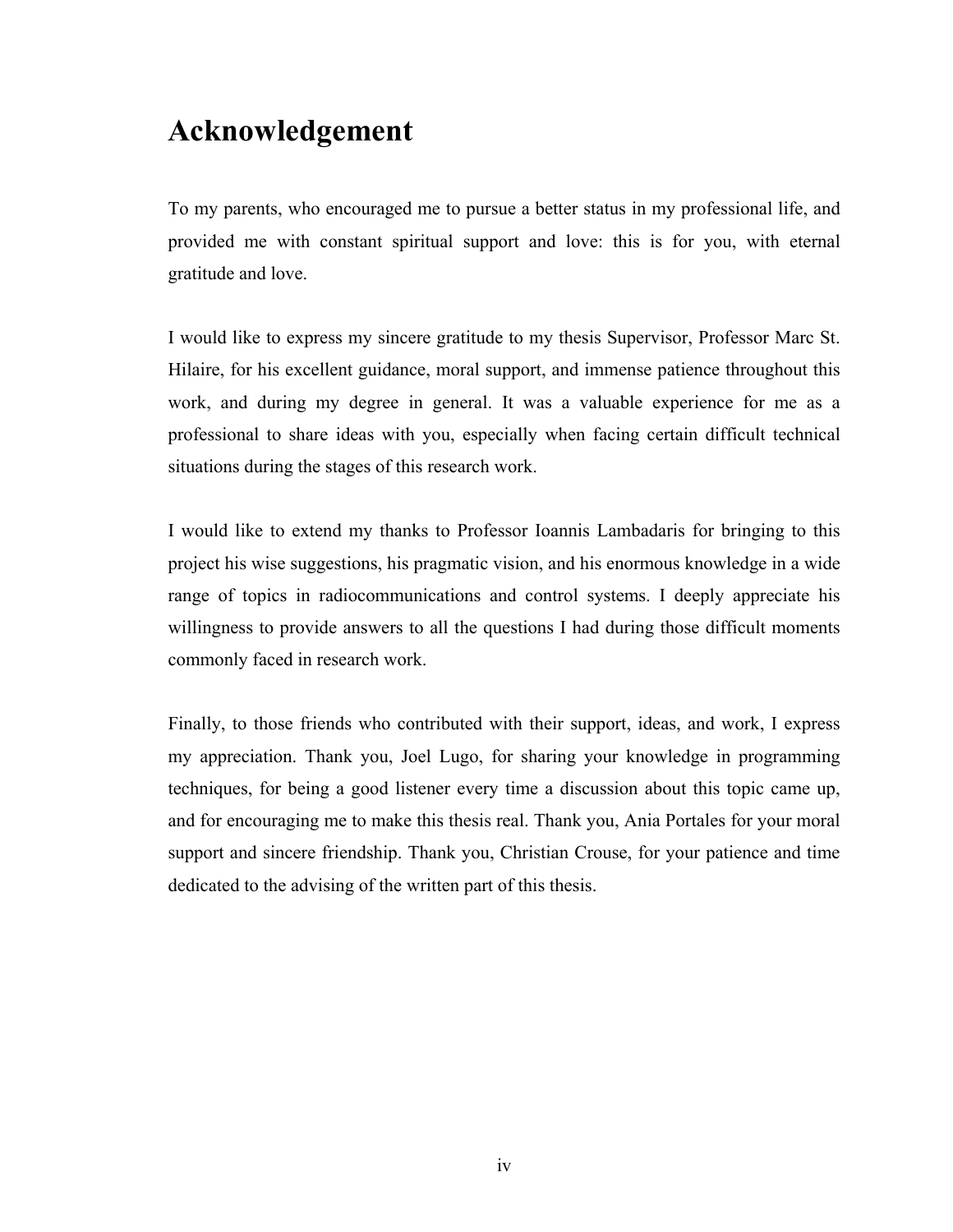# Acknowledgement

To my parents, who encouraged me to pursue a better status in my professional life, and provided me with constant spiritual support and love: this is for you, with eternal gratitude and love.

I would like to express my sincere gratitude to my thesis Supervisor, Professor Marc St. Hilaire, for his excellent guidance, moral support, and immense patience throughout this work, and during my degree in general. It was a valuable experience for me as a professional to share ideas with you, especially when facing certain difficult technical situations during the stages of this research work.

I would like to extend my thanks to Professor Ioannis Lambadaris for bringing to this project his wise suggestions, his pragmatic vision, and his enormous knowledge in a wide range of topics in radiocommunications and control systems. I deeply appreciate his willingness to provide answers to all the questions I had during those difficult moments commonly faced in research work.

Finally, to those friends who contributed with their support, ideas, and work, I express my appreciation. Thank you, Joel Lugo, for sharing your knowledge in programming techniques, for being a good listener every time a discussion about this topic came up, and for encouraging me to make this thesis real. Thank you, Ania Portales for your moral support and sincere friendship. Thank you, Christian Crouse, for your patience and time dedicated to the advising of the written part of this thesis.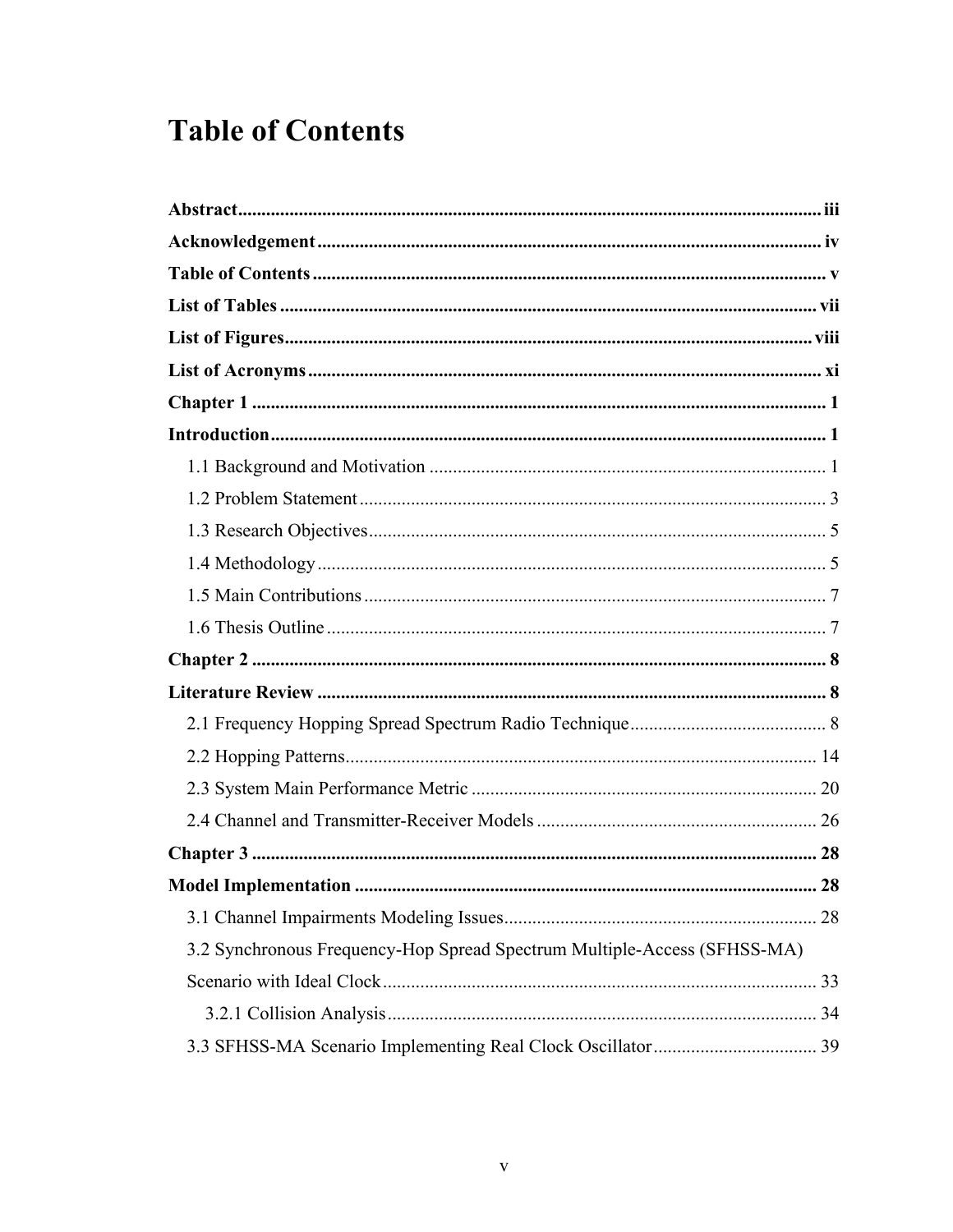# Table of Contents

**Abstract** ..... iii

**Acknowledgement** ..... iv

**Table of Contents** ..... v

**List of Tables** ..... vii

**List of Figures** ..... viii

**List of Acronyms** ..... xi

**Chapter 1** ..... 1

**Introduction** ..... 1

1.1 Background and Motivation ..... 1

1.2 Problem Statement ..... 3

1.3 Research Objectives ..... 5

1.4 Methodology ..... 5

1.5 Main Contributions ..... 7

1.6 Thesis Outline ..... 7

**Chapter 2** ..... 8

**Literature Review** ..... 8

2.1 Frequency Hopping Spread Spectrum Radio Technique ..... 8

2.2 Hopping Patterns ..... 14

2.3 System Main Performance Metric ..... 20

2.4 Channel and Transmitter-Receiver Models ..... 26

**Chapter 3** ..... 28

**Model Implementation** ..... 28

3.1 Channel Impairments Modeling Issues ..... 28

3.2 Synchronous Frequency-Hop Spread Spectrum Multiple-Access (SFHSS-MA) Scenario with Ideal Clock ..... 33

3.2.1 Collision Analysis ..... 34

3.3 SFHSS-MA Scenario Implementing Real Clock Oscillator ..... 39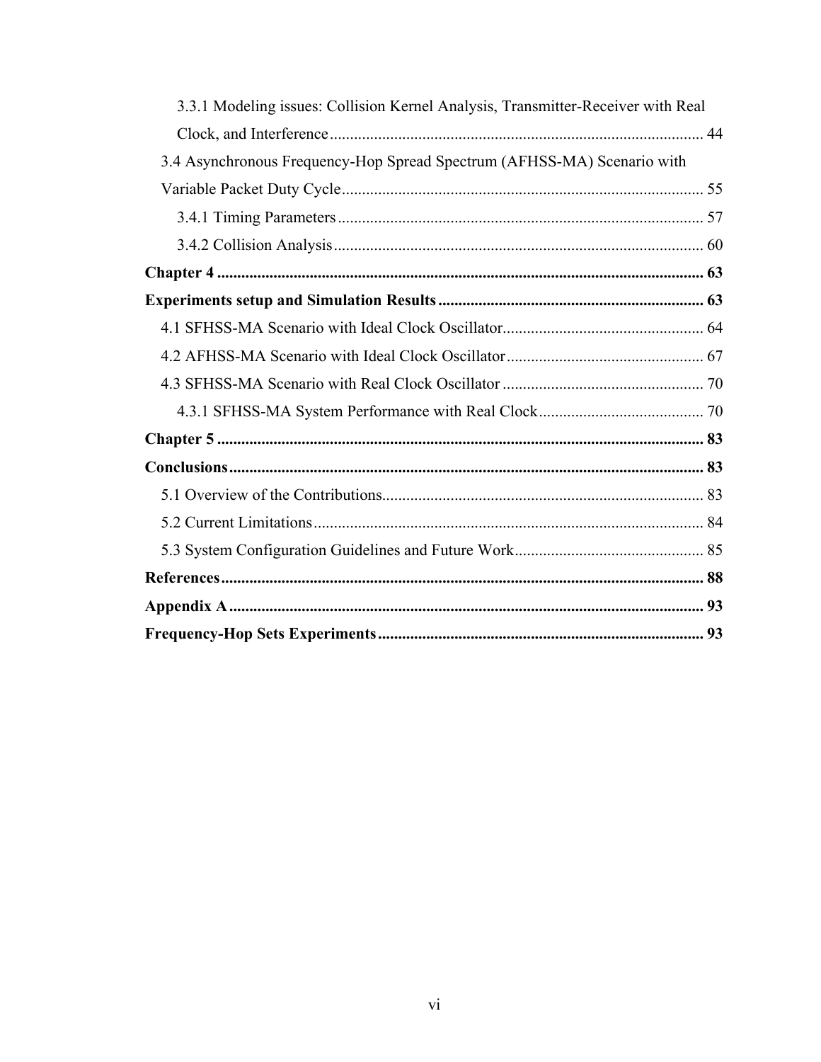3.3.1 Modeling issues: Collision Kernel Analysis, Transmitter-Receiver with Real Clock, and Interference ........................................................................................... 44

3.4 Asynchronous Frequency-Hop Spread Spectrum (AFHSS-MA) Scenario with Variable Packet Duty Cycle ........................................................................................ 55

3.4.1 Timing Parameters ......................................................................................... 57

3.4.2 Collision Analysis .......................................................................................... 60

**Chapter 4** ........................................................................................................................ **63**

**Experiments setup and Simulation Results** ................................................................. **63**

4.1 SFHSS-MA Scenario with Ideal Clock Oscillator................................................. 64

4.2 AFHSS-MA Scenario with Ideal Clock Oscillator ................................................ 67

4.3 SFHSS-MA Scenario with Real Clock Oscillator ................................................. 70

4.3.1 SFHSS-MA System Performance with Real Clock........................................ 70

**Chapter 5** ........................................................................................................................ **83**

**Conclusions** ..................................................................................................................... **83**

5.1 Overview of the Contributions............................................................................... 83

5.2 Current Limitations ................................................................................................ 84

5.3 System Configuration Guidelines and Future Work.............................................. 85

**References** ....................................................................................................................... **88**

**Appendix A** ..................................................................................................................... **93**

**Frequency-Hop Sets Experiments** ................................................................................ **93**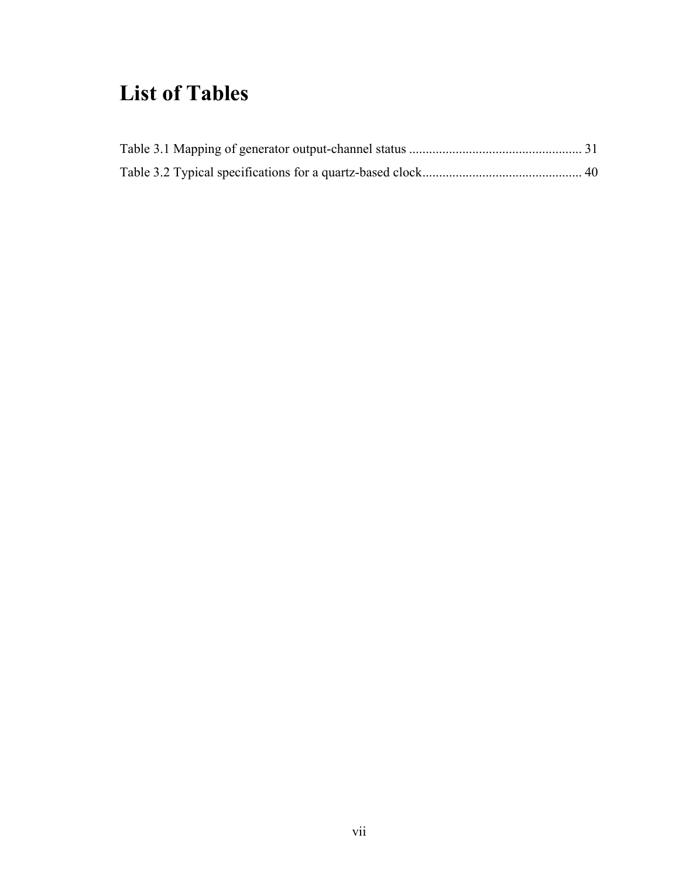# List of Tables

Table 3.1 Mapping of generator output-channel status .................................................... 31

Table 3.2 Typical specifications for a quartz-based clock................................................ 40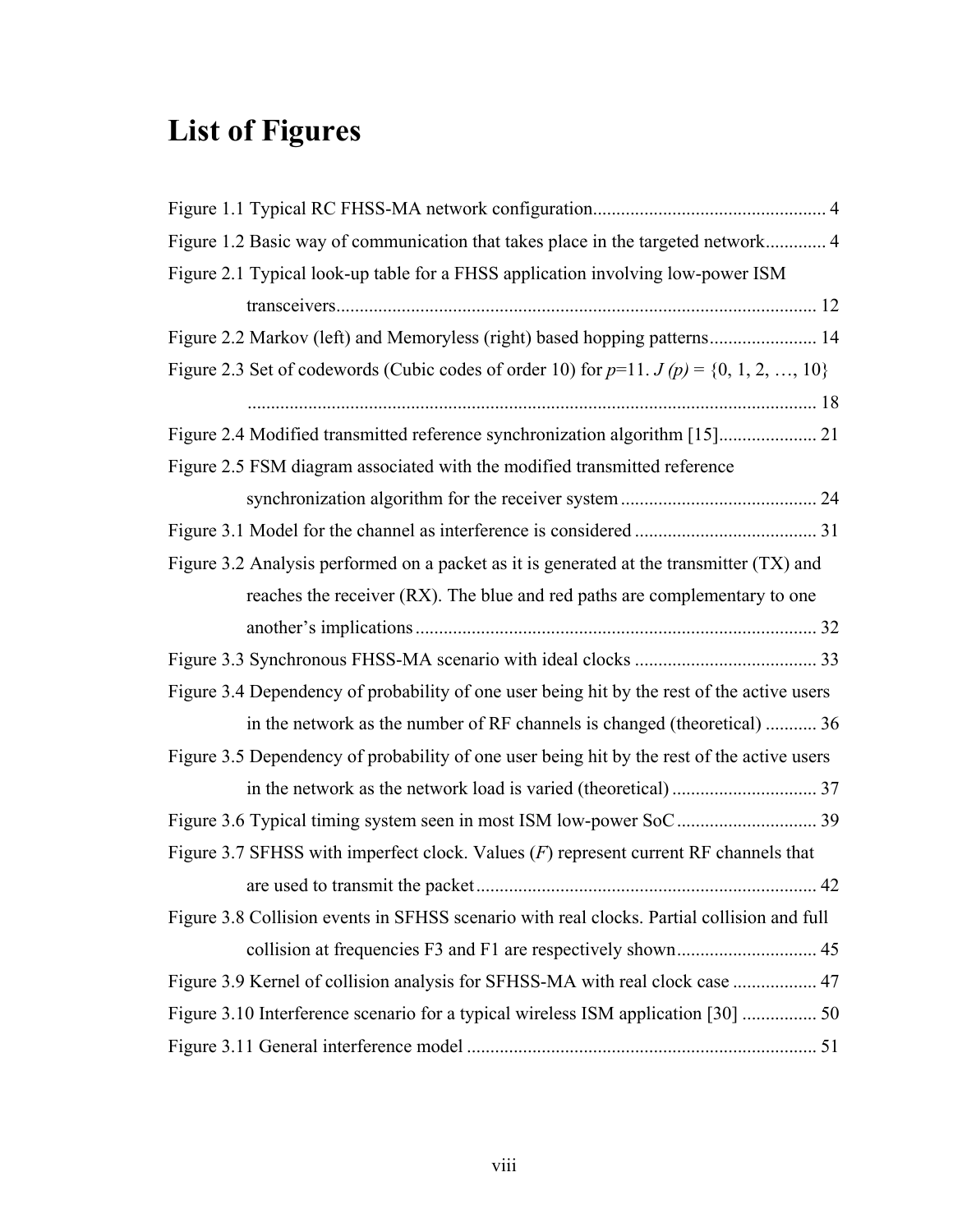# List of Figures

Figure 1.1 Typical RC FHSS-MA network configuration.................................................. 4

Figure 1.2 Basic way of communication that takes place in the targeted network............. 4

Figure 2.1 Typical look-up table for a FHSS application involving low-power ISM transceivers....................................................................................................... 12

Figure 2.2 Markov (left) and Memoryless (right) based hopping patterns....................... 14

Figure 2.3 Set of codewords (Cubic codes of order 10) for $p$=11. $J(p)$ = {0, 1, 2, …, 10} ......................................................................................................................... 18

Figure 2.4 Modified transmitted reference synchronization algorithm [15]..................... 21

Figure 2.5 FSM diagram associated with the modified transmitted reference synchronization algorithm for the receiver system .......................................... 24

Figure 3.1 Model for the channel as interference is considered ....................................... 31

Figure 3.2 Analysis performed on a packet as it is generated at the transmitter (TX) and reaches the receiver (RX). The blue and red paths are complementary to one another's implications ...................................................................................... 32

Figure 3.3 Synchronous FHSS-MA scenario with ideal clocks ....................................... 33

Figure 3.4 Dependency of probability of one user being hit by the rest of the active users in the network as the number of RF channels is changed (theoretical) ........... 36

Figure 3.5 Dependency of probability of one user being hit by the rest of the active users in the network as the network load is varied (theoretical) ............................... 37

Figure 3.6 Typical timing system seen in most ISM low-power SoC .............................. 39

Figure 3.7 SFHSS with imperfect clock. Values ($F$) represent current RF channels that are used to transmit the packet......................................................................... 42

Figure 3.8 Collision events in SFHSS scenario with real clocks. Partial collision and full collision at frequencies F3 and F1 are respectively shown.............................. 45

Figure 3.9 Kernel of collision analysis for SFHSS-MA with real clock case .................. 47

Figure 3.10 Interference scenario for a typical wireless ISM application [30] ................ 50

Figure 3.11 General interference model ........................................................................... 51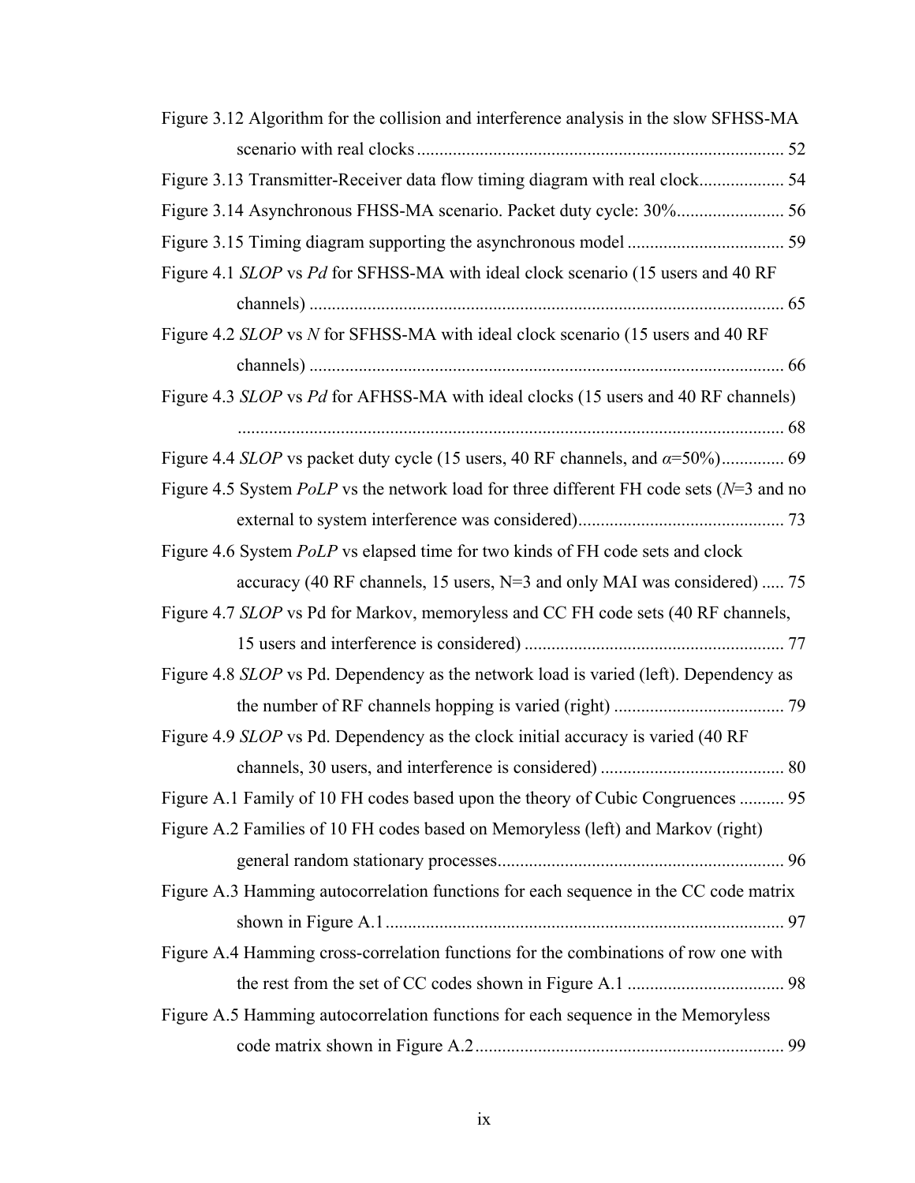Figure 3.12 Algorithm for the collision and interference analysis in the slow SFHSS-MA scenario with real clocks ................................................................................. 52

Figure 3.13 Transmitter-Receiver data flow timing diagram with real clock................... 54

Figure 3.14 Asynchronous FHSS-MA scenario. Packet duty cycle: 30%........................ 56

Figure 3.15 Timing diagram supporting the asynchronous model ................................... 59

Figure 4.1 *SLOP* vs *Pd* for SFHSS-MA with ideal clock scenario (15 users and 40 RF channels) ......................................................................................................... 65

Figure 4.2 *SLOP* vs *N* for SFHSS-MA with ideal clock scenario (15 users and 40 RF channels) ......................................................................................................... 66

Figure 4.3 *SLOP* vs *Pd* for AFHSS-MA with ideal clocks (15 users and 40 RF channels) ......................................................................................................................... 68

Figure 4.4 *SLOP* vs packet duty cycle (15 users, 40 RF channels, and $\alpha$=50%).............. 69

Figure 4.5 System *PoLP* vs the network load for three different FH code sets (*N*=3 and no external to system interference was considered).............................................. 73

Figure 4.6 System *PoLP* vs elapsed time for two kinds of FH code sets and clock accuracy (40 RF channels, 15 users, N=3 and only MAI was considered) ..... 75

Figure 4.7 *SLOP* vs Pd for Markov, memoryless and CC FH code sets (40 RF channels, 15 users and interference is considered) .......................................................... 77

Figure 4.8 *SLOP* vs Pd. Dependency as the network load is varied (left). Dependency as the number of RF channels hopping is varied (right) ...................................... 79

Figure 4.9 *SLOP* vs Pd. Dependency as the clock initial accuracy is varied (40 RF channels, 30 users, and interference is considered) ........................................ 80

Figure A.1 Family of 10 FH codes based upon the theory of Cubic Congruences .......... 95

Figure A.2 Families of 10 FH codes based on Memoryless (left) and Markov (right) general random stationary processes................................................................ 96

Figure A.3 Hamming autocorrelation functions for each sequence in the CC code matrix shown in Figure A.1........................................................................................ 97

Figure A.4 Hamming cross-correlation functions for the combinations of row one with the rest from the set of CC codes shown in Figure A.1 ................................... 98

Figure A.5 Hamming autocorrelation functions for each sequence in the Memoryless code matrix shown in Figure A.2.................................................................... 99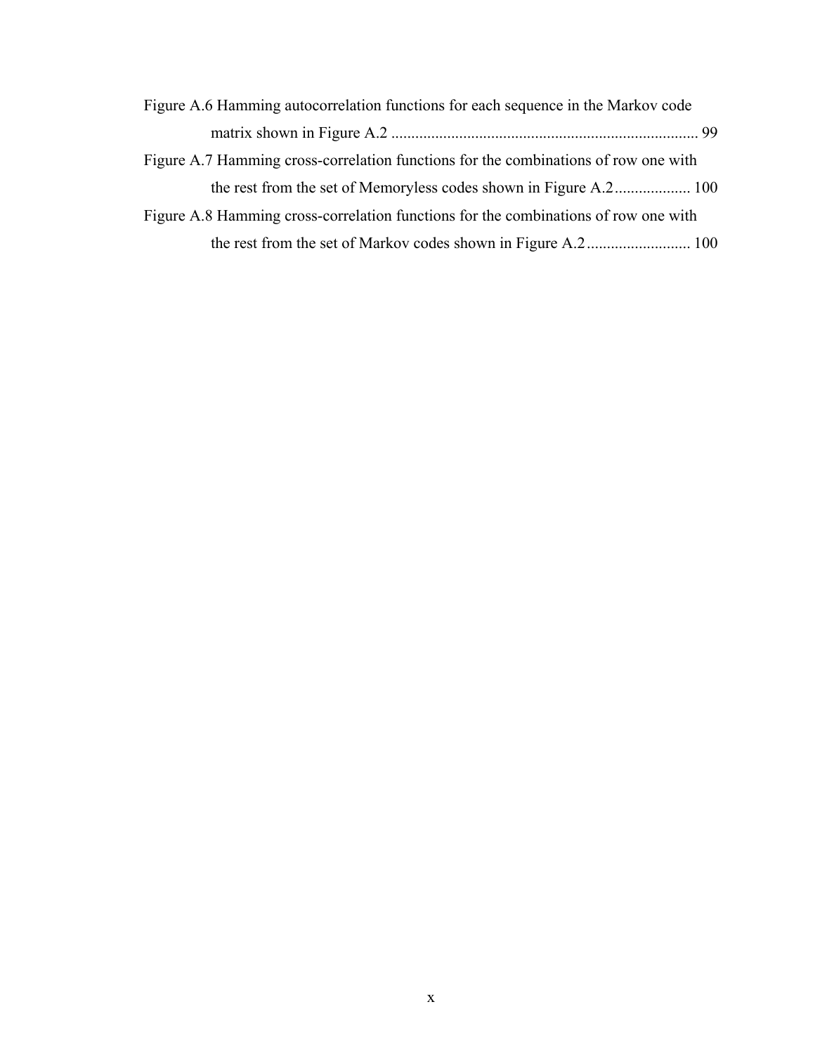Figure A.6 Hamming autocorrelation functions for each sequence in the Markov code matrix shown in Figure A.2 ........................................................................... 99

Figure A.7 Hamming cross-correlation functions for the combinations of row one with the rest from the set of Memoryless codes shown in Figure A.2.................... 100

Figure A.8 Hamming cross-correlation functions for the combinations of row one with the rest from the set of Markov codes shown in Figure A.2.......................... 100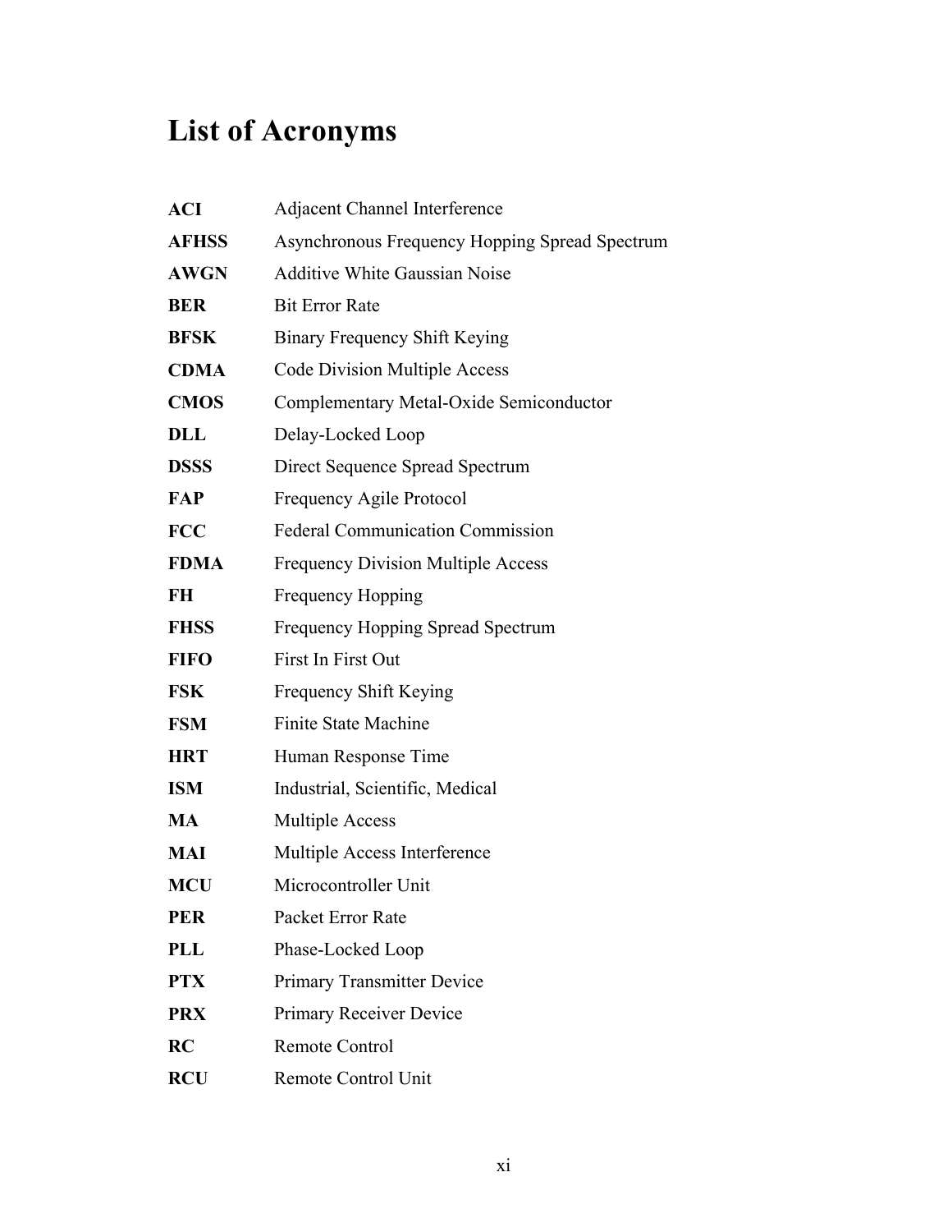# List of Acronyms

| | |
|---|---|
| **ACI** | Adjacent Channel Interference |
| **AFHSS** | Asynchronous Frequency Hopping Spread Spectrum |
| **AWGN** | Additive White Gaussian Noise |
| **BER** | Bit Error Rate |
| **BFSK** | Binary Frequency Shift Keying |
| **CDMA** | Code Division Multiple Access |
| **CMOS** | Complementary Metal-Oxide Semiconductor |
| **DLL** | Delay-Locked Loop |
| **DSSS** | Direct Sequence Spread Spectrum |
| **FAP** | Frequency Agile Protocol |
| **FCC** | Federal Communication Commission |
| **FDMA** | Frequency Division Multiple Access |
| **FH** | Frequency Hopping |
| **FHSS** | Frequency Hopping Spread Spectrum |
| **FIFO** | First In First Out |
| **FSK** | Frequency Shift Keying |
| **FSM** | Finite State Machine |
| **HRT** | Human Response Time |
| **ISM** | Industrial, Scientific, Medical |
| **MA** | Multiple Access |
| **MAI** | Multiple Access Interference |
| **MCU** | Microcontroller Unit |
| **PER** | Packet Error Rate |
| **PLL** | Phase-Locked Loop |
| **PTX** | Primary Transmitter Device |
| **PRX** | Primary Receiver Device |
| **RC** | Remote Control |
| **RCU** | Remote Control Unit |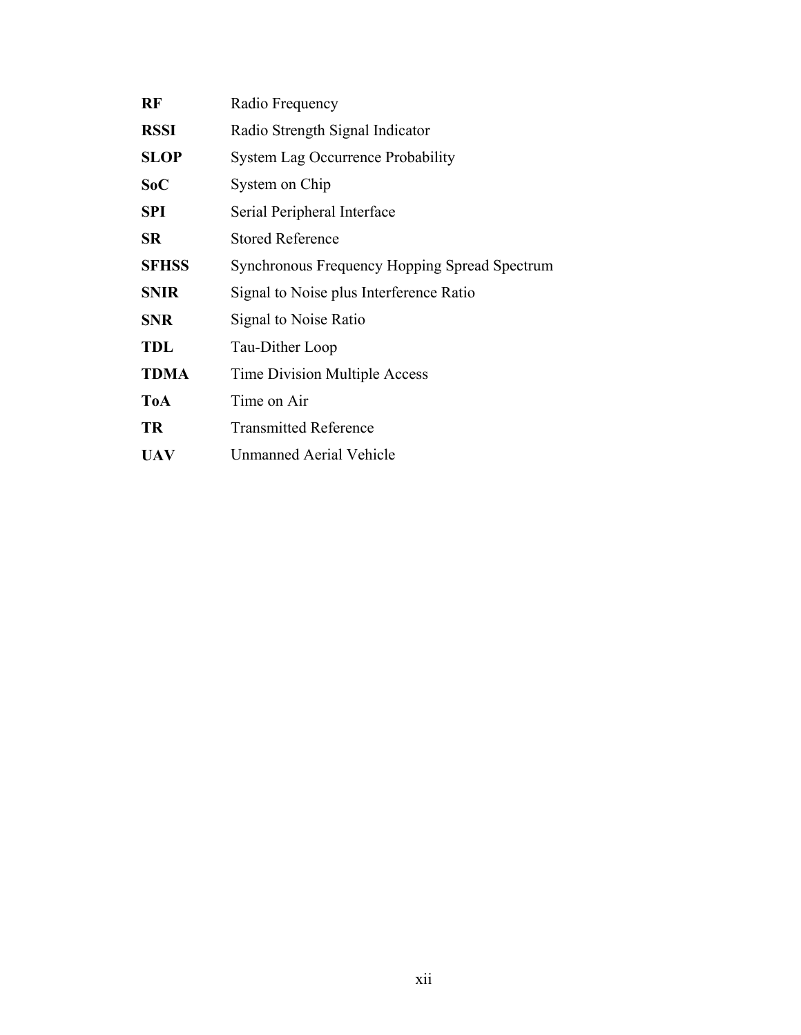| | |
|---|---|
| **RF** | Radio Frequency |
| **RSSI** | Radio Strength Signal Indicator |
| **SLOP** | System Lag Occurrence Probability |
| **SoC** | System on Chip |
| **SPI** | Serial Peripheral Interface |
| **SR** | Stored Reference |
| **SFHSS** | Synchronous Frequency Hopping Spread Spectrum |
| **SNIR** | Signal to Noise plus Interference Ratio |
| **SNR** | Signal to Noise Ratio |
| **TDL** | Tau-Dither Loop |
| **TDMA** | Time Division Multiple Access |
| **ToA** | Time on Air |
| **TR** | Transmitted Reference |
| **UAV** | Unmanned Aerial Vehicle |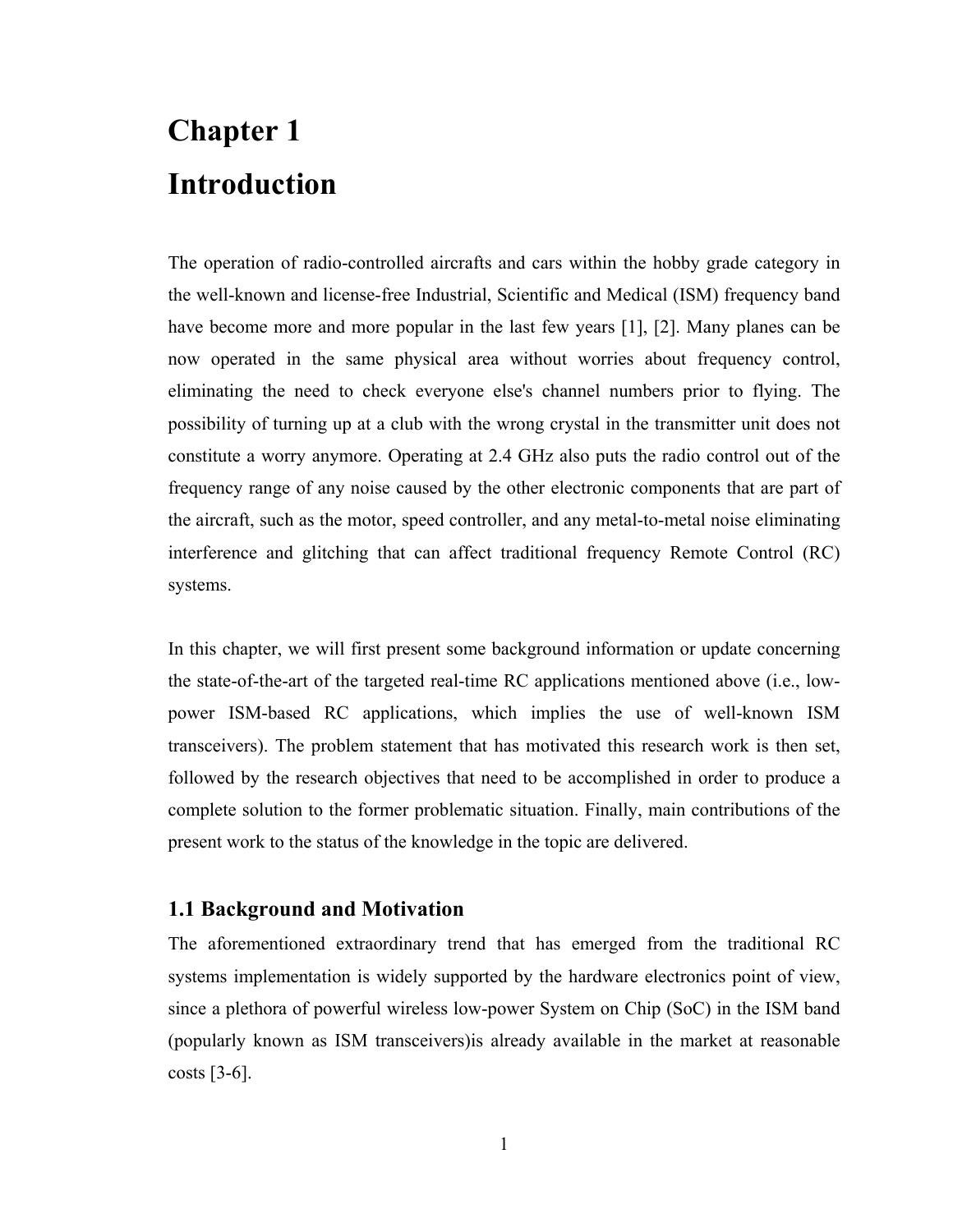# Chapter 1

# Introduction

The operation of radio-controlled aircrafts and cars within the hobby grade category in the well-known and license-free Industrial, Scientific and Medical (ISM) frequency band have become more and more popular in the last few years [1], [2]. Many planes can be now operated in the same physical area without worries about frequency control, eliminating the need to check everyone else's channel numbers prior to flying. The possibility of turning up at a club with the wrong crystal in the transmitter unit does not constitute a worry anymore. Operating at 2.4 GHz also puts the radio control out of the frequency range of any noise caused by the other electronic components that are part of the aircraft, such as the motor, speed controller, and any metal-to-metal noise eliminating interference and glitching that can affect traditional frequency Remote Control (RC) systems.

In this chapter, we will first present some background information or update concerning the state-of-the-art of the targeted real-time RC applications mentioned above (i.e., low-power ISM-based RC applications, which implies the use of well-known ISM transceivers). The problem statement that has motivated this research work is then set, followed by the research objectives that need to be accomplished in order to produce a complete solution to the former problematic situation. Finally, main contributions of the present work to the status of the knowledge in the topic are delivered.

## 1.1 Background and Motivation

The aforementioned extraordinary trend that has emerged from the traditional RC systems implementation is widely supported by the hardware electronics point of view, since a plethora of powerful wireless low-power System on Chip (SoC) in the ISM band (popularly known as ISM transceivers)is already available in the market at reasonable costs [3-6].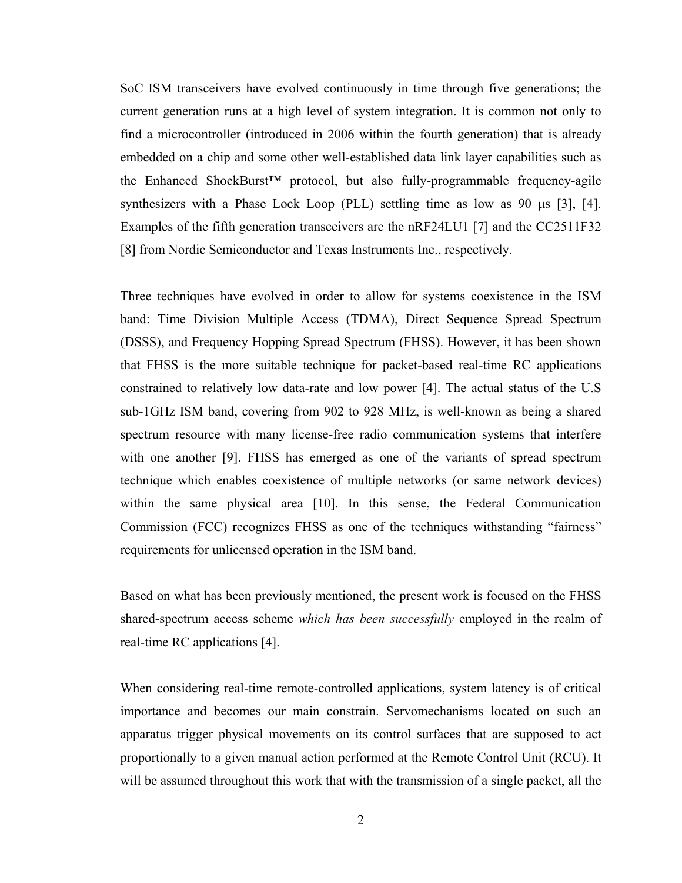SoC ISM transceivers have evolved continuously in time through five generations; the current generation runs at a high level of system integration. It is common not only to find a microcontroller (introduced in 2006 within the fourth generation) that is already embedded on a chip and some other well-established data link layer capabilities such as the Enhanced ShockBurst™ protocol, but also fully-programmable frequency-agile synthesizers with a Phase Lock Loop (PLL) settling time as low as 90 μs [3], [4]. Examples of the fifth generation transceivers are the nRF24LU1 [7] and the CC2511F32 [8] from Nordic Semiconductor and Texas Instruments Inc., respectively.

Three techniques have evolved in order to allow for systems coexistence in the ISM band: Time Division Multiple Access (TDMA), Direct Sequence Spread Spectrum (DSSS), and Frequency Hopping Spread Spectrum (FHSS). However, it has been shown that FHSS is the more suitable technique for packet-based real-time RC applications constrained to relatively low data-rate and low power [4]. The actual status of the U.S sub-1GHz ISM band, covering from 902 to 928 MHz, is well-known as being a shared spectrum resource with many license-free radio communication systems that interfere with one another [9]. FHSS has emerged as one of the variants of spread spectrum technique which enables coexistence of multiple networks (or same network devices) within the same physical area [10]. In this sense, the Federal Communication Commission (FCC) recognizes FHSS as one of the techniques withstanding "fairness" requirements for unlicensed operation in the ISM band.

Based on what has been previously mentioned, the present work is focused on the FHSS shared-spectrum access scheme *which has been successfully* employed in the realm of real-time RC applications [4].

When considering real-time remote-controlled applications, system latency is of critical importance and becomes our main constrain. Servomechanisms located on such an apparatus trigger physical movements on its control surfaces that are supposed to act proportionally to a given manual action performed at the Remote Control Unit (RCU). It will be assumed throughout this work that with the transmission of a single packet, all the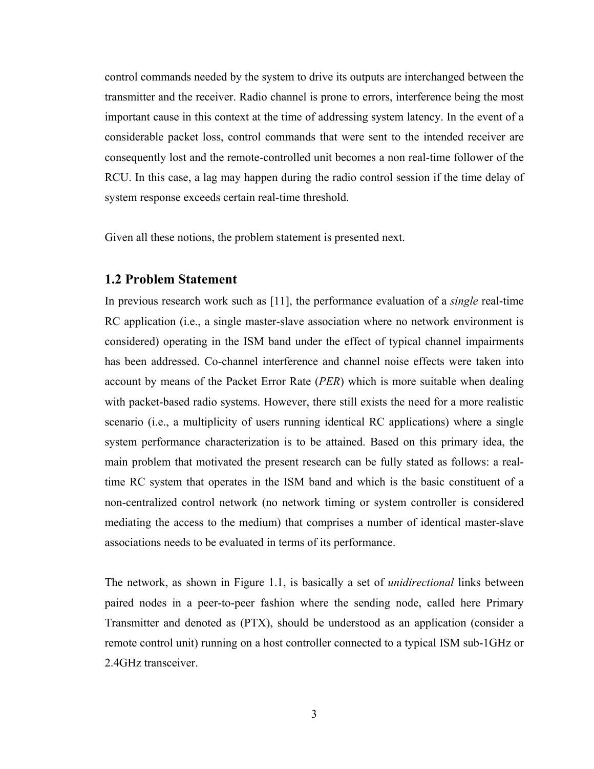control commands needed by the system to drive its outputs are interchanged between the transmitter and the receiver. Radio channel is prone to errors, interference being the most important cause in this context at the time of addressing system latency. In the event of a considerable packet loss, control commands that were sent to the intended receiver are consequently lost and the remote-controlled unit becomes a non real-time follower of the RCU. In this case, a lag may happen during the radio control session if the time delay of system response exceeds certain real-time threshold.

Given all these notions, the problem statement is presented next.

## 1.2 Problem Statement

In previous research work such as [11], the performance evaluation of a *single* real-time RC application (i.e., a single master-slave association where no network environment is considered) operating in the ISM band under the effect of typical channel impairments has been addressed. Co-channel interference and channel noise effects were taken into account by means of the Packet Error Rate (*PER*) which is more suitable when dealing with packet-based radio systems. However, there still exists the need for a more realistic scenario (i.e., a multiplicity of users running identical RC applications) where a single system performance characterization is to be attained. Based on this primary idea, the main problem that motivated the present research can be fully stated as follows: a real-time RC system that operates in the ISM band and which is the basic constituent of a non-centralized control network (no network timing or system controller is considered mediating the access to the medium) that comprises a number of identical master-slave associations needs to be evaluated in terms of its performance.

The network, as shown in Figure 1.1, is basically a set of *unidirectional* links between paired nodes in a peer-to-peer fashion where the sending node, called here Primary Transmitter and denoted as (PTX), should be understood as an application (consider a remote control unit) running on a host controller connected to a typical ISM sub-1GHz or 2.4GHz transceiver.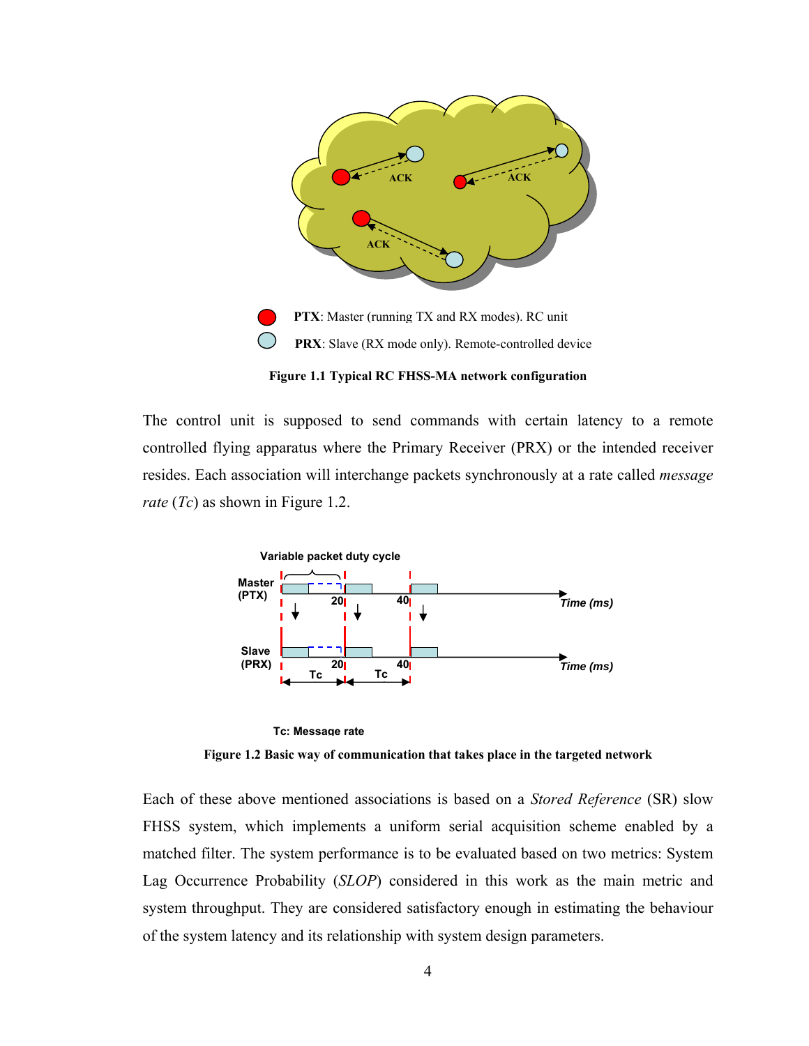**PTX**: Master (running TX and RX modes). RC unit

**PRX**: Slave (RX mode only). Remote-controlled device

**Figure 1.1 Typical RC FHSS-MA network configuration**

The control unit is supposed to send commands with certain latency to a remote controlled flying apparatus where the Primary Receiver (PRX) or the intended receiver resides. Each association will interchange packets synchronously at a rate called *message rate* (*Tc*) as shown in Figure 1.2.

Tc: Message rate

**Figure 1.2 Basic way of communication that takes place in the targeted network**

Each of these above mentioned associations is based on a *Stored Reference* (SR) slow FHSS system, which implements a uniform serial acquisition scheme enabled by a matched filter. The system performance is to be evaluated based on two metrics: System Lag Occurrence Probability (*SLOP*) considered in this work as the main metric and system throughput. They are considered satisfactory enough in estimating the behaviour of the system latency and its relationship with system design parameters.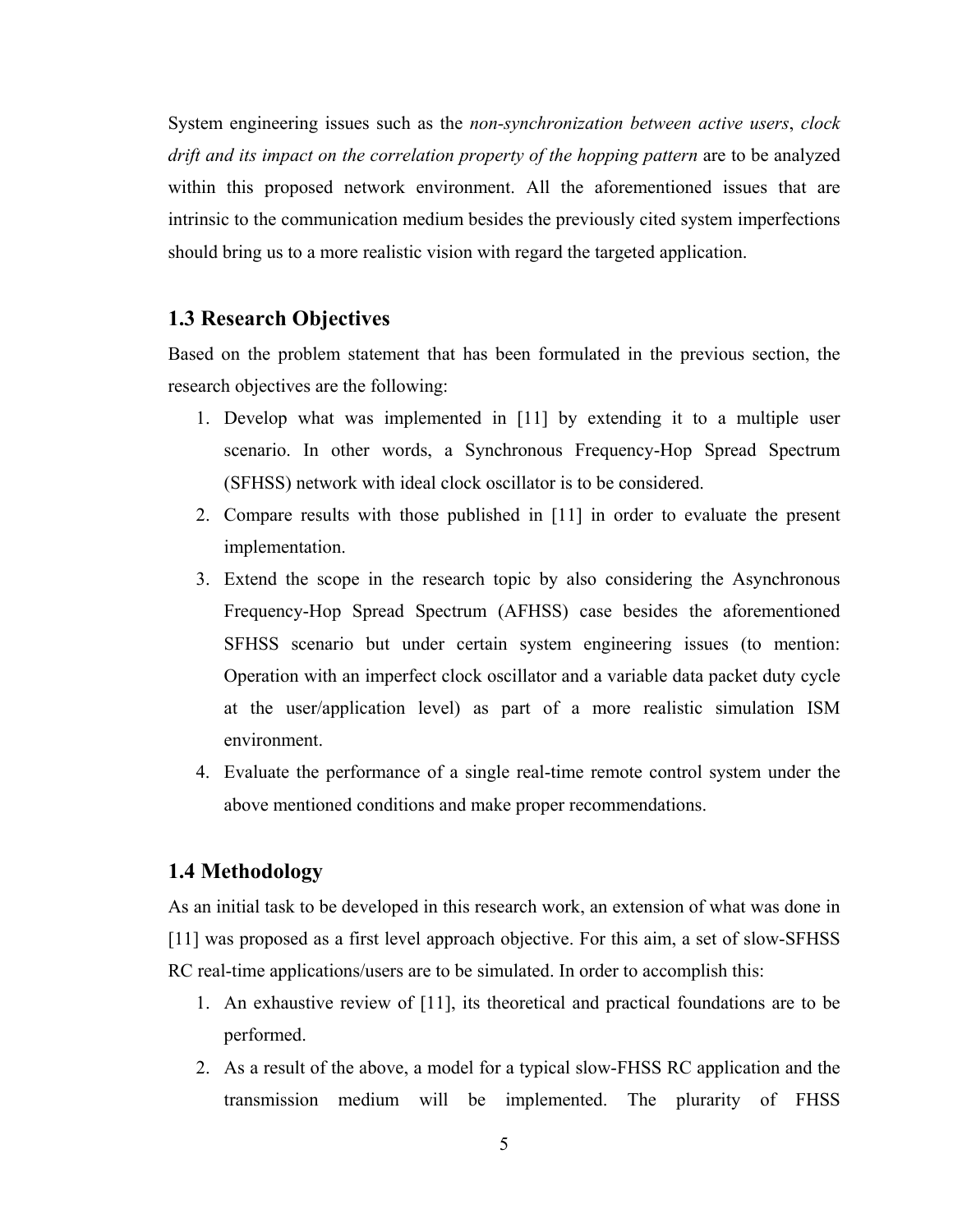System engineering issues such as the *non-synchronization between active users*, *clock drift and its impact on the correlation property of the hopping pattern* are to be analyzed within this proposed network environment. All the aforementioned issues that are intrinsic to the communication medium besides the previously cited system imperfections should bring us to a more realistic vision with regard the targeted application.

## 1.3 Research Objectives

Based on the problem statement that has been formulated in the previous section, the research objectives are the following:

1. Develop what was implemented in [11] by extending it to a multiple user scenario. In other words, a Synchronous Frequency-Hop Spread Spectrum (SFHSS) network with ideal clock oscillator is to be considered.
2. Compare results with those published in [11] in order to evaluate the present implementation.
3. Extend the scope in the research topic by also considering the Asynchronous Frequency-Hop Spread Spectrum (AFHSS) case besides the aforementioned SFHSS scenario but under certain system engineering issues (to mention: Operation with an imperfect clock oscillator and a variable data packet duty cycle at the user/application level) as part of a more realistic simulation ISM environment.
4. Evaluate the performance of a single real-time remote control system under the above mentioned conditions and make proper recommendations.

## 1.4 Methodology

As an initial task to be developed in this research work, an extension of what was done in [11] was proposed as a first level approach objective. For this aim, a set of slow-SFHSS RC real-time applications/users are to be simulated. In order to accomplish this:

1. An exhaustive review of [11], its theoretical and practical foundations are to be performed.
2. As a result of the above, a model for a typical slow-FHSS RC application and the transmission medium will be implemented. The plurality of FHSS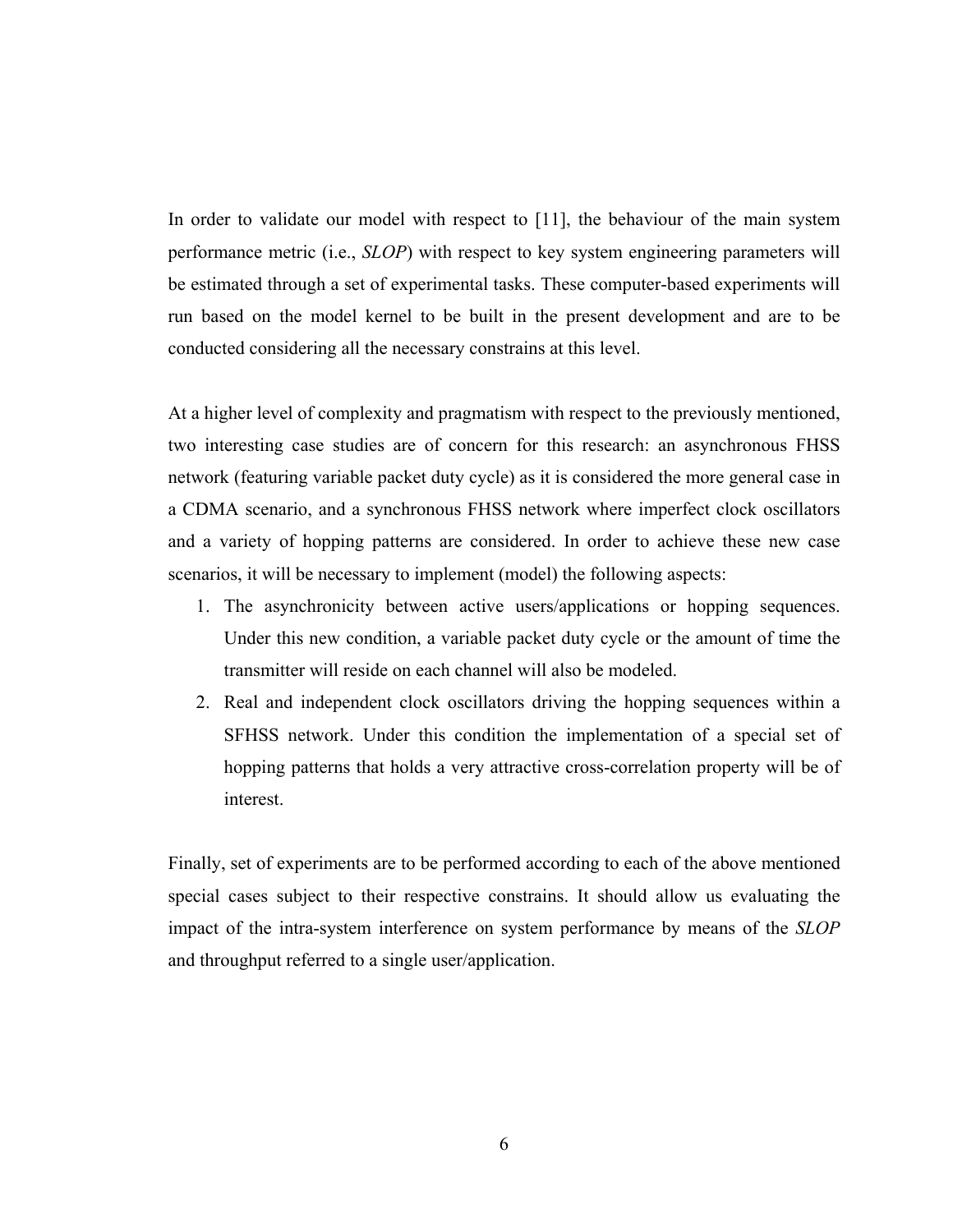In order to validate our model with respect to [11], the behaviour of the main system performance metric (i.e., *SLOP*) with respect to key system engineering parameters will be estimated through a set of experimental tasks. These computer-based experiments will run based on the model kernel to be built in the present development and are to be conducted considering all the necessary constrains at this level.

At a higher level of complexity and pragmatism with respect to the previously mentioned, two interesting case studies are of concern for this research: an asynchronous FHSS network (featuring variable packet duty cycle) as it is considered the more general case in a CDMA scenario, and a synchronous FHSS network where imperfect clock oscillators and a variety of hopping patterns are considered. In order to achieve these new case scenarios, it will be necessary to implement (model) the following aspects:

1. The asynchronicity between active users/applications or hopping sequences. Under this new condition, a variable packet duty cycle or the amount of time the transmitter will reside on each channel will also be modeled.
2. Real and independent clock oscillators driving the hopping sequences within a SFHSS network. Under this condition the implementation of a special set of hopping patterns that holds a very attractive cross-correlation property will be of interest.

Finally, set of experiments are to be performed according to each of the above mentioned special cases subject to their respective constrains. It should allow us evaluating the impact of the intra-system interference on system performance by means of the *SLOP* and throughput referred to a single user/application.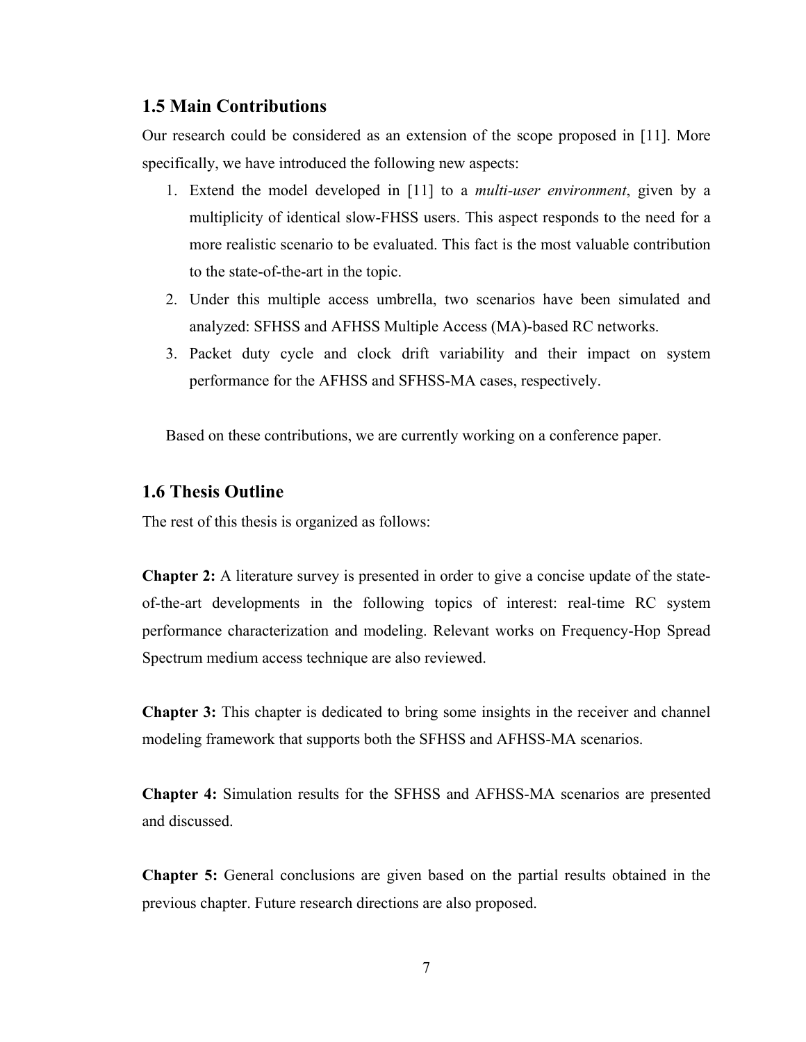## 1.5 Main Contributions

Our research could be considered as an extension of the scope proposed in [11]. More specifically, we have introduced the following new aspects:

1. Extend the model developed in [11] to a *multi-user environment*, given by a multiplicity of identical slow-FHSS users. This aspect responds to the need for a more realistic scenario to be evaluated. This fact is the most valuable contribution to the state-of-the-art in the topic.
2. Under this multiple access umbrella, two scenarios have been simulated and analyzed: SFHSS and AFHSS Multiple Access (MA)-based RC networks.
3. Packet duty cycle and clock drift variability and their impact on system performance for the AFHSS and SFHSS-MA cases, respectively.

Based on these contributions, we are currently working on a conference paper.

## 1.6 Thesis Outline

The rest of this thesis is organized as follows:

**Chapter 2:** A literature survey is presented in order to give a concise update of the state-of-the-art developments in the following topics of interest: real-time RC system performance characterization and modeling. Relevant works on Frequency-Hop Spread Spectrum medium access technique are also reviewed.

**Chapter 3:** This chapter is dedicated to bring some insights in the receiver and channel modeling framework that supports both the SFHSS and AFHSS-MA scenarios.

**Chapter 4:** Simulation results for the SFHSS and AFHSS-MA scenarios are presented and discussed.

**Chapter 5:** General conclusions are given based on the partial results obtained in the previous chapter. Future research directions are also proposed.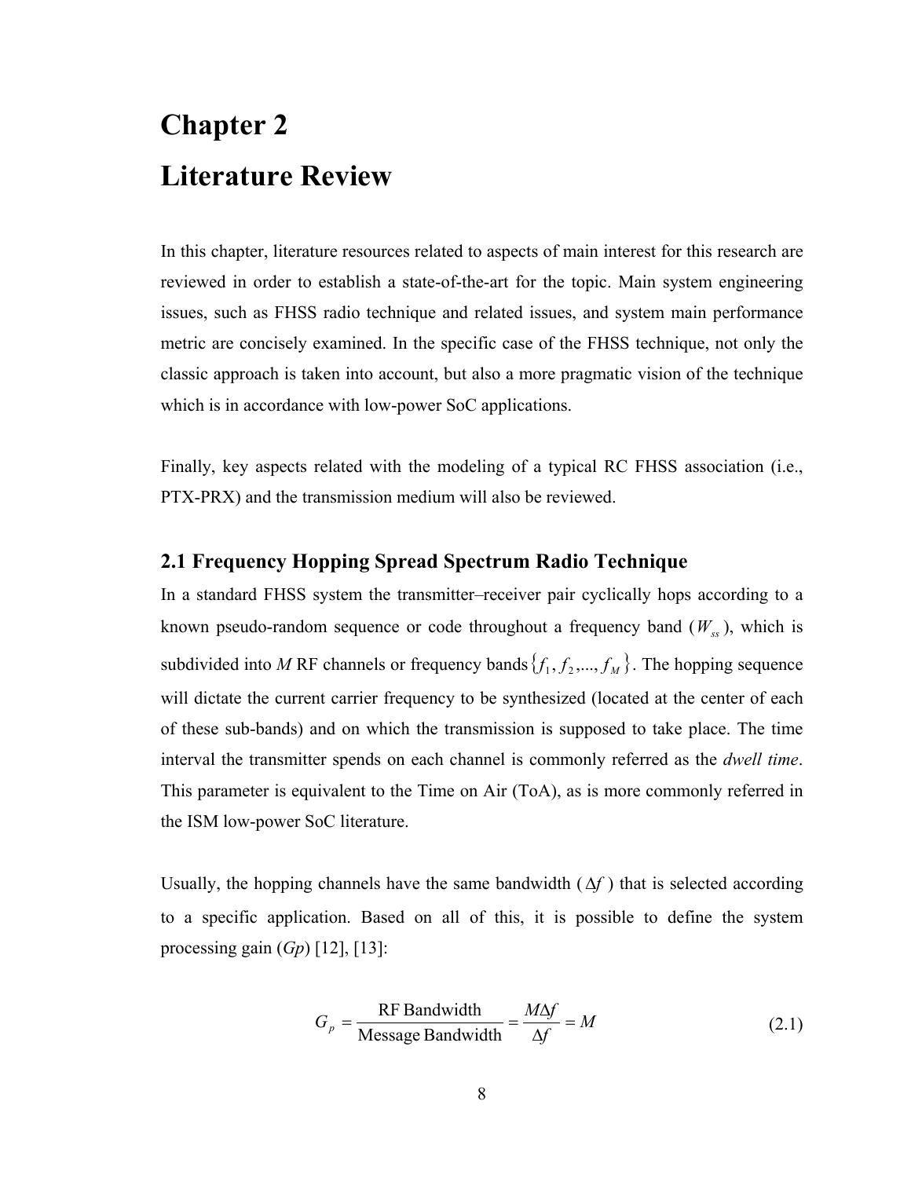# Chapter 2

# Literature Review

In this chapter, literature resources related to aspects of main interest for this research are reviewed in order to establish a state-of-the-art for the topic. Main system engineering issues, such as FHSS radio technique and related issues, and system main performance metric are concisely examined. In the specific case of the FHSS technique, not only the classic approach is taken into account, but also a more pragmatic vision of the technique which is in accordance with low-power SoC applications.

Finally, key aspects related with the modeling of a typical RC FHSS association (i.e., PTX-PRX) and the transmission medium will also be reviewed.

## 2.1 Frequency Hopping Spread Spectrum Radio Technique

In a standard FHSS system the transmitter–receiver pair cyclically hops according to a known pseudo-random sequence or code throughout a frequency band ($W_{ss}$), which is subdivided into *M* RF channels or frequency bands $\{f_1, f_2, ..., f_M\}$. The hopping sequence will dictate the current carrier frequency to be synthesized (located at the center of each of these sub-bands) and on which the transmission is supposed to take place. The time interval the transmitter spends on each channel is commonly referred as the *dwell time*. This parameter is equivalent to the Time on Air (ToA), as is more commonly referred in the ISM low-power SoC literature.

Usually, the hopping channels have the same bandwidth ($\Delta f$) that is selected according to a specific application. Based on all of this, it is possible to define the system processing gain (*Gp*) [12], [13]:

$$G_p = \frac{\text{RF Bandwidth}}{\text{Message Bandwidth}} = \frac{M\Delta f}{\Delta f} = M \tag{2.1}$$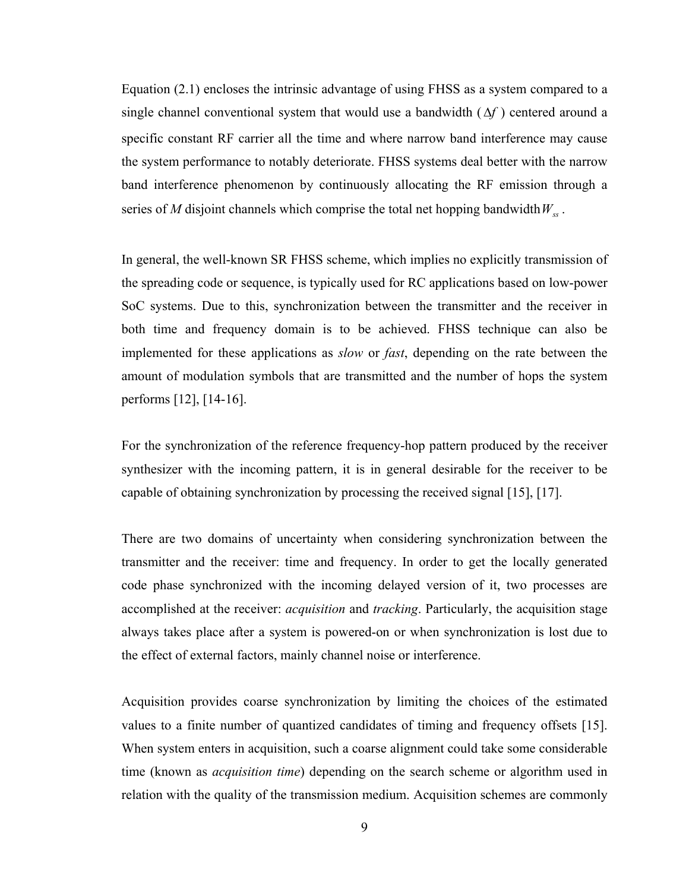Equation (2.1) encloses the intrinsic advantage of using FHSS as a system compared to a single channel conventional system that would use a bandwidth ( $\Delta f$ ) centered around a specific constant RF carrier all the time and where narrow band interference may cause the system performance to notably deteriorate. FHSS systems deal better with the narrow band interference phenomenon by continuously allocating the RF emission through a series of *M* disjoint channels which comprise the total net hopping bandwidth $W_{ss}$ .

In general, the well-known SR FHSS scheme, which implies no explicitly transmission of the spreading code or sequence, is typically used for RC applications based on low-power SoC systems. Due to this, synchronization between the transmitter and the receiver in both time and frequency domain is to be achieved. FHSS technique can also be implemented for these applications as *slow* or *fast*, depending on the rate between the amount of modulation symbols that are transmitted and the number of hops the system performs [12], [14-16].

For the synchronization of the reference frequency-hop pattern produced by the receiver synthesizer with the incoming pattern, it is in general desirable for the receiver to be capable of obtaining synchronization by processing the received signal [15], [17].

There are two domains of uncertainty when considering synchronization between the transmitter and the receiver: time and frequency. In order to get the locally generated code phase synchronized with the incoming delayed version of it, two processes are accomplished at the receiver: *acquisition* and *tracking*. Particularly, the acquisition stage always takes place after a system is powered-on or when synchronization is lost due to the effect of external factors, mainly channel noise or interference.

Acquisition provides coarse synchronization by limiting the choices of the estimated values to a finite number of quantized candidates of timing and frequency offsets [15]. When system enters in acquisition, such a coarse alignment could take some considerable time (known as *acquisition time*) depending on the search scheme or algorithm used in relation with the quality of the transmission medium. Acquisition schemes are commonly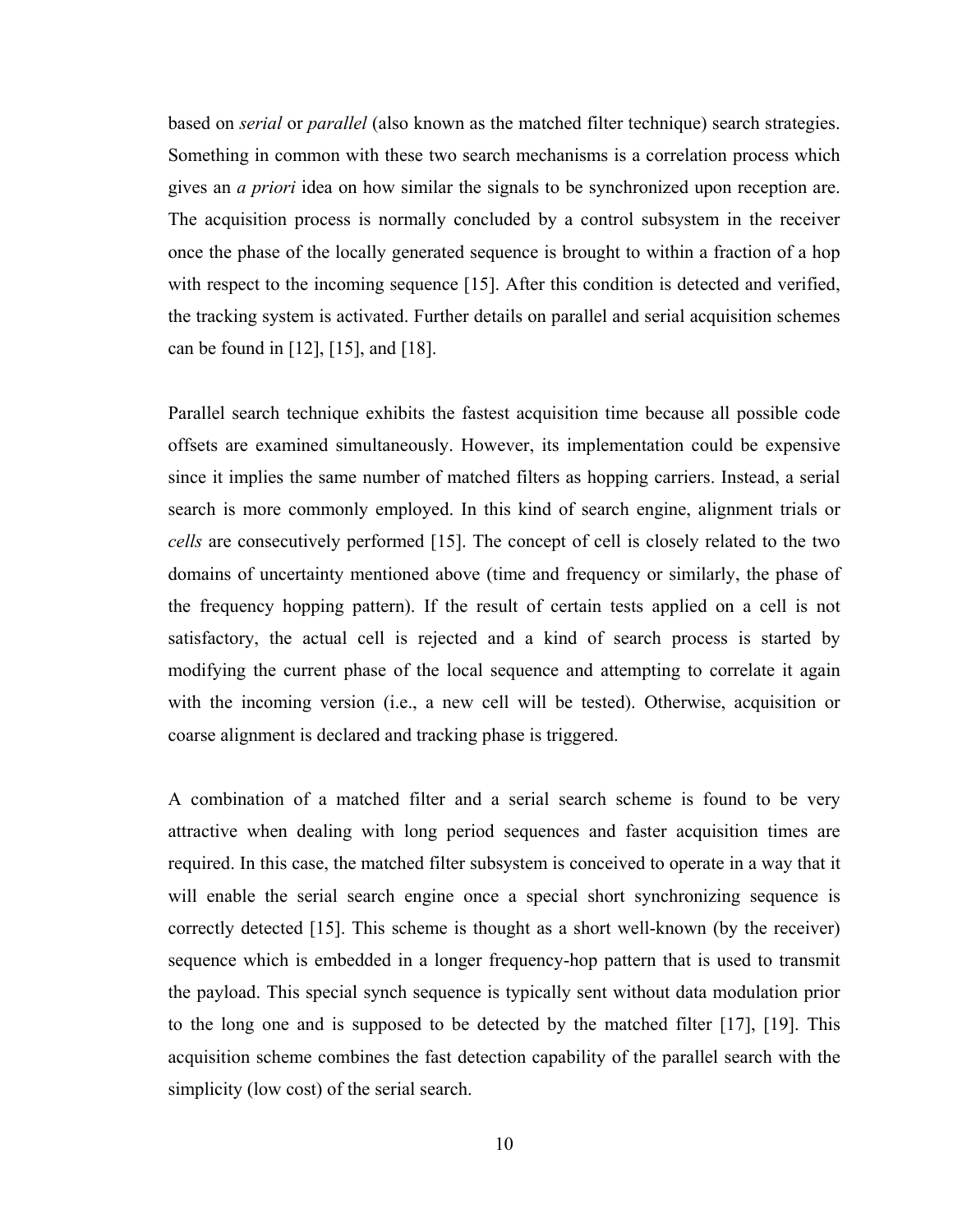based on *serial* or *parallel* (also known as the matched filter technique) search strategies. Something in common with these two search mechanisms is a correlation process which gives an *a priori* idea on how similar the signals to be synchronized upon reception are. The acquisition process is normally concluded by a control subsystem in the receiver once the phase of the locally generated sequence is brought to within a fraction of a hop with respect to the incoming sequence [15]. After this condition is detected and verified, the tracking system is activated. Further details on parallel and serial acquisition schemes can be found in [12], [15], and [18].

Parallel search technique exhibits the fastest acquisition time because all possible code offsets are examined simultaneously. However, its implementation could be expensive since it implies the same number of matched filters as hopping carriers. Instead, a serial search is more commonly employed. In this kind of search engine, alignment trials or *cells* are consecutively performed [15]. The concept of cell is closely related to the two domains of uncertainty mentioned above (time and frequency or similarly, the phase of the frequency hopping pattern). If the result of certain tests applied on a cell is not satisfactory, the actual cell is rejected and a kind of search process is started by modifying the current phase of the local sequence and attempting to correlate it again with the incoming version (i.e., a new cell will be tested). Otherwise, acquisition or coarse alignment is declared and tracking phase is triggered.

A combination of a matched filter and a serial search scheme is found to be very attractive when dealing with long period sequences and faster acquisition times are required. In this case, the matched filter subsystem is conceived to operate in a way that it will enable the serial search engine once a special short synchronizing sequence is correctly detected [15]. This scheme is thought as a short well-known (by the receiver) sequence which is embedded in a longer frequency-hop pattern that is used to transmit the payload. This special synch sequence is typically sent without data modulation prior to the long one and is supposed to be detected by the matched filter [17], [19]. This acquisition scheme combines the fast detection capability of the parallel search with the simplicity (low cost) of the serial search.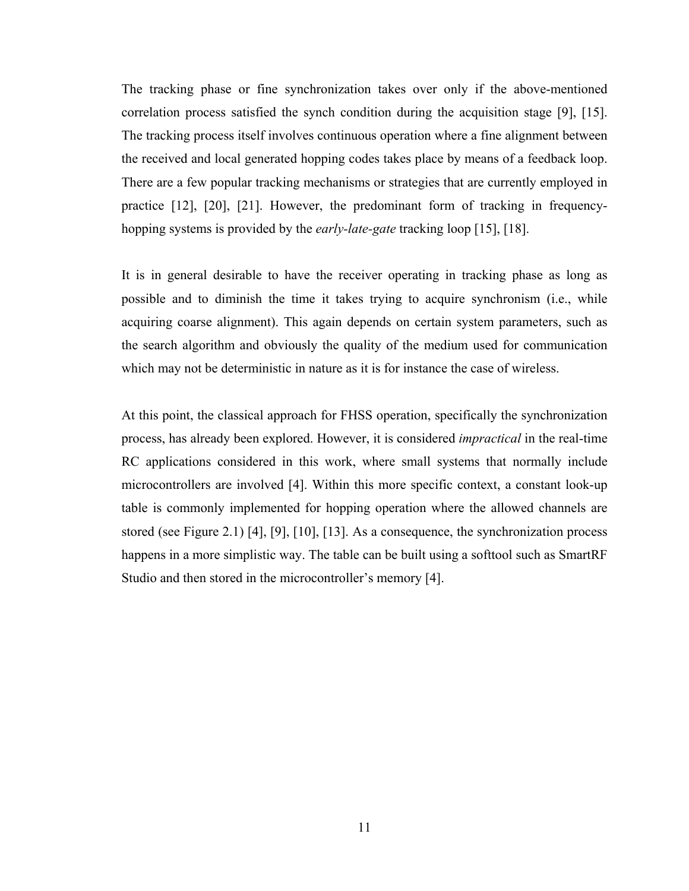The tracking phase or fine synchronization takes over only if the above-mentioned correlation process satisfied the synch condition during the acquisition stage [9], [15]. The tracking process itself involves continuous operation where a fine alignment between the received and local generated hopping codes takes place by means of a feedback loop. There are a few popular tracking mechanisms or strategies that are currently employed in practice [12], [20], [21]. However, the predominant form of tracking in frequency-hopping systems is provided by the *early-late-gate* tracking loop [15], [18].

It is in general desirable to have the receiver operating in tracking phase as long as possible and to diminish the time it takes trying to acquire synchronism (i.e., while acquiring coarse alignment). This again depends on certain system parameters, such as the search algorithm and obviously the quality of the medium used for communication which may not be deterministic in nature as it is for instance the case of wireless.

At this point, the classical approach for FHSS operation, specifically the synchronization process, has already been explored. However, it is considered *impractical* in the real-time RC applications considered in this work, where small systems that normally include microcontrollers are involved [4]. Within this more specific context, a constant look-up table is commonly implemented for hopping operation where the allowed channels are stored (see Figure 2.1) [4], [9], [10], [13]. As a consequence, the synchronization process happens in a more simplistic way. The table can be built using a softtool such as SmartRF Studio and then stored in the microcontroller's memory [4].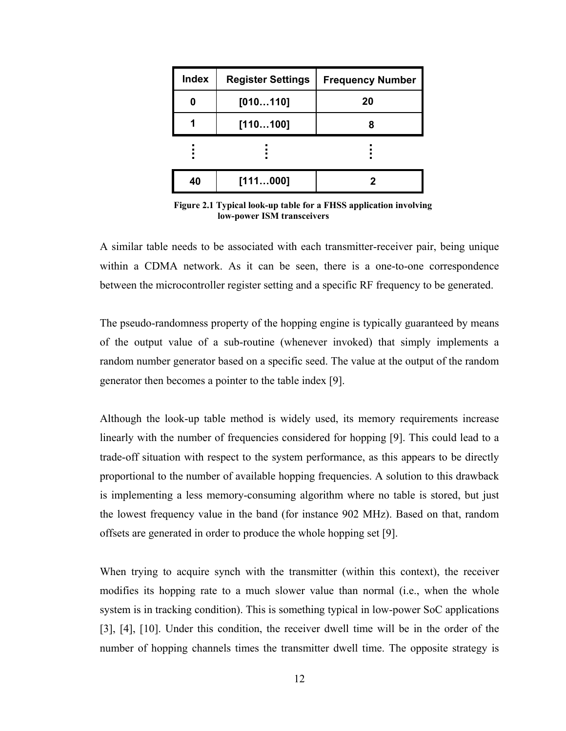| Index | Register Settings | Frequency Number |
|---|---|---|
| 0 | [010…110] | 20 |
| 1 | [110…100] | 8 |
| ⋮ | ⋮ | ⋮ |
| 40 | [111…000] | 2 |

**Figure 2.1 Typical look-up table for a FHSS application involving low-power ISM transceivers**

A similar table needs to be associated with each transmitter-receiver pair, being unique within a CDMA network. As it can be seen, there is a one-to-one correspondence between the microcontroller register setting and a specific RF frequency to be generated.

The pseudo-randomness property of the hopping engine is typically guaranteed by means of the output value of a sub-routine (whenever invoked) that simply implements a random number generator based on a specific seed. The value at the output of the random generator then becomes a pointer to the table index [9].

Although the look-up table method is widely used, its memory requirements increase linearly with the number of frequencies considered for hopping [9]. This could lead to a trade-off situation with respect to the system performance, as this appears to be directly proportional to the number of available hopping frequencies. A solution to this drawback is implementing a less memory-consuming algorithm where no table is stored, but just the lowest frequency value in the band (for instance 902 MHz). Based on that, random offsets are generated in order to produce the whole hopping set [9].

When trying to acquire synch with the transmitter (within this context), the receiver modifies its hopping rate to a much slower value than normal (i.e., when the whole system is in tracking condition). This is something typical in low-power SoC applications [3], [4], [10]. Under this condition, the receiver dwell time will be in the order of the number of hopping channels times the transmitter dwell time. The opposite strategy is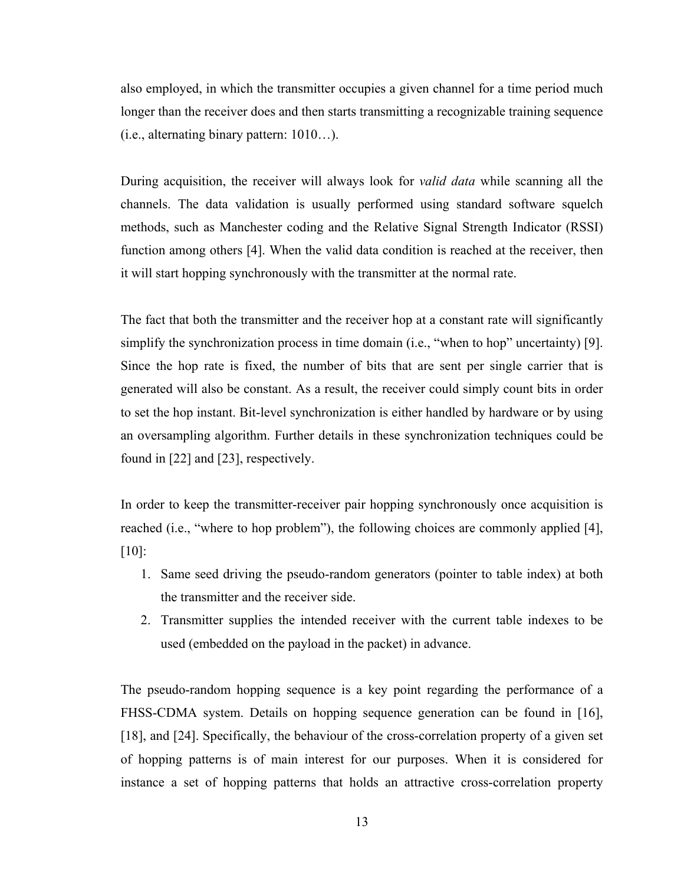also employed, in which the transmitter occupies a given channel for a time period much longer than the receiver does and then starts transmitting a recognizable training sequence (i.e., alternating binary pattern: 1010…).

During acquisition, the receiver will always look for *valid data* while scanning all the channels. The data validation is usually performed using standard software squelch methods, such as Manchester coding and the Relative Signal Strength Indicator (RSSI) function among others [4]. When the valid data condition is reached at the receiver, then it will start hopping synchronously with the transmitter at the normal rate.

The fact that both the transmitter and the receiver hop at a constant rate will significantly simplify the synchronization process in time domain (i.e., "when to hop" uncertainty) [9]. Since the hop rate is fixed, the number of bits that are sent per single carrier that is generated will also be constant. As a result, the receiver could simply count bits in order to set the hop instant. Bit-level synchronization is either handled by hardware or by using an oversampling algorithm. Further details in these synchronization techniques could be found in [22] and [23], respectively.

In order to keep the transmitter-receiver pair hopping synchronously once acquisition is reached (i.e., "where to hop problem"), the following choices are commonly applied [4], [10]:

1. Same seed driving the pseudo-random generators (pointer to table index) at both the transmitter and the receiver side.
2. Transmitter supplies the intended receiver with the current table indexes to be used (embedded on the payload in the packet) in advance.

The pseudo-random hopping sequence is a key point regarding the performance of a FHSS-CDMA system. Details on hopping sequence generation can be found in [16], [18], and [24]. Specifically, the behaviour of the cross-correlation property of a given set of hopping patterns is of main interest for our purposes. When it is considered for instance a set of hopping patterns that holds an attractive cross-correlation property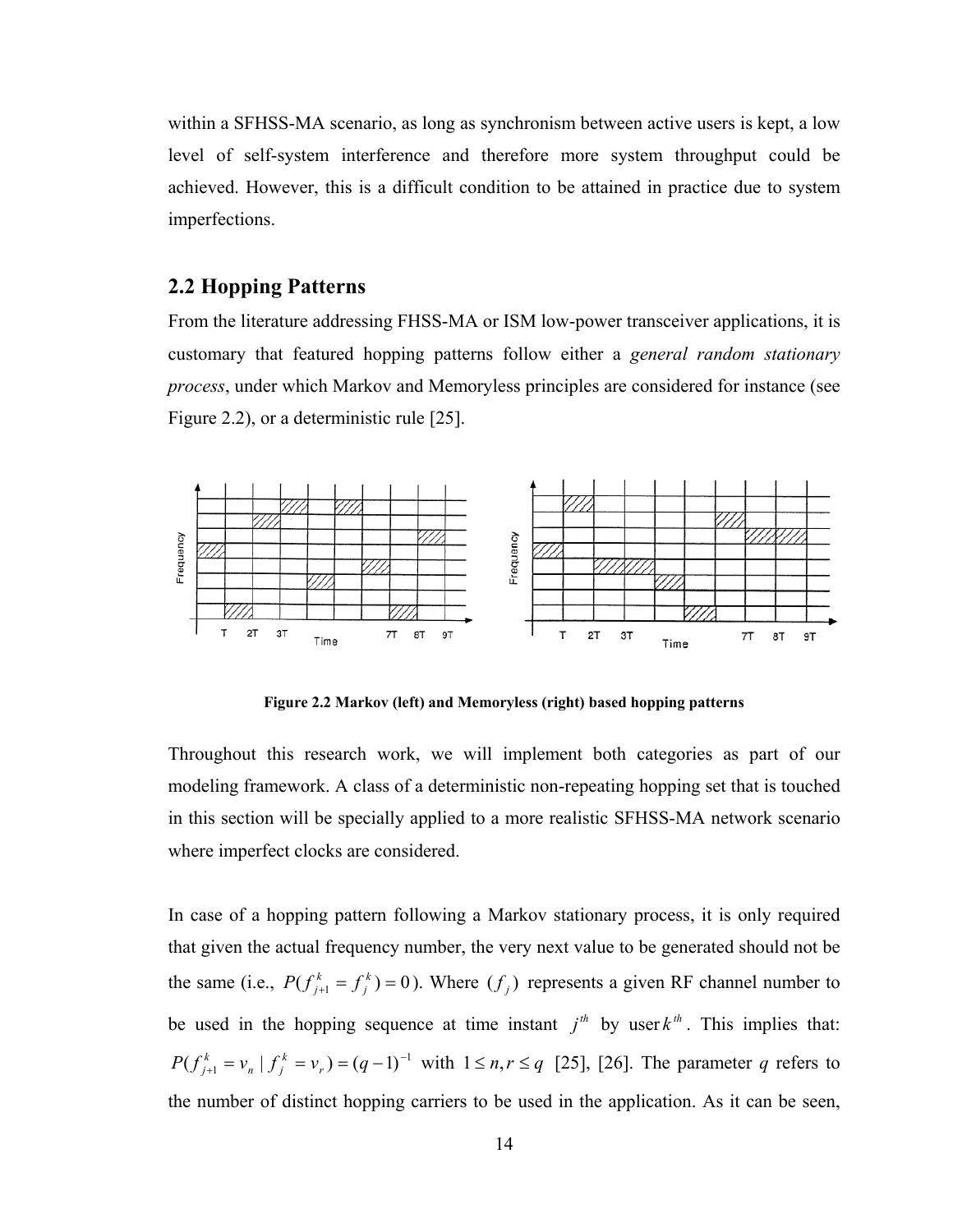within a SFHSS-MA scenario, as long as synchronism between active users is kept, a low level of self-system interference and therefore more system throughput could be achieved. However, this is a difficult condition to be attained in practice due to system imperfections.

## 2.2 Hopping Patterns

From the literature addressing FHSS-MA or ISM low-power transceiver applications, it is customary that featured hopping patterns follow either a *general random stationary process*, under which Markov and Memoryless principles are considered for instance (see Figure 2.2), or a deterministic rule [25].

**Figure 2.2 Markov (left) and Memoryless (right) based hopping patterns**

Throughout this research work, we will implement both categories as part of our modeling framework. A class of a deterministic non-repeating hopping set that is touched in this section will be specially applied to a more realistic SFHSS-MA network scenario where imperfect clocks are considered.

In case of a hopping pattern following a Markov stationary process, it is only required that given the actual frequency number, the very next value to be generated should not be the same (i.e., $P(f_{j+1}^k = f_j^k) = 0$). Where $(f_j)$ represents a given RF channel number to be used in the hopping sequence at time instant $j^{th}$ by user $k^{th}$. This implies that: $P(f_{j+1}^k = v_n \mid f_j^k = v_r) = (q-1)^{-1}$ with $1 \le n, r \le q$ [25], [26]. The parameter $q$ refers to the number of distinct hopping carriers to be used in the application. As it can be seen,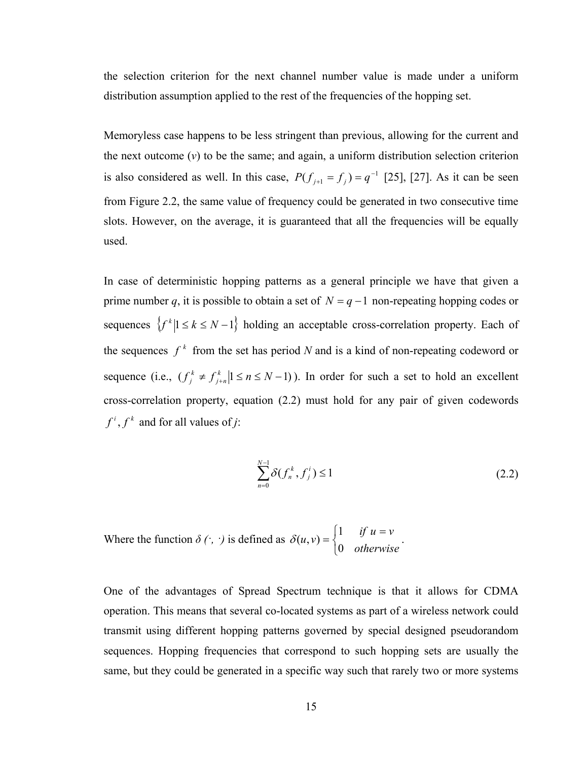the selection criterion for the next channel number value is made under a uniform distribution assumption applied to the rest of the frequencies of the hopping set.

Memoryless case happens to be less stringent than previous, allowing for the current and the next outcome ($v$) to be the same; and again, a uniform distribution selection criterion is also considered as well. In this case, $P(f_{j+1} = f_j) = q^{-1}$ [25], [27]. As it can be seen from Figure 2.2, the same value of frequency could be generated in two consecutive time slots. However, on the average, it is guaranteed that all the frequencies will be equally used.

In case of deterministic hopping patterns as a general principle we have that given a prime number $q$, it is possible to obtain a set of $N = q - 1$ non-repeating hopping codes or sequences $\{f^k | 1 \leq k \leq N-1\}$ holding an acceptable cross-correlation property. Each of the sequences $f^k$ from the set has period $N$ and is a kind of non-repeating codeword or sequence (i.e., $(f_j^k \neq f_{j+n}^k | 1 \leq n \leq N-1)$). In order for such a set to hold an excellent cross-correlation property, equation (2.2) must hold for any pair of given codewords $f^i, f^k$ and for all values of $j$:

$$\sum_{n=0}^{N-1} \delta(f_n^k, f_j^i) \leq 1 \tag{2.2}$$

Where the function $\delta(\cdot, \cdot)$ is defined as $\delta(u,v) = \begin{cases} 1 & \text{if } u = v \\ 0 & \text{otherwise} \end{cases}$.

One of the advantages of Spread Spectrum technique is that it allows for CDMA operation. This means that several co-located systems as part of a wireless network could transmit using different hopping patterns governed by special designed pseudorandom sequences. Hopping frequencies that correspond to such hopping sets are usually the same, but they could be generated in a specific way such that rarely two or more systems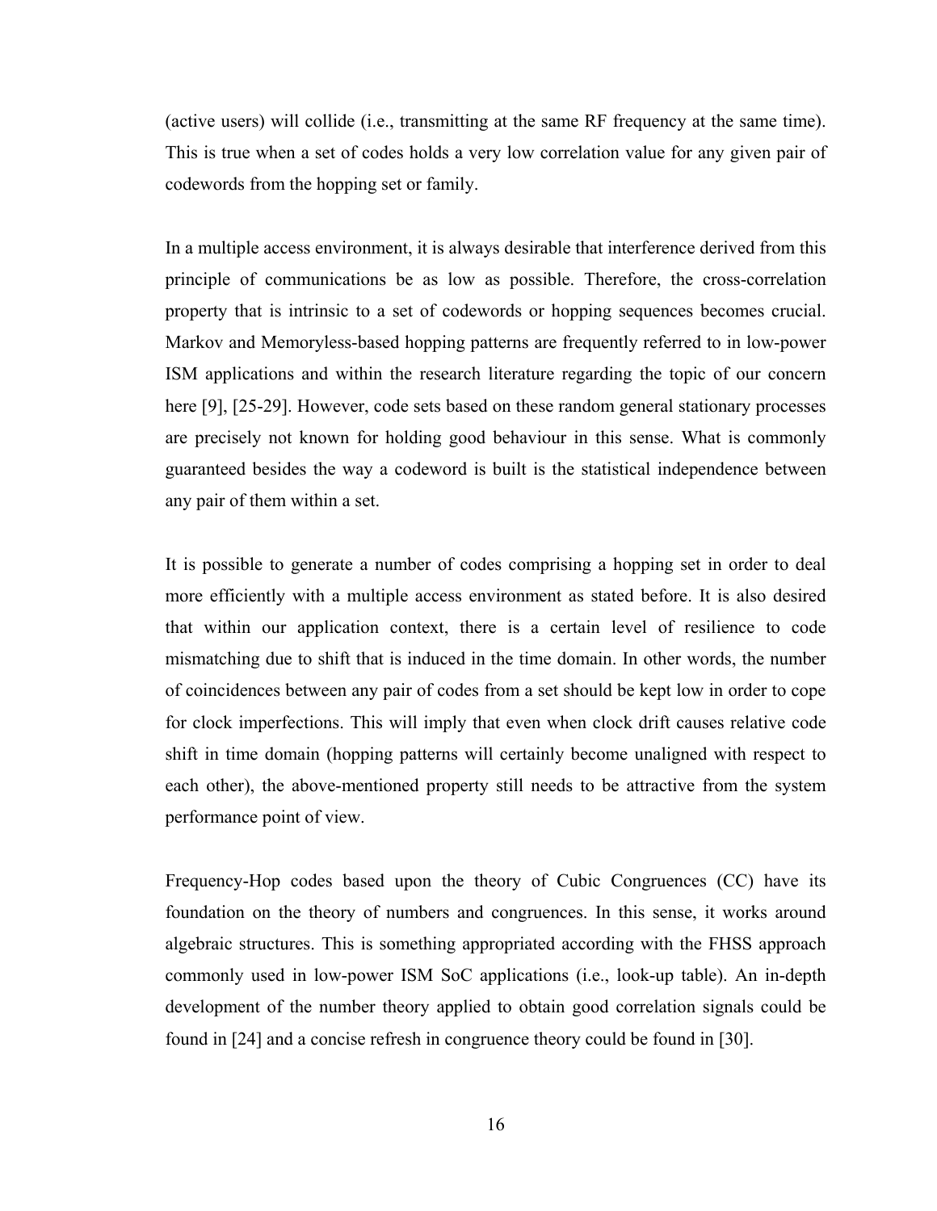(active users) will collide (i.e., transmitting at the same RF frequency at the same time). This is true when a set of codes holds a very low correlation value for any given pair of codewords from the hopping set or family.

In a multiple access environment, it is always desirable that interference derived from this principle of communications be as low as possible. Therefore, the cross-correlation property that is intrinsic to a set of codewords or hopping sequences becomes crucial. Markov and Memoryless-based hopping patterns are frequently referred to in low-power ISM applications and within the research literature regarding the topic of our concern here [9], [25-29]. However, code sets based on these random general stationary processes are precisely not known for holding good behaviour in this sense. What is commonly guaranteed besides the way a codeword is built is the statistical independence between any pair of them within a set.

It is possible to generate a number of codes comprising a hopping set in order to deal more efficiently with a multiple access environment as stated before. It is also desired that within our application context, there is a certain level of resilience to code mismatching due to shift that is induced in the time domain. In other words, the number of coincidences between any pair of codes from a set should be kept low in order to cope for clock imperfections. This will imply that even when clock drift causes relative code shift in time domain (hopping patterns will certainly become unaligned with respect to each other), the above-mentioned property still needs to be attractive from the system performance point of view.

Frequency-Hop codes based upon the theory of Cubic Congruences (CC) have its foundation on the theory of numbers and congruences. In this sense, it works around algebraic structures. This is something appropriated according with the FHSS approach commonly used in low-power ISM SoC applications (i.e., look-up table). An in-depth development of the number theory applied to obtain good correlation signals could be found in [24] and a concise refresh in congruence theory could be found in [30].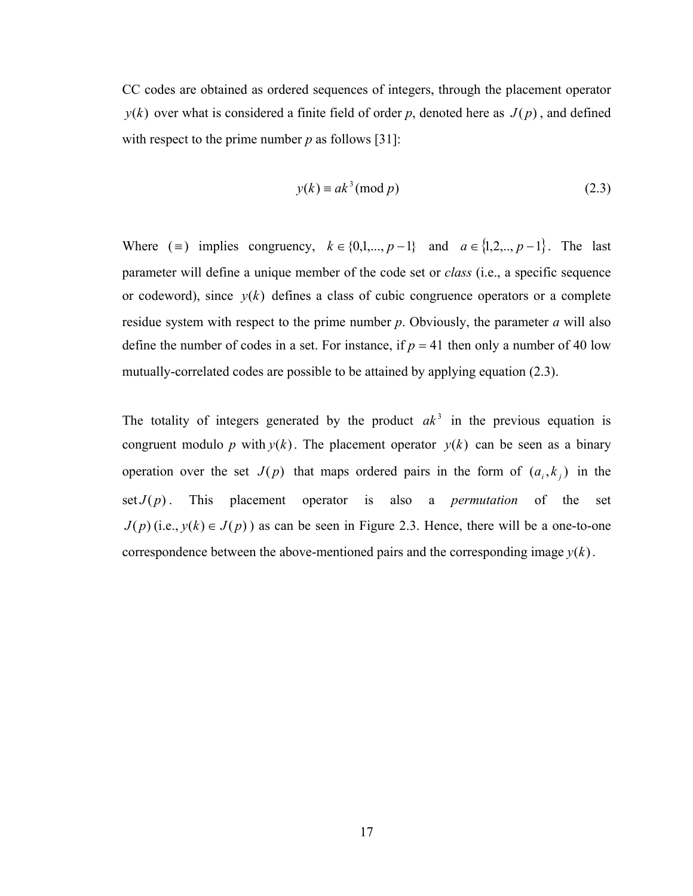CC codes are obtained as ordered sequences of integers, through the placement operator $y(k)$ over what is considered a finite field of order *p*, denoted here as $J(p)$, and defined with respect to the prime number *p* as follows [31]:

$$y(k) \equiv ak^3 (\bmod\ p) \tag{2.3}$$

Where ($\equiv$) implies congruency, $k \in \{0,1,...,p-1\}$ and $a \in \{1,2,..,p-1\}$. The last parameter will define a unique member of the code set or *class* (i.e., a specific sequence or codeword), since $y(k)$ defines a class of cubic congruence operators or a complete residue system with respect to the prime number *p*. Obviously, the parameter *a* will also define the number of codes in a set. For instance, if $p = 41$ then only a number of 40 low mutually-correlated codes are possible to be attained by applying equation (2.3).

The totality of integers generated by the product $ak^3$ in the previous equation is congruent modulo *p* with $y(k)$. The placement operator $y(k)$ can be seen as a binary operation over the set $J(p)$ that maps ordered pairs in the form of $(a_i, k_j)$ in the set $J(p)$. This placement operator is also a *permutation* of the set $J(p)$ (i.e., $y(k) \in J(p)$) as can be seen in Figure 2.3. Hence, there will be a one-to-one correspondence between the above-mentioned pairs and the corresponding image $y(k)$.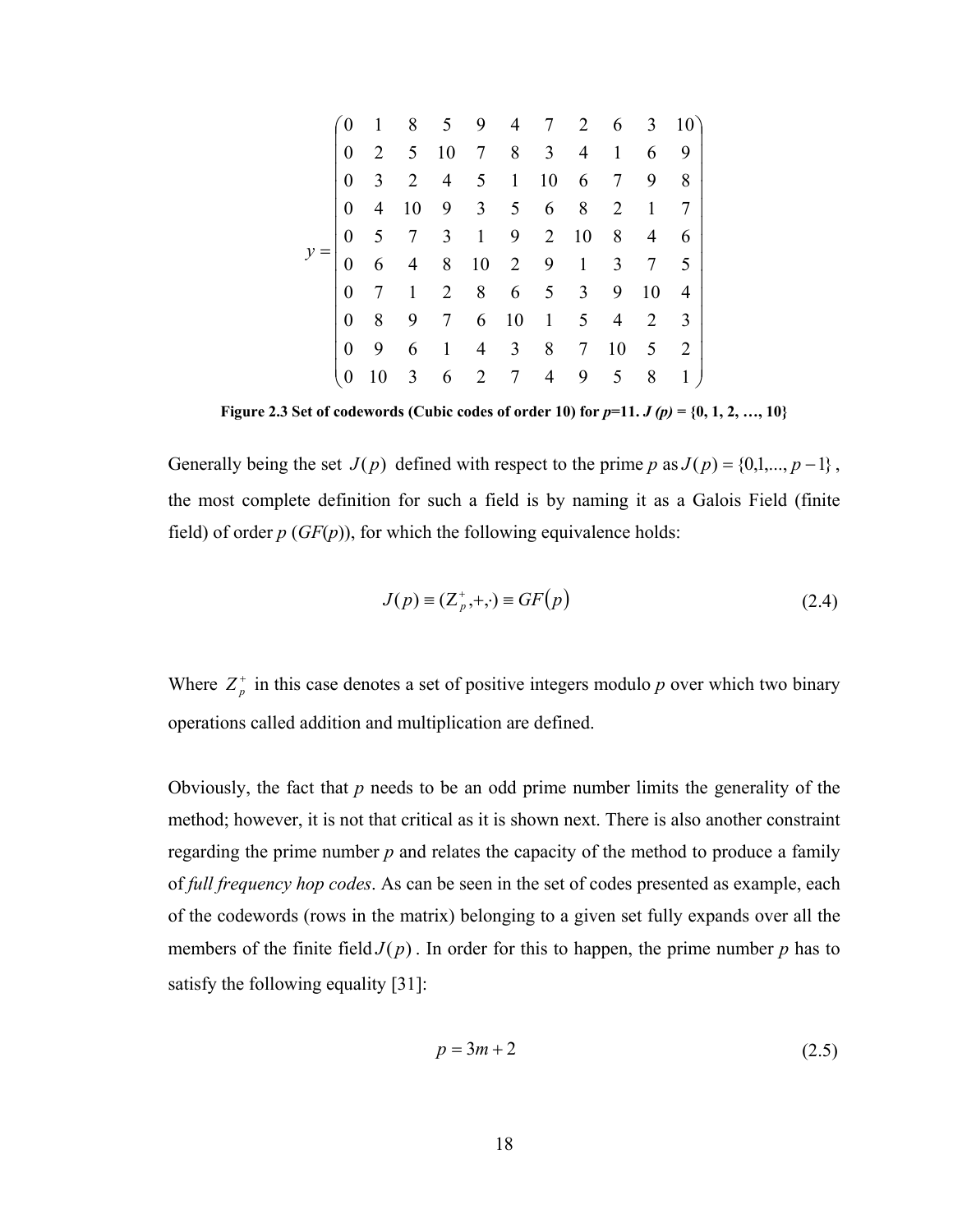$$
y = \begin{pmatrix}
0 & 1 & 8 & 5 & 9 & 4 & 7 & 2 & 6 & 3 & 10 \\
0 & 2 & 5 & 10 & 7 & 8 & 3 & 4 & 1 & 6 & 9 \\
0 & 3 & 2 & 4 & 5 & 1 & 10 & 6 & 7 & 9 & 8 \\
0 & 4 & 10 & 9 & 3 & 5 & 6 & 8 & 2 & 1 & 7 \\
0 & 5 & 7 & 3 & 1 & 9 & 2 & 10 & 8 & 4 & 6 \\
0 & 6 & 4 & 8 & 10 & 2 & 9 & 1 & 3 & 7 & 5 \\
0 & 7 & 1 & 2 & 8 & 6 & 5 & 3 & 9 & 10 & 4 \\
0 & 8 & 9 & 7 & 6 & 10 & 1 & 5 & 4 & 2 & 3 \\
0 & 9 & 6 & 1 & 4 & 3 & 8 & 7 & 10 & 5 & 2 \\
0 & 10 & 3 & 6 & 2 & 7 & 4 & 9 & 5 & 8 & 1
\end{pmatrix}
$$

**Figure 2.3 Set of codewords (Cubic codes of order 10) for *p*=11. *J (p)* = {0, 1, 2, …, 10}**

Generally being the set $J(p)$ defined with respect to the prime *p* as $J(p) = \{0,1,..., p-1\}$, the most complete definition for such a field is by naming it as a Galois Field (finite field) of order *p* (*GF*(*p*)), for which the following equivalence holds:

$$
J(p) \equiv (Z_p^+,+,\cdot) \equiv GF(p) \tag{2.4}
$$

Where $Z_p^+$ in this case denotes a set of positive integers modulo *p* over which two binary operations called addition and multiplication are defined.

Obviously, the fact that *p* needs to be an odd prime number limits the generality of the method; however, it is not that critical as it is shown next. There is also another constraint regarding the prime number *p* and relates the capacity of the method to produce a family of *full frequency hop codes*. As can be seen in the set of codes presented as example, each of the codewords (rows in the matrix) belonging to a given set fully expands over all the members of the finite field $J(p)$. In order for this to happen, the prime number *p* has to satisfy the following equality [31]:

$$
p = 3m + 2 \tag{2.5}
$$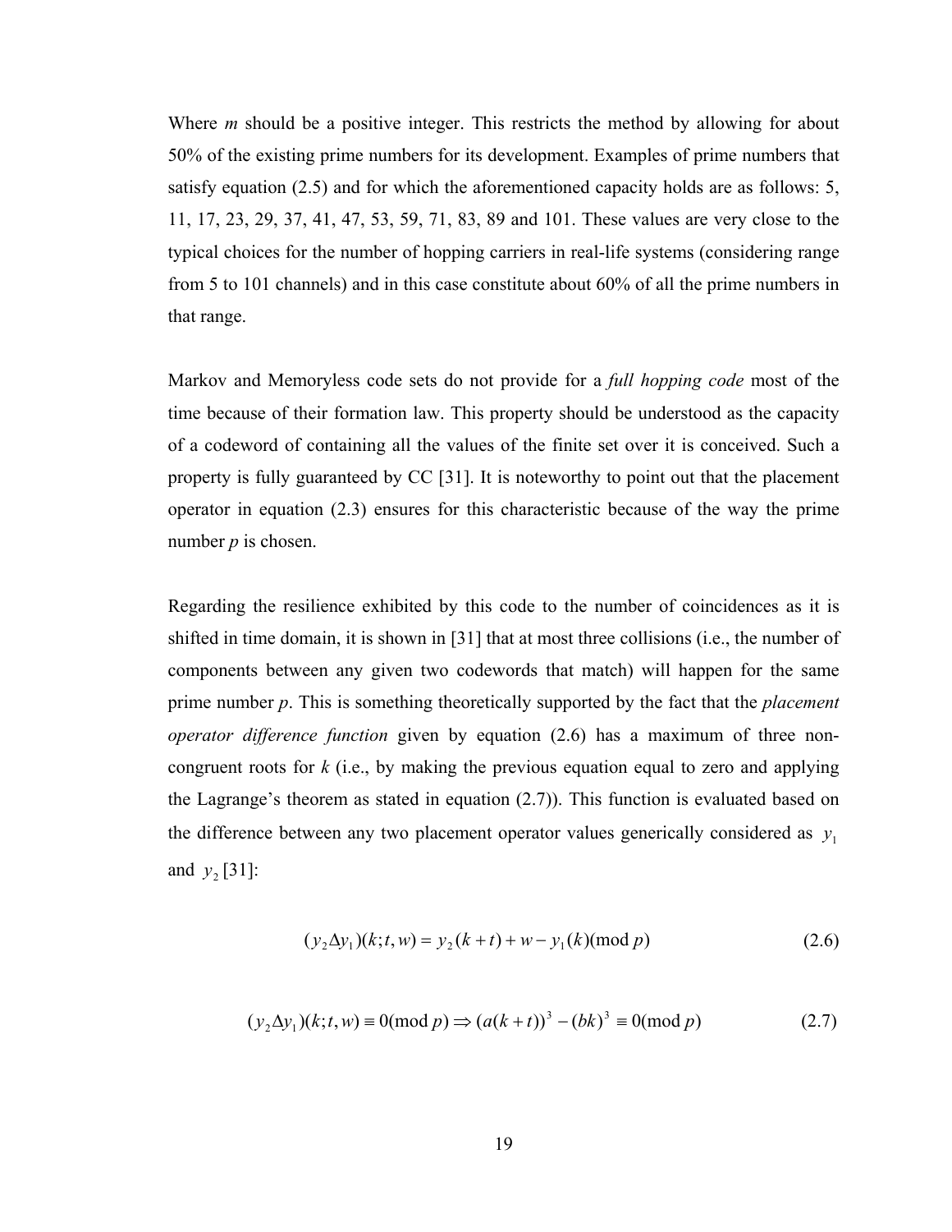Where $m$ should be a positive integer. This restricts the method by allowing for about 50% of the existing prime numbers for its development. Examples of prime numbers that satisfy equation (2.5) and for which the aforementioned capacity holds are as follows: 5, 11, 17, 23, 29, 37, 41, 47, 53, 59, 71, 83, 89 and 101. These values are very close to the typical choices for the number of hopping carriers in real-life systems (considering range from 5 to 101 channels) and in this case constitute about 60% of all the prime numbers in that range.

Markov and Memoryless code sets do not provide for a *full hopping code* most of the time because of their formation law. This property should be understood as the capacity of a codeword of containing all the values of the finite set over it is conceived. Such a property is fully guaranteed by CC [31]. It is noteworthy to point out that the placement operator in equation (2.3) ensures for this characteristic because of the way the prime number $p$ is chosen.

Regarding the resilience exhibited by this code to the number of coincidences as it is shifted in time domain, it is shown in [31] that at most three collisions (i.e., the number of components between any given two codewords that match) will happen for the same prime number $p$. This is something theoretically supported by the fact that the *placement operator difference function* given by equation (2.6) has a maximum of three non-congruent roots for $k$ (i.e., by making the previous equation equal to zero and applying the Lagrange's theorem as stated in equation (2.7)). This function is evaluated based on the difference between any two placement operator values generically considered as $y_1$ and $y_2$ [31]:

$$(y_2 \Delta y_1)(k; t, w) = y_2(k+t) + w - y_1(k) (\text{mod } p) \tag{2.6}$$

$$(y_2 \Delta y_1)(k; t, w) \equiv 0 (\text{mod } p) \Rightarrow (a(k+t))^3 - (bk)^3 \equiv 0 (\text{mod } p) \tag{2.7}$$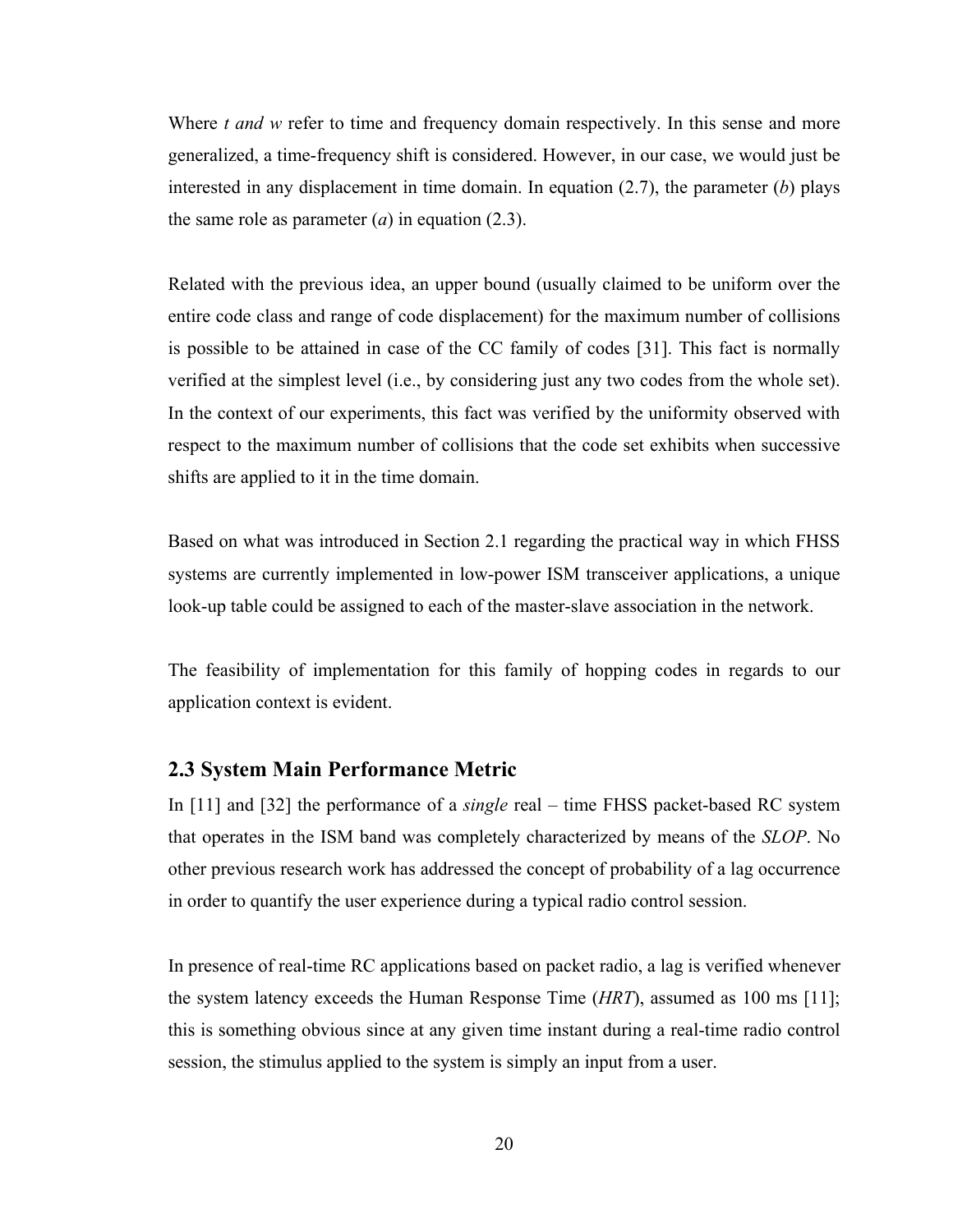Where *t and w* refer to time and frequency domain respectively. In this sense and more generalized, a time-frequency shift is considered. However, in our case, we would just be interested in any displacement in time domain. In equation (2.7), the parameter ($b$) plays the same role as parameter ($a$) in equation (2.3).

Related with the previous idea, an upper bound (usually claimed to be uniform over the entire code class and range of code displacement) for the maximum number of collisions is possible to be attained in case of the CC family of codes [31]. This fact is normally verified at the simplest level (i.e., by considering just any two codes from the whole set). In the context of our experiments, this fact was verified by the uniformity observed with respect to the maximum number of collisions that the code set exhibits when successive shifts are applied to it in the time domain.

Based on what was introduced in Section 2.1 regarding the practical way in which FHSS systems are currently implemented in low-power ISM transceiver applications, a unique look-up table could be assigned to each of the master-slave association in the network.

The feasibility of implementation for this family of hopping codes in regards to our application context is evident.

## 2.3 System Main Performance Metric

In [11] and [32] the performance of a *single* real – time FHSS packet-based RC system that operates in the ISM band was completely characterized by means of the *SLOP*. No other previous research work has addressed the concept of probability of a lag occurrence in order to quantify the user experience during a typical radio control session.

In presence of real-time RC applications based on packet radio, a lag is verified whenever the system latency exceeds the Human Response Time (*HRT*), assumed as 100 ms [11]; this is something obvious since at any given time instant during a real-time radio control session, the stimulus applied to the system is simply an input from a user.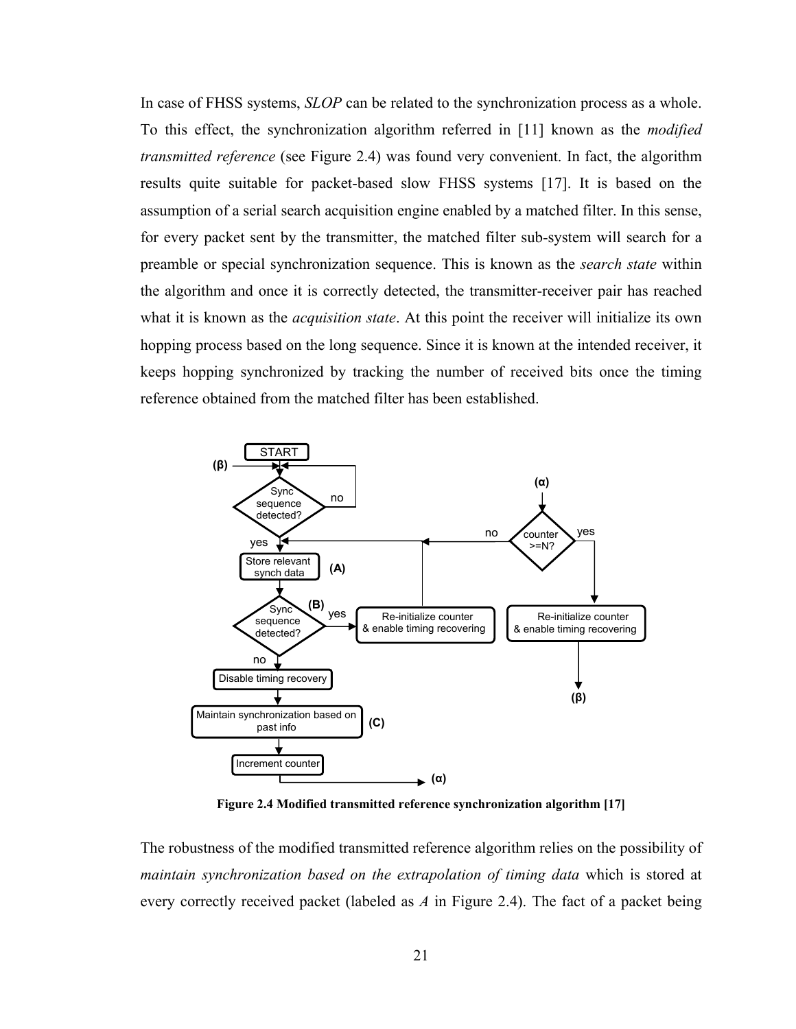In case of FHSS systems, *SLOP* can be related to the synchronization process as a whole. To this effect, the synchronization algorithm referred in [11] known as the *modified transmitted reference* (see Figure 2.4) was found very convenient. In fact, the algorithm results quite suitable for packet-based slow FHSS systems [17]. It is based on the assumption of a serial search acquisition engine enabled by a matched filter. In this sense, for every packet sent by the transmitter, the matched filter sub-system will search for a preamble or special synchronization sequence. This is known as the *search state* within the algorithm and once it is correctly detected, the transmitter-receiver pair has reached what it is known as the *acquisition state*. At this point the receiver will initialize its own hopping process based on the long sequence. Since it is known at the intended receiver, it keeps hopping synchronized by tracking the number of received bits once the timing reference obtained from the matched filter has been established.

**Figure 2.4 Modified transmitted reference synchronization algorithm [17]**

The robustness of the modified transmitted reference algorithm relies on the possibility of *maintain synchronization based on the extrapolation of timing data* which is stored at every correctly received packet (labeled as *A* in Figure 2.4). The fact of a packet being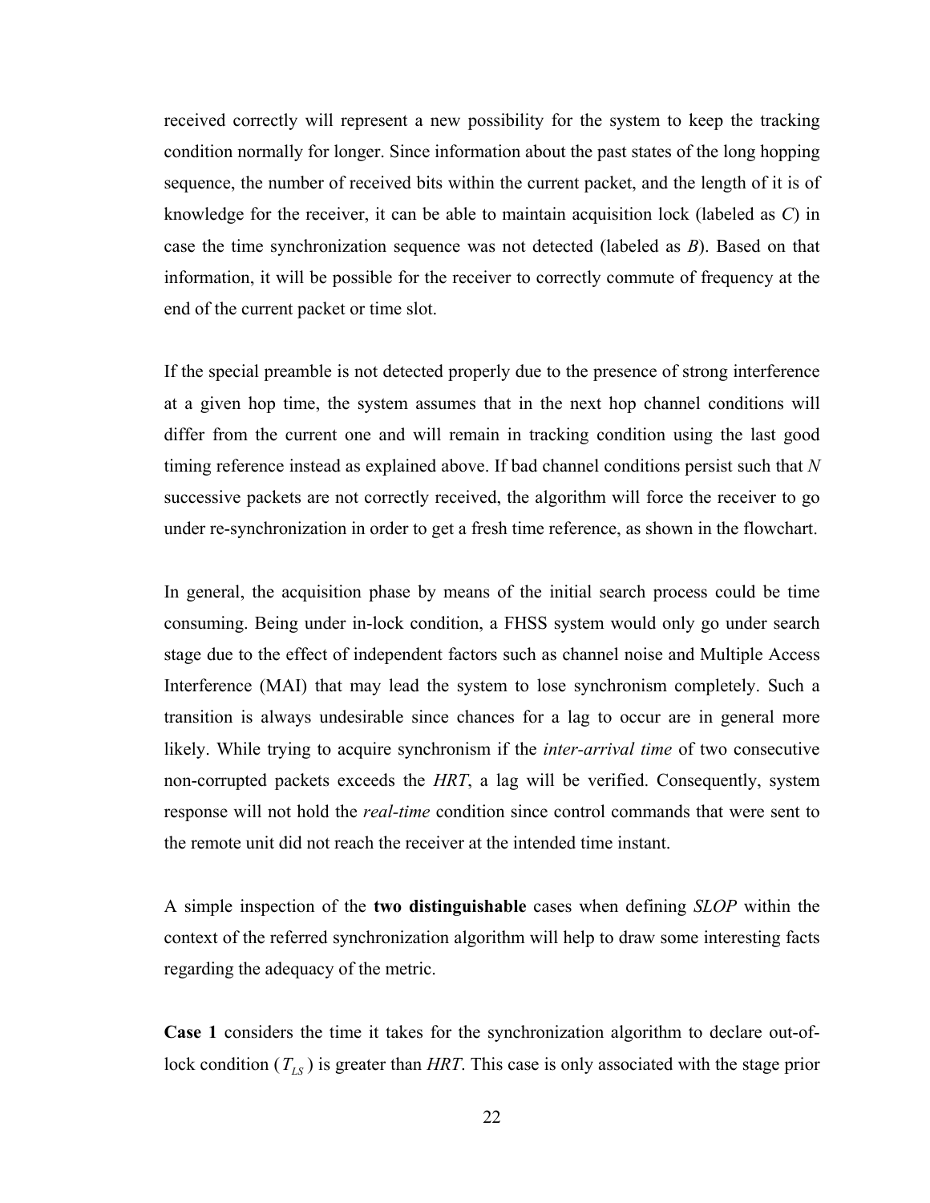received correctly will represent a new possibility for the system to keep the tracking condition normally for longer. Since information about the past states of the long hopping sequence, the number of received bits within the current packet, and the length of it is of knowledge for the receiver, it can be able to maintain acquisition lock (labeled as *C*) in case the time synchronization sequence was not detected (labeled as *B*). Based on that information, it will be possible for the receiver to correctly commute of frequency at the end of the current packet or time slot.

If the special preamble is not detected properly due to the presence of strong interference at a given hop time, the system assumes that in the next hop channel conditions will differ from the current one and will remain in tracking condition using the last good timing reference instead as explained above. If bad channel conditions persist such that *N* successive packets are not correctly received, the algorithm will force the receiver to go under re-synchronization in order to get a fresh time reference, as shown in the flowchart.

In general, the acquisition phase by means of the initial search process could be time consuming. Being under in-lock condition, a FHSS system would only go under search stage due to the effect of independent factors such as channel noise and Multiple Access Interference (MAI) that may lead the system to lose synchronism completely. Such a transition is always undesirable since chances for a lag to occur are in general more likely. While trying to acquire synchronism if the *inter-arrival time* of two consecutive non-corrupted packets exceeds the *HRT*, a lag will be verified. Consequently, system response will not hold the *real-time* condition since control commands that were sent to the remote unit did not reach the receiver at the intended time instant.

A simple inspection of the **two distinguishable** cases when defining *SLOP* within the context of the referred synchronization algorithm will help to draw some interesting facts regarding the adequacy of the metric.

**Case 1** considers the time it takes for the synchronization algorithm to declare out-of-lock condition ($T_{LS}$) is greater than *HRT*. This case is only associated with the stage prior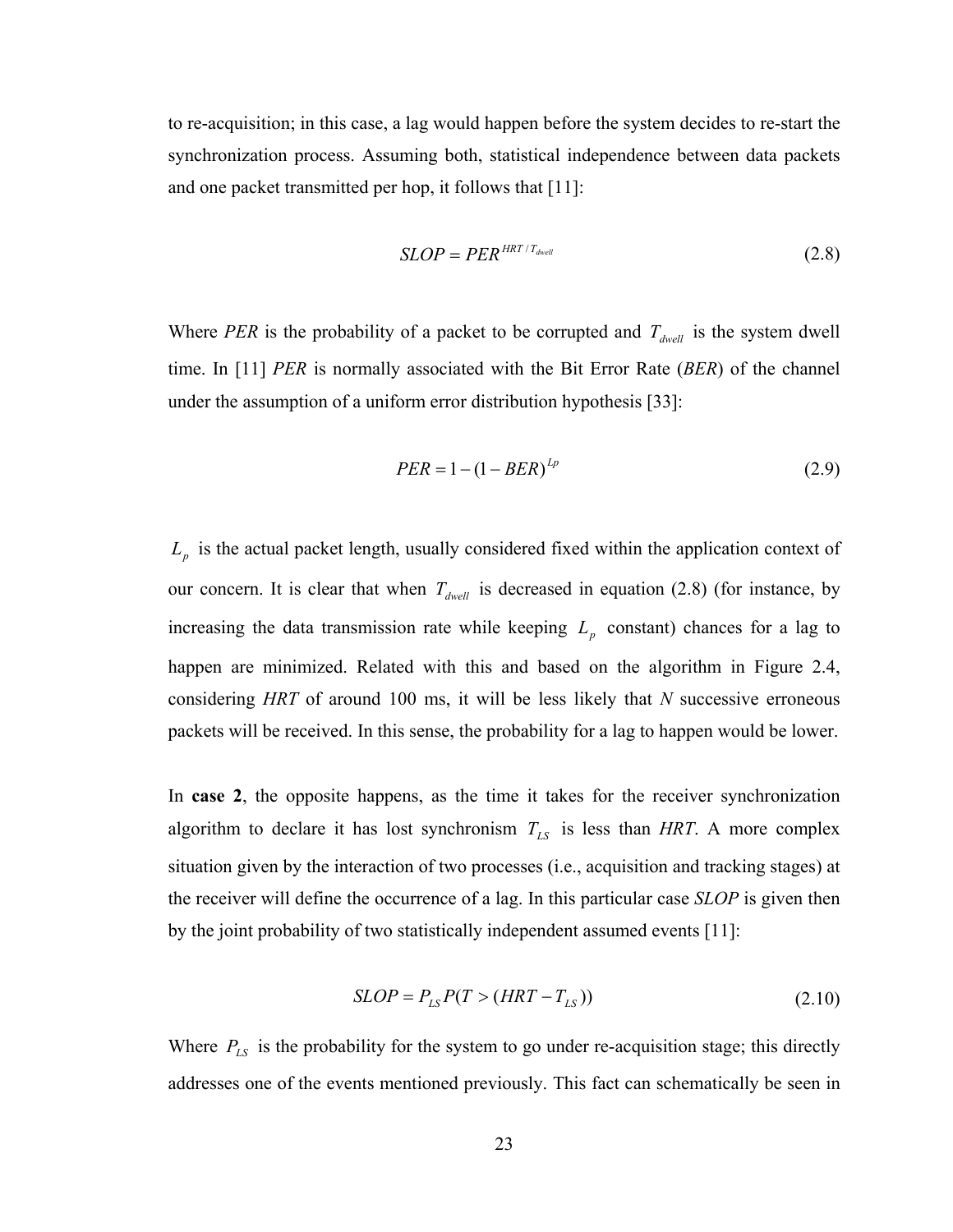to re-acquisition; in this case, a lag would happen before the system decides to re-start the synchronization process. Assuming both, statistical independence between data packets and one packet transmitted per hop, it follows that [11]:

$$SLOP = PER^{HRT/T_{dwell}} \tag{2.8}$$

Where *PER* is the probability of a packet to be corrupted and $T_{dwell}$ is the system dwell time. In [11] *PER* is normally associated with the Bit Error Rate (*BER*) of the channel under the assumption of a uniform error distribution hypothesis [33]:

$$PER = 1 - (1 - BER)^{Lp} \tag{2.9}$$

$L_p$ is the actual packet length, usually considered fixed within the application context of our concern. It is clear that when $T_{dwell}$ is decreased in equation (2.8) (for instance, by increasing the data transmission rate while keeping $L_p$ constant) chances for a lag to happen are minimized. Related with this and based on the algorithm in Figure 2.4, considering *HRT* of around 100 ms, it will be less likely that *N* successive erroneous packets will be received. In this sense, the probability for a lag to happen would be lower.

In **case 2**, the opposite happens, as the time it takes for the receiver synchronization algorithm to declare it has lost synchronism $T_{LS}$ is less than *HRT*. A more complex situation given by the interaction of two processes (i.e., acquisition and tracking stages) at the receiver will define the occurrence of a lag. In this particular case *SLOP* is given then by the joint probability of two statistically independent assumed events [11]:

$$SLOP = P_{LS} P(T > (HRT - T_{LS})) \tag{2.10}$$

Where $P_{LS}$ is the probability for the system to go under re-acquisition stage; this directly addresses one of the events mentioned previously. This fact can schematically be seen in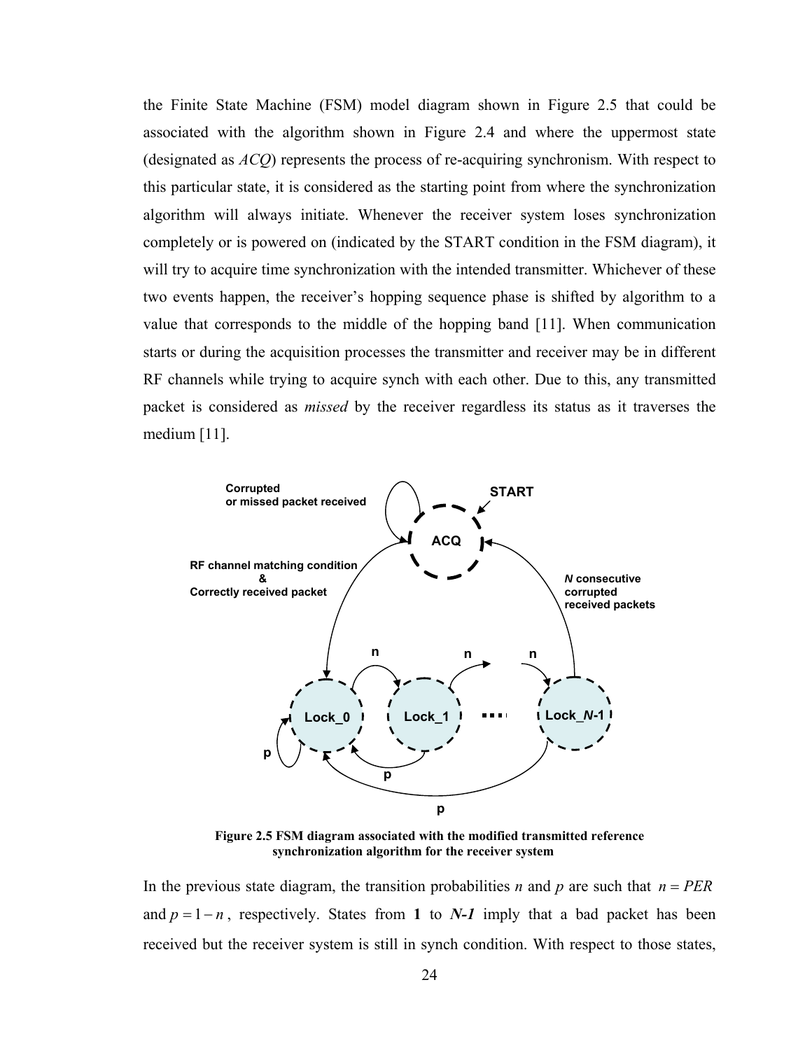the Finite State Machine (FSM) model diagram shown in Figure 2.5 that could be associated with the algorithm shown in Figure 2.4 and where the uppermost state (designated as *ACQ*) represents the process of re-acquiring synchronism. With respect to this particular state, it is considered as the starting point from where the synchronization algorithm will always initiate. Whenever the receiver system loses synchronization completely or is powered on (indicated by the START condition in the FSM diagram), it will try to acquire time synchronization with the intended transmitter. Whichever of these two events happen, the receiver's hopping sequence phase is shifted by algorithm to a value that corresponds to the middle of the hopping band [11]. When communication starts or during the acquisition processes the transmitter and receiver may be in different RF channels while trying to acquire synch with each other. Due to this, any transmitted packet is considered as *missed* by the receiver regardless its status as it traverses the medium [11].

**Figure 2.5 FSM diagram associated with the modified transmitted reference synchronization algorithm for the receiver system**

In the previous state diagram, the transition probabilities *n* and *p* are such that $n = PER$ and $p = 1 - n$, respectively. States from **1** to ***N-1*** imply that a bad packet has been received but the receiver system is still in synch condition. With respect to those states,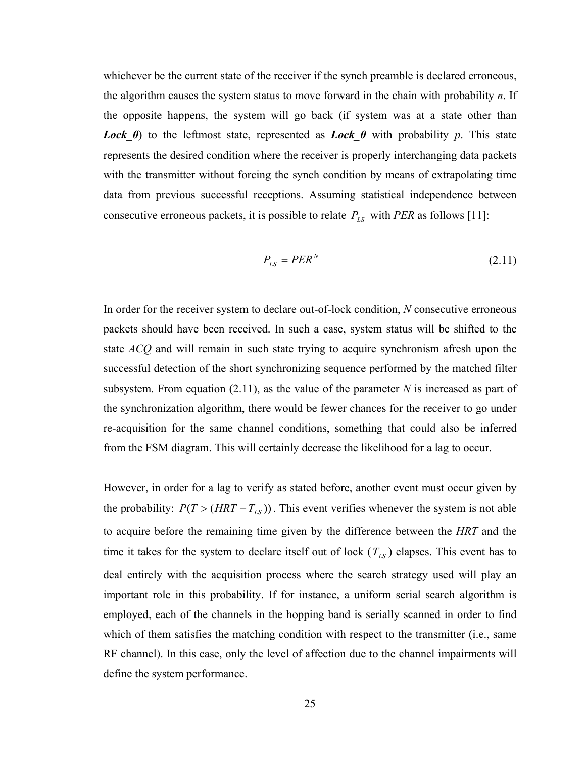whichever be the current state of the receiver if the synch preamble is declared erroneous, the algorithm causes the system status to move forward in the chain with probability *n*. If the opposite happens, the system will go back (if system was at a state other than ***Lock_0***) to the leftmost state, represented as ***Lock_0*** with probability *p*. This state represents the desired condition where the receiver is properly interchanging data packets with the transmitter without forcing the synch condition by means of extrapolating time data from previous successful receptions. Assuming statistical independence between consecutive erroneous packets, it is possible to relate $P_{LS}$ with *PER* as follows [11]:

$$P_{LS} = PER^{N} \tag{2.11}$$

In order for the receiver system to declare out-of-lock condition, *N* consecutive erroneous packets should have been received. In such a case, system status will be shifted to the state *ACQ* and will remain in such state trying to acquire synchronism afresh upon the successful detection of the short synchronizing sequence performed by the matched filter subsystem. From equation (2.11), as the value of the parameter *N* is increased as part of the synchronization algorithm, there would be fewer chances for the receiver to go under re-acquisition for the same channel conditions, something that could also be inferred from the FSM diagram. This will certainly decrease the likelihood for a lag to occur.

However, in order for a lag to verify as stated before, another event must occur given by the probability: $P(T > (HRT - T_{LS}))$. This event verifies whenever the system is not able to acquire before the remaining time given by the difference between the *HRT* and the time it takes for the system to declare itself out of lock ($T_{LS}$) elapses. This event has to deal entirely with the acquisition process where the search strategy used will play an important role in this probability. If for instance, a uniform serial search algorithm is employed, each of the channels in the hopping band is serially scanned in order to find which of them satisfies the matching condition with respect to the transmitter (i.e., same RF channel). In this case, only the level of affection due to the channel impairments will define the system performance.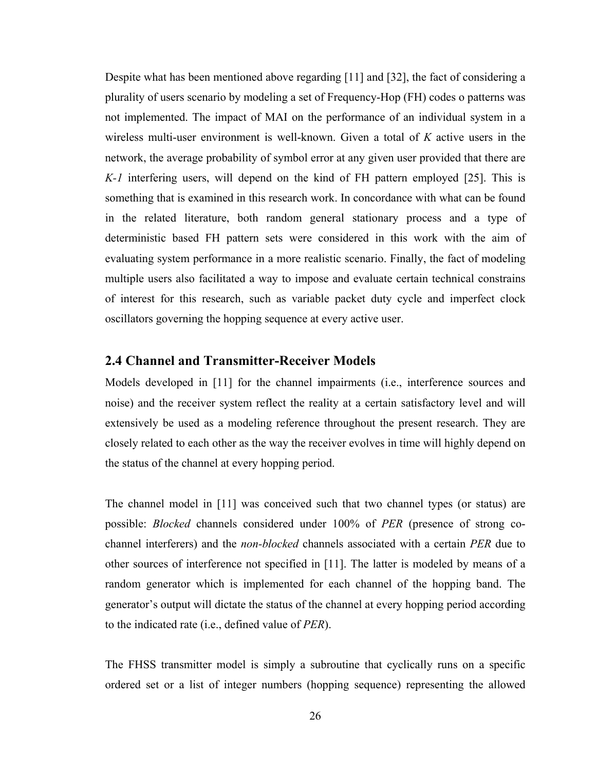Despite what has been mentioned above regarding [11] and [32], the fact of considering a plurality of users scenario by modeling a set of Frequency-Hop (FH) codes o patterns was not implemented. The impact of MAI on the performance of an individual system in a wireless multi-user environment is well-known. Given a total of $K$ active users in the network, the average probability of symbol error at any given user provided that there are $K-1$ interfering users, will depend on the kind of FH pattern employed [25]. This is something that is examined in this research work. In concordance with what can be found in the related literature, both random general stationary process and a type of deterministic based FH pattern sets were considered in this work with the aim of evaluating system performance in a more realistic scenario. Finally, the fact of modeling multiple users also facilitated a way to impose and evaluate certain technical constrains of interest for this research, such as variable packet duty cycle and imperfect clock oscillators governing the hopping sequence at every active user.

## 2.4 Channel and Transmitter-Receiver Models

Models developed in [11] for the channel impairments (i.e., interference sources and noise) and the receiver system reflect the reality at a certain satisfactory level and will extensively be used as a modeling reference throughout the present research. They are closely related to each other as the way the receiver evolves in time will highly depend on the status of the channel at every hopping period.

The channel model in [11] was conceived such that two channel types (or status) are possible: *Blocked* channels considered under 100% of *PER* (presence of strong co-channel interferers) and the *non-blocked* channels associated with a certain *PER* due to other sources of interference not specified in [11]. The latter is modeled by means of a random generator which is implemented for each channel of the hopping band. The generator's output will dictate the status of the channel at every hopping period according to the indicated rate (i.e., defined value of *PER*).

The FHSS transmitter model is simply a subroutine that cyclically runs on a specific ordered set or a list of integer numbers (hopping sequence) representing the allowed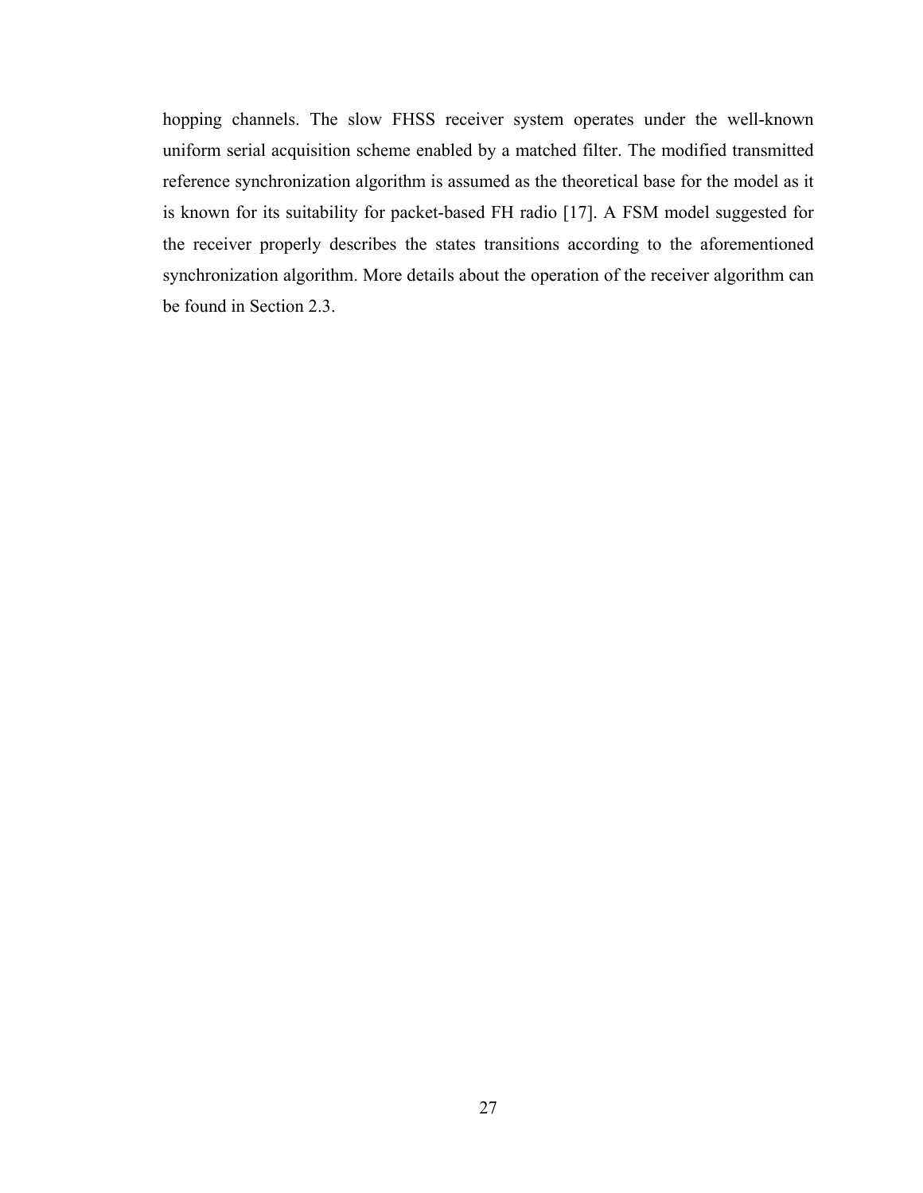hopping channels. The slow FHSS receiver system operates under the well-known uniform serial acquisition scheme enabled by a matched filter. The modified transmitted reference synchronization algorithm is assumed as the theoretical base for the model as it is known for its suitability for packet-based FH radio [17]. A FSM model suggested for the receiver properly describes the states transitions according to the aforementioned synchronization algorithm. More details about the operation of the receiver algorithm can be found in Section 2.3.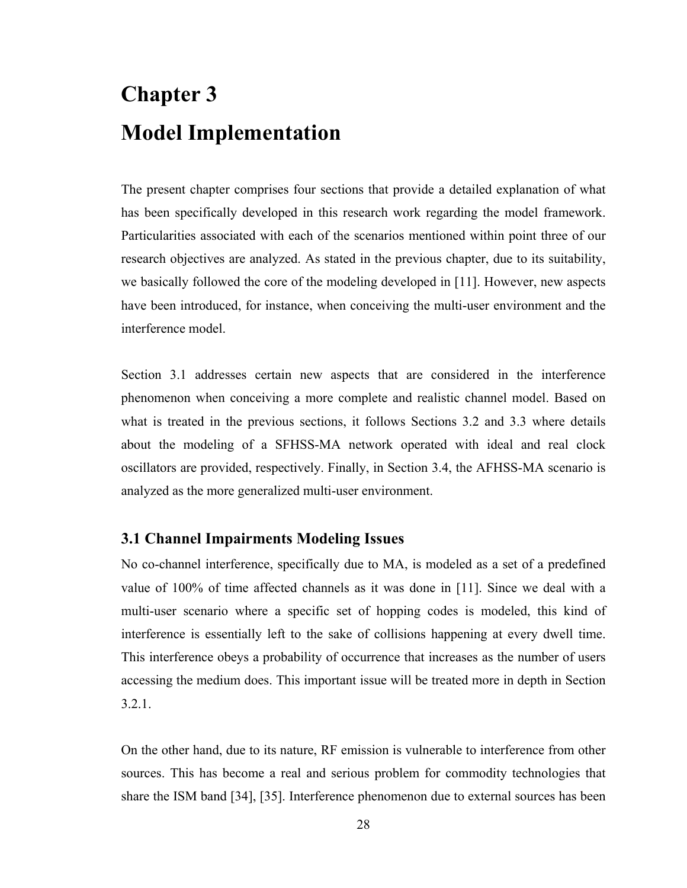# Chapter 3

# Model Implementation

The present chapter comprises four sections that provide a detailed explanation of what has been specifically developed in this research work regarding the model framework. Particularities associated with each of the scenarios mentioned within point three of our research objectives are analyzed. As stated in the previous chapter, due to its suitability, we basically followed the core of the modeling developed in [11]. However, new aspects have been introduced, for instance, when conceiving the multi-user environment and the interference model.

Section 3.1 addresses certain new aspects that are considered in the interference phenomenon when conceiving a more complete and realistic channel model. Based on what is treated in the previous sections, it follows Sections 3.2 and 3.3 where details about the modeling of a SFHSS-MA network operated with ideal and real clock oscillators are provided, respectively. Finally, in Section 3.4, the AFHSS-MA scenario is analyzed as the more generalized multi-user environment.

## 3.1 Channel Impairments Modeling Issues

No co-channel interference, specifically due to MA, is modeled as a set of a predefined value of 100% of time affected channels as it was done in [11]. Since we deal with a multi-user scenario where a specific set of hopping codes is modeled, this kind of interference is essentially left to the sake of collisions happening at every dwell time. This interference obeys a probability of occurrence that increases as the number of users accessing the medium does. This important issue will be treated more in depth in Section 3.2.1.

On the other hand, due to its nature, RF emission is vulnerable to interference from other sources. This has become a real and serious problem for commodity technologies that share the ISM band [34], [35]. Interference phenomenon due to external sources has been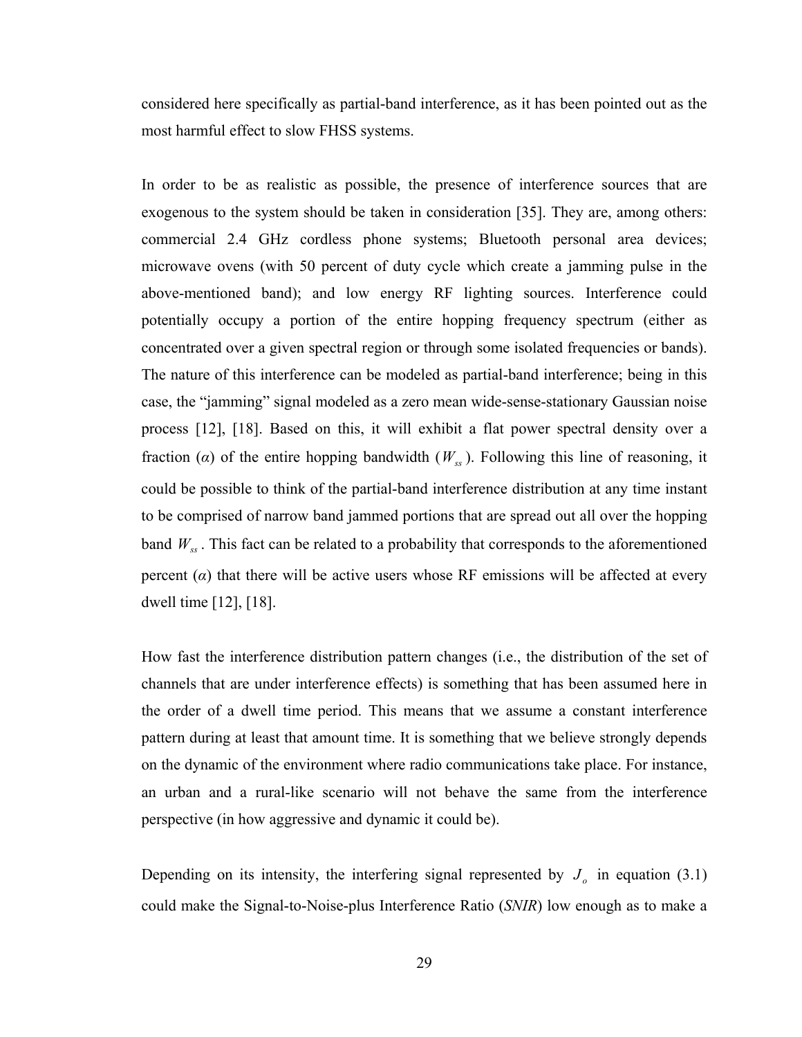considered here specifically as partial-band interference, as it has been pointed out as the most harmful effect to slow FHSS systems.

In order to be as realistic as possible, the presence of interference sources that are exogenous to the system should be taken in consideration [35]. They are, among others: commercial 2.4 GHz cordless phone systems; Bluetooth personal area devices; microwave ovens (with 50 percent of duty cycle which create a jamming pulse in the above-mentioned band); and low energy RF lighting sources. Interference could potentially occupy a portion of the entire hopping frequency spectrum (either as concentrated over a given spectral region or through some isolated frequencies or bands). The nature of this interference can be modeled as partial-band interference; being in this case, the "jamming" signal modeled as a zero mean wide-sense-stationary Gaussian noise process [12], [18]. Based on this, it will exhibit a flat power spectral density over a fraction ($\alpha$) of the entire hopping bandwidth ($W_{ss}$). Following this line of reasoning, it could be possible to think of the partial-band interference distribution at any time instant to be comprised of narrow band jammed portions that are spread out all over the hopping band $W_{ss}$. This fact can be related to a probability that corresponds to the aforementioned percent ($\alpha$) that there will be active users whose RF emissions will be affected at every dwell time [12], [18].

How fast the interference distribution pattern changes (i.e., the distribution of the set of channels that are under interference effects) is something that has been assumed here in the order of a dwell time period. This means that we assume a constant interference pattern during at least that amount time. It is something that we believe strongly depends on the dynamic of the environment where radio communications take place. For instance, an urban and a rural-like scenario will not behave the same from the interference perspective (in how aggressive and dynamic it could be).

Depending on its intensity, the interfering signal represented by $J_o$ in equation (3.1) could make the Signal-to-Noise-plus Interference Ratio (*SNIR*) low enough as to make a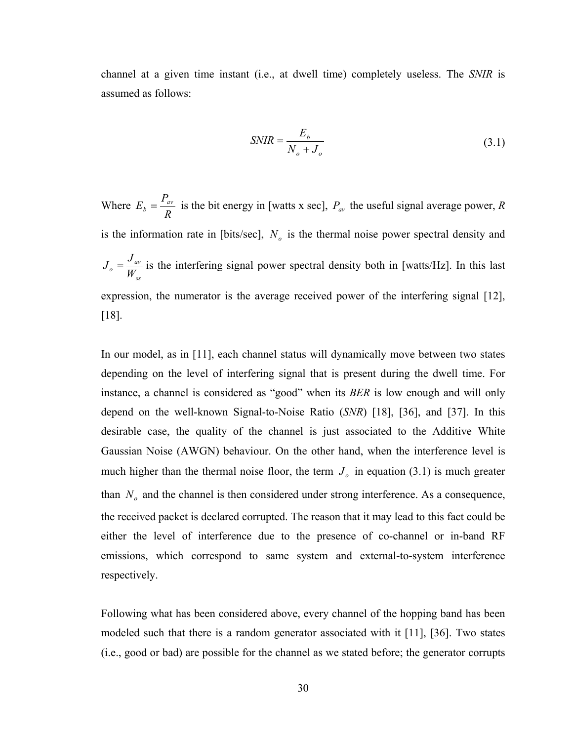channel at a given time instant (i.e., at dwell time) completely useless. The *SNIR* is assumed as follows:

$$SNIR = \frac{E_b}{N_o + J_o} \tag{3.1}$$

Where $E_b = \frac{P_{av}}{R}$ is the bit energy in [watts x sec], $P_{av}$ the useful signal average power, $R$ is the information rate in [bits/sec], $N_o$ is the thermal noise power spectral density and $J_o = \frac{J_{av}}{W_{ss}}$ is the interfering signal power spectral density both in [watts/Hz]. In this last expression, the numerator is the average received power of the interfering signal [12], [18].

In our model, as in [11], each channel status will dynamically move between two states depending on the level of interfering signal that is present during the dwell time. For instance, a channel is considered as "good" when its *BER* is low enough and will only depend on the well-known Signal-to-Noise Ratio (*SNR*) [18], [36], and [37]. In this desirable case, the quality of the channel is just associated to the Additive White Gaussian Noise (AWGN) behaviour. On the other hand, when the interference level is much higher than the thermal noise floor, the term $J_o$ in equation (3.1) is much greater than $N_o$ and the channel is then considered under strong interference. As a consequence, the received packet is declared corrupted. The reason that it may lead to this fact could be either the level of interference due to the presence of co-channel or in-band RF emissions, which correspond to same system and external-to-system interference respectively.

Following what has been considered above, every channel of the hopping band has been modeled such that there is a random generator associated with it [11], [36]. Two states (i.e., good or bad) are possible for the channel as we stated before; the generator corrupts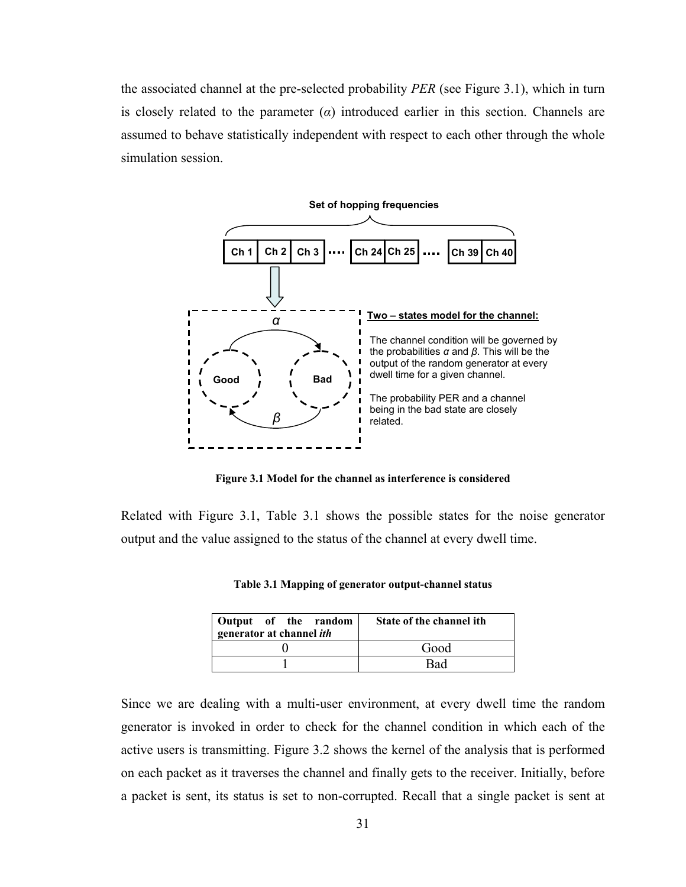the associated channel at the pre-selected probability *PER* (see Figure 3.1), which in turn is closely related to the parameter ($\alpha$) introduced earlier in this section. Channels are assumed to behave statistically independent with respect to each other through the whole simulation session.

**Set of hopping frequencies**

Ch 1 | Ch 2 | Ch 3 .... Ch 24 | Ch 25 .... Ch 39 | Ch 40

**Two – states model for the channel:**

The channel condition will be governed by the probabilities $\alpha$ and $\beta$. This will be the output of the random generator at every dwell time for a given channel.

The probability PER and a channel being in the bad state are closely related.

**Figure 3.1 Model for the channel as interference is considered**

Related with Figure 3.1, Table 3.1 shows the possible states for the noise generator output and the value assigned to the status of the channel at every dwell time.

**Table 3.1 Mapping of generator output-channel status**

| Output of the random generator at channel *ith* | State of the channel ith |
|---|---|
| 0 | Good |
| 1 | Bad |

Since we are dealing with a multi-user environment, at every dwell time the random generator is invoked in order to check for the channel condition in which each of the active users is transmitting. Figure 3.2 shows the kernel of the analysis that is performed on each packet as it traverses the channel and finally gets to the receiver. Initially, before a packet is sent, its status is set to non-corrupted. Recall that a single packet is sent at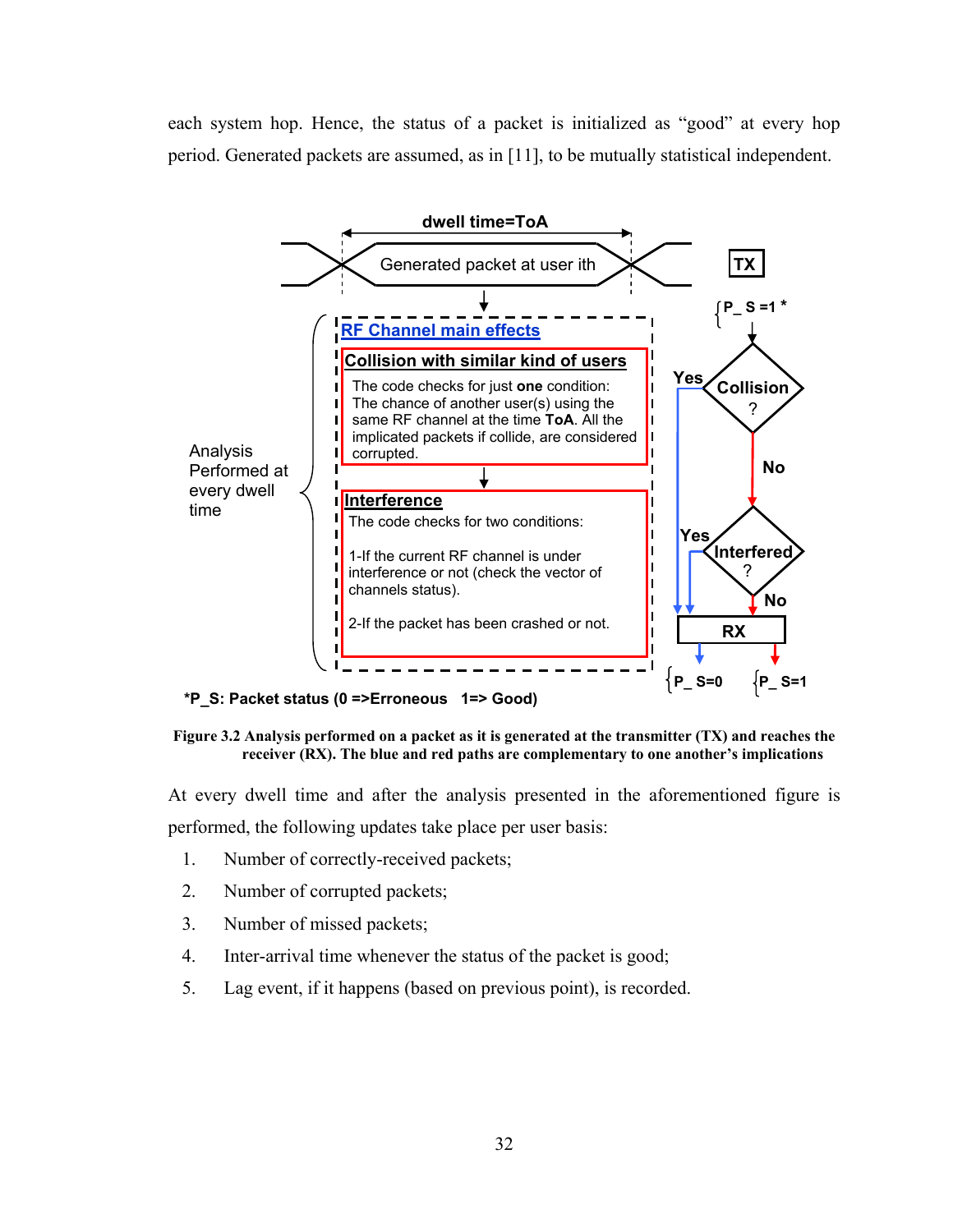each system hop. Hence, the status of a packet is initialized as "good" at every hop period. Generated packets are assumed, as in [11], to be mutually statistical independent.

dwell time=ToA

Generated packet at user ith

TX

RF Channel main effects

Collision with similar kind of users

The code checks for just **one** condition: The chance of another user(s) using the same RF channel at the time **ToA**. All the implicated packets if collide, are considered corrupted.

Interference

The code checks for two conditions:

1-If the current RF channel is under interference or not (check the vector of channels status).

2-If the packet has been crashed or not.

Analysis Performed at every dwell time

{P_S =1 *

Collision ? — Yes / No

Interfered ? — Yes / No

RX

{P_S=0 {P_S=1

***P_S: Packet status (0 =>Erroneous 1=> Good)**

**Figure 3.2 Analysis performed on a packet as it is generated at the transmitter (TX) and reaches the receiver (RX). The blue and red paths are complementary to one another's implications**

At every dwell time and after the analysis presented in the aforementioned figure is performed, the following updates take place per user basis:

1. Number of correctly-received packets;
2. Number of corrupted packets;
3. Number of missed packets;
4. Inter-arrival time whenever the status of the packet is good;
5. Lag event, if it happens (based on previous point), is recorded.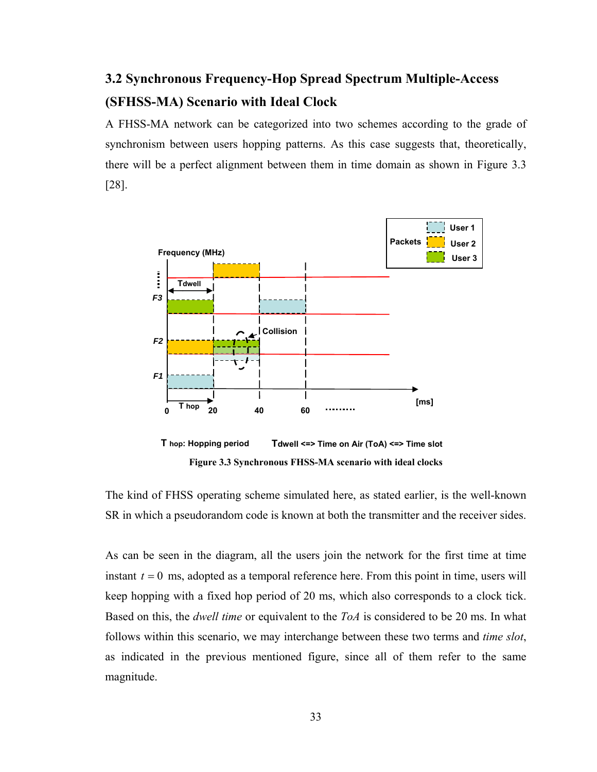## 3.2 Synchronous Frequency-Hop Spread Spectrum Multiple-Access (SFHSS-MA) Scenario with Ideal Clock

A FHSS-MA network can be categorized into two schemes according to the grade of synchronism between users hopping patterns. As this case suggests that, theoretically, there will be a perfect alignment between them in time domain as shown in Figure 3.3 [28].

T hop: Hopping period     Tdwell <=> Time on Air (ToA) <=> Time slot

**Figure 3.3 Synchronous FHSS-MA scenario with ideal clocks**

The kind of FHSS operating scheme simulated here, as stated earlier, is the well-known SR in which a pseudorandom code is known at both the transmitter and the receiver sides.

As can be seen in the diagram, all the users join the network for the first time at time instant $t = 0$ ms, adopted as a temporal reference here. From this point in time, users will keep hopping with a fixed hop period of 20 ms, which also corresponds to a clock tick. Based on this, the *dwell time* or equivalent to the *ToA* is considered to be 20 ms. In what follows within this scenario, we may interchange between these two terms and *time slot*, as indicated in the previous mentioned figure, since all of them refer to the same magnitude.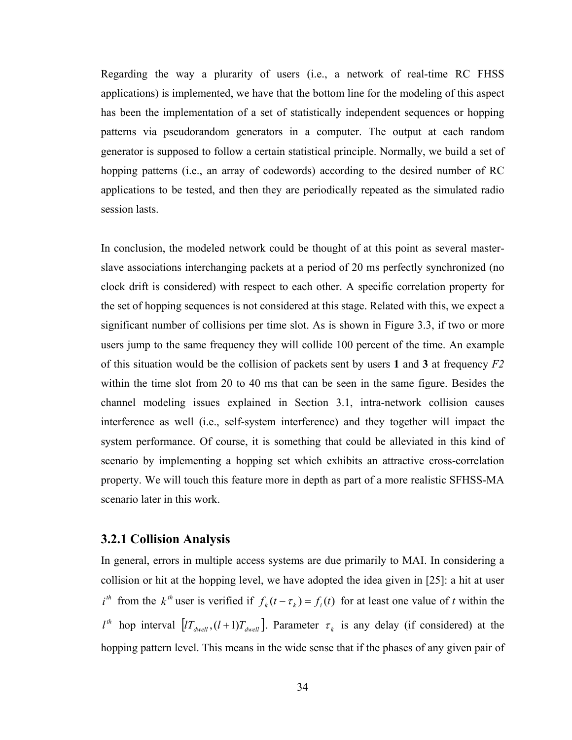Regarding the way a plurality of users (i.e., a network of real-time RC FHSS applications) is implemented, we have that the bottom line for the modeling of this aspect has been the implementation of a set of statistically independent sequences or hopping patterns via pseudorandom generators in a computer. The output at each random generator is supposed to follow a certain statistical principle. Normally, we build a set of hopping patterns (i.e., an array of codewords) according to the desired number of RC applications to be tested, and then they are periodically repeated as the simulated radio session lasts.

In conclusion, the modeled network could be thought of at this point as several master-slave associations interchanging packets at a period of 20 ms perfectly synchronized (no clock drift is considered) with respect to each other. A specific correlation property for the set of hopping sequences is not considered at this stage. Related with this, we expect a significant number of collisions per time slot. As is shown in Figure 3.3, if two or more users jump to the same frequency they will collide 100 percent of the time. An example of this situation would be the collision of packets sent by users **1** and **3** at frequency *F2* within the time slot from 20 to 40 ms that can be seen in the same figure. Besides the channel modeling issues explained in Section 3.1, intra-network collision causes interference as well (i.e., self-system interference) and they together will impact the system performance. Of course, it is something that could be alleviated in this kind of scenario by implementing a hopping set which exhibits an attractive cross-correlation property. We will touch this feature more in depth as part of a more realistic SFHSS-MA scenario later in this work.

### 3.2.1 Collision Analysis

In general, errors in multiple access systems are due primarily to MAI. In considering a collision or hit at the hopping level, we have adopted the idea given in [25]: a hit at user $i^{th}$ from the $k^{th}$ user is verified if $f_k(t-\tau_k) = f_i(t)$ for at least one value of $t$ within the $l^{th}$ hop interval $[lT_{dwell}, (l+1)T_{dwell}]$. Parameter $\tau_k$ is any delay (if considered) at the hopping pattern level. This means in the wide sense that if the phases of any given pair of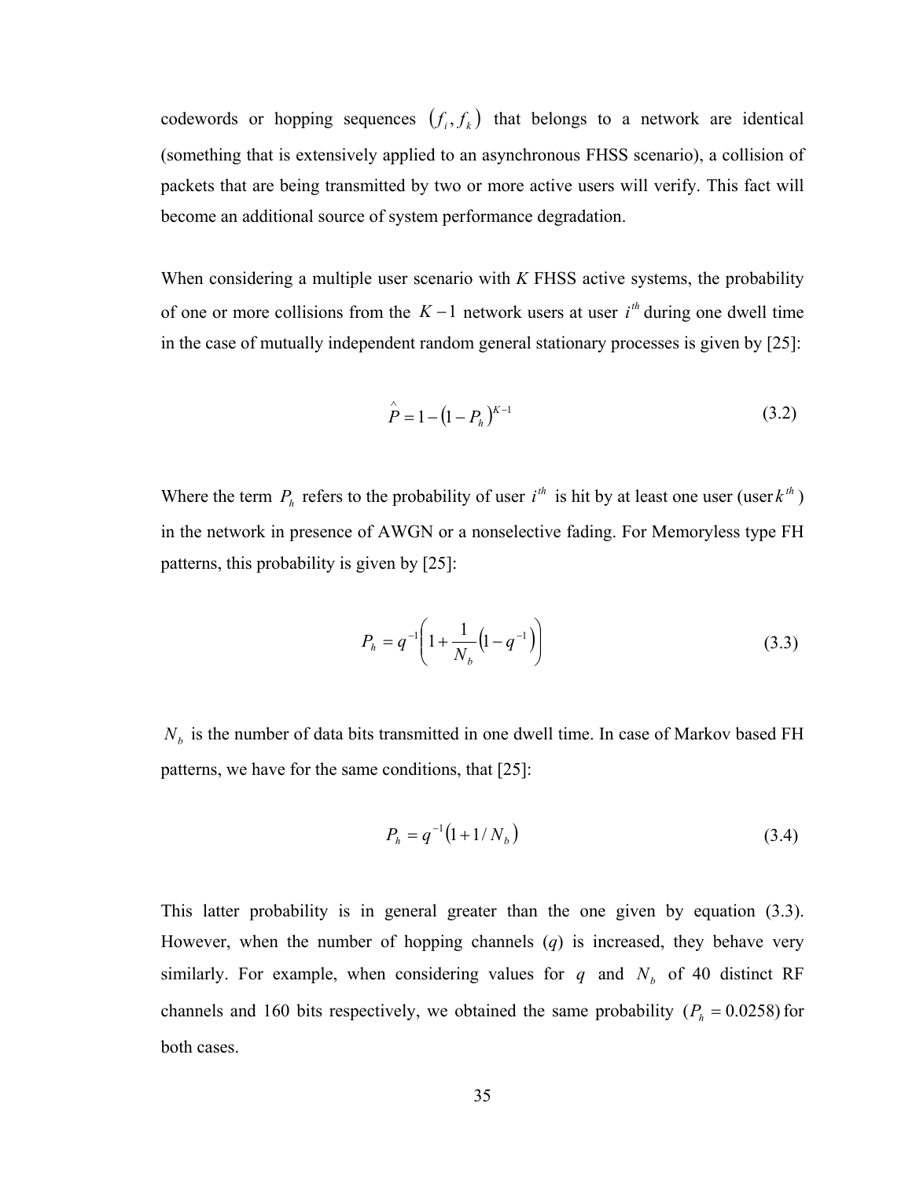codewords or hopping sequences $\left(f_i, f_k\right)$ that belongs to a network are identical (something that is extensively applied to an asynchronous FHSS scenario), a collision of packets that are being transmitted by two or more active users will verify. This fact will become an additional source of system performance degradation.

When considering a multiple user scenario with *K* FHSS active systems, the probability of one or more collisions from the $K-1$ network users at user $i^{th}$ during one dwell time in the case of mutually independent random general stationary processes is given by [25]:

$$\hat{P} = 1 - \left(1 - P_h\right)^{K-1} \tag{3.2}$$

Where the term $P_h$ refers to the probability of user $i^{th}$ is hit by at least one user (user $k^{th}$) in the network in presence of AWGN or a nonselective fading. For Memoryless type FH patterns, this probability is given by [25]:

$$P_h = q^{-1}\left(1 + \frac{1}{N_b}\left(1 - q^{-1}\right)\right) \tag{3.3}$$

$N_b$ is the number of data bits transmitted in one dwell time. In case of Markov based FH patterns, we have for the same conditions, that [25]:

$$P_h = q^{-1}\left(1 + 1/N_b\right) \tag{3.4}$$

This latter probability is in general greater than the one given by equation (3.3). However, when the number of hopping channels (*q*) is increased, they behave very similarly. For example, when considering values for $q$ and $N_b$ of 40 distinct RF channels and 160 bits respectively, we obtained the same probability ($P_h = 0.0258$) for both cases.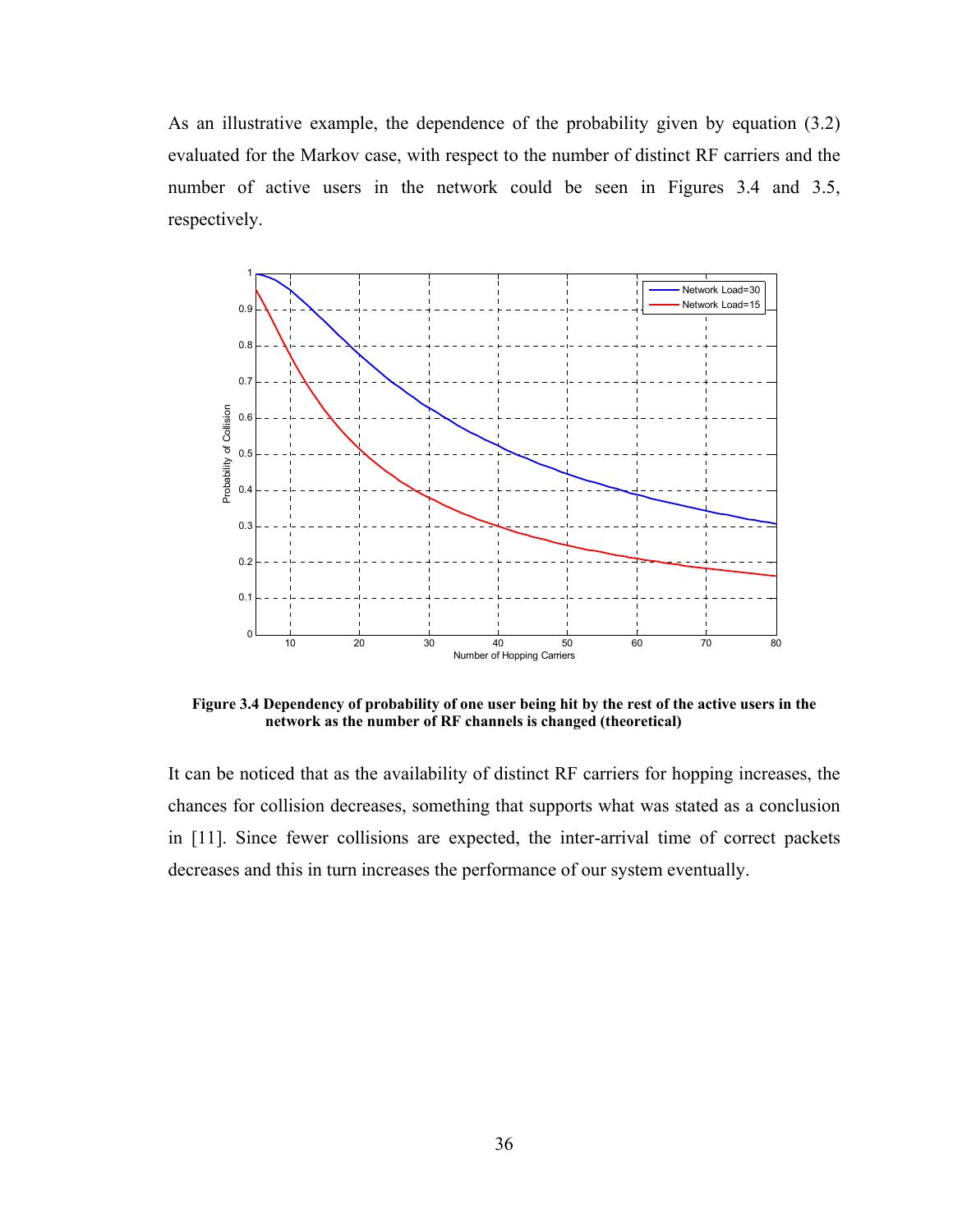As an illustrative example, the dependence of the probability given by equation (3.2) evaluated for the Markov case, with respect to the number of distinct RF carriers and the number of active users in the network could be seen in Figures 3.4 and 3.5, respectively.

**Figure 3.4 Dependency of probability of one user being hit by the rest of the active users in the network as the number of RF channels is changed (theoretical)**

It can be noticed that as the availability of distinct RF carriers for hopping increases, the chances for collision decreases, something that supports what was stated as a conclusion in [11]. Since fewer collisions are expected, the inter-arrival time of correct packets decreases and this in turn increases the performance of our system eventually.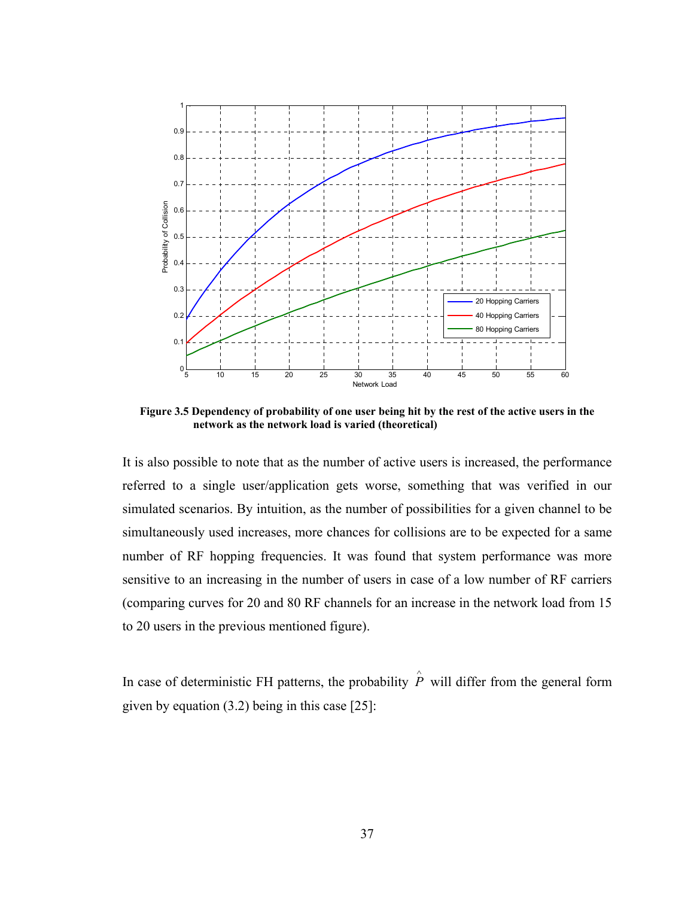**Figure 3.5 Dependency of probability of one user being hit by the rest of the active users in the network as the network load is varied (theoretical)**

It is also possible to note that as the number of active users is increased, the performance referred to a single user/application gets worse, something that was verified in our simulated scenarios. By intuition, as the number of possibilities for a given channel to be simultaneously used increases, more chances for collisions are to be expected for a same number of RF hopping frequencies. It was found that system performance was more sensitive to an increasing in the number of users in case of a low number of RF carriers (comparing curves for 20 and 80 RF channels for an increase in the network load from 15 to 20 users in the previous mentioned figure).

In case of deterministic FH patterns, the probability $\hat{P}$ will differ from the general form given by equation (3.2) being in this case [25]: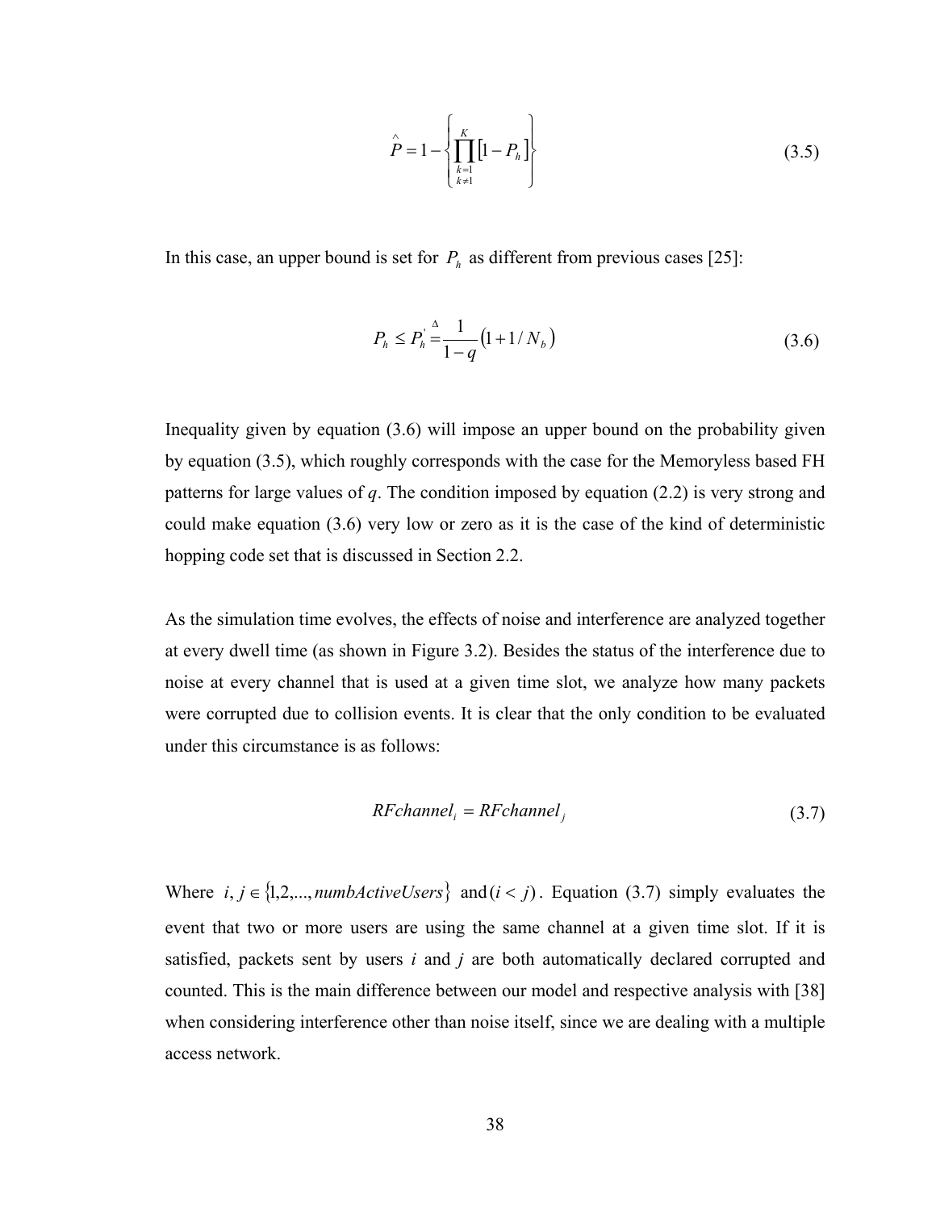$$\hat{P} = 1 - \left\{ \prod_{\substack{k=1 \\ k \neq 1}}^{K} \left[ 1 - P_h \right] \right\} \tag{3.5}$$

In this case, an upper bound is set for $P_h$ as different from previous cases [25]:

$$P_h \leq P_h^{'} \stackrel{\Delta}{=} \frac{1}{1-q} \left( 1 + 1/N_b \right) \tag{3.6}$$

Inequality given by equation (3.6) will impose an upper bound on the probability given by equation (3.5), which roughly corresponds with the case for the Memoryless based FH patterns for large values of $q$. The condition imposed by equation (2.2) is very strong and could make equation (3.6) very low or zero as it is the case of the kind of deterministic hopping code set that is discussed in Section 2.2.

As the simulation time evolves, the effects of noise and interference are analyzed together at every dwell time (as shown in Figure 3.2). Besides the status of the interference due to noise at every channel that is used at a given time slot, we analyze how many packets were corrupted due to collision events. It is clear that the only condition to be evaluated under this circumstance is as follows:

$$RFchannel_i = RFchannel_j \tag{3.7}$$

Where $i, j \in \{1, 2, ..., numbActiveUsers\}$ and $(i < j)$. Equation (3.7) simply evaluates the event that two or more users are using the same channel at a given time slot. If it is satisfied, packets sent by users $i$ and $j$ are both automatically declared corrupted and counted. This is the main difference between our model and respective analysis with [38] when considering interference other than noise itself, since we are dealing with a multiple access network.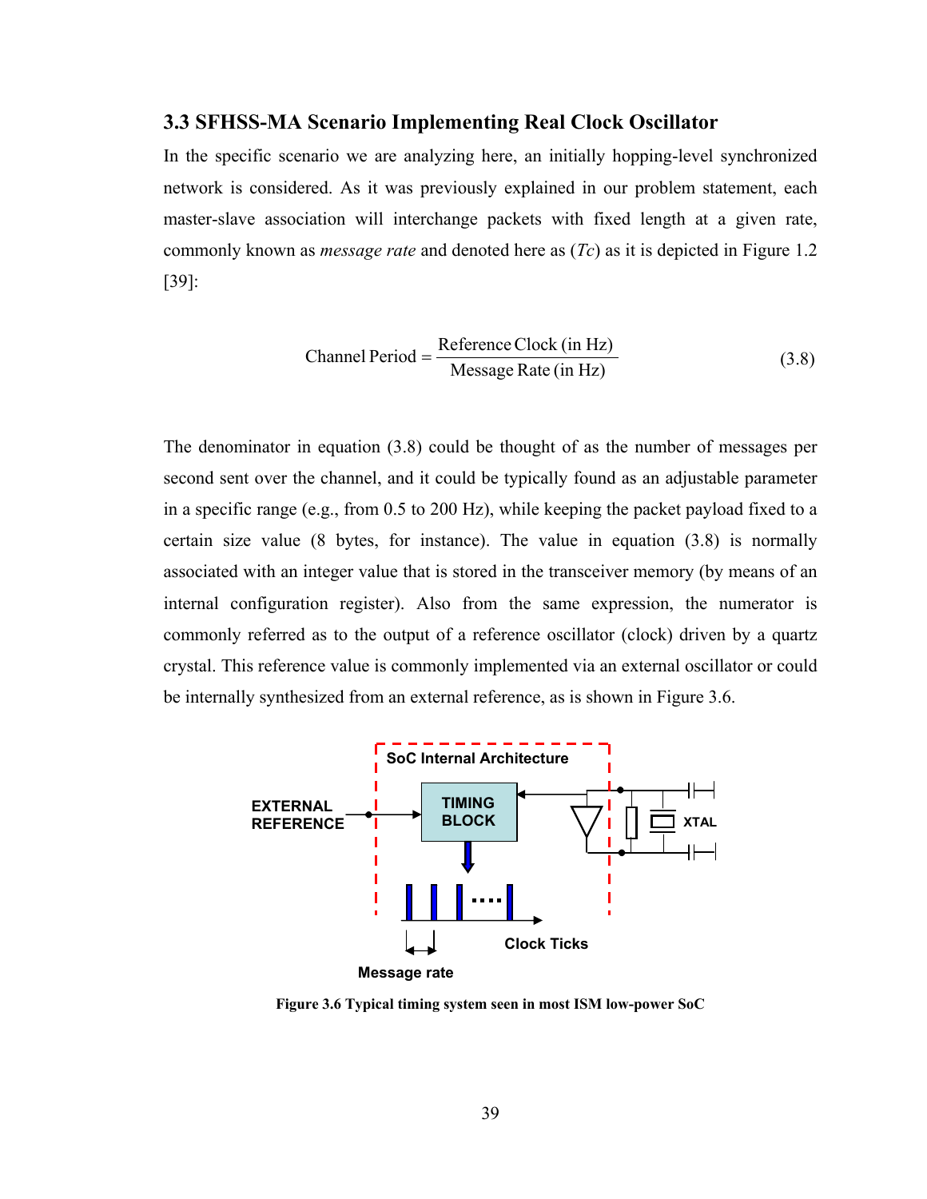### 3.3 SFHSS-MA Scenario Implementing Real Clock Oscillator

In the specific scenario we are analyzing here, an initially hopping-level synchronized network is considered. As it was previously explained in our problem statement, each master-slave association will interchange packets with fixed length at a given rate, commonly known as *message rate* and denoted here as ($Tc$) as it is depicted in Figure 1.2 [39]:

$$\text{Channel Period} = \frac{\text{Reference Clock (in Hz)}}{\text{Message Rate (in Hz)}} \tag{3.8}$$

The denominator in equation (3.8) could be thought of as the number of messages per second sent over the channel, and it could be typically found as an adjustable parameter in a specific range (e.g., from 0.5 to 200 Hz), while keeping the packet payload fixed to a certain size value (8 bytes, for instance). The value in equation (3.8) is normally associated with an integer value that is stored in the transceiver memory (by means of an internal configuration register). Also from the same expression, the numerator is commonly referred as to the output of a reference oscillator (clock) driven by a quartz crystal. This reference value is commonly implemented via an external oscillator or could be internally synthesized from an external reference, as is shown in Figure 3.6.

**Figure 3.6 Typical timing system seen in most ISM low-power SoC**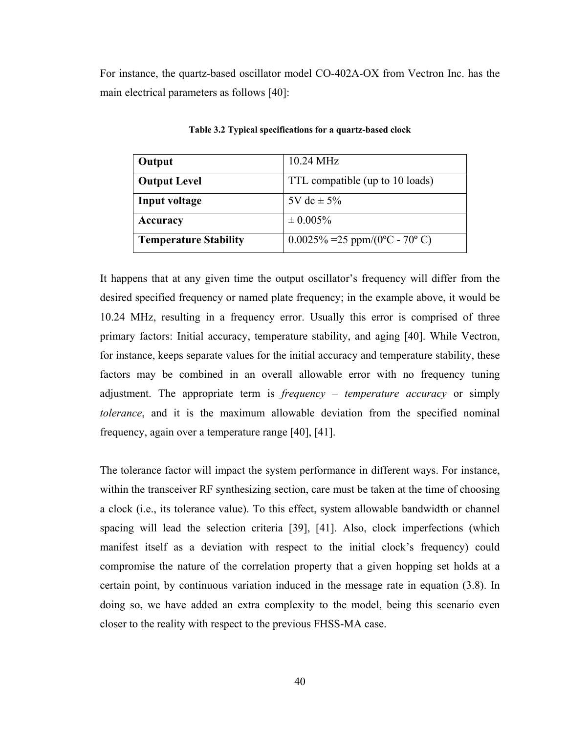For instance, the quartz-based oscillator model CO-402A-OX from Vectron Inc. has the main electrical parameters as follows [40]:

**Table 3.2 Typical specifications for a quartz-based clock**

| **Output** | 10.24 MHz |
|---|---|
| **Output Level** | TTL compatible (up to 10 loads) |
| **Input voltage** | 5V dc ± 5% |
| **Accuracy** | ± 0.005% |
| **Temperature Stability** | 0.0025% =25 ppm/(0ºC - 70º C) |

It happens that at any given time the output oscillator's frequency will differ from the desired specified frequency or named plate frequency; in the example above, it would be 10.24 MHz, resulting in a frequency error. Usually this error is comprised of three primary factors: Initial accuracy, temperature stability, and aging [40]. While Vectron, for instance, keeps separate values for the initial accuracy and temperature stability, these factors may be combined in an overall allowable error with no frequency tuning adjustment. The appropriate term is *frequency – temperature accuracy* or simply *tolerance*, and it is the maximum allowable deviation from the specified nominal frequency, again over a temperature range [40], [41].

The tolerance factor will impact the system performance in different ways. For instance, within the transceiver RF synthesizing section, care must be taken at the time of choosing a clock (i.e., its tolerance value). To this effect, system allowable bandwidth or channel spacing will lead the selection criteria [39], [41]. Also, clock imperfections (which manifest itself as a deviation with respect to the initial clock's frequency) could compromise the nature of the correlation property that a given hopping set holds at a certain point, by continuous variation induced in the message rate in equation (3.8). In doing so, we have added an extra complexity to the model, being this scenario even closer to the reality with respect to the previous FHSS-MA case.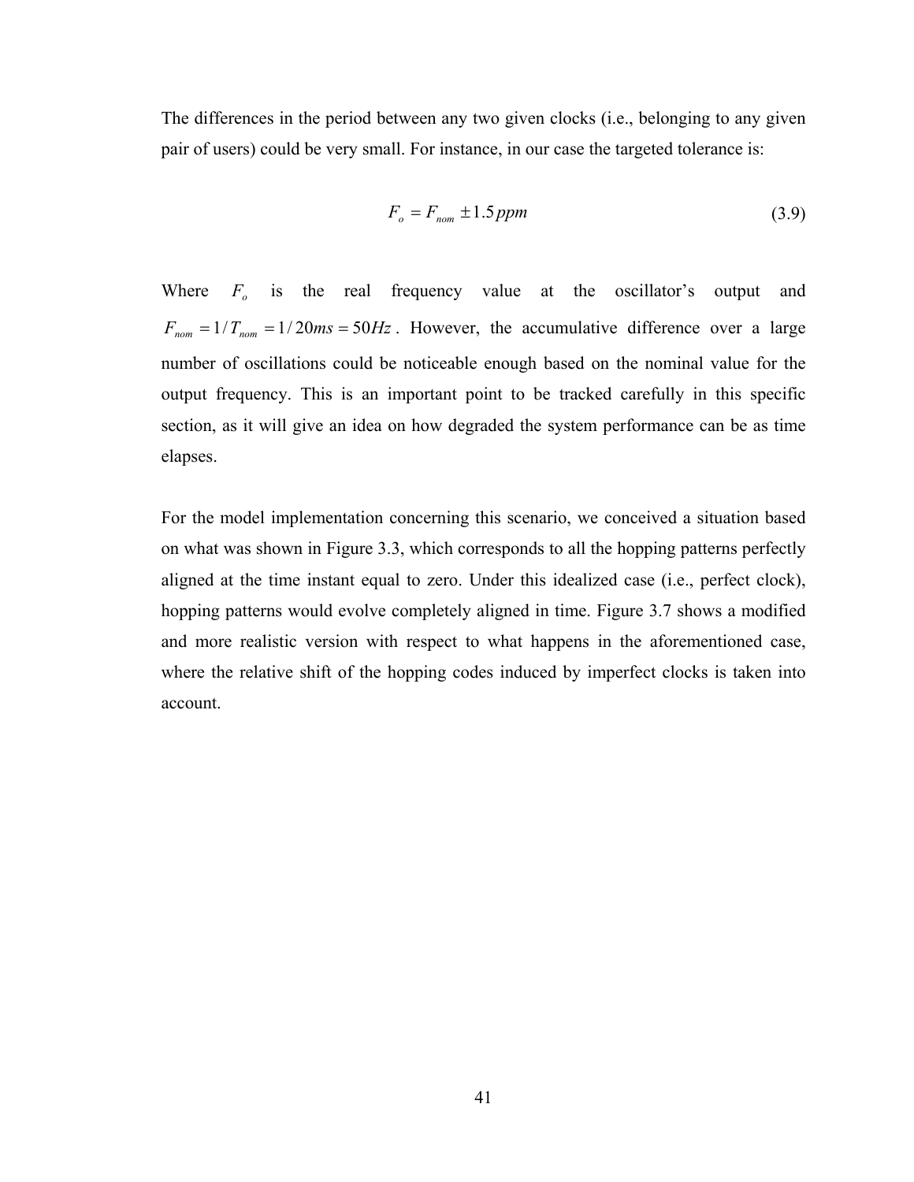The differences in the period between any two given clocks (i.e., belonging to any given pair of users) could be very small. For instance, in our case the targeted tolerance is:

$$F_o = F_{nom} \pm 1.5\,ppm \tag{3.9}$$

Where $F_o$ is the real frequency value at the oscillator's output and $F_{nom} = 1/T_{nom} = 1/20ms = 50Hz$. However, the accumulative difference over a large number of oscillations could be noticeable enough based on the nominal value for the output frequency. This is an important point to be tracked carefully in this specific section, as it will give an idea on how degraded the system performance can be as time elapses.

For the model implementation concerning this scenario, we conceived a situation based on what was shown in Figure 3.3, which corresponds to all the hopping patterns perfectly aligned at the time instant equal to zero. Under this idealized case (i.e., perfect clock), hopping patterns would evolve completely aligned in time. Figure 3.7 shows a modified and more realistic version with respect to what happens in the aforementioned case, where the relative shift of the hopping codes induced by imperfect clocks is taken into account.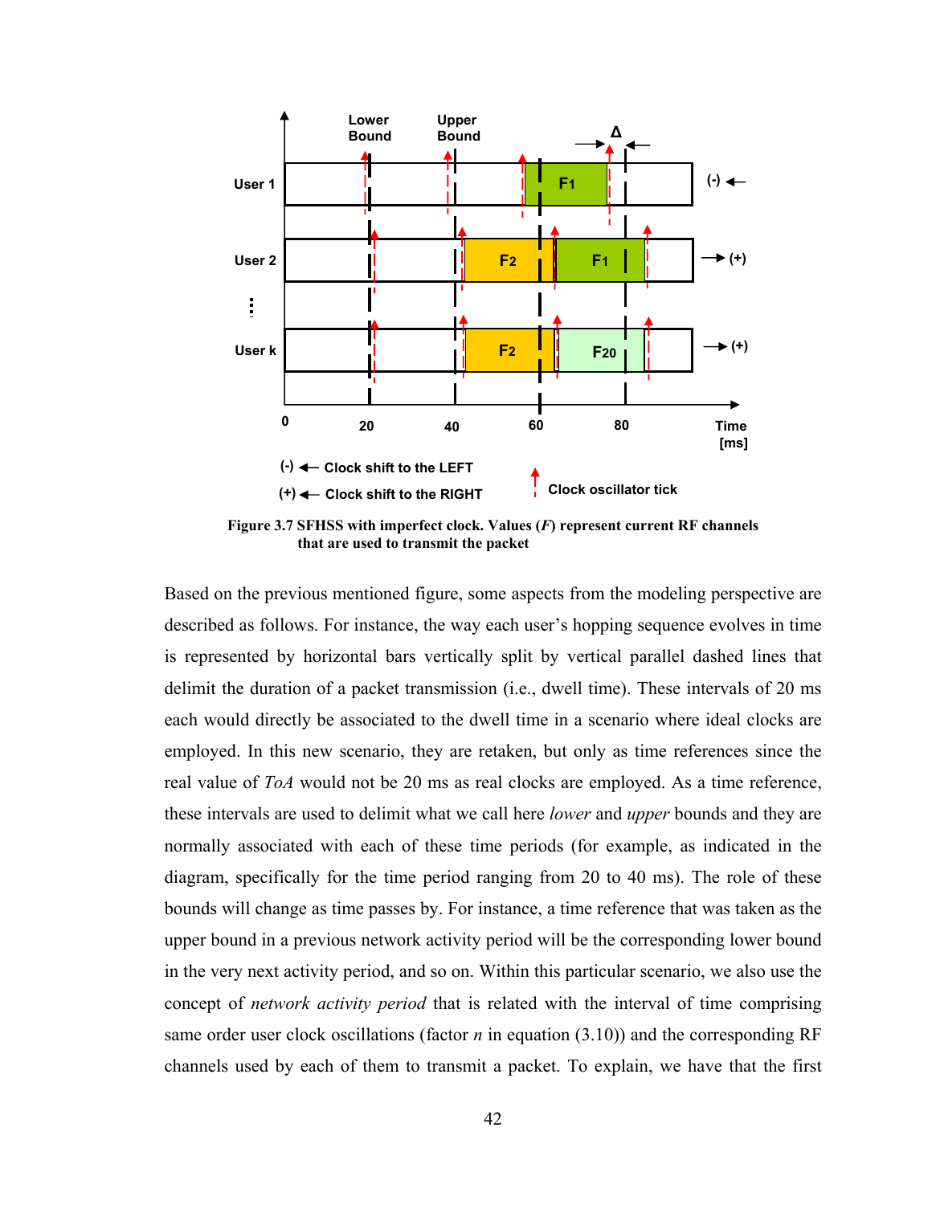Figure 3.7 SFHSS with imperfect clock. Values ($F$) represent current RF channels that are used to transmit the packet

Based on the previous mentioned figure, some aspects from the modeling perspective are described as follows. For instance, the way each user's hopping sequence evolves in time is represented by horizontal bars vertically split by vertical parallel dashed lines that delimit the duration of a packet transmission (i.e., dwell time). These intervals of 20 ms each would directly be associated to the dwell time in a scenario where ideal clocks are employed. In this new scenario, they are retaken, but only as time references since the real value of *ToA* would not be 20 ms as real clocks are employed. As a time reference, these intervals are used to delimit what we call here *lower* and *upper* bounds and they are normally associated with each of these time periods (for example, as indicated in the diagram, specifically for the time period ranging from 20 to 40 ms). The role of these bounds will change as time passes by. For instance, a time reference that was taken as the upper bound in a previous network activity period will be the corresponding lower bound in the very next activity period, and so on. Within this particular scenario, we also use the concept of *network activity period* that is related with the interval of time comprising same order user clock oscillations (factor $n$ in equation (3.10)) and the corresponding RF channels used by each of them to transmit a packet. To explain, we have that the first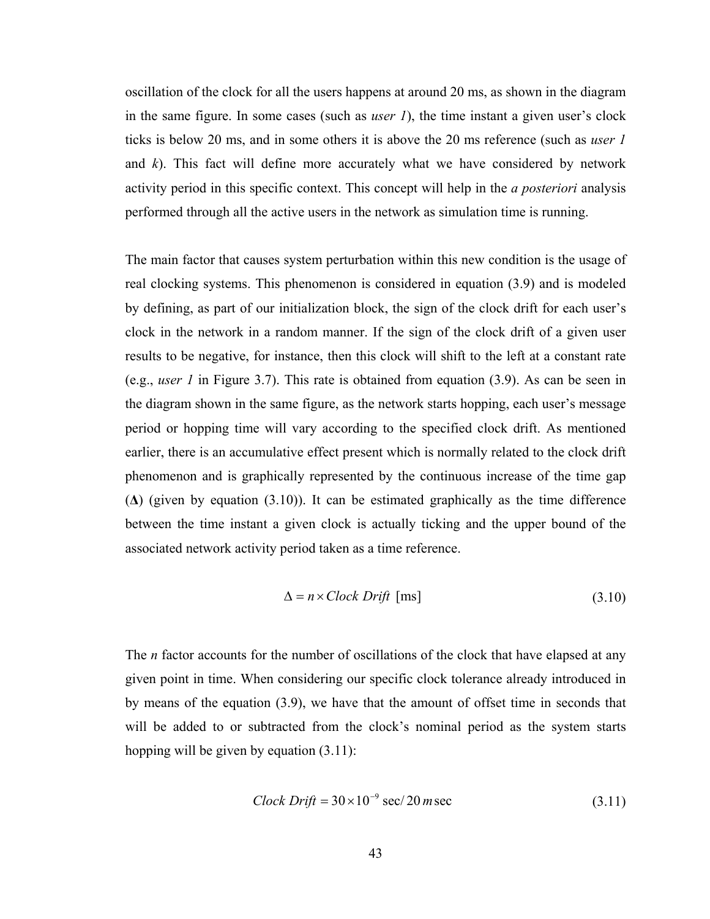oscillation of the clock for all the users happens at around 20 ms, as shown in the diagram in the same figure. In some cases (such as *user 1*), the time instant a given user's clock ticks is below 20 ms, and in some others it is above the 20 ms reference (such as *user 1* and *k*). This fact will define more accurately what we have considered by network activity period in this specific context. This concept will help in the *a posteriori* analysis performed through all the active users in the network as simulation time is running.

The main factor that causes system perturbation within this new condition is the usage of real clocking systems. This phenomenon is considered in equation (3.9) and is modeled by defining, as part of our initialization block, the sign of the clock drift for each user's clock in the network in a random manner. If the sign of the clock drift of a given user results to be negative, for instance, then this clock will shift to the left at a constant rate (e.g., *user 1* in Figure 3.7). This rate is obtained from equation (3.9). As can be seen in the diagram shown in the same figure, as the network starts hopping, each user's message period or hopping time will vary according to the specified clock drift. As mentioned earlier, there is an accumulative effect present which is normally related to the clock drift phenomenon and is graphically represented by the continuous increase of the time gap (**Δ**) (given by equation (3.10)). It can be estimated graphically as the time difference between the time instant a given clock is actually ticking and the upper bound of the associated network activity period taken as a time reference.

$$\Delta = n \times Clock\ Drift\ \ [\text{ms}] \tag{3.10}$$

The *n* factor accounts for the number of oscillations of the clock that have elapsed at any given point in time. When considering our specific clock tolerance already introduced in by means of the equation (3.9), we have that the amount of offset time in seconds that will be added to or subtracted from the clock's nominal period as the system starts hopping will be given by equation (3.11):

$$Clock\ Drift = 30 \times 10^{-9}\ \text{sec}/\ 20\ m\text{sec} \tag{3.11}$$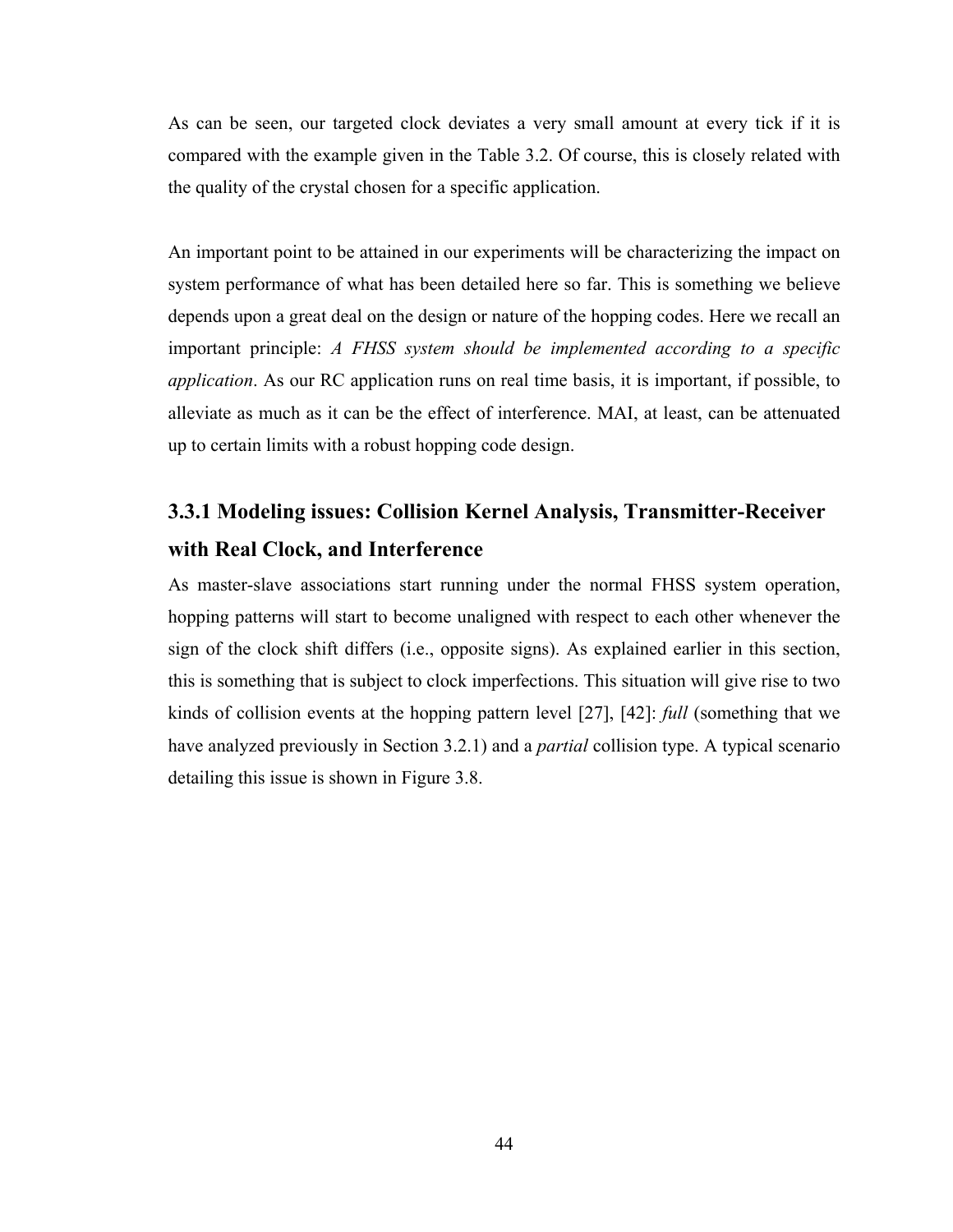As can be seen, our targeted clock deviates a very small amount at every tick if it is compared with the example given in the Table 3.2. Of course, this is closely related with the quality of the crystal chosen for a specific application.

An important point to be attained in our experiments will be characterizing the impact on system performance of what has been detailed here so far. This is something we believe depends upon a great deal on the design or nature of the hopping codes. Here we recall an important principle: *A FHSS system should be implemented according to a specific application*. As our RC application runs on real time basis, it is important, if possible, to alleviate as much as it can be the effect of interference. MAI, at least, can be attenuated up to certain limits with a robust hopping code design.

### 3.3.1 Modeling issues: Collision Kernel Analysis, Transmitter-Receiver with Real Clock, and Interference

As master-slave associations start running under the normal FHSS system operation, hopping patterns will start to become unaligned with respect to each other whenever the sign of the clock shift differs (i.e., opposite signs). As explained earlier in this section, this is something that is subject to clock imperfections. This situation will give rise to two kinds of collision events at the hopping pattern level [27], [42]: *full* (something that we have analyzed previously in Section 3.2.1) and a *partial* collision type. A typical scenario detailing this issue is shown in Figure 3.8.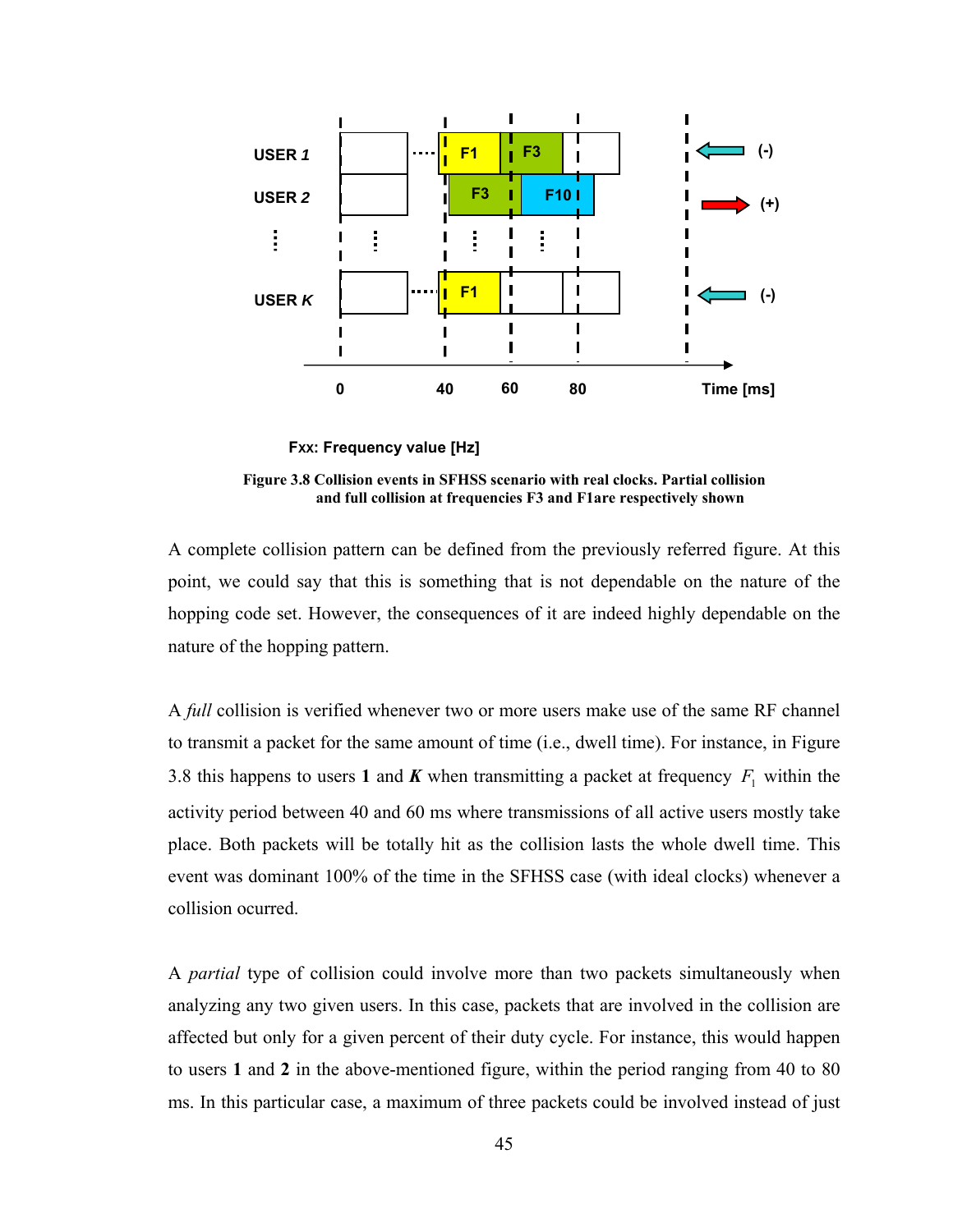USER *1*

USER *2*

USER *K*

F1 F3

F3 F10

F1

(-)

(+)

(-)

0 40 60 80 Time [ms]

Fxx: Frequency value [Hz]

**Figure 3.8 Collision events in SFHSS scenario with real clocks. Partial collision and full collision at frequencies F3 and F1are respectively shown**

A complete collision pattern can be defined from the previously referred figure. At this point, we could say that this is something that is not dependable on the nature of the hopping code set. However, the consequences of it are indeed highly dependable on the nature of the hopping pattern.

A *full* collision is verified whenever two or more users make use of the same RF channel to transmit a packet for the same amount of time (i.e., dwell time). For instance, in Figure 3.8 this happens to users **1** and ***K*** when transmitting a packet at frequency $F_1$ within the activity period between 40 and 60 ms where transmissions of all active users mostly take place. Both packets will be totally hit as the collision lasts the whole dwell time. This event was dominant 100% of the time in the SFHSS case (with ideal clocks) whenever a collision ocurred.

A *partial* type of collision could involve more than two packets simultaneously when analyzing any two given users. In this case, packets that are involved in the collision are affected but only for a given percent of their duty cycle. For instance, this would happen to users **1** and **2** in the above-mentioned figure, within the period ranging from 40 to 80 ms. In this particular case, a maximum of three packets could be involved instead of just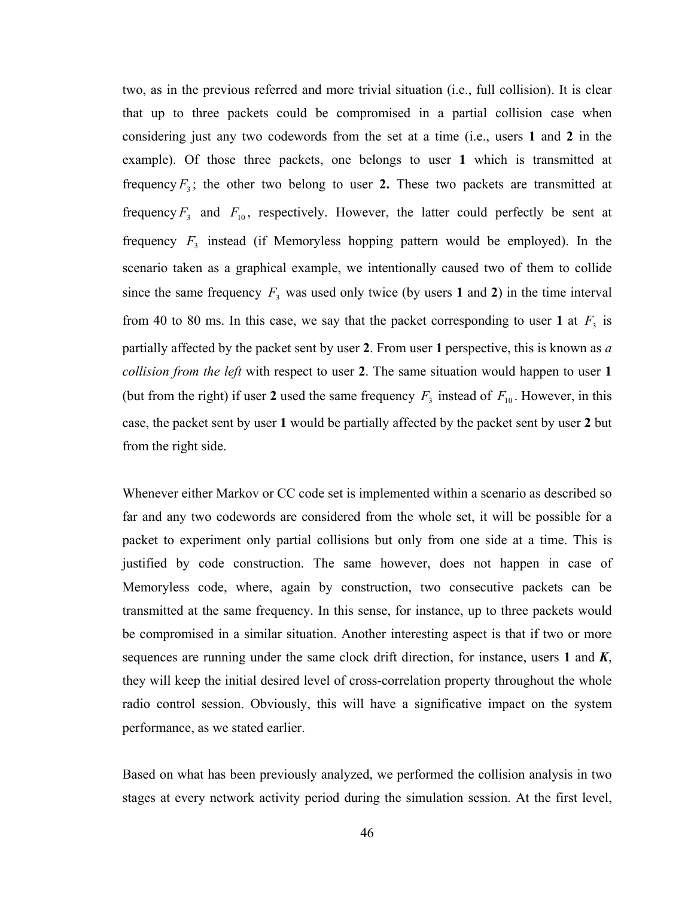two, as in the previous referred and more trivial situation (i.e., full collision). It is clear that up to three packets could be compromised in a partial collision case when considering just any two codewords from the set at a time (i.e., users **1** and **2** in the example). Of those three packets, one belongs to user **1** which is transmitted at frequency $F_3$; the other two belong to user **2.** These two packets are transmitted at frequency $F_3$ and $F_{10}$, respectively. However, the latter could perfectly be sent at frequency $F_3$ instead (if Memoryless hopping pattern would be employed). In the scenario taken as a graphical example, we intentionally caused two of them to collide since the same frequency $F_3$ was used only twice (by users **1** and **2**) in the time interval from 40 to 80 ms. In this case, we say that the packet corresponding to user **1** at $F_3$ is partially affected by the packet sent by user **2**. From user **1** perspective, this is known as *a collision from the left* with respect to user **2**. The same situation would happen to user **1** (but from the right) if user **2** used the same frequency $F_3$ instead of $F_{10}$. However, in this case, the packet sent by user **1** would be partially affected by the packet sent by user **2** but from the right side.

Whenever either Markov or CC code set is implemented within a scenario as described so far and any two codewords are considered from the whole set, it will be possible for a packet to experiment only partial collisions but only from one side at a time. This is justified by code construction. The same however, does not happen in case of Memoryless code, where, again by construction, two consecutive packets can be transmitted at the same frequency. In this sense, for instance, up to three packets would be compromised in a similar situation. Another interesting aspect is that if two or more sequences are running under the same clock drift direction, for instance, users **1** and ***K***, they will keep the initial desired level of cross-correlation property throughout the whole radio control session. Obviously, this will have a significative impact on the system performance, as we stated earlier.

Based on what has been previously analyzed, we performed the collision analysis in two stages at every network activity period during the simulation session. At the first level,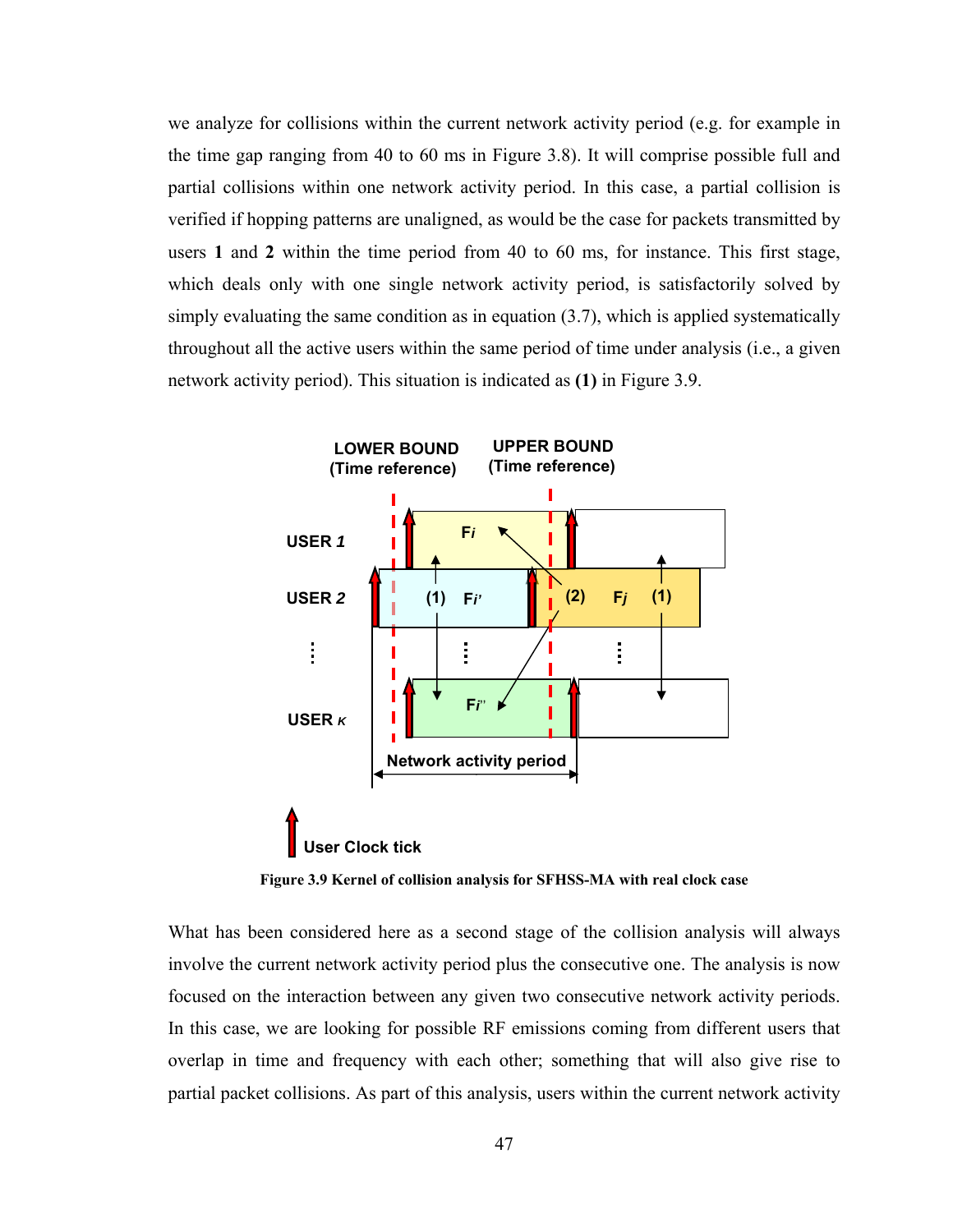we analyze for collisions within the current network activity period (e.g. for example in the time gap ranging from 40 to 60 ms in Figure 3.8). It will comprise possible full and partial collisions within one network activity period. In this case, a partial collision is verified if hopping patterns are unaligned, as would be the case for packets transmitted by users **1** and **2** within the time period from 40 to 60 ms, for instance. This first stage, which deals only with one single network activity period, is satisfactorily solved by simply evaluating the same condition as in equation (3.7), which is applied systematically throughout all the active users within the same period of time under analysis (i.e., a given network activity period). This situation is indicated as **(1)** in Figure 3.9.

**Figure 3.9 Kernel of collision analysis for SFHSS-MA with real clock case**

What has been considered here as a second stage of the collision analysis will always involve the current network activity period plus the consecutive one. The analysis is now focused on the interaction between any given two consecutive network activity periods. In this case, we are looking for possible RF emissions coming from different users that overlap in time and frequency with each other; something that will also give rise to partial packet collisions. As part of this analysis, users within the current network activity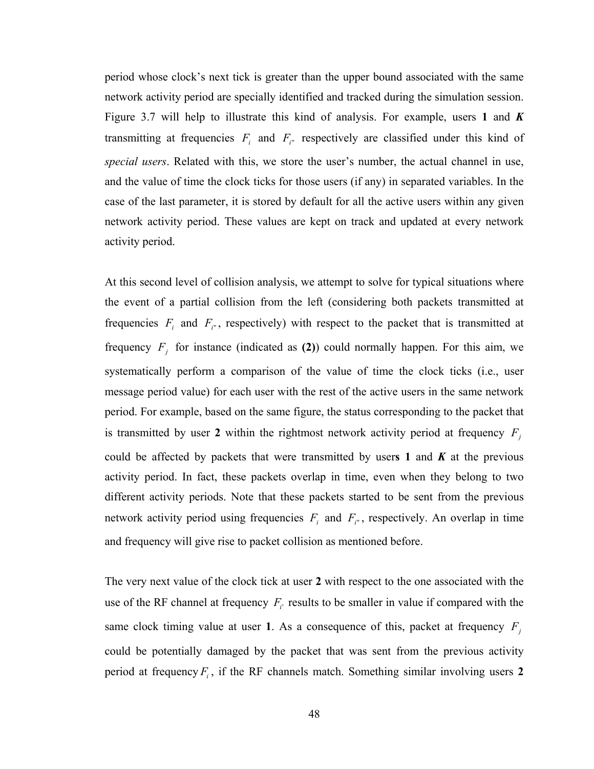period whose clock's next tick is greater than the upper bound associated with the same network activity period are specially identified and tracked during the simulation session. Figure 3.7 will help to illustrate this kind of analysis. For example, users **1** and ***K*** transmitting at frequencies $F_i$ and $F_{i''}$ respectively are classified under this kind of *special users*. Related with this, we store the user's number, the actual channel in use, and the value of time the clock ticks for those users (if any) in separated variables. In the case of the last parameter, it is stored by default for all the active users within any given network activity period. These values are kept on track and updated at every network activity period.

At this second level of collision analysis, we attempt to solve for typical situations where the event of a partial collision from the left (considering both packets transmitted at frequencies $F_i$ and $F_{i''}$, respectively) with respect to the packet that is transmitted at frequency $F_j$ for instance (indicated as **(2)**) could normally happen. For this aim, we systematically perform a comparison of the value of time the clock ticks (i.e., user message period value) for each user with the rest of the active users in the same network period. For example, based on the same figure, the status corresponding to the packet that is transmitted by user **2** within the rightmost network activity period at frequency $F_j$ could be affected by packets that were transmitted by user**s 1** and ***K*** at the previous activity period. In fact, these packets overlap in time, even when they belong to two different activity periods. Note that these packets started to be sent from the previous network activity period using frequencies $F_i$ and $F_{i''}$, respectively. An overlap in time and frequency will give rise to packet collision as mentioned before.

The very next value of the clock tick at user **2** with respect to the one associated with the use of the RF channel at frequency $F_{i'}$ results to be smaller in value if compared with the same clock timing value at user **1**. As a consequence of this, packet at frequency $F_j$ could be potentially damaged by the packet that was sent from the previous activity period at frequency $F_i$, if the RF channels match. Something similar involving users **2**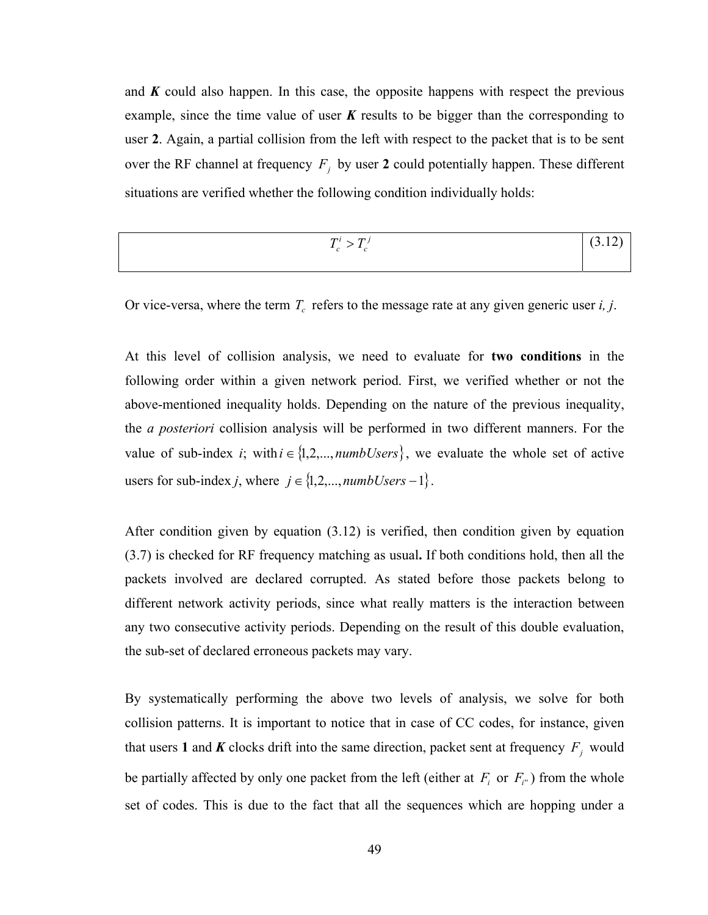and ***K*** could also happen. In this case, the opposite happens with respect the previous example, since the time value of user ***K*** results to be bigger than the corresponding to user **2**. Again, a partial collision from the left with respect to the packet that is to be sent over the RF channel at frequency $F_j$ by user **2** could potentially happen. These different situations are verified whether the following condition individually holds:

$$T_c^i > T_c^j \tag{3.12}$$

Or vice-versa, where the term $T_c$ refers to the message rate at any given generic user *i, j*.

At this level of collision analysis, we need to evaluate for **two conditions** in the following order within a given network period. First, we verified whether or not the above-mentioned inequality holds. Depending on the nature of the previous inequality, the *a posteriori* collision analysis will be performed in two different manners. For the value of sub-index *i*; with $i \in \{1,2,...,numbUsers\}$, we evaluate the whole set of active users for sub-index *j*, where $j \in \{1,2,...,numbUsers-1\}$.

After condition given by equation (3.12) is verified, then condition given by equation (3.7) is checked for RF frequency matching as usual**.** If both conditions hold, then all the packets involved are declared corrupted. As stated before those packets belong to different network activity periods, since what really matters is the interaction between any two consecutive activity periods. Depending on the result of this double evaluation, the sub-set of declared erroneous packets may vary.

By systematically performing the above two levels of analysis, we solve for both collision patterns. It is important to notice that in case of CC codes, for instance, given that users **1** and ***K*** clocks drift into the same direction, packet sent at frequency $F_j$ would be partially affected by only one packet from the left (either at $F_i$ or $F_{i''}$) from the whole set of codes. This is due to the fact that all the sequences which are hopping under a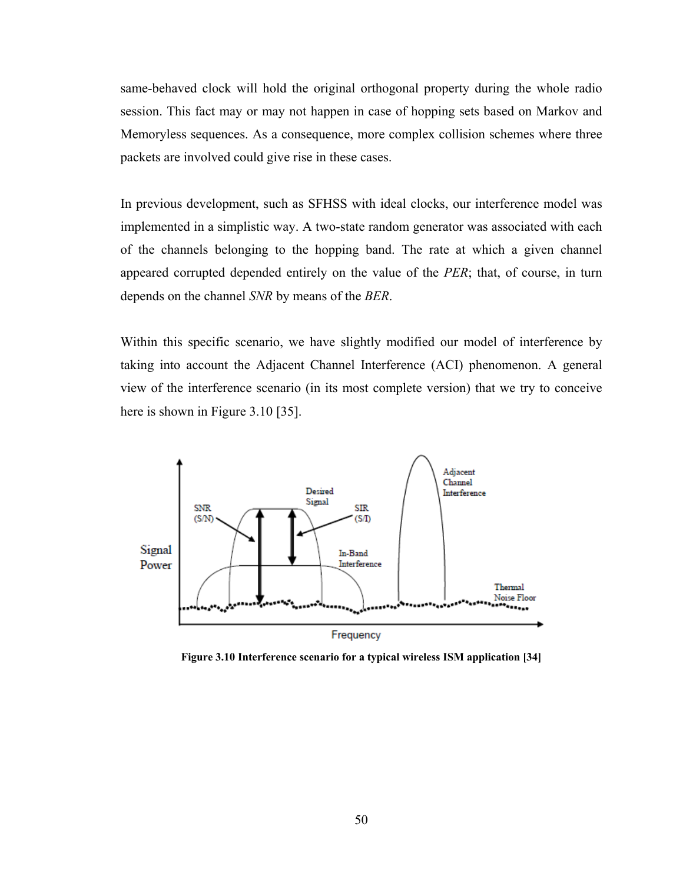same-behaved clock will hold the original orthogonal property during the whole radio session. This fact may or may not happen in case of hopping sets based on Markov and Memoryless sequences. As a consequence, more complex collision schemes where three packets are involved could give rise in these cases.

In previous development, such as SFHSS with ideal clocks, our interference model was implemented in a simplistic way. A two-state random generator was associated with each of the channels belonging to the hopping band. The rate at which a given channel appeared corrupted depended entirely on the value of the *PER*; that, of course, in turn depends on the channel *SNR* by means of the *BER*.

Within this specific scenario, we have slightly modified our model of interference by taking into account the Adjacent Channel Interference (ACI) phenomenon. A general view of the interference scenario (in its most complete version) that we try to conceive here is shown in Figure 3.10 [35].

**Figure 3.10 Interference scenario for a typical wireless ISM application [34]**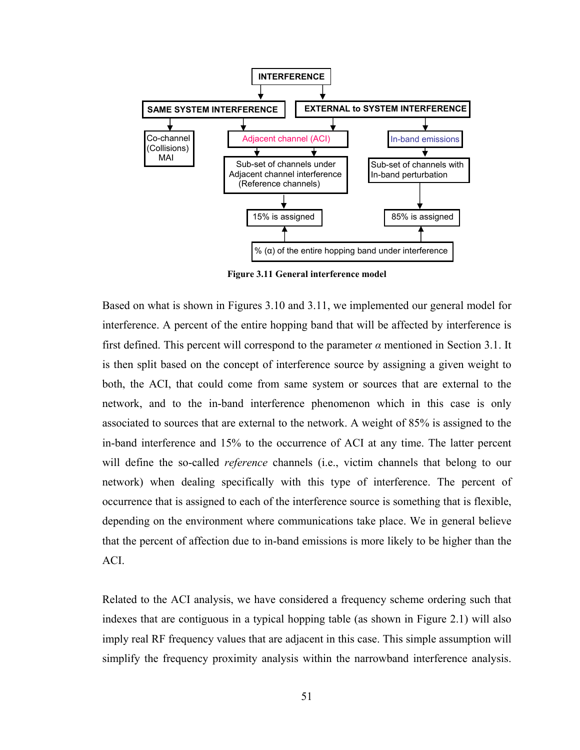Figure 3.11 General interference model

Based on what is shown in Figures 3.10 and 3.11, we implemented our general model for interference. A percent of the entire hopping band that will be affected by interference is first defined. This percent will correspond to the parameter $\alpha$ mentioned in Section 3.1. It is then split based on the concept of interference source by assigning a given weight to both, the ACI, that could come from same system or sources that are external to the network, and to the in-band interference phenomenon which in this case is only associated to sources that are external to the network. A weight of 85% is assigned to the in-band interference and 15% to the occurrence of ACI at any time. The latter percent will define the so-called *reference* channels (i.e., victim channels that belong to our network) when dealing specifically with this type of interference. The percent of occurrence that is assigned to each of the interference source is something that is flexible, depending on the environment where communications take place. We in general believe that the percent of affection due to in-band emissions is more likely to be higher than the ACI.

Related to the ACI analysis, we have considered a frequency scheme ordering such that indexes that are contiguous in a typical hopping table (as shown in Figure 2.1) will also imply real RF frequency values that are adjacent in this case. This simple assumption will simplify the frequency proximity analysis within the narrowband interference analysis.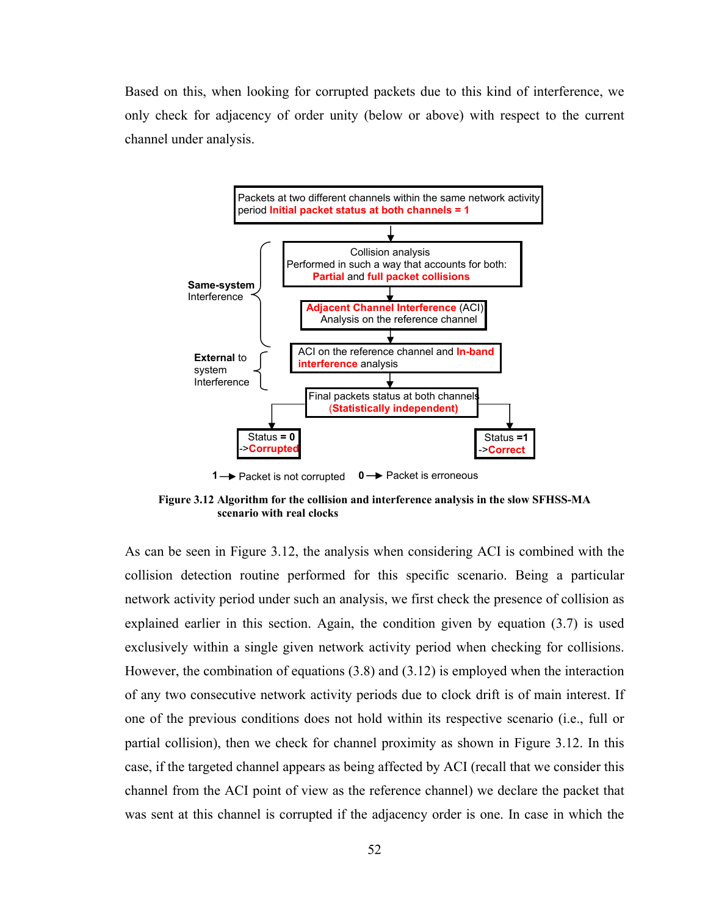Based on this, when looking for corrupted packets due to this kind of interference, we only check for adjacency of order unity (below or above) with respect to the current channel under analysis.

**Figure 3.12 Algorithm for the collision and interference analysis in the slow SFHSS-MA scenario with real clocks**

As can be seen in Figure 3.12, the analysis when considering ACI is combined with the collision detection routine performed for this specific scenario. Being a particular network activity period under such an analysis, we first check the presence of collision as explained earlier in this section. Again, the condition given by equation (3.7) is used exclusively within a single given network activity period when checking for collisions. However, the combination of equations (3.8) and (3.12) is employed when the interaction of any two consecutive network activity periods due to clock drift is of main interest. If one of the previous conditions does not hold within its respective scenario (i.e., full or partial collision), then we check for channel proximity as shown in Figure 3.12. In this case, if the targeted channel appears as being affected by ACI (recall that we consider this channel from the ACI point of view as the reference channel) we declare the packet that was sent at this channel is corrupted if the adjacency order is one. In case in which the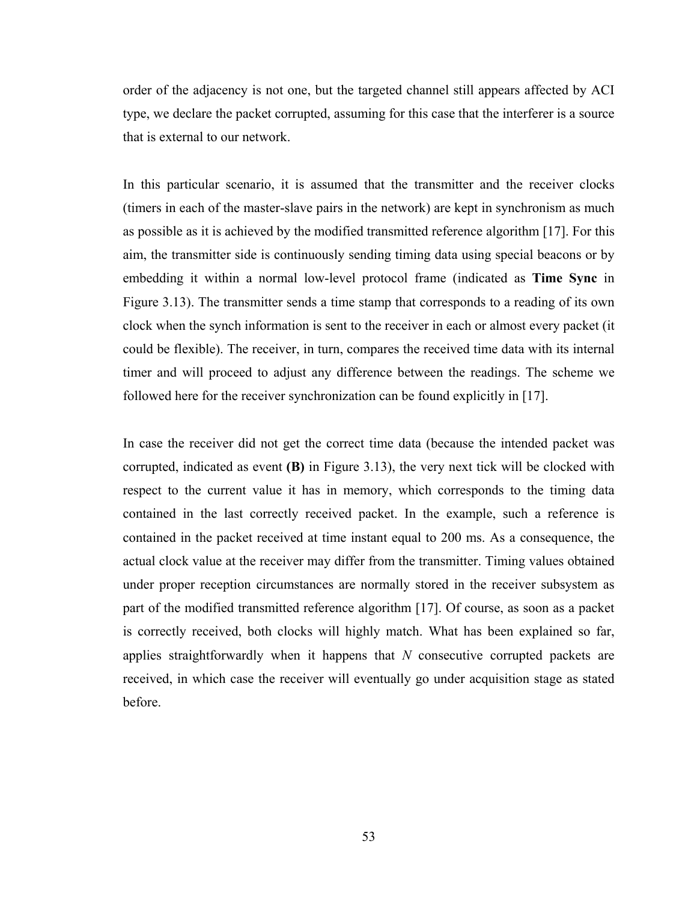order of the adjacency is not one, but the targeted channel still appears affected by ACI type, we declare the packet corrupted, assuming for this case that the interferer is a source that is external to our network.

In this particular scenario, it is assumed that the transmitter and the receiver clocks (timers in each of the master-slave pairs in the network) are kept in synchronism as much as possible as it is achieved by the modified transmitted reference algorithm [17]. For this aim, the transmitter side is continuously sending timing data using special beacons or by embedding it within a normal low-level protocol frame (indicated as **Time Sync** in Figure 3.13). The transmitter sends a time stamp that corresponds to a reading of its own clock when the synch information is sent to the receiver in each or almost every packet (it could be flexible). The receiver, in turn, compares the received time data with its internal timer and will proceed to adjust any difference between the readings. The scheme we followed here for the receiver synchronization can be found explicitly in [17].

In case the receiver did not get the correct time data (because the intended packet was corrupted, indicated as event **(B)** in Figure 3.13), the very next tick will be clocked with respect to the current value it has in memory, which corresponds to the timing data contained in the last correctly received packet. In the example, such a reference is contained in the packet received at time instant equal to 200 ms. As a consequence, the actual clock value at the receiver may differ from the transmitter. Timing values obtained under proper reception circumstances are normally stored in the receiver subsystem as part of the modified transmitted reference algorithm [17]. Of course, as soon as a packet is correctly received, both clocks will highly match. What has been explained so far, applies straightforwardly when it happens that $N$ consecutive corrupted packets are received, in which case the receiver will eventually go under acquisition stage as stated before.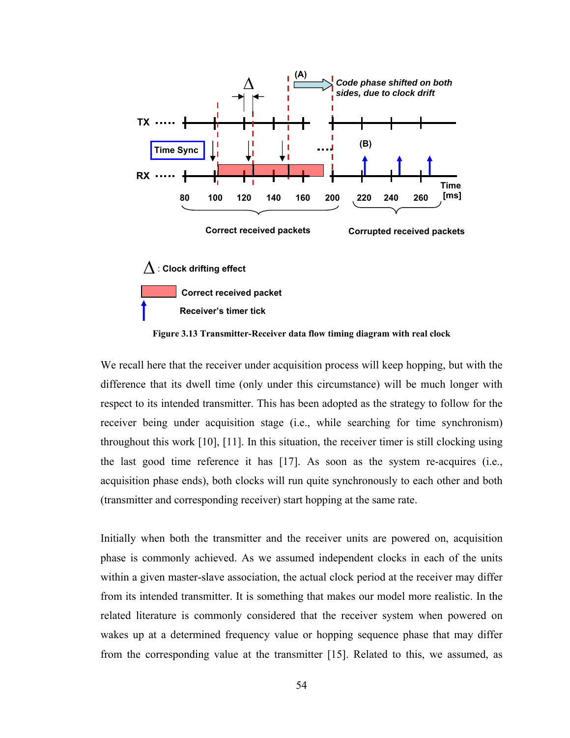Figure 3.13 Transmitter-Receiver data flow timing diagram with real clock

We recall here that the receiver under acquisition process will keep hopping, but with the difference that its dwell time (only under this circumstance) will be much longer with respect to its intended transmitter. This has been adopted as the strategy to follow for the receiver being under acquisition stage (i.e., while searching for time synchronism) throughout this work [10], [11]. In this situation, the receiver timer is still clocking using the last good time reference it has [17]. As soon as the system re-acquires (i.e., acquisition phase ends), both clocks will run quite synchronously to each other and both (transmitter and corresponding receiver) start hopping at the same rate.

Initially when both the transmitter and the receiver units are powered on, acquisition phase is commonly achieved. As we assumed independent clocks in each of the units within a given master-slave association, the actual clock period at the receiver may differ from its intended transmitter. It is something that makes our model more realistic. In the related literature is commonly considered that the receiver system when powered on wakes up at a determined frequency value or hopping sequence phase that may differ from the corresponding value at the transmitter [15]. Related to this, we assumed, as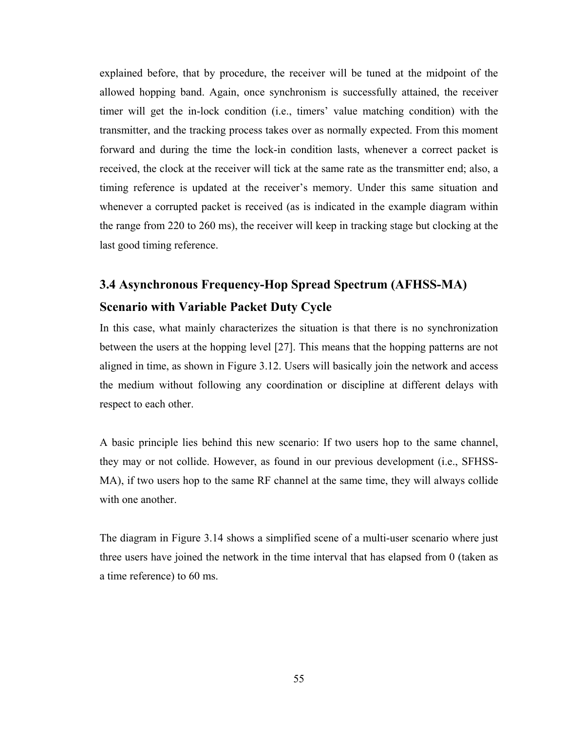explained before, that by procedure, the receiver will be tuned at the midpoint of the allowed hopping band. Again, once synchronism is successfully attained, the receiver timer will get the in-lock condition (i.e., timers' value matching condition) with the transmitter, and the tracking process takes over as normally expected. From this moment forward and during the time the lock-in condition lasts, whenever a correct packet is received, the clock at the receiver will tick at the same rate as the transmitter end; also, a timing reference is updated at the receiver's memory. Under this same situation and whenever a corrupted packet is received (as is indicated in the example diagram within the range from 220 to 260 ms), the receiver will keep in tracking stage but clocking at the last good timing reference.

## 3.4 Asynchronous Frequency-Hop Spread Spectrum (AFHSS-MA) Scenario with Variable Packet Duty Cycle

In this case, what mainly characterizes the situation is that there is no synchronization between the users at the hopping level [27]. This means that the hopping patterns are not aligned in time, as shown in Figure 3.12. Users will basically join the network and access the medium without following any coordination or discipline at different delays with respect to each other.

A basic principle lies behind this new scenario: If two users hop to the same channel, they may or not collide. However, as found in our previous development (i.e., SFHSS-MA), if two users hop to the same RF channel at the same time, they will always collide with one another.

The diagram in Figure 3.14 shows a simplified scene of a multi-user scenario where just three users have joined the network in the time interval that has elapsed from 0 (taken as a time reference) to 60 ms.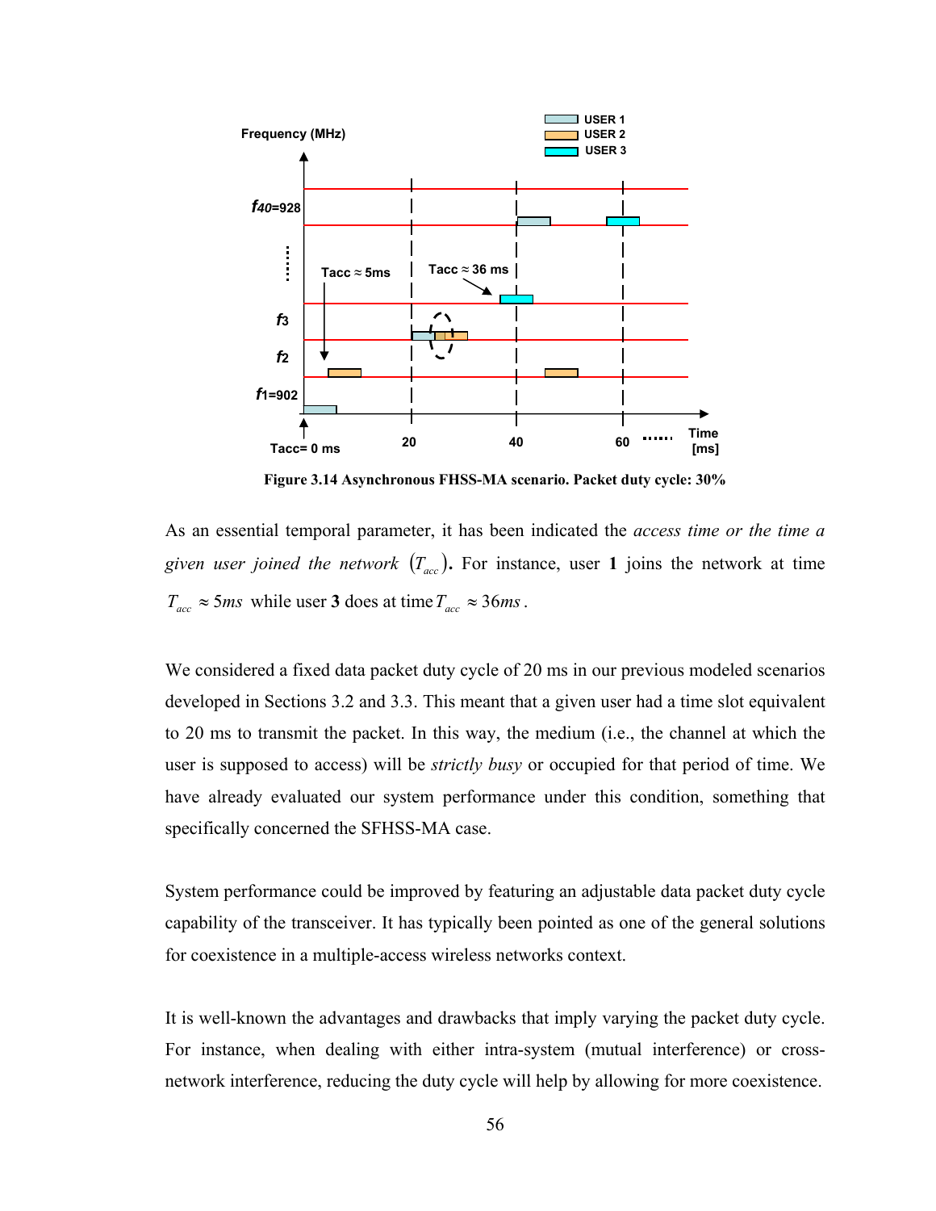Figure 3.14 Asynchronous FHSS-MA scenario. Packet duty cycle: 30%

As an essential temporal parameter, it has been indicated the *access time or the time a given user joined the network* $(T_{acc})$. For instance, user **1** joins the network at time $T_{acc} \approx 5ms$ while user **3** does at time $T_{acc} \approx 36ms$.

We considered a fixed data packet duty cycle of 20 ms in our previous modeled scenarios developed in Sections 3.2 and 3.3. This meant that a given user had a time slot equivalent to 20 ms to transmit the packet. In this way, the medium (i.e., the channel at which the user is supposed to access) will be *strictly busy* or occupied for that period of time. We have already evaluated our system performance under this condition, something that specifically concerned the SFHSS-MA case.

System performance could be improved by featuring an adjustable data packet duty cycle capability of the transceiver. It has typically been pointed as one of the general solutions for coexistence in a multiple-access wireless networks context.

It is well-known the advantages and drawbacks that imply varying the packet duty cycle. For instance, when dealing with either intra-system (mutual interference) or cross-network interference, reducing the duty cycle will help by allowing for more coexistence.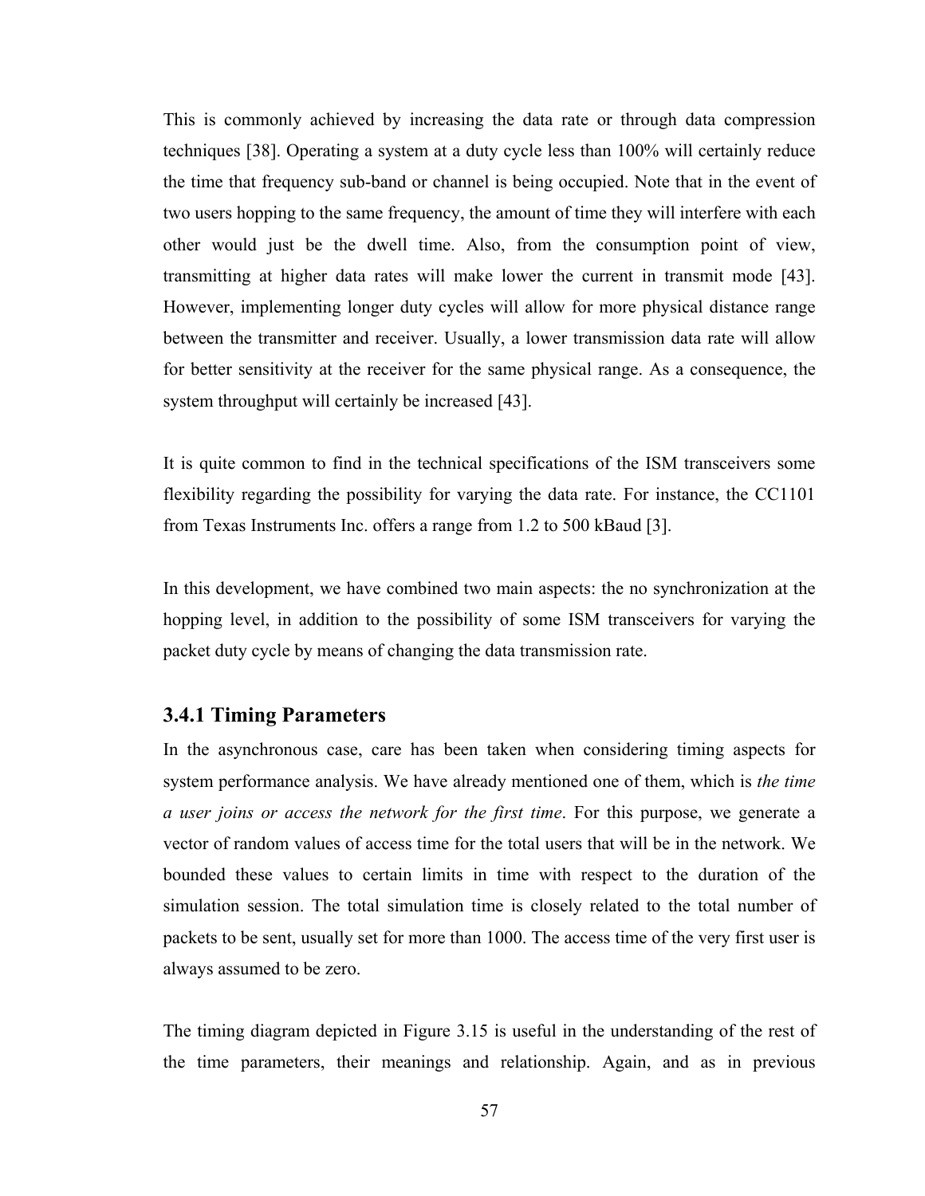This is commonly achieved by increasing the data rate or through data compression techniques [38]. Operating a system at a duty cycle less than 100% will certainly reduce the time that frequency sub-band or channel is being occupied. Note that in the event of two users hopping to the same frequency, the amount of time they will interfere with each other would just be the dwell time. Also, from the consumption point of view, transmitting at higher data rates will make lower the current in transmit mode [43]. However, implementing longer duty cycles will allow for more physical distance range between the transmitter and receiver. Usually, a lower transmission data rate will allow for better sensitivity at the receiver for the same physical range. As a consequence, the system throughput will certainly be increased [43].

It is quite common to find in the technical specifications of the ISM transceivers some flexibility regarding the possibility for varying the data rate. For instance, the CC1101 from Texas Instruments Inc. offers a range from 1.2 to 500 kBaud [3].

In this development, we have combined two main aspects: the no synchronization at the hopping level, in addition to the possibility of some ISM transceivers for varying the packet duty cycle by means of changing the data transmission rate.

### 3.4.1 Timing Parameters

In the asynchronous case, care has been taken when considering timing aspects for system performance analysis. We have already mentioned one of them, which is *the time a user joins or access the network for the first time*. For this purpose, we generate a vector of random values of access time for the total users that will be in the network. We bounded these values to certain limits in time with respect to the duration of the simulation session. The total simulation time is closely related to the total number of packets to be sent, usually set for more than 1000. The access time of the very first user is always assumed to be zero.

The timing diagram depicted in Figure 3.15 is useful in the understanding of the rest of the time parameters, their meanings and relationship. Again, and as in previous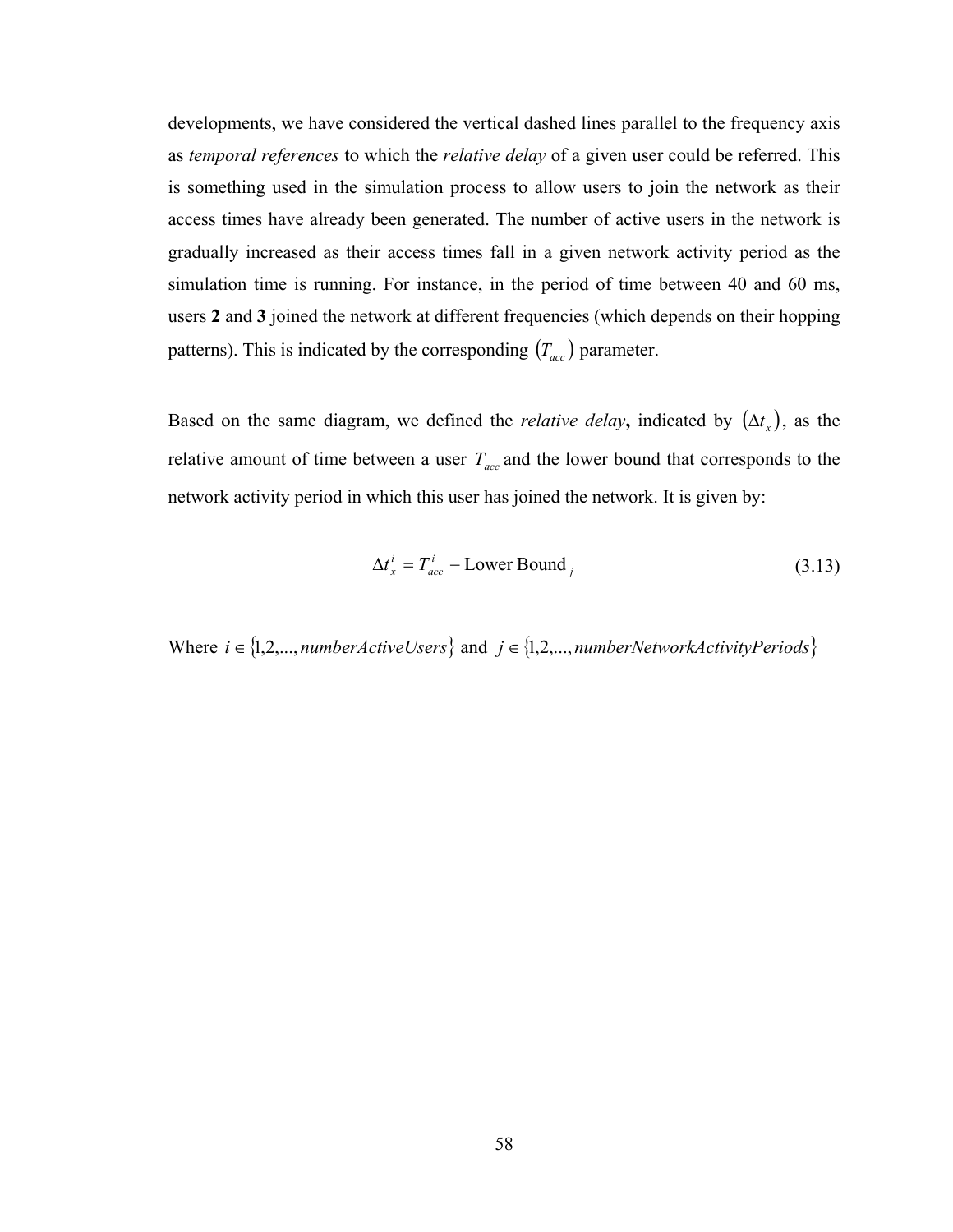developments, we have considered the vertical dashed lines parallel to the frequency axis as *temporal references* to which the *relative delay* of a given user could be referred. This is something used in the simulation process to allow users to join the network as their access times have already been generated. The number of active users in the network is gradually increased as their access times fall in a given network activity period as the simulation time is running. For instance, in the period of time between 40 and 60 ms, users **2** and **3** joined the network at different frequencies (which depends on their hopping patterns). This is indicated by the corresponding $(T_{acc})$ parameter.

Based on the same diagram, we defined the *relative delay*, indicated by $(\Delta t_x)$, as the relative amount of time between a user $T_{acc}$ and the lower bound that corresponds to the network activity period in which this user has joined the network. It is given by:

$$\Delta t_x^i = T_{acc}^i - \text{Lower Bound}_j \tag{3.13}$$

Where $i \in \{1,2,...,numberActiveUsers\}$ and $j \in \{1,2,...,numberNetworkActivityPeriods\}$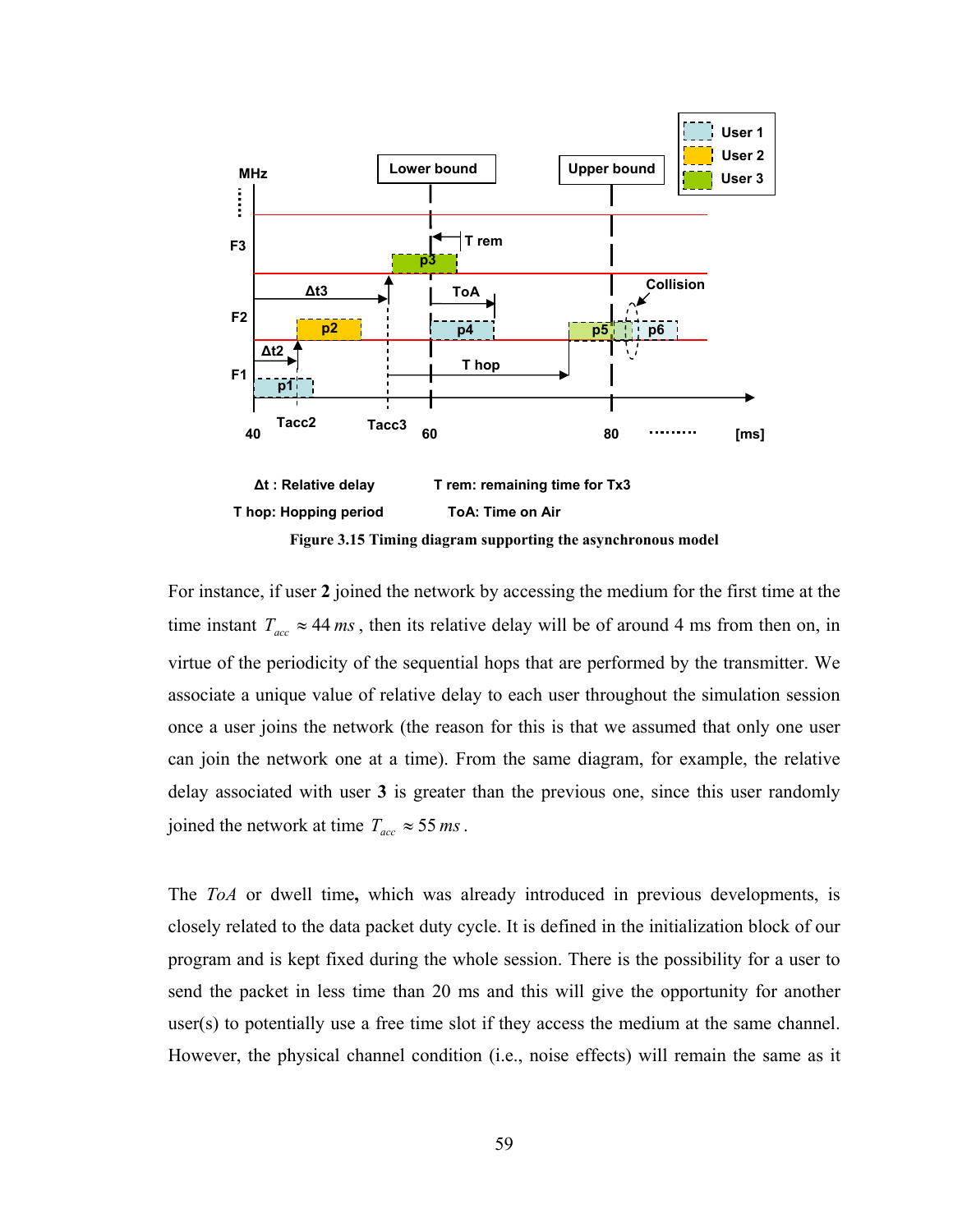Δt : Relative delay    T rem: remaining time for Tx3

T hop: Hopping period    ToA: Time on Air

**Figure 3.15 Timing diagram supporting the asynchronous model**

For instance, if user **2** joined the network by accessing the medium for the first time at the time instant $T_{acc} \approx 44\,ms$, then its relative delay will be of around 4 ms from then on, in virtue of the periodicity of the sequential hops that are performed by the transmitter. We associate a unique value of relative delay to each user throughout the simulation session once a user joins the network (the reason for this is that we assumed that only one user can join the network one at a time). From the same diagram, for example, the relative delay associated with user **3** is greater than the previous one, since this user randomly joined the network at time $T_{acc} \approx 55\,ms$.

The *ToA* or dwell time**,** which was already introduced in previous developments, is closely related to the data packet duty cycle. It is defined in the initialization block of our program and is kept fixed during the whole session. There is the possibility for a user to send the packet in less time than 20 ms and this will give the opportunity for another user(s) to potentially use a free time slot if they access the medium at the same channel. However, the physical channel condition (i.e., noise effects) will remain the same as it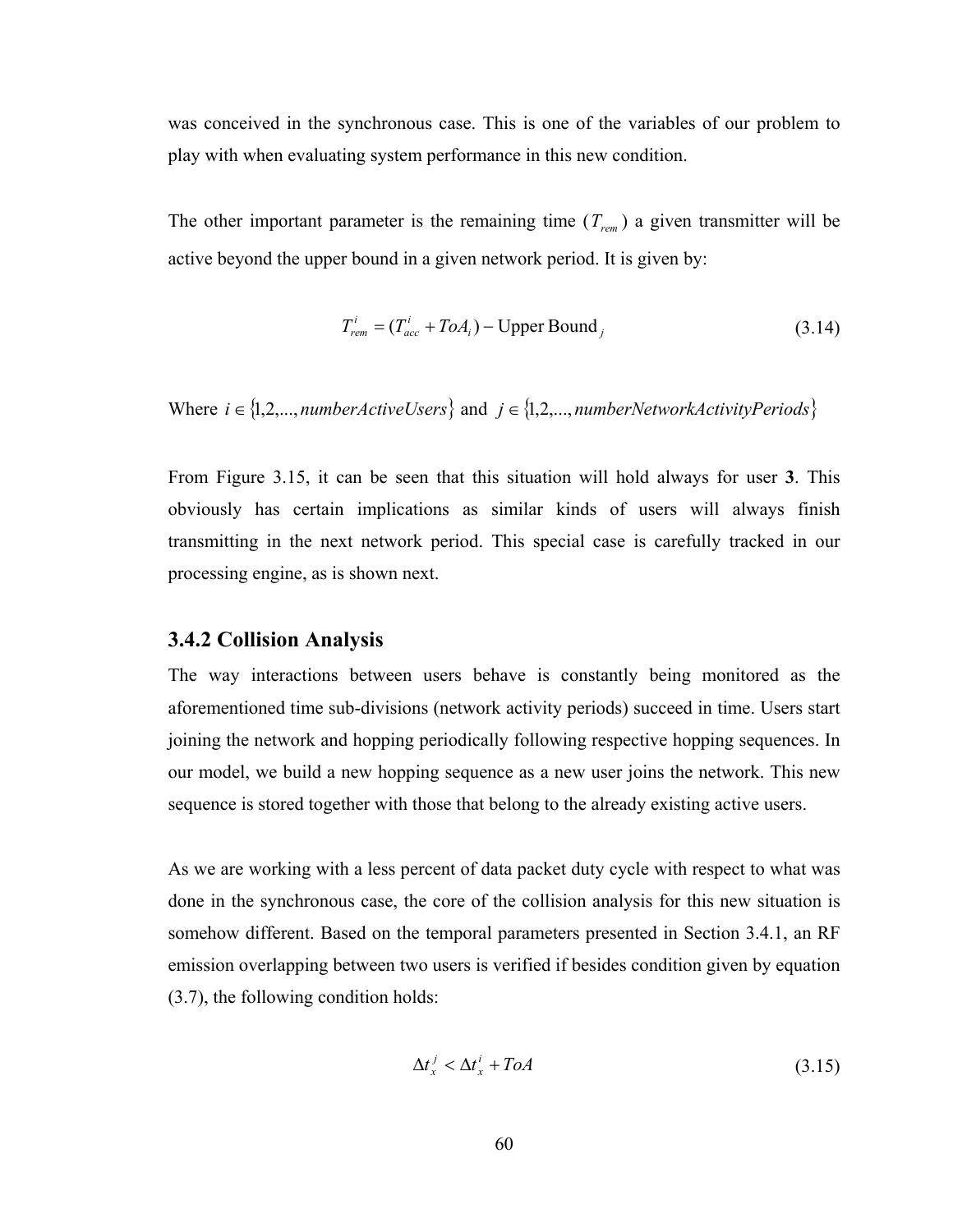was conceived in the synchronous case. This is one of the variables of our problem to play with when evaluating system performance in this new condition.

The other important parameter is the remaining time ($T_{rem}$) a given transmitter will be active beyond the upper bound in a given network period. It is given by:

$$T_{rem}^{i} = (T_{acc}^{i} + ToA_{i}) - \text{Upper Bound}_{j} \tag{3.14}$$

Where $i \in \{1,2,...,numberActiveUsers\}$ and $j \in \{1,2,...,numberNetworkActivityPeriods\}$

From Figure 3.15, it can be seen that this situation will hold always for user **3**. This obviously has certain implications as similar kinds of users will always finish transmitting in the next network period. This special case is carefully tracked in our processing engine, as is shown next.

### 3.4.2 Collision Analysis

The way interactions between users behave is constantly being monitored as the aforementioned time sub-divisions (network activity periods) succeed in time. Users start joining the network and hopping periodically following respective hopping sequences. In our model, we build a new hopping sequence as a new user joins the network. This new sequence is stored together with those that belong to the already existing active users.

As we are working with a less percent of data packet duty cycle with respect to what was done in the synchronous case, the core of the collision analysis for this new situation is somehow different. Based on the temporal parameters presented in Section 3.4.1, an RF emission overlapping between two users is verified if besides condition given by equation (3.7), the following condition holds:

$$\Delta t_{x}^{j} < \Delta t_{x}^{i} + ToA \tag{3.15}$$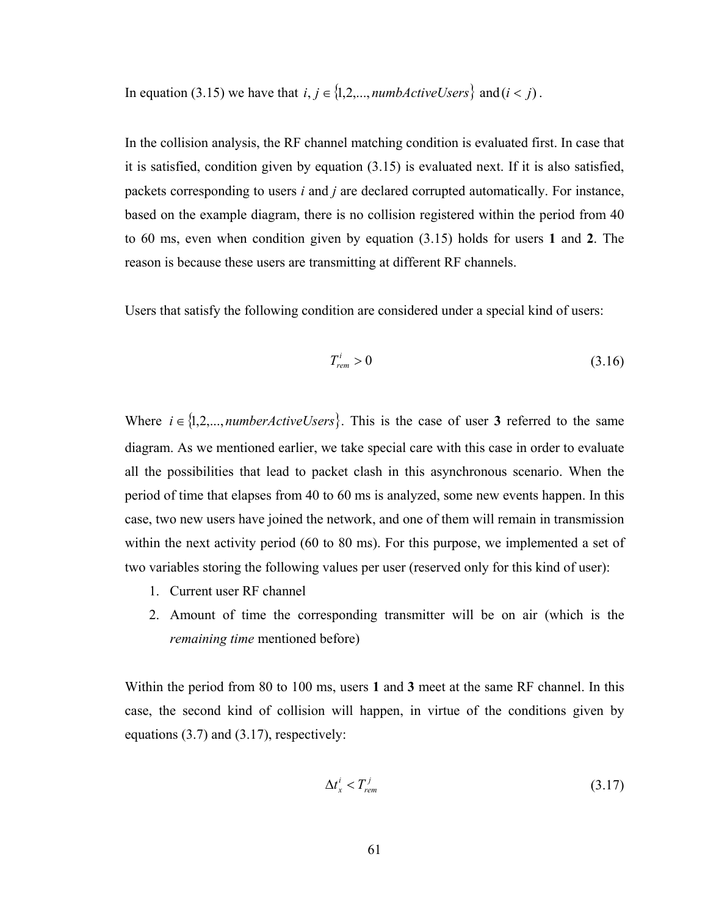In equation (3.15) we have that $i, j \in \{1,2,...,numbActiveUsers\}$ and $(i < j)$.

In the collision analysis, the RF channel matching condition is evaluated first. In case that it is satisfied, condition given by equation (3.15) is evaluated next. If it is also satisfied, packets corresponding to users *i* and *j* are declared corrupted automatically. For instance, based on the example diagram, there is no collision registered within the period from 40 to 60 ms, even when condition given by equation (3.15) holds for users **1** and **2**. The reason is because these users are transmitting at different RF channels.

Users that satisfy the following condition are considered under a special kind of users:

$$T_{rem}^{i} > 0 \tag{3.16}$$

Where $i \in \{1,2,...,numberActiveUsers\}$. This is the case of user **3** referred to the same diagram. As we mentioned earlier, we take special care with this case in order to evaluate all the possibilities that lead to packet clash in this asynchronous scenario. When the period of time that elapses from 40 to 60 ms is analyzed, some new events happen. In this case, two new users have joined the network, and one of them will remain in transmission within the next activity period (60 to 80 ms). For this purpose, we implemented a set of two variables storing the following values per user (reserved only for this kind of user):

1. Current user RF channel
2. Amount of time the corresponding transmitter will be on air (which is the *remaining time* mentioned before)

Within the period from 80 to 100 ms, users **1** and **3** meet at the same RF channel. In this case, the second kind of collision will happen, in virtue of the conditions given by equations (3.7) and (3.17), respectively:

$$\Delta t_{x}^{i} < T_{rem}^{j} \tag{3.17}$$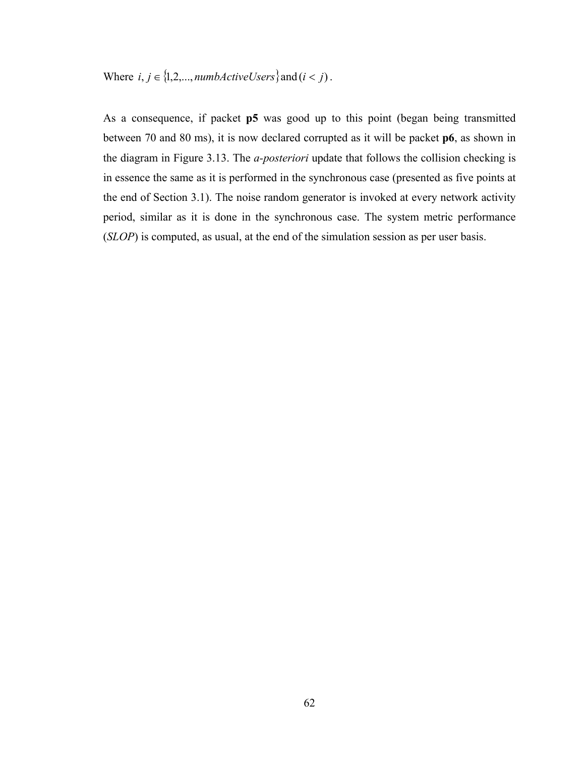Where $i, j \in \{1,2,..., numbActiveUsers\}$ and $(i < j)$.

As a consequence, if packet **p5** was good up to this point (began being transmitted between 70 and 80 ms), it is now declared corrupted as it will be packet **p6**, as shown in the diagram in Figure 3.13. The *a-posteriori* update that follows the collision checking is in essence the same as it is performed in the synchronous case (presented as five points at the end of Section 3.1). The noise random generator is invoked at every network activity period, similar as it is done in the synchronous case. The system metric performance (*SLOP*) is computed, as usual, at the end of the simulation session as per user basis.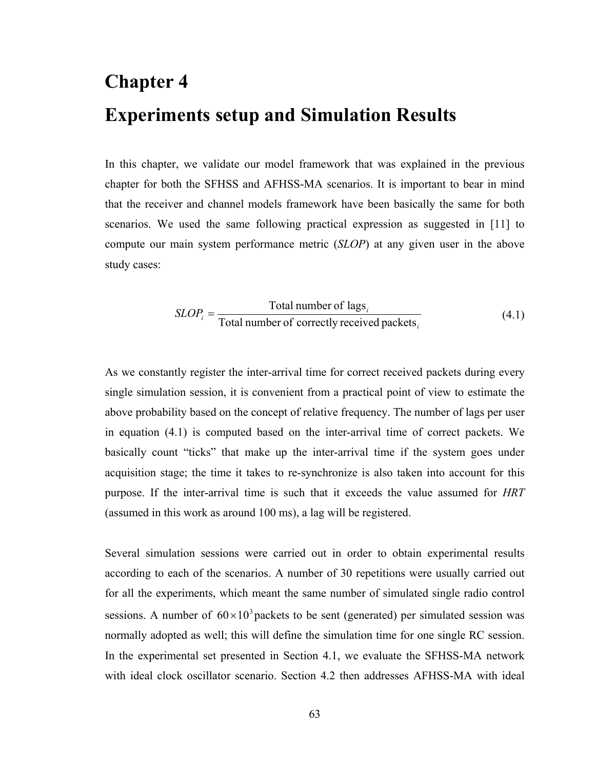# Chapter 4

# Experiments setup and Simulation Results

In this chapter, we validate our model framework that was explained in the previous chapter for both the SFHSS and AFHSS-MA scenarios. It is important to bear in mind that the receiver and channel models framework have been basically the same for both scenarios. We used the same following practical expression as suggested in [11] to compute our main system performance metric (*SLOP*) at any given user in the above study cases:

$$SLOP_i = \frac{\text{Total number of lags}_i}{\text{Total number of correctly received packets}_i} \tag{4.1}$$

As we constantly register the inter-arrival time for correct received packets during every single simulation session, it is convenient from a practical point of view to estimate the above probability based on the concept of relative frequency. The number of lags per user in equation (4.1) is computed based on the inter-arrival time of correct packets. We basically count "ticks" that make up the inter-arrival time if the system goes under acquisition stage; the time it takes to re-synchronize is also taken into account for this purpose. If the inter-arrival time is such that it exceeds the value assumed for *HRT* (assumed in this work as around 100 ms), a lag will be registered.

Several simulation sessions were carried out in order to obtain experimental results according to each of the scenarios. A number of 30 repetitions were usually carried out for all the experiments, which meant the same number of simulated single radio control sessions. A number of $60 \times 10^3$ packets to be sent (generated) per simulated session was normally adopted as well; this will define the simulation time for one single RC session. In the experimental set presented in Section 4.1, we evaluate the SFHSS-MA network with ideal clock oscillator scenario. Section 4.2 then addresses AFHSS-MA with ideal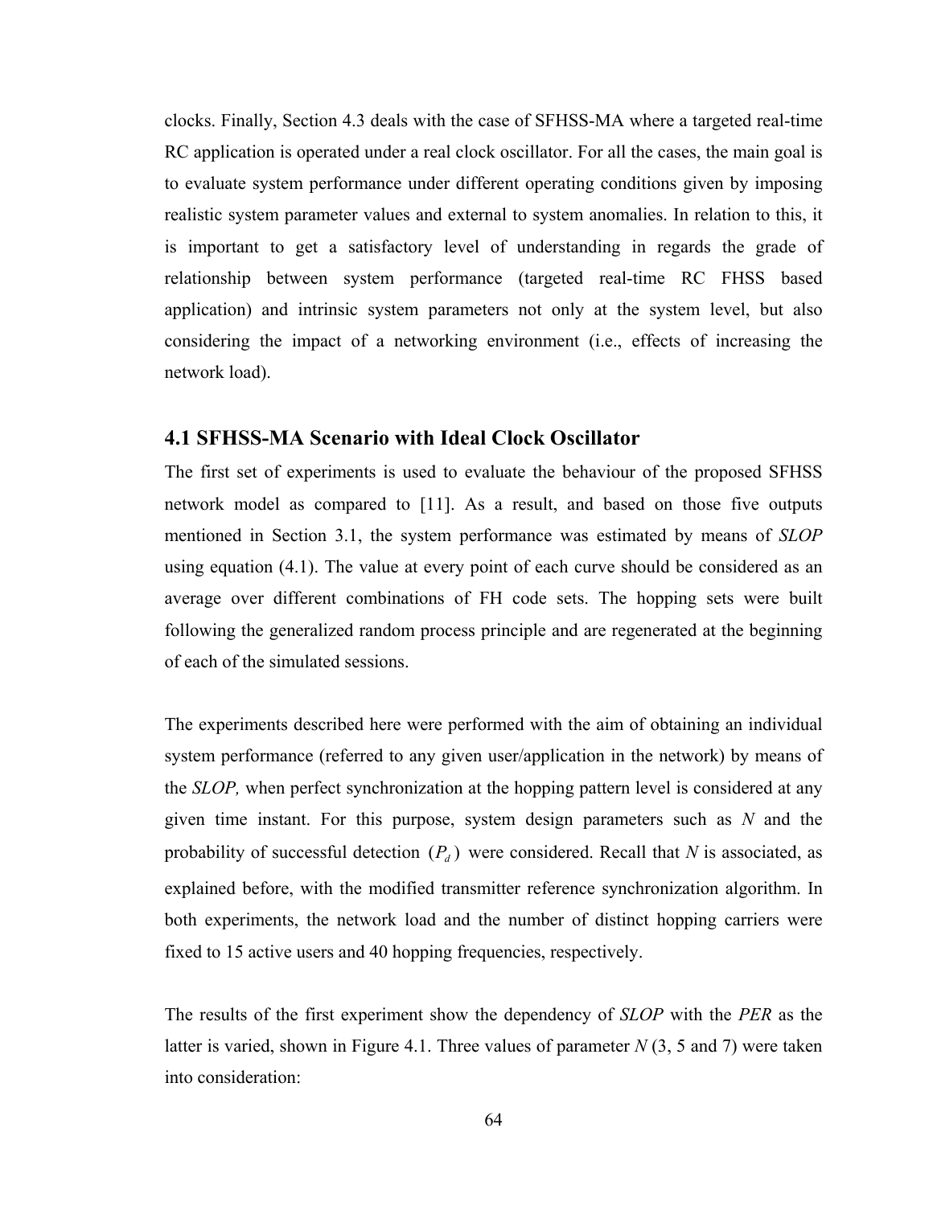clocks. Finally, Section 4.3 deals with the case of SFHSS-MA where a targeted real-time RC application is operated under a real clock oscillator. For all the cases, the main goal is to evaluate system performance under different operating conditions given by imposing realistic system parameter values and external to system anomalies. In relation to this, it is important to get a satisfactory level of understanding in regards the grade of relationship between system performance (targeted real-time RC FHSS based application) and intrinsic system parameters not only at the system level, but also considering the impact of a networking environment (i.e., effects of increasing the network load).

## 4.1 SFHSS-MA Scenario with Ideal Clock Oscillator

The first set of experiments is used to evaluate the behaviour of the proposed SFHSS network model as compared to [11]. As a result, and based on those five outputs mentioned in Section 3.1, the system performance was estimated by means of *SLOP* using equation (4.1). The value at every point of each curve should be considered as an average over different combinations of FH code sets. The hopping sets were built following the generalized random process principle and are regenerated at the beginning of each of the simulated sessions.

The experiments described here were performed with the aim of obtaining an individual system performance (referred to any given user/application in the network) by means of the *SLOP,* when perfect synchronization at the hopping pattern level is considered at any given time instant. For this purpose, system design parameters such as $N$ and the probability of successful detection $(P_d)$ were considered. Recall that $N$ is associated, as explained before, with the modified transmitter reference synchronization algorithm. In both experiments, the network load and the number of distinct hopping carriers were fixed to 15 active users and 40 hopping frequencies, respectively.

The results of the first experiment show the dependency of *SLOP* with the *PER* as the latter is varied, shown in Figure 4.1. Three values of parameter $N$ (3, 5 and 7) were taken into consideration: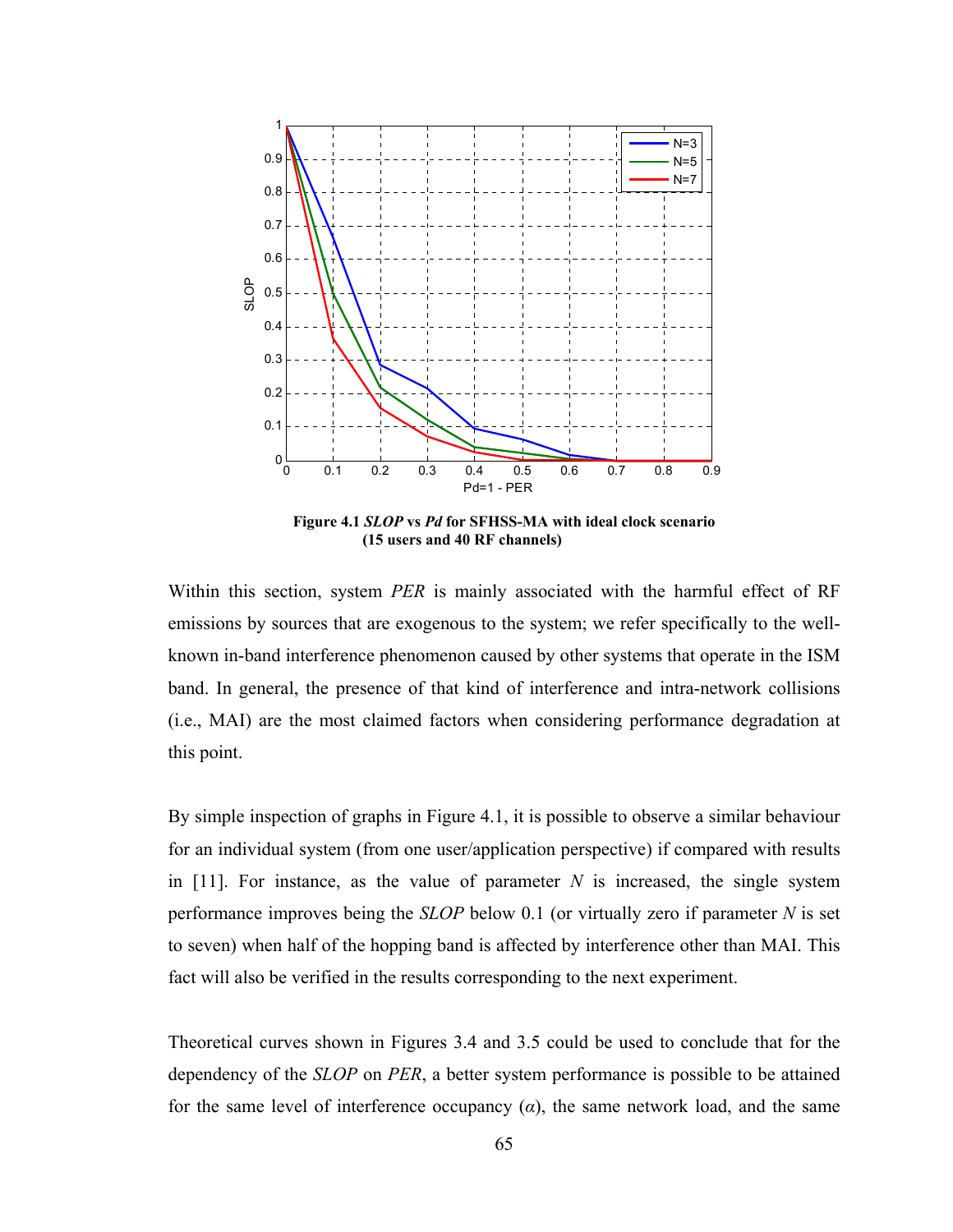**Figure 4.1** ***SLOP*** **vs** ***Pd*** **for SFHSS-MA with ideal clock scenario (15 users and 40 RF channels)**

Within this section, system *PER* is mainly associated with the harmful effect of RF emissions by sources that are exogenous to the system; we refer specifically to the well-known in-band interference phenomenon caused by other systems that operate in the ISM band. In general, the presence of that kind of interference and intra-network collisions (i.e., MAI) are the most claimed factors when considering performance degradation at this point.

By simple inspection of graphs in Figure 4.1, it is possible to observe a similar behaviour for an individual system (from one user/application perspective) if compared with results in [11]. For instance, as the value of parameter $N$ is increased, the single system performance improves being the *SLOP* below 0.1 (or virtually zero if parameter $N$ is set to seven) when half of the hopping band is affected by interference other than MAI. This fact will also be verified in the results corresponding to the next experiment.

Theoretical curves shown in Figures 3.4 and 3.5 could be used to conclude that for the dependency of the *SLOP* on *PER*, a better system performance is possible to be attained for the same level of interference occupancy ($\alpha$), the same network load, and the same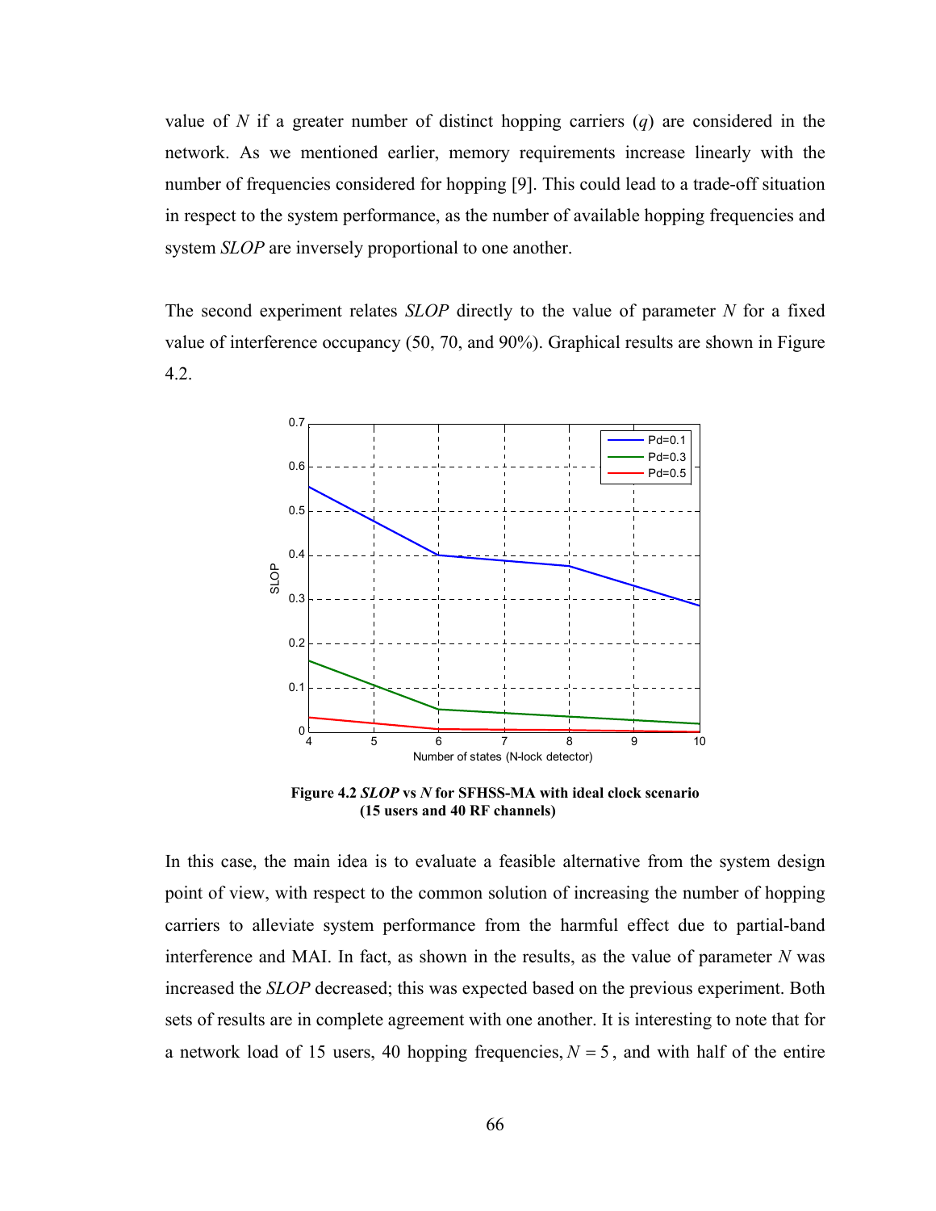value of $N$ if a greater number of distinct hopping carriers ($q$) are considered in the network. As we mentioned earlier, memory requirements increase linearly with the number of frequencies considered for hopping [9]. This could lead to a trade-off situation in respect to the system performance, as the number of available hopping frequencies and system *SLOP* are inversely proportional to one another.

The second experiment relates *SLOP* directly to the value of parameter $N$ for a fixed value of interference occupancy (50, 70, and 90%). Graphical results are shown in Figure 4.2.

**Figure 4.2 *SLOP* vs *N* for SFHSS-MA with ideal clock scenario (15 users and 40 RF channels)**

In this case, the main idea is to evaluate a feasible alternative from the system design point of view, with respect to the common solution of increasing the number of hopping carriers to alleviate system performance from the harmful effect due to partial-band interference and MAI. In fact, as shown in the results, as the value of parameter $N$ was increased the *SLOP* decreased; this was expected based on the previous experiment. Both sets of results are in complete agreement with one another. It is interesting to note that for a network load of 15 users, 40 hopping frequencies, $N = 5$, and with half of the entire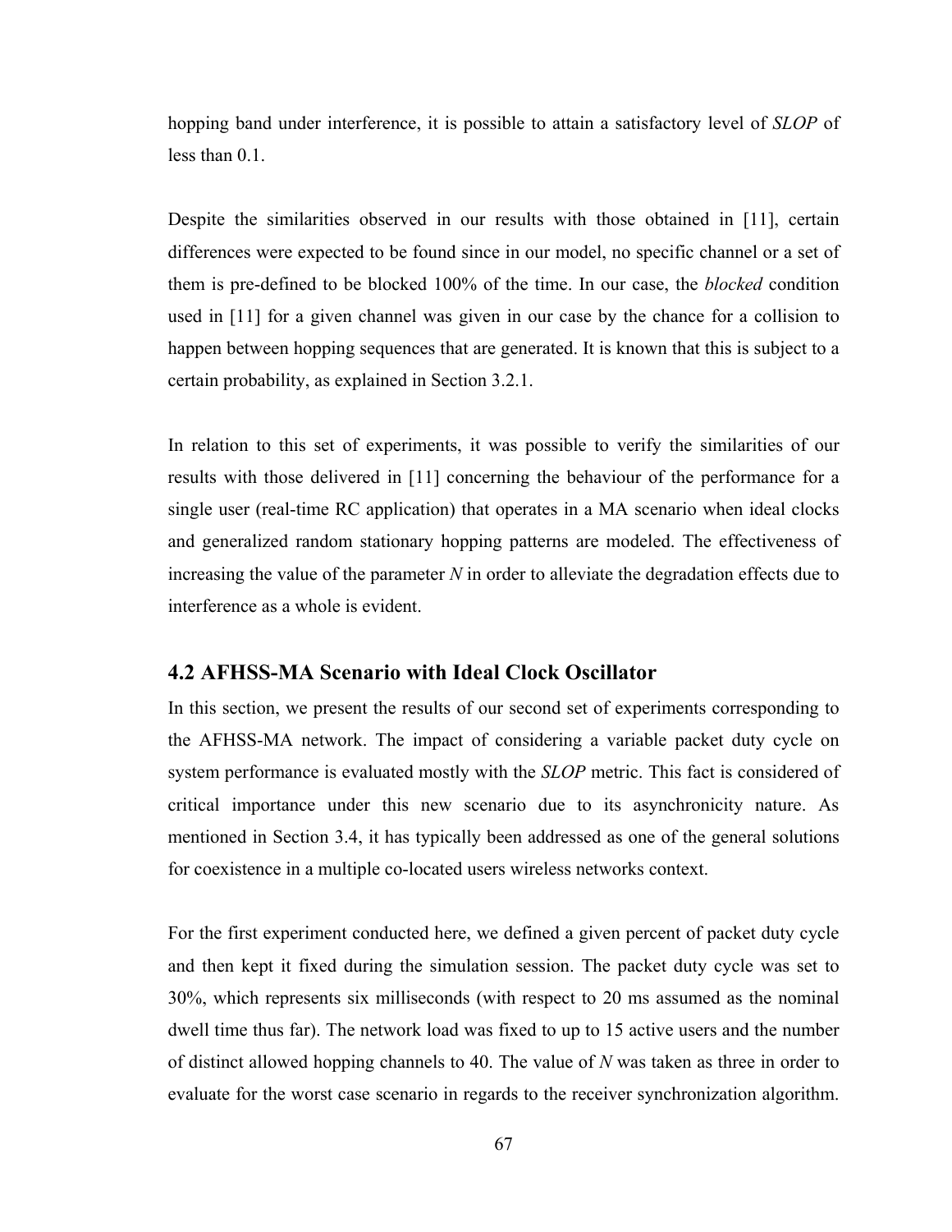hopping band under interference, it is possible to attain a satisfactory level of *SLOP* of less than 0.1.

Despite the similarities observed in our results with those obtained in [11], certain differences were expected to be found since in our model, no specific channel or a set of them is pre-defined to be blocked 100% of the time. In our case, the *blocked* condition used in [11] for a given channel was given in our case by the chance for a collision to happen between hopping sequences that are generated. It is known that this is subject to a certain probability, as explained in Section 3.2.1.

In relation to this set of experiments, it was possible to verify the similarities of our results with those delivered in [11] concerning the behaviour of the performance for a single user (real-time RC application) that operates in a MA scenario when ideal clocks and generalized random stationary hopping patterns are modeled. The effectiveness of increasing the value of the parameter *N* in order to alleviate the degradation effects due to interference as a whole is evident.

## 4.2 AFHSS-MA Scenario with Ideal Clock Oscillator

In this section, we present the results of our second set of experiments corresponding to the AFHSS-MA network. The impact of considering a variable packet duty cycle on system performance is evaluated mostly with the *SLOP* metric. This fact is considered of critical importance under this new scenario due to its asynchronicity nature. As mentioned in Section 3.4, it has typically been addressed as one of the general solutions for coexistence in a multiple co-located users wireless networks context.

For the first experiment conducted here, we defined a given percent of packet duty cycle and then kept it fixed during the simulation session. The packet duty cycle was set to 30%, which represents six milliseconds (with respect to 20 ms assumed as the nominal dwell time thus far). The network load was fixed to up to 15 active users and the number of distinct allowed hopping channels to 40. The value of *N* was taken as three in order to evaluate for the worst case scenario in regards to the receiver synchronization algorithm.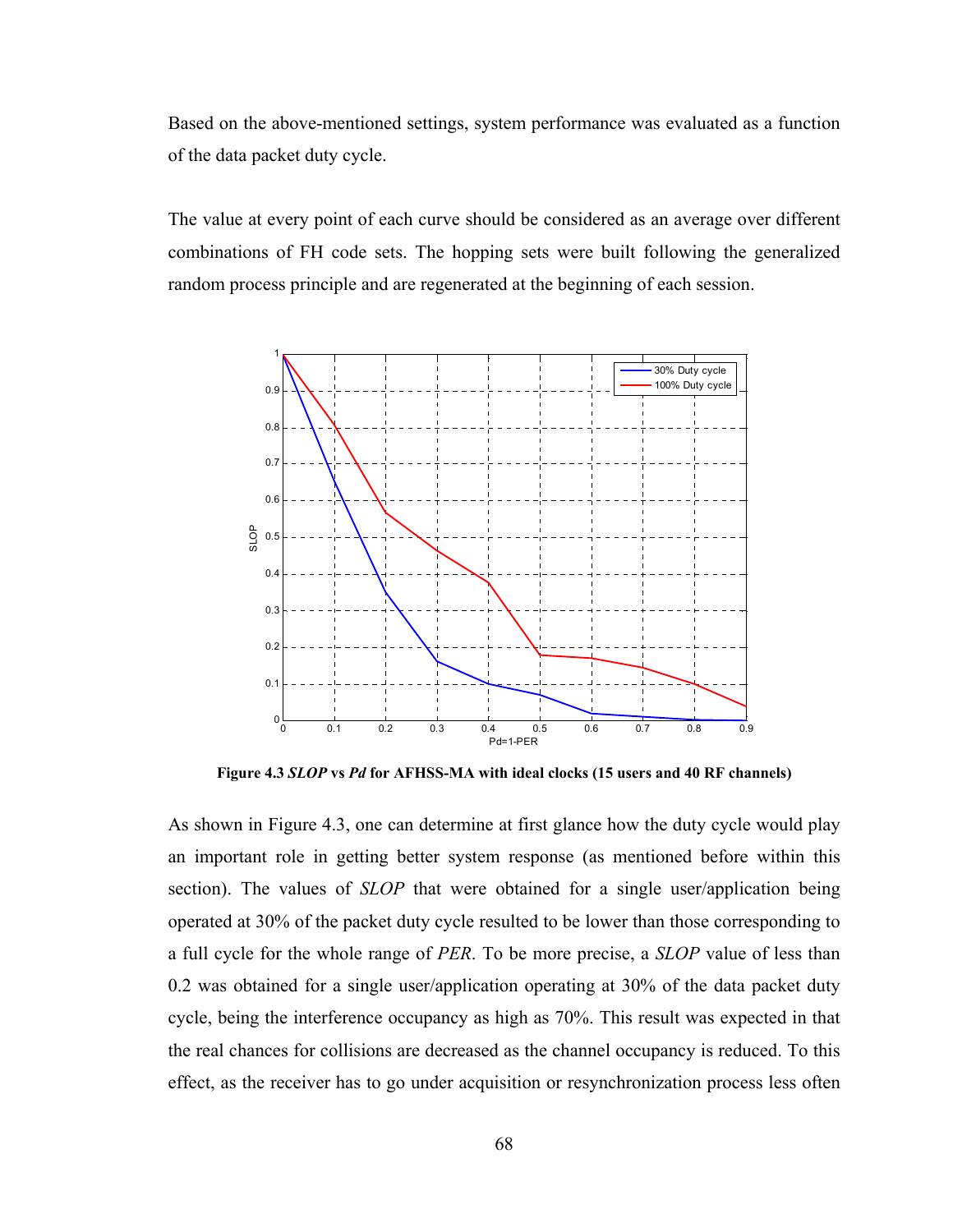Based on the above-mentioned settings, system performance was evaluated as a function of the data packet duty cycle.

The value at every point of each curve should be considered as an average over different combinations of FH code sets. The hopping sets were built following the generalized random process principle and are regenerated at the beginning of each session.

**Figure 4.3 *SLOP* vs *Pd* for AFHSS-MA with ideal clocks (15 users and 40 RF channels)**

As shown in Figure 4.3, one can determine at first glance how the duty cycle would play an important role in getting better system response (as mentioned before within this section). The values of *SLOP* that were obtained for a single user/application being operated at 30% of the packet duty cycle resulted to be lower than those corresponding to a full cycle for the whole range of *PER*. To be more precise, a *SLOP* value of less than 0.2 was obtained for a single user/application operating at 30% of the data packet duty cycle, being the interference occupancy as high as 70%. This result was expected in that the real chances for collisions are decreased as the channel occupancy is reduced. To this effect, as the receiver has to go under acquisition or resynchronization process less often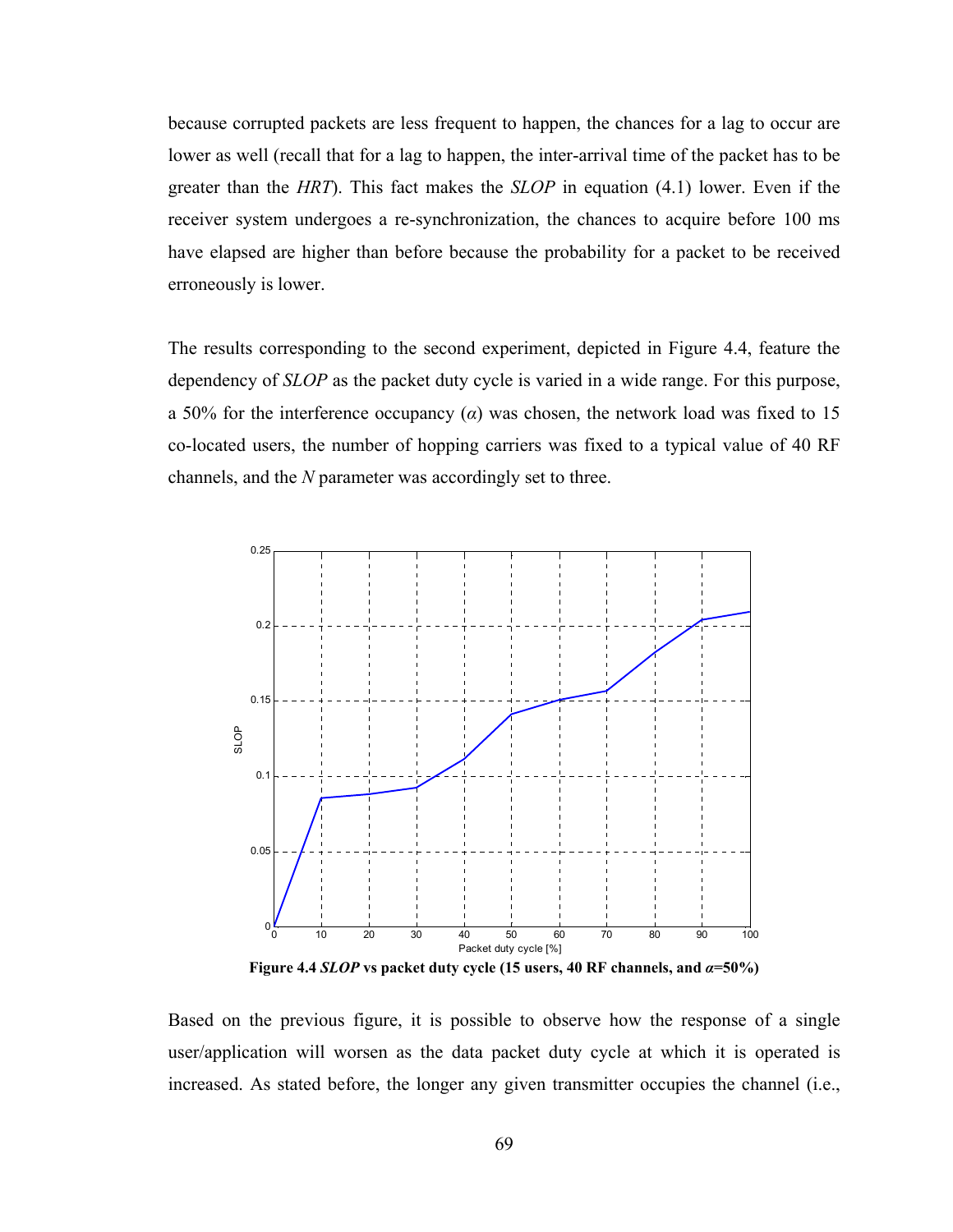because corrupted packets are less frequent to happen, the chances for a lag to occur are lower as well (recall that for a lag to happen, the inter-arrival time of the packet has to be greater than the *HRT*). This fact makes the *SLOP* in equation (4.1) lower. Even if the receiver system undergoes a re-synchronization, the chances to acquire before 100 ms have elapsed are higher than before because the probability for a packet to be received erroneously is lower.

The results corresponding to the second experiment, depicted in Figure 4.4, feature the dependency of *SLOP* as the packet duty cycle is varied in a wide range. For this purpose, a 50% for the interference occupancy ($\alpha$) was chosen, the network load was fixed to 15 co-located users, the number of hopping carriers was fixed to a typical value of 40 RF channels, and the *N* parameter was accordingly set to three.

**Figure 4.4 *SLOP* vs packet duty cycle (15 users, 40 RF channels, and $\alpha$=50%)**

Based on the previous figure, it is possible to observe how the response of a single user/application will worsen as the data packet duty cycle at which it is operated is increased. As stated before, the longer any given transmitter occupies the channel (i.e.,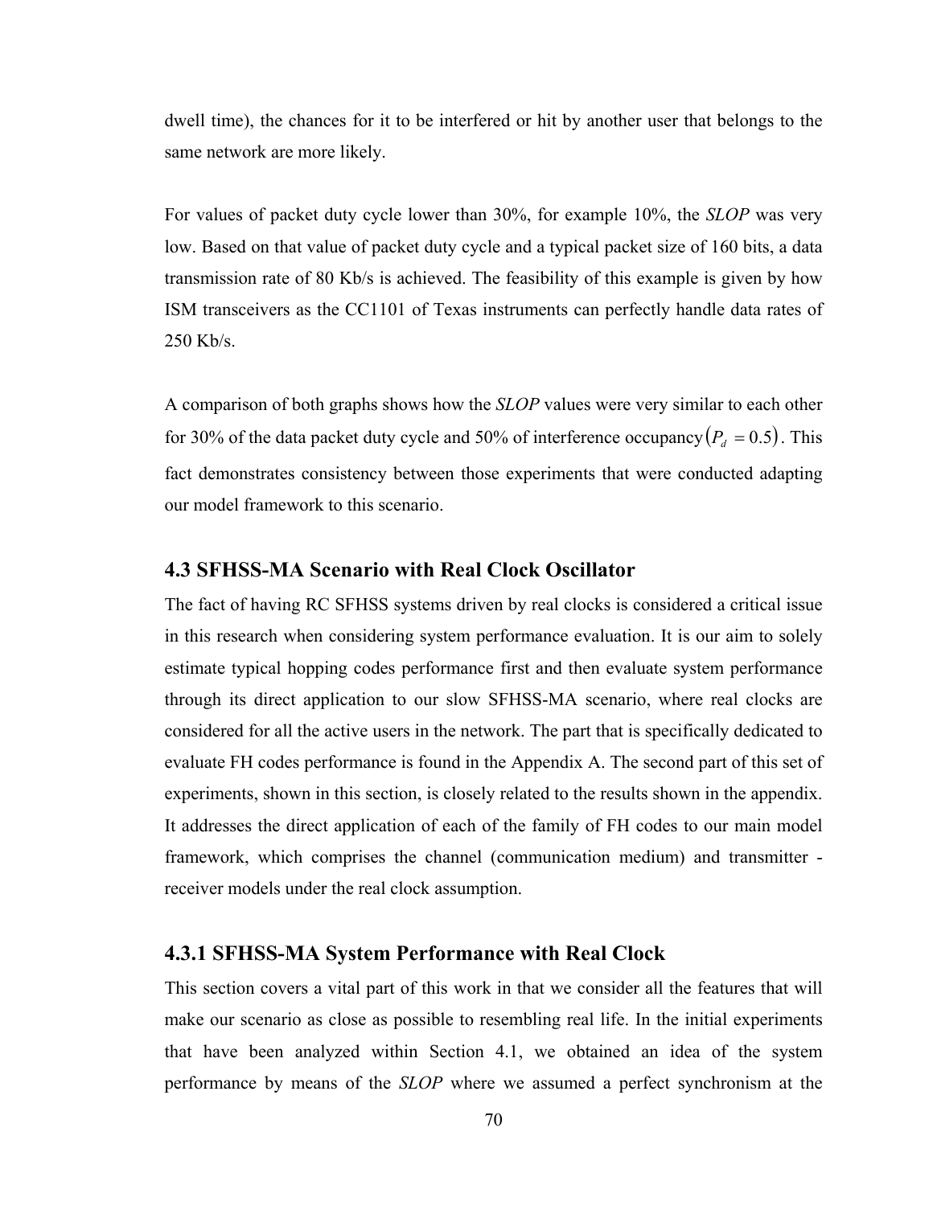dwell time), the chances for it to be interfered or hit by another user that belongs to the same network are more likely.

For values of packet duty cycle lower than 30%, for example 10%, the *SLOP* was very low. Based on that value of packet duty cycle and a typical packet size of 160 bits, a data transmission rate of 80 Kb/s is achieved. The feasibility of this example is given by how ISM transceivers as the CC1101 of Texas instruments can perfectly handle data rates of 250 Kb/s.

A comparison of both graphs shows how the *SLOP* values were very similar to each other for 30% of the data packet duty cycle and 50% of interference occupancy $(P_d = 0.5)$. This fact demonstrates consistency between those experiments that were conducted adapting our model framework to this scenario.

### 4.3 SFHSS-MA Scenario with Real Clock Oscillator

The fact of having RC SFHSS systems driven by real clocks is considered a critical issue in this research when considering system performance evaluation. It is our aim to solely estimate typical hopping codes performance first and then evaluate system performance through its direct application to our slow SFHSS-MA scenario, where real clocks are considered for all the active users in the network. The part that is specifically dedicated to evaluate FH codes performance is found in the Appendix A. The second part of this set of experiments, shown in this section, is closely related to the results shown in the appendix. It addresses the direct application of each of the family of FH codes to our main model framework, which comprises the channel (communication medium) and transmitter - receiver models under the real clock assumption.

### 4.3.1 SFHSS-MA System Performance with Real Clock

This section covers a vital part of this work in that we consider all the features that will make our scenario as close as possible to resembling real life. In the initial experiments that have been analyzed within Section 4.1, we obtained an idea of the system performance by means of the *SLOP* where we assumed a perfect synchronism at the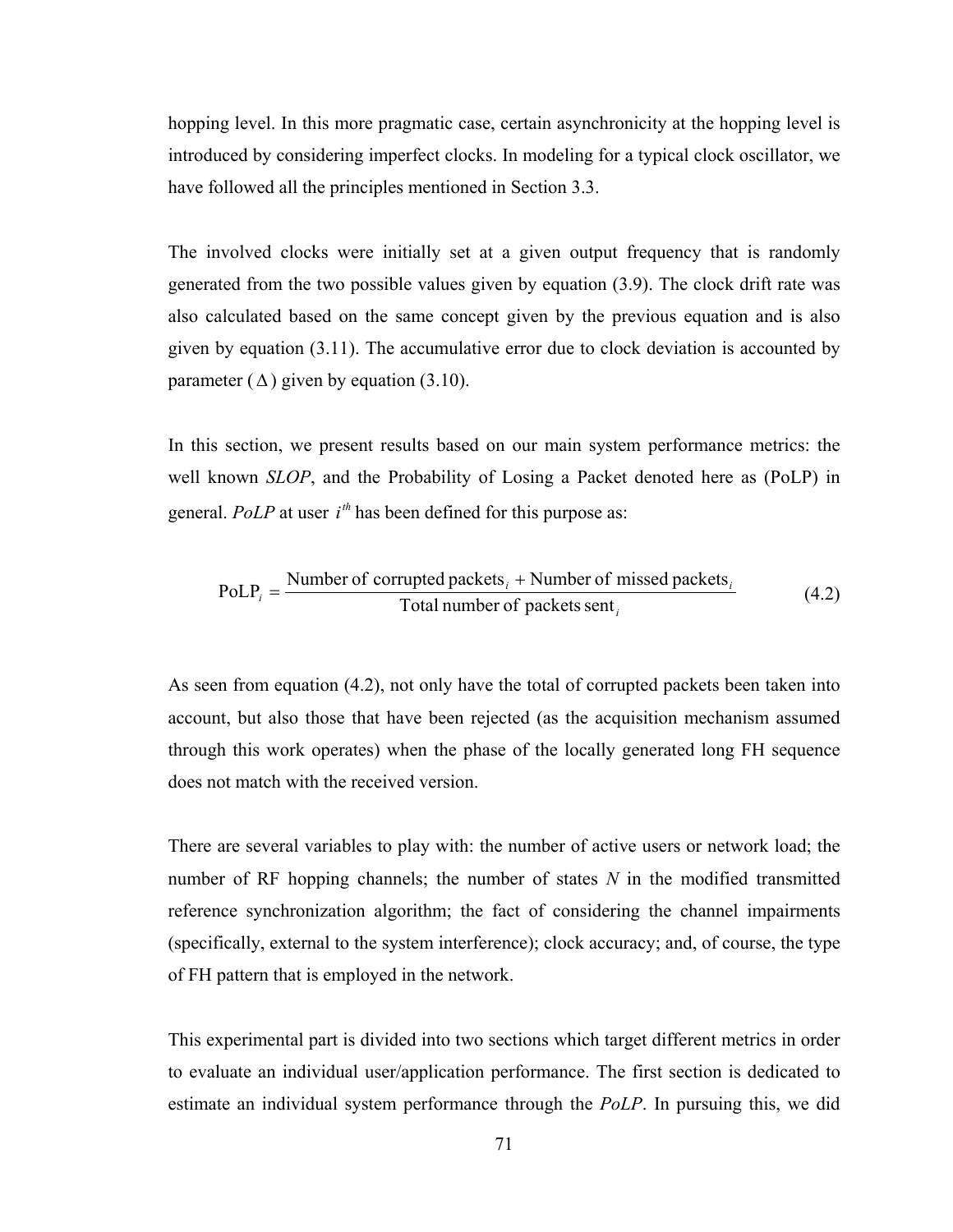hopping level. In this more pragmatic case, certain asynchronicity at the hopping level is introduced by considering imperfect clocks. In modeling for a typical clock oscillator, we have followed all the principles mentioned in Section 3.3.

The involved clocks were initially set at a given output frequency that is randomly generated from the two possible values given by equation (3.9). The clock drift rate was also calculated based on the same concept given by the previous equation and is also given by equation (3.11). The accumulative error due to clock deviation is accounted by parameter ($\Delta$) given by equation (3.10).

In this section, we present results based on our main system performance metrics: the well known *SLOP*, and the Probability of Losing a Packet denoted here as (PoLP) in general. *PoLP* at user $i^{th}$ has been defined for this purpose as:

$$\text{PoLP}_i = \frac{\text{Number of corrupted packets}_i + \text{Number of missed packets}_i}{\text{Total number of packets sent}_i} \tag{4.2}$$

As seen from equation (4.2), not only have the total of corrupted packets been taken into account, but also those that have been rejected (as the acquisition mechanism assumed through this work operates) when the phase of the locally generated long FH sequence does not match with the received version.

There are several variables to play with: the number of active users or network load; the number of RF hopping channels; the number of states *N* in the modified transmitted reference synchronization algorithm; the fact of considering the channel impairments (specifically, external to the system interference); clock accuracy; and, of course, the type of FH pattern that is employed in the network.

This experimental part is divided into two sections which target different metrics in order to evaluate an individual user/application performance. The first section is dedicated to estimate an individual system performance through the *PoLP*. In pursuing this, we did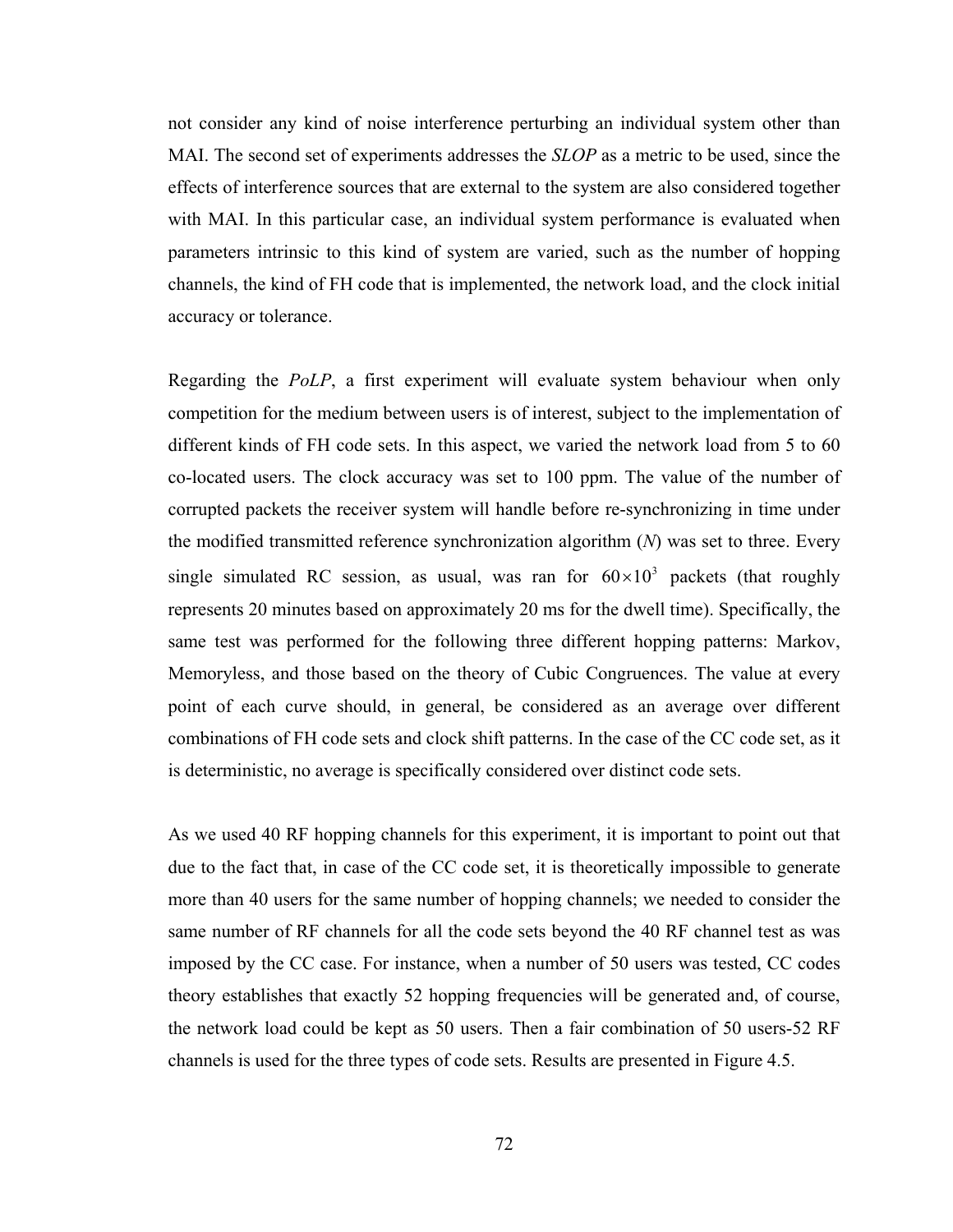not consider any kind of noise interference perturbing an individual system other than MAI. The second set of experiments addresses the *SLOP* as a metric to be used, since the effects of interference sources that are external to the system are also considered together with MAI. In this particular case, an individual system performance is evaluated when parameters intrinsic to this kind of system are varied, such as the number of hopping channels, the kind of FH code that is implemented, the network load, and the clock initial accuracy or tolerance.

Regarding the *PoLP*, a first experiment will evaluate system behaviour when only competition for the medium between users is of interest, subject to the implementation of different kinds of FH code sets. In this aspect, we varied the network load from 5 to 60 co-located users. The clock accuracy was set to 100 ppm. The value of the number of corrupted packets the receiver system will handle before re-synchronizing in time under the modified transmitted reference synchronization algorithm (*N*) was set to three. Every single simulated RC session, as usual, was ran for $60 \times 10^3$ packets (that roughly represents 20 minutes based on approximately 20 ms for the dwell time). Specifically, the same test was performed for the following three different hopping patterns: Markov, Memoryless, and those based on the theory of Cubic Congruences. The value at every point of each curve should, in general, be considered as an average over different combinations of FH code sets and clock shift patterns. In the case of the CC code set, as it is deterministic, no average is specifically considered over distinct code sets.

As we used 40 RF hopping channels for this experiment, it is important to point out that due to the fact that, in case of the CC code set, it is theoretically impossible to generate more than 40 users for the same number of hopping channels; we needed to consider the same number of RF channels for all the code sets beyond the 40 RF channel test as was imposed by the CC case. For instance, when a number of 50 users was tested, CC codes theory establishes that exactly 52 hopping frequencies will be generated and, of course, the network load could be kept as 50 users. Then a fair combination of 50 users-52 RF channels is used for the three types of code sets. Results are presented in Figure 4.5.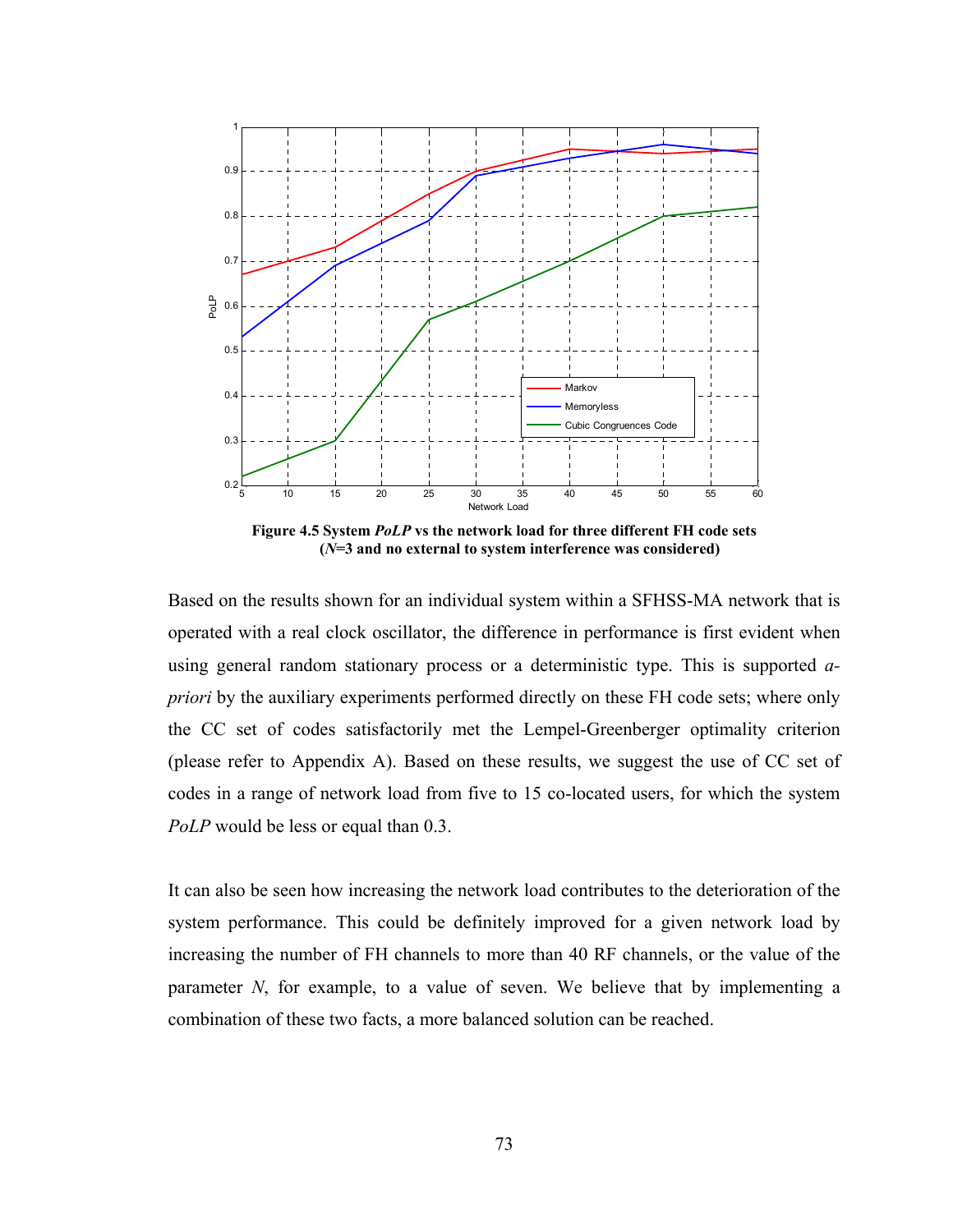**Figure 4.5 System *PoLP* vs the network load for three different FH code sets (*N*=3 and no external to system interference was considered)**

Based on the results shown for an individual system within a SFHSS-MA network that is operated with a real clock oscillator, the difference in performance is first evident when using general random stationary process or a deterministic type. This is supported *a-priori* by the auxiliary experiments performed directly on these FH code sets; where only the CC set of codes satisfactorily met the Lempel-Greenberger optimality criterion (please refer to Appendix A). Based on these results, we suggest the use of CC set of codes in a range of network load from five to 15 co-located users, for which the system *PoLP* would be less or equal than 0.3.

It can also be seen how increasing the network load contributes to the deterioration of the system performance. This could be definitely improved for a given network load by increasing the number of FH channels to more than 40 RF channels, or the value of the parameter *N*, for example, to a value of seven. We believe that by implementing a combination of these two facts, a more balanced solution can be reached.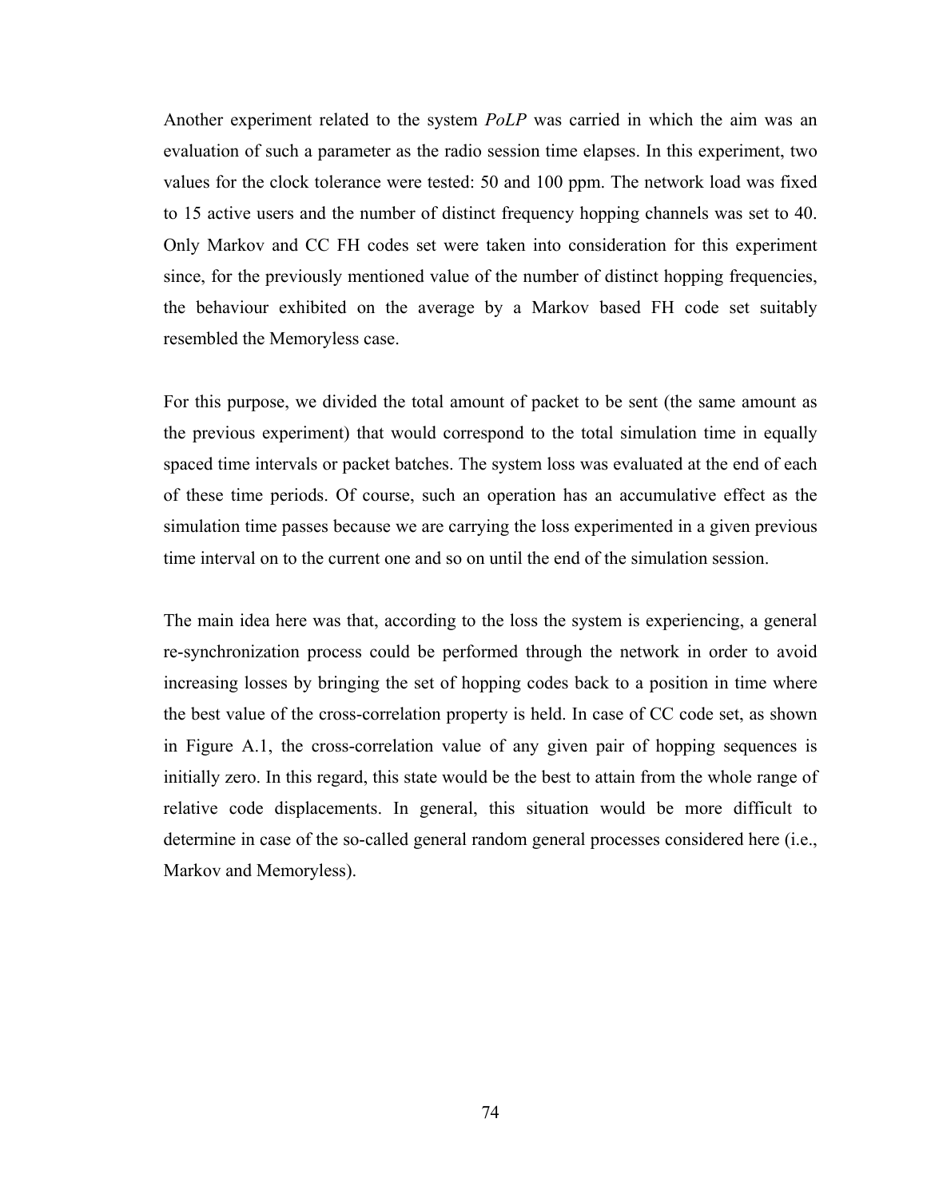Another experiment related to the system *PoLP* was carried in which the aim was an evaluation of such a parameter as the radio session time elapses. In this experiment, two values for the clock tolerance were tested: 50 and 100 ppm. The network load was fixed to 15 active users and the number of distinct frequency hopping channels was set to 40. Only Markov and CC FH codes set were taken into consideration for this experiment since, for the previously mentioned value of the number of distinct hopping frequencies, the behaviour exhibited on the average by a Markov based FH code set suitably resembled the Memoryless case.

For this purpose, we divided the total amount of packet to be sent (the same amount as the previous experiment) that would correspond to the total simulation time in equally spaced time intervals or packet batches. The system loss was evaluated at the end of each of these time periods. Of course, such an operation has an accumulative effect as the simulation time passes because we are carrying the loss experimented in a given previous time interval on to the current one and so on until the end of the simulation session.

The main idea here was that, according to the loss the system is experiencing, a general re-synchronization process could be performed through the network in order to avoid increasing losses by bringing the set of hopping codes back to a position in time where the best value of the cross-correlation property is held. In case of CC code set, as shown in Figure A.1, the cross-correlation value of any given pair of hopping sequences is initially zero. In this regard, this state would be the best to attain from the whole range of relative code displacements. In general, this situation would be more difficult to determine in case of the so-called general random general processes considered here (i.e., Markov and Memoryless).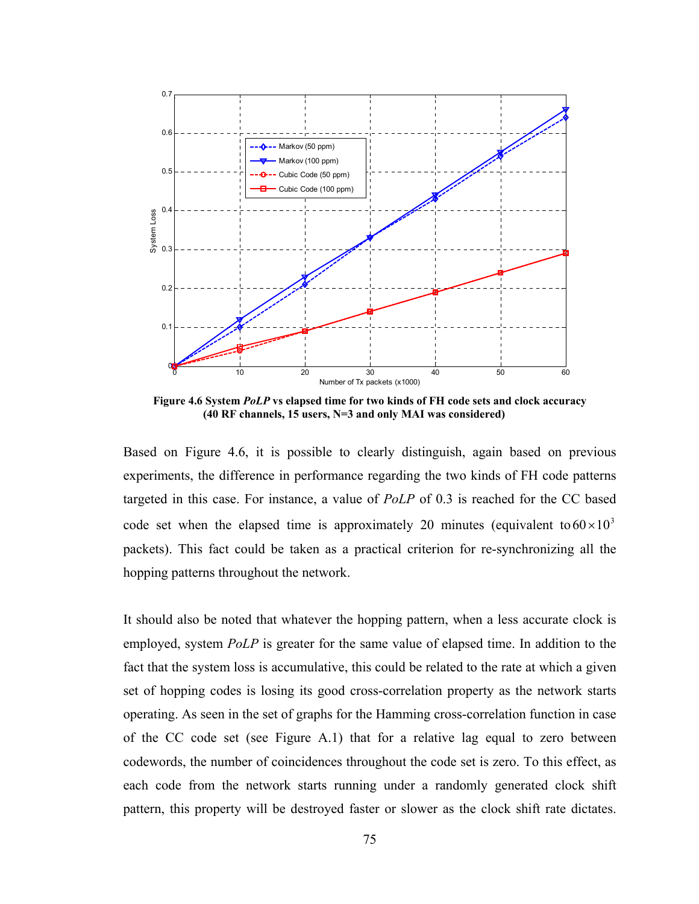**Figure 4.6 System *PoLP* vs elapsed time for two kinds of FH code sets and clock accuracy (40 RF channels, 15 users, N=3 and only MAI was considered)**

Based on Figure 4.6, it is possible to clearly distinguish, again based on previous experiments, the difference in performance regarding the two kinds of FH code patterns targeted in this case. For instance, a value of *PoLP* of 0.3 is reached for the CC based code set when the elapsed time is approximately 20 minutes (equivalent to $60 \times 10^3$ packets). This fact could be taken as a practical criterion for re-synchronizing all the hopping patterns throughout the network.

It should also be noted that whatever the hopping pattern, when a less accurate clock is employed, system *PoLP* is greater for the same value of elapsed time. In addition to the fact that the system loss is accumulative, this could be related to the rate at which a given set of hopping codes is losing its good cross-correlation property as the network starts operating. As seen in the set of graphs for the Hamming cross-correlation function in case of the CC code set (see Figure A.1) that for a relative lag equal to zero between codewords, the number of coincidences throughout the code set is zero. To this effect, as each code from the network starts running under a randomly generated clock shift pattern, this property will be destroyed faster or slower as the clock shift rate dictates.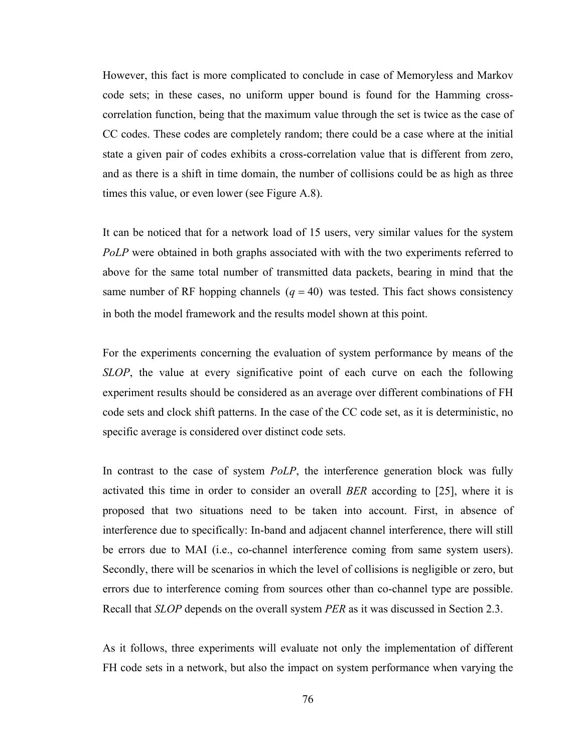However, this fact is more complicated to conclude in case of Memoryless and Markov code sets; in these cases, no uniform upper bound is found for the Hamming cross-correlation function, being that the maximum value through the set is twice as the case of CC codes. These codes are completely random; there could be a case where at the initial state a given pair of codes exhibits a cross-correlation value that is different from zero, and as there is a shift in time domain, the number of collisions could be as high as three times this value, or even lower (see Figure A.8).

It can be noticed that for a network load of 15 users, very similar values for the system *PoLP* were obtained in both graphs associated with with the two experiments referred to above for the same total number of transmitted data packets, bearing in mind that the same number of RF hopping channels $(q = 40)$ was tested. This fact shows consistency in both the model framework and the results model shown at this point.

For the experiments concerning the evaluation of system performance by means of the *SLOP*, the value at every significative point of each curve on each the following experiment results should be considered as an average over different combinations of FH code sets and clock shift patterns. In the case of the CC code set, as it is deterministic, no specific average is considered over distinct code sets.

In contrast to the case of system *PoLP*, the interference generation block was fully activated this time in order to consider an overall *BER* according to [25], where it is proposed that two situations need to be taken into account. First, in absence of interference due to specifically: In-band and adjacent channel interference, there will still be errors due to MAI (i.e., co-channel interference coming from same system users). Secondly, there will be scenarios in which the level of collisions is negligible or zero, but errors due to interference coming from sources other than co-channel type are possible. Recall that *SLOP* depends on the overall system *PER* as it was discussed in Section 2.3.

As it follows, three experiments will evaluate not only the implementation of different FH code sets in a network, but also the impact on system performance when varying the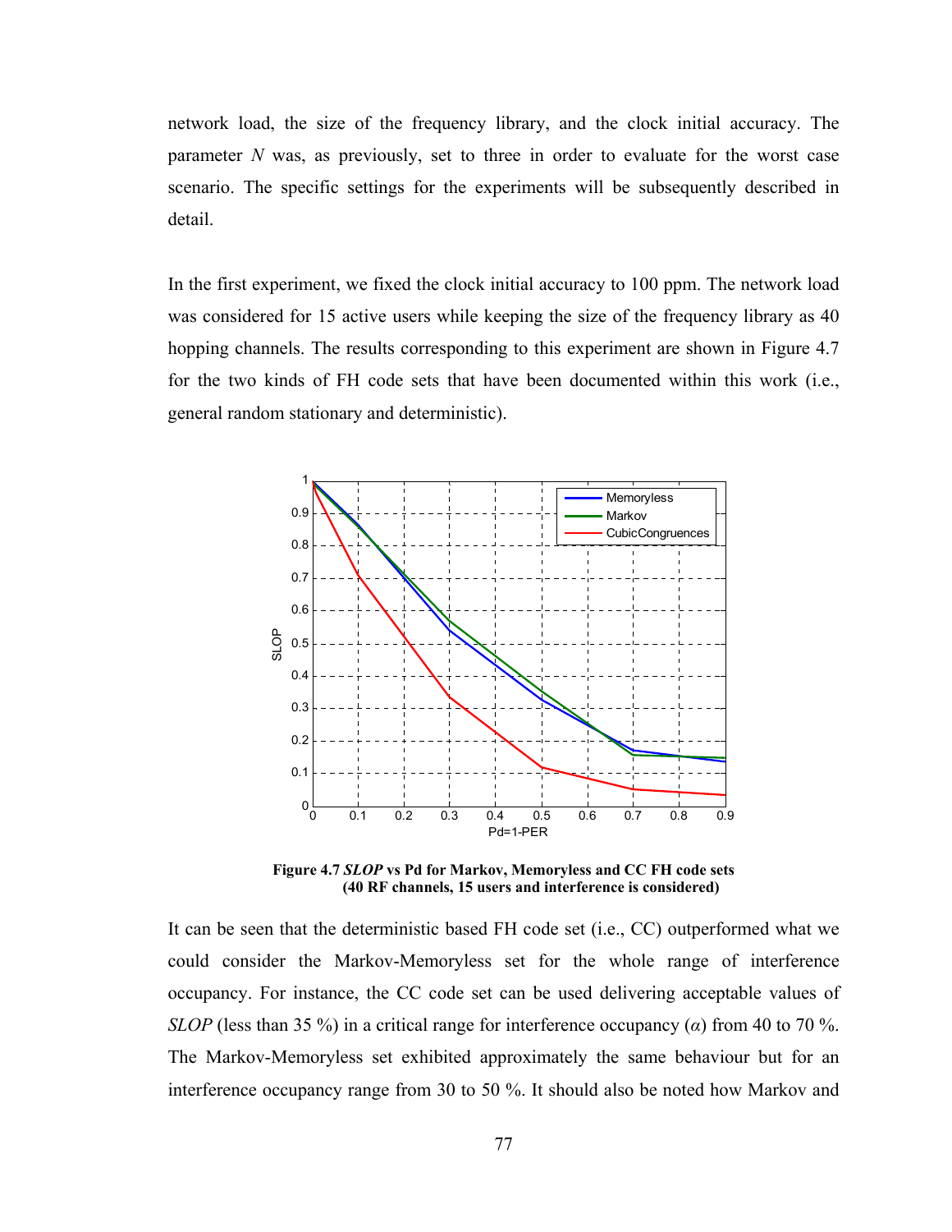network load, the size of the frequency library, and the clock initial accuracy. The parameter *N* was, as previously, set to three in order to evaluate for the worst case scenario. The specific settings for the experiments will be subsequently described in detail.

In the first experiment, we fixed the clock initial accuracy to 100 ppm. The network load was considered for 15 active users while keeping the size of the frequency library as 40 hopping channels. The results corresponding to this experiment are shown in Figure 4.7 for the two kinds of FH code sets that have been documented within this work (i.e., general random stationary and deterministic).

**Figure 4.7 *SLOP* vs Pd for Markov, Memoryless and CC FH code sets (40 RF channels, 15 users and interference is considered)**

It can be seen that the deterministic based FH code set (i.e., CC) outperformed what we could consider the Markov-Memoryless set for the whole range of interference occupancy. For instance, the CC code set can be used delivering acceptable values of *SLOP* (less than 35 %) in a critical range for interference occupancy ($\alpha$) from 40 to 70 %. The Markov-Memoryless set exhibited approximately the same behaviour but for an interference occupancy range from 30 to 50 %. It should also be noted how Markov and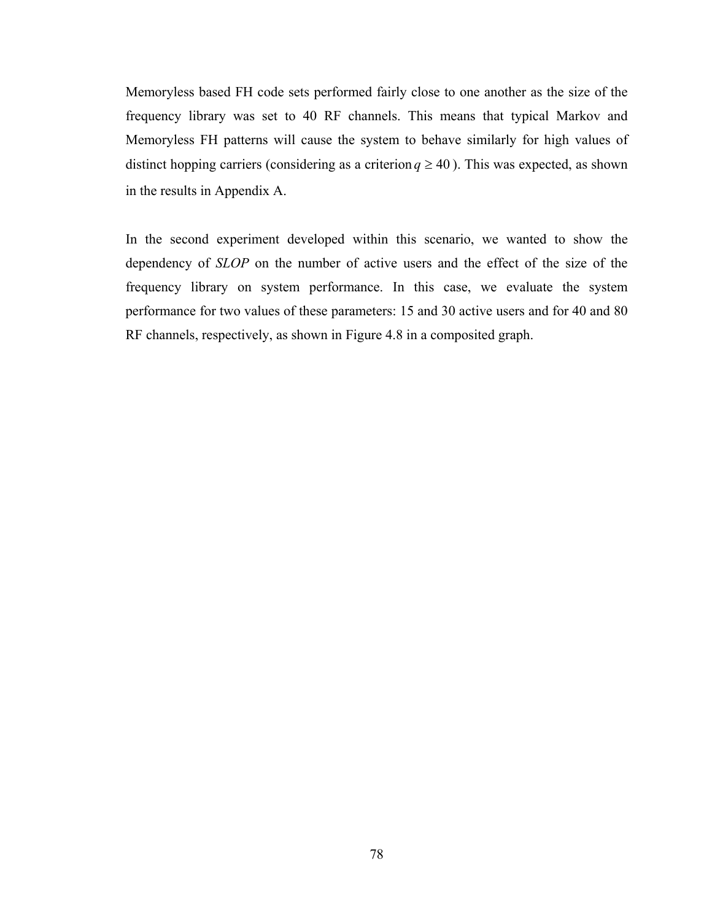Memoryless based FH code sets performed fairly close to one another as the size of the frequency library was set to 40 RF channels. This means that typical Markov and Memoryless FH patterns will cause the system to behave similarly for high values of distinct hopping carriers (considering as a criterion $q \geq 40$). This was expected, as shown in the results in Appendix A.

In the second experiment developed within this scenario, we wanted to show the dependency of *SLOP* on the number of active users and the effect of the size of the frequency library on system performance. In this case, we evaluate the system performance for two values of these parameters: 15 and 30 active users and for 40 and 80 RF channels, respectively, as shown in Figure 4.8 in a composited graph.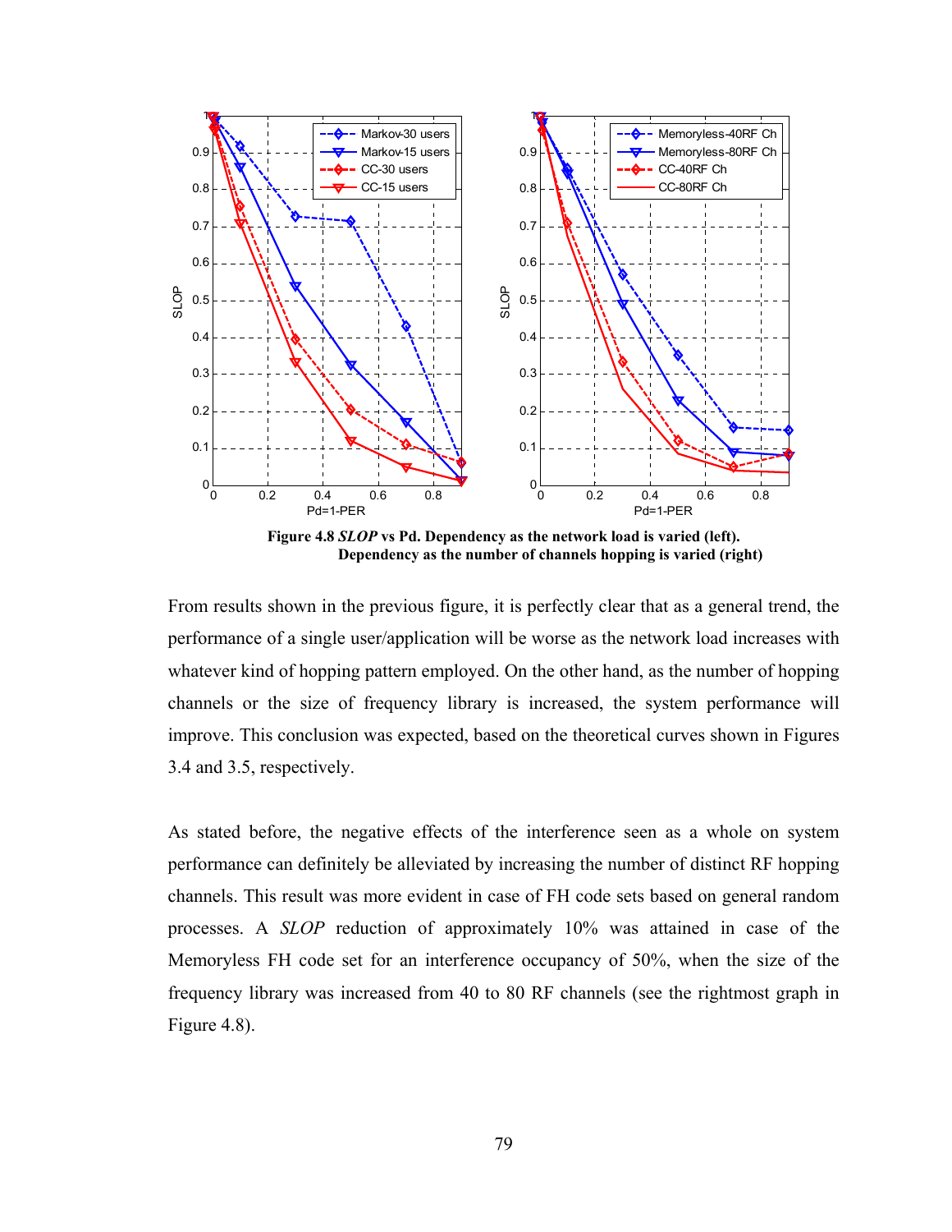**Figure 4.8** ***SLOP*** **vs Pd. Dependency as the network load is varied (left). Dependency as the number of channels hopping is varied (right)**

From results shown in the previous figure, it is perfectly clear that as a general trend, the performance of a single user/application will be worse as the network load increases with whatever kind of hopping pattern employed. On the other hand, as the number of hopping channels or the size of frequency library is increased, the system performance will improve. This conclusion was expected, based on the theoretical curves shown in Figures 3.4 and 3.5, respectively.

As stated before, the negative effects of the interference seen as a whole on system performance can definitely be alleviated by increasing the number of distinct RF hopping channels. This result was more evident in case of FH code sets based on general random processes. A *SLOP* reduction of approximately 10% was attained in case of the Memoryless FH code set for an interference occupancy of 50%, when the size of the frequency library was increased from 40 to 80 RF channels (see the rightmost graph in Figure 4.8).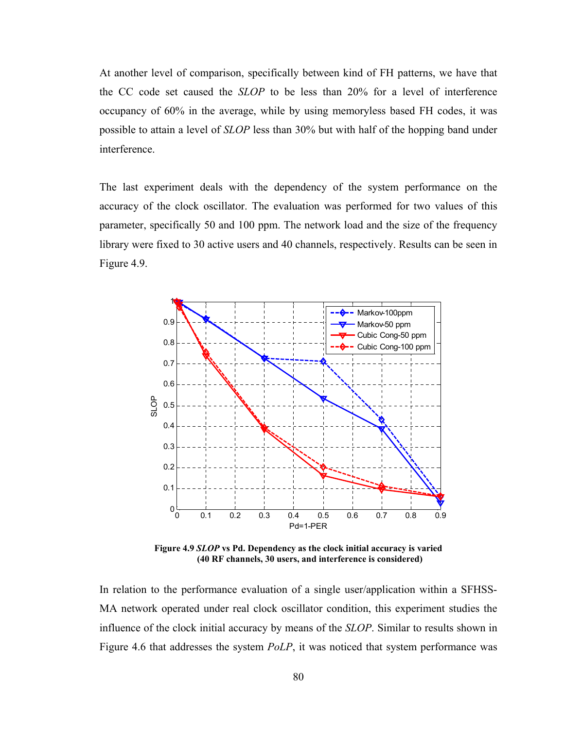At another level of comparison, specifically between kind of FH patterns, we have that the CC code set caused the *SLOP* to be less than 20% for a level of interference occupancy of 60% in the average, while by using memoryless based FH codes, it was possible to attain a level of *SLOP* less than 30% but with half of the hopping band under interference.

The last experiment deals with the dependency of the system performance on the accuracy of the clock oscillator. The evaluation was performed for two values of this parameter, specifically 50 and 100 ppm. The network load and the size of the frequency library were fixed to 30 active users and 40 channels, respectively. Results can be seen in Figure 4.9.

**Figure 4.9 *SLOP* vs Pd. Dependency as the clock initial accuracy is varied (40 RF channels, 30 users, and interference is considered)**

In relation to the performance evaluation of a single user/application within a SFHSS-MA network operated under real clock oscillator condition, this experiment studies the influence of the clock initial accuracy by means of the *SLOP*. Similar to results shown in Figure 4.6 that addresses the system *PoLP*, it was noticed that system performance was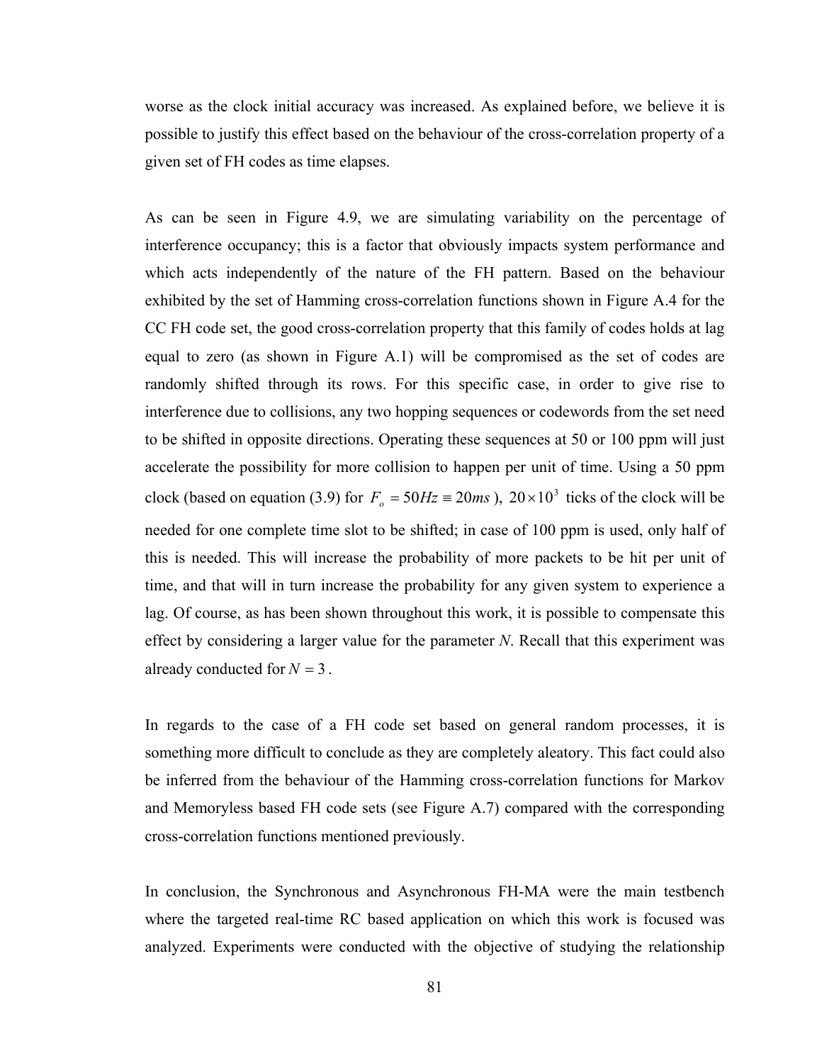worse as the clock initial accuracy was increased. As explained before, we believe it is possible to justify this effect based on the behaviour of the cross-correlation property of a given set of FH codes as time elapses.

As can be seen in Figure 4.9, we are simulating variability on the percentage of interference occupancy; this is a factor that obviously impacts system performance and which acts independently of the nature of the FH pattern. Based on the behaviour exhibited by the set of Hamming cross-correlation functions shown in Figure A.4 for the CC FH code set, the good cross-correlation property that this family of codes holds at lag equal to zero (as shown in Figure A.1) will be compromised as the set of codes are randomly shifted through its rows. For this specific case, in order to give rise to interference due to collisions, any two hopping sequences or codewords from the set need to be shifted in opposite directions. Operating these sequences at 50 or 100 ppm will just accelerate the possibility for more collision to happen per unit of time. Using a 50 ppm clock (based on equation (3.9) for $F_o = 50Hz \equiv 20ms$), $20 \times 10^3$ ticks of the clock will be needed for one complete time slot to be shifted; in case of 100 ppm is used, only half of this is needed. This will increase the probability of more packets to be hit per unit of time, and that will in turn increase the probability for any given system to experience a lag. Of course, as has been shown throughout this work, it is possible to compensate this effect by considering a larger value for the parameter *N*. Recall that this experiment was already conducted for $N = 3$.

In regards to the case of a FH code set based on general random processes, it is something more difficult to conclude as they are completely aleatory. This fact could also be inferred from the behaviour of the Hamming cross-correlation functions for Markov and Memoryless based FH code sets (see Figure A.7) compared with the corresponding cross-correlation functions mentioned previously.

In conclusion, the Synchronous and Asynchronous FH-MA were the main testbench where the targeted real-time RC based application on which this work is focused was analyzed. Experiments were conducted with the objective of studying the relationship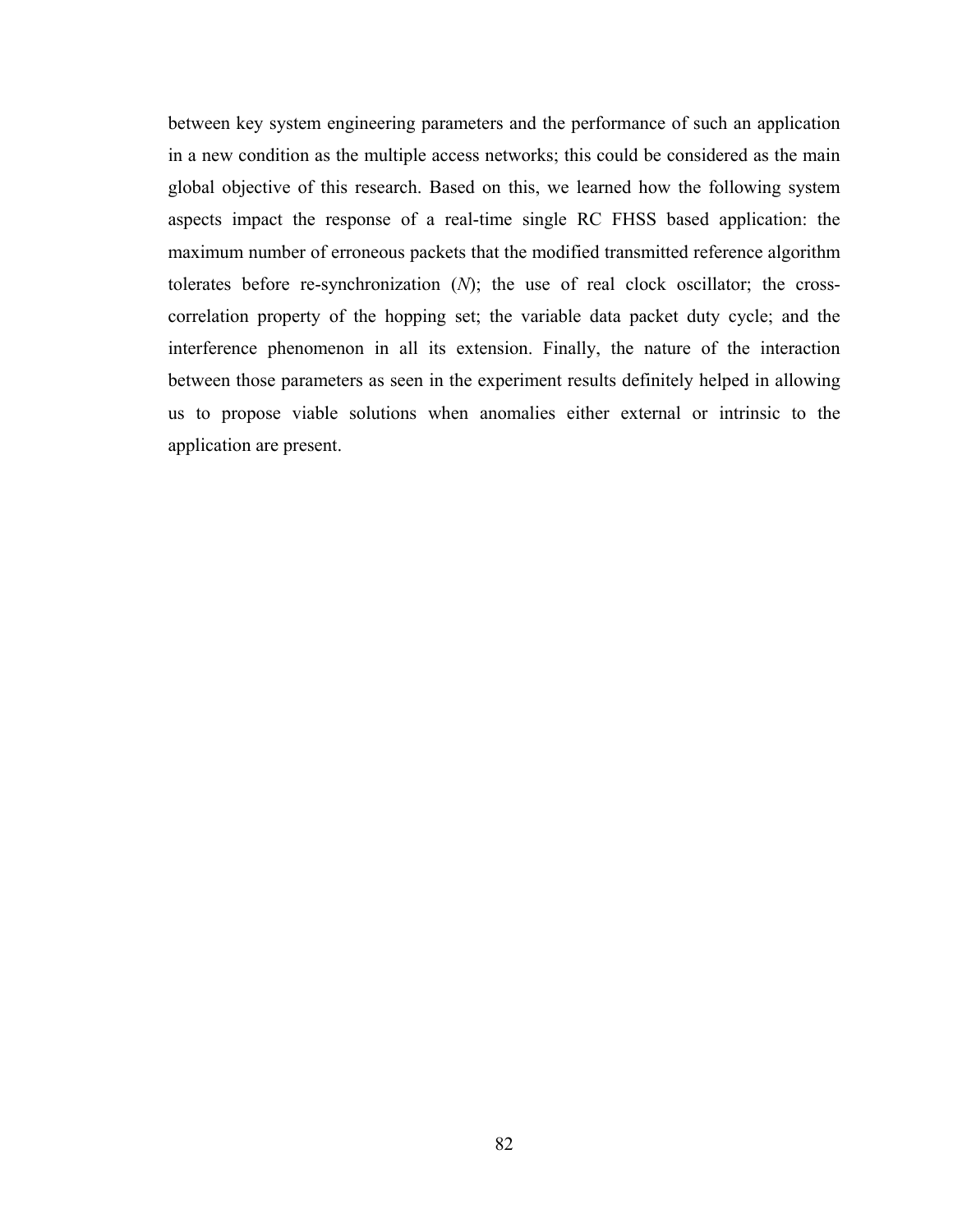between key system engineering parameters and the performance of such an application in a new condition as the multiple access networks; this could be considered as the main global objective of this research. Based on this, we learned how the following system aspects impact the response of a real-time single RC FHSS based application: the maximum number of erroneous packets that the modified transmitted reference algorithm tolerates before re-synchronization (*N*); the use of real clock oscillator; the cross-correlation property of the hopping set; the variable data packet duty cycle; and the interference phenomenon in all its extension. Finally, the nature of the interaction between those parameters as seen in the experiment results definitely helped in allowing us to propose viable solutions when anomalies either external or intrinsic to the application are present.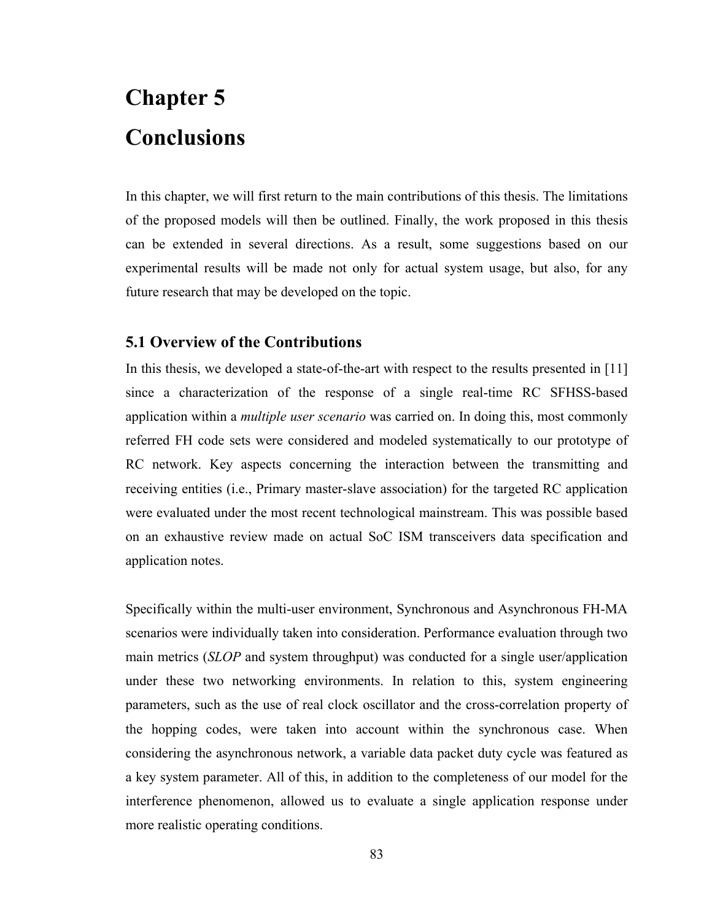# Chapter 5
# Conclusions

In this chapter, we will first return to the main contributions of this thesis. The limitations of the proposed models will then be outlined. Finally, the work proposed in this thesis can be extended in several directions. As a result, some suggestions based on our experimental results will be made not only for actual system usage, but also, for any future research that may be developed on the topic.

## 5.1 Overview of the Contributions

In this thesis, we developed a state-of-the-art with respect to the results presented in [11] since a characterization of the response of a single real-time RC SFHSS-based application within a *multiple user scenario* was carried on. In doing this, most commonly referred FH code sets were considered and modeled systematically to our prototype of RC network. Key aspects concerning the interaction between the transmitting and receiving entities (i.e., Primary master-slave association) for the targeted RC application were evaluated under the most recent technological mainstream. This was possible based on an exhaustive review made on actual SoC ISM transceivers data specification and application notes.

Specifically within the multi-user environment, Synchronous and Asynchronous FH-MA scenarios were individually taken into consideration. Performance evaluation through two main metrics (*SLOP* and system throughput) was conducted for a single user/application under these two networking environments. In relation to this, system engineering parameters, such as the use of real clock oscillator and the cross-correlation property of the hopping codes, were taken into account within the synchronous case. When considering the asynchronous network, a variable data packet duty cycle was featured as a key system parameter. All of this, in addition to the completeness of our model for the interference phenomenon, allowed us to evaluate a single application response under more realistic operating conditions.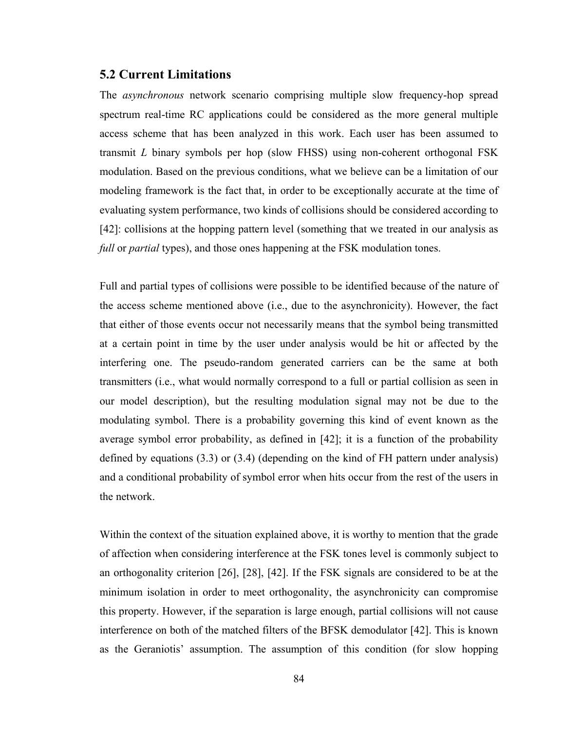## 5.2 Current Limitations

The *asynchronous* network scenario comprising multiple slow frequency-hop spread spectrum real-time RC applications could be considered as the more general multiple access scheme that has been analyzed in this work. Each user has been assumed to transmit $L$ binary symbols per hop (slow FHSS) using non-coherent orthogonal FSK modulation. Based on the previous conditions, what we believe can be a limitation of our modeling framework is the fact that, in order to be exceptionally accurate at the time of evaluating system performance, two kinds of collisions should be considered according to [42]: collisions at the hopping pattern level (something that we treated in our analysis as *full* or *partial* types), and those ones happening at the FSK modulation tones.

Full and partial types of collisions were possible to be identified because of the nature of the access scheme mentioned above (i.e., due to the asynchronicity). However, the fact that either of those events occur not necessarily means that the symbol being transmitted at a certain point in time by the user under analysis would be hit or affected by the interfering one. The pseudo-random generated carriers can be the same at both transmitters (i.e., what would normally correspond to a full or partial collision as seen in our model description), but the resulting modulation signal may not be due to the modulating symbol. There is a probability governing this kind of event known as the average symbol error probability, as defined in [42]; it is a function of the probability defined by equations (3.3) or (3.4) (depending on the kind of FH pattern under analysis) and a conditional probability of symbol error when hits occur from the rest of the users in the network.

Within the context of the situation explained above, it is worthy to mention that the grade of affection when considering interference at the FSK tones level is commonly subject to an orthogonality criterion [26], [28], [42]. If the FSK signals are considered to be at the minimum isolation in order to meet orthogonality, the asynchronicity can compromise this property. However, if the separation is large enough, partial collisions will not cause interference on both of the matched filters of the BFSK demodulator [42]. This is known as the Geraniotis' assumption. The assumption of this condition (for slow hopping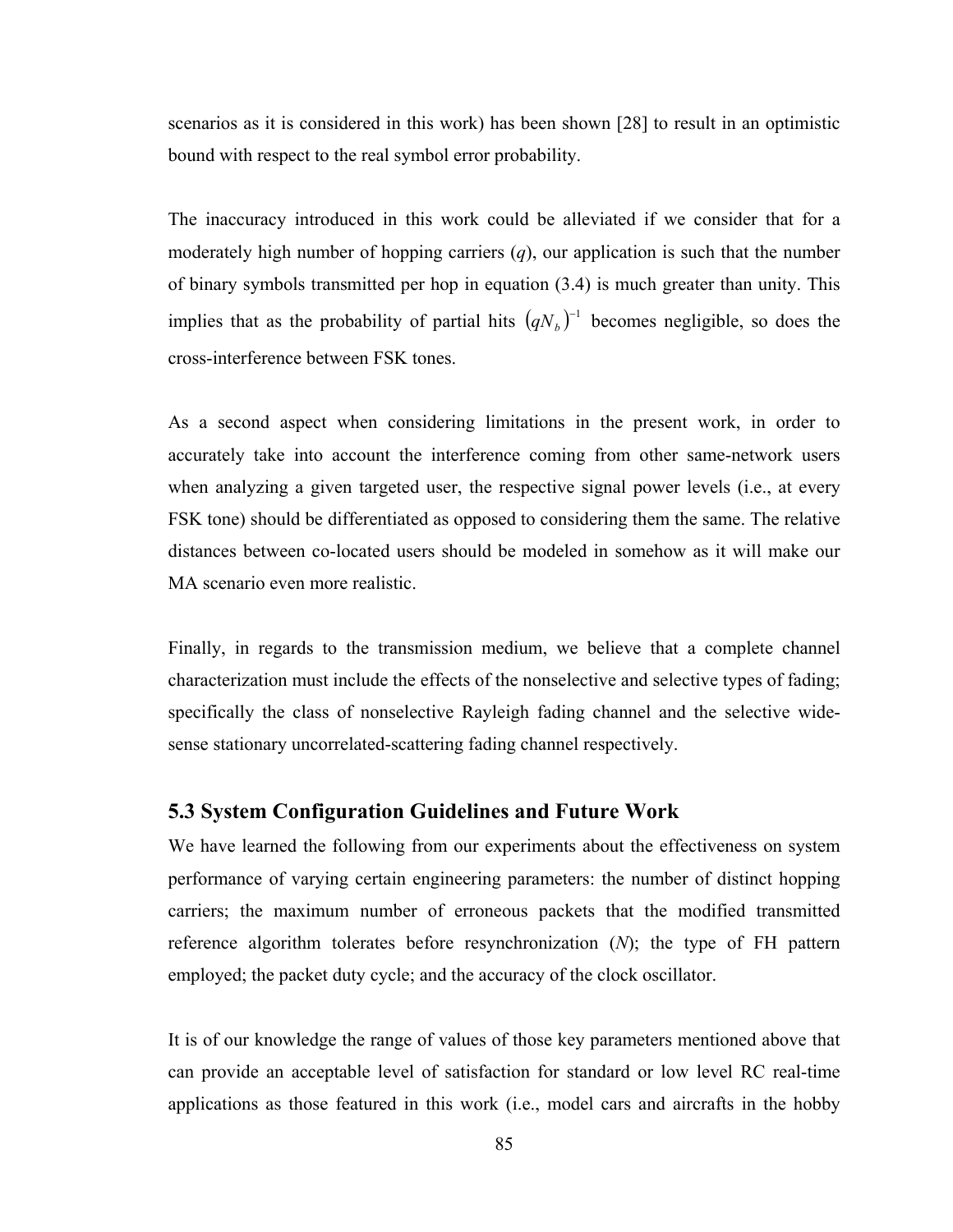scenarios as it is considered in this work) has been shown [28] to result in an optimistic bound with respect to the real symbol error probability.

The inaccuracy introduced in this work could be alleviated if we consider that for a moderately high number of hopping carriers ($q$), our application is such that the number of binary symbols transmitted per hop in equation (3.4) is much greater than unity. This implies that as the probability of partial hits $(qN_b)^{-1}$ becomes negligible, so does the cross-interference between FSK tones.

As a second aspect when considering limitations in the present work, in order to accurately take into account the interference coming from other same-network users when analyzing a given targeted user, the respective signal power levels (i.e., at every FSK tone) should be differentiated as opposed to considering them the same. The relative distances between co-located users should be modeled in somehow as it will make our MA scenario even more realistic.

Finally, in regards to the transmission medium, we believe that a complete channel characterization must include the effects of the nonselective and selective types of fading; specifically the class of nonselective Rayleigh fading channel and the selective wide-sense stationary uncorrelated-scattering fading channel respectively.

## 5.3 System Configuration Guidelines and Future Work

We have learned the following from our experiments about the effectiveness on system performance of varying certain engineering parameters: the number of distinct hopping carriers; the maximum number of erroneous packets that the modified transmitted reference algorithm tolerates before resynchronization ($N$); the type of FH pattern employed; the packet duty cycle; and the accuracy of the clock oscillator.

It is of our knowledge the range of values of those key parameters mentioned above that can provide an acceptable level of satisfaction for standard or low level RC real-time applications as those featured in this work (i.e., model cars and aircrafts in the hobby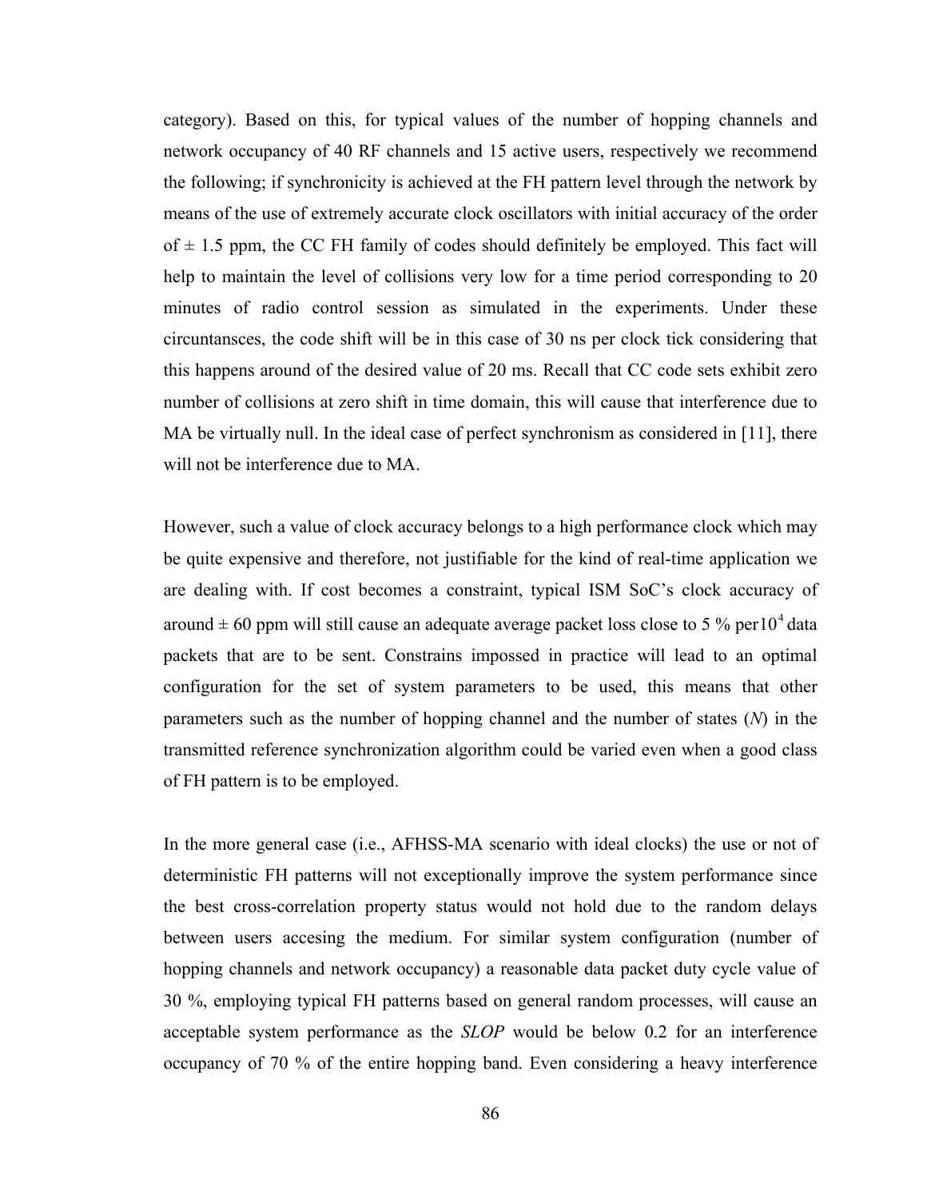category). Based on this, for typical values of the number of hopping channels and network occupancy of 40 RF channels and 15 active users, respectively we recommend the following; if synchronicity is achieved at the FH pattern level through the network by means of the use of extremely accurate clock oscillators with initial accuracy of the order of $\pm$ 1.5 ppm, the CC FH family of codes should definitely be employed. This fact will help to maintain the level of collisions very low for a time period corresponding to 20 minutes of radio control session as simulated in the experiments. Under these circuntansces, the code shift will be in this case of 30 ns per clock tick considering that this happens around of the desired value of 20 ms. Recall that CC code sets exhibit zero number of collisions at zero shift in time domain, this will cause that interference due to MA be virtually null. In the ideal case of perfect synchronism as considered in [11], there will not be interference due to MA.

However, such a value of clock accuracy belongs to a high performance clock which may be quite expensive and therefore, not justifiable for the kind of real-time application we are dealing with. If cost becomes a constraint, typical ISM SoC's clock accuracy of around $\pm$ 60 ppm will still cause an adequate average packet loss close to 5 % per$10^4$ data packets that are to be sent. Constrains impossed in practice will lead to an optimal configuration for the set of system parameters to be used, this means that other parameters such as the number of hopping channel and the number of states ($N$) in the transmitted reference synchronization algorithm could be varied even when a good class of FH pattern is to be employed.

In the more general case (i.e., AFHSS-MA scenario with ideal clocks) the use or not of deterministic FH patterns will not exceptionally improve the system performance since the best cross-correlation property status would not hold due to the random delays between users accesing the medium. For similar system configuration (number of hopping channels and network occupancy) a reasonable data packet duty cycle value of 30 %, employing typical FH patterns based on general random processes, will cause an acceptable system performance as the *SLOP* would be below 0.2 for an interference occupancy of 70 % of the entire hopping band. Even considering a heavy interference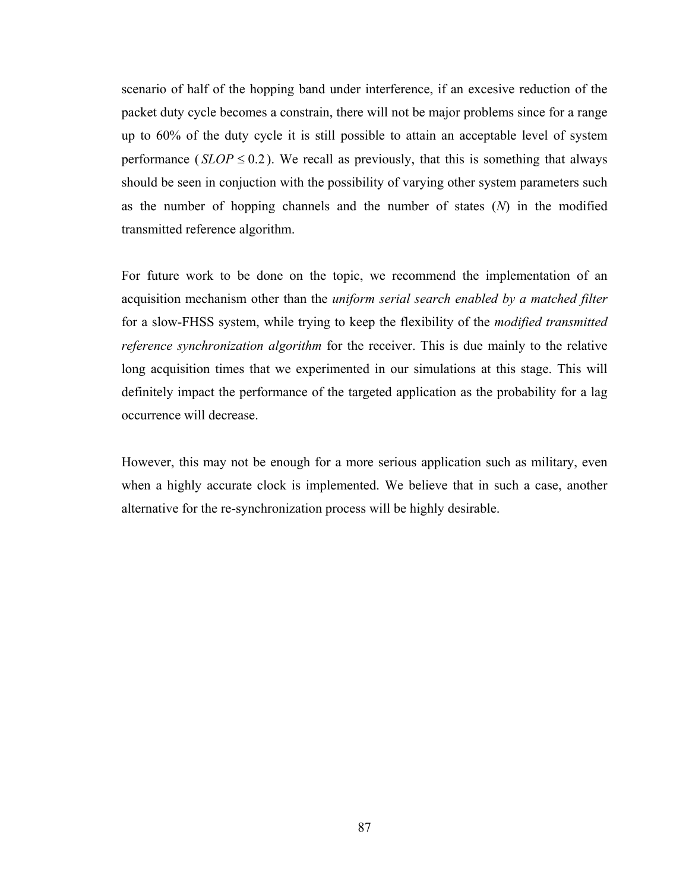scenario of half of the hopping band under interference, if an excesive reduction of the packet duty cycle becomes a constrain, there will not be major problems since for a range up to 60% of the duty cycle it is still possible to attain an acceptable level of system performance ( $SLOP \leq 0.2$ ). We recall as previously, that this is something that always should be seen in conjuction with the possibility of varying other system parameters such as the number of hopping channels and the number of states (*N*) in the modified transmitted reference algorithm.

For future work to be done on the topic, we recommend the implementation of an acquisition mechanism other than the *uniform serial search enabled by a matched filter* for a slow-FHSS system, while trying to keep the flexibility of the *modified transmitted reference synchronization algorithm* for the receiver. This is due mainly to the relative long acquisition times that we experimented in our simulations at this stage. This will definitely impact the performance of the targeted application as the probability for a lag occurrence will decrease.

However, this may not be enough for a more serious application such as military, even when a highly accurate clock is implemented. We believe that in such a case, another alternative for the re-synchronization process will be highly desirable.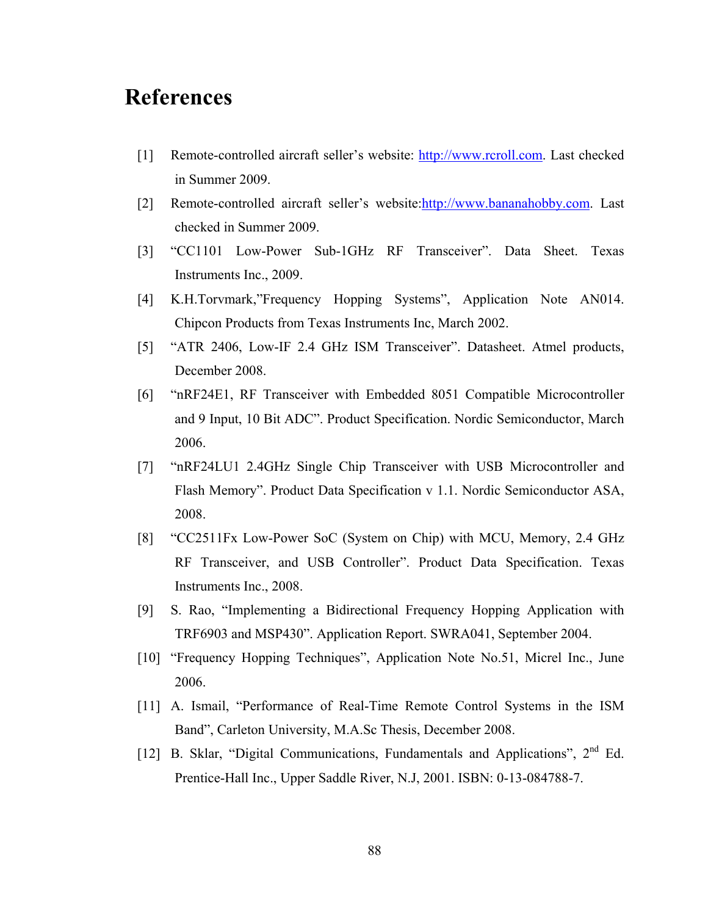# References

[1] Remote-controlled aircraft seller's website: http://www.rcroll.com. Last checked in Summer 2009.

[2] Remote-controlled aircraft seller's website:http://www.bananahobby.com. Last checked in Summer 2009.

[3] "CC1101 Low-Power Sub-1GHz RF Transceiver". Data Sheet. Texas Instruments Inc., 2009.

[4] K.H.Torvmark,"Frequency Hopping Systems", Application Note AN014. Chipcon Products from Texas Instruments Inc, March 2002.

[5] "ATR 2406, Low-IF 2.4 GHz ISM Transceiver". Datasheet. Atmel products, December 2008.

[6] "nRF24E1, RF Transceiver with Embedded 8051 Compatible Microcontroller and 9 Input, 10 Bit ADC". Product Specification. Nordic Semiconductor, March 2006.

[7] "nRF24LU1 2.4GHz Single Chip Transceiver with USB Microcontroller and Flash Memory". Product Data Specification v 1.1. Nordic Semiconductor ASA, 2008.

[8] "CC2511Fx Low-Power SoC (System on Chip) with MCU, Memory, 2.4 GHz RF Transceiver, and USB Controller". Product Data Specification. Texas Instruments Inc., 2008.

[9] S. Rao, "Implementing a Bidirectional Frequency Hopping Application with TRF6903 and MSP430". Application Report. SWRA041, September 2004.

[10] "Frequency Hopping Techniques", Application Note No.51, Micrel Inc., June 2006.

[11] A. Ismail, "Performance of Real-Time Remote Control Systems in the ISM Band", Carleton University, M.A.Sc Thesis, December 2008.

[12] B. Sklar, "Digital Communications, Fundamentals and Applications", 2nd Ed. Prentice-Hall Inc., Upper Saddle River, N.J, 2001. ISBN: 0-13-084788-7.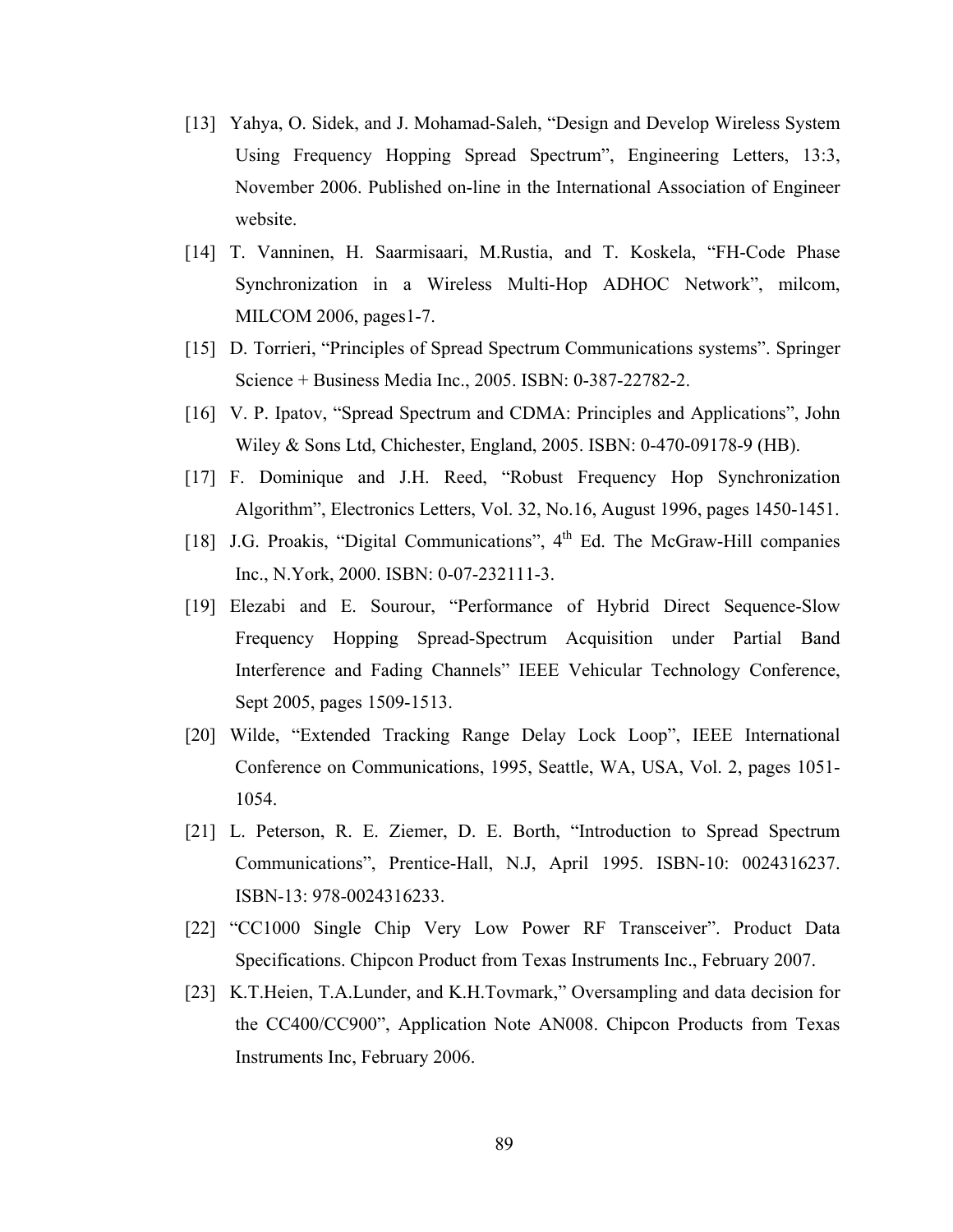[13] Yahya, O. Sidek, and J. Mohamad-Saleh, “Design and Develop Wireless System Using Frequency Hopping Spread Spectrum”, Engineering Letters, 13:3, November 2006. Published on-line in the International Association of Engineer website.

[14] T. Vanninen, H. Saarmisaari, M.Rustia, and T. Koskela, “FH-Code Phase Synchronization in a Wireless Multi-Hop ADHOC Network”, milcom, MILCOM 2006, pages1-7.

[15] D. Torrieri, “Principles of Spread Spectrum Communications systems”. Springer Science + Business Media Inc., 2005. ISBN: 0-387-22782-2.

[16] V. P. Ipatov, “Spread Spectrum and CDMA: Principles and Applications”, John Wiley & Sons Ltd, Chichester, England, 2005. ISBN: 0-470-09178-9 (HB).

[17] F. Dominique and J.H. Reed, “Robust Frequency Hop Synchronization Algorithm”, Electronics Letters, Vol. 32, No.16, August 1996, pages 1450-1451.

[18] J.G. Proakis, “Digital Communications”, 4th Ed. The McGraw-Hill companies Inc., N.York, 2000. ISBN: 0-07-232111-3.

[19] Elezabi and E. Sourour, “Performance of Hybrid Direct Sequence-Slow Frequency Hopping Spread-Spectrum Acquisition under Partial Band Interference and Fading Channels” IEEE Vehicular Technology Conference, Sept 2005, pages 1509-1513.

[20] Wilde, “Extended Tracking Range Delay Lock Loop”, IEEE International Conference on Communications, 1995, Seattle, WA, USA, Vol. 2, pages 1051-1054.

[21] L. Peterson, R. E. Ziemer, D. E. Borth, “Introduction to Spread Spectrum Communications”, Prentice-Hall, N.J, April 1995. ISBN-10: 0024316237. ISBN-13: 978-0024316233.

[22] “CC1000 Single Chip Very Low Power RF Transceiver”. Product Data Specifications. Chipcon Product from Texas Instruments Inc., February 2007.

[23] K.T.Heien, T.A.Lunder, and K.H.Tovmark,” Oversampling and data decision for the CC400/CC900”, Application Note AN008. Chipcon Products from Texas Instruments Inc, February 2006.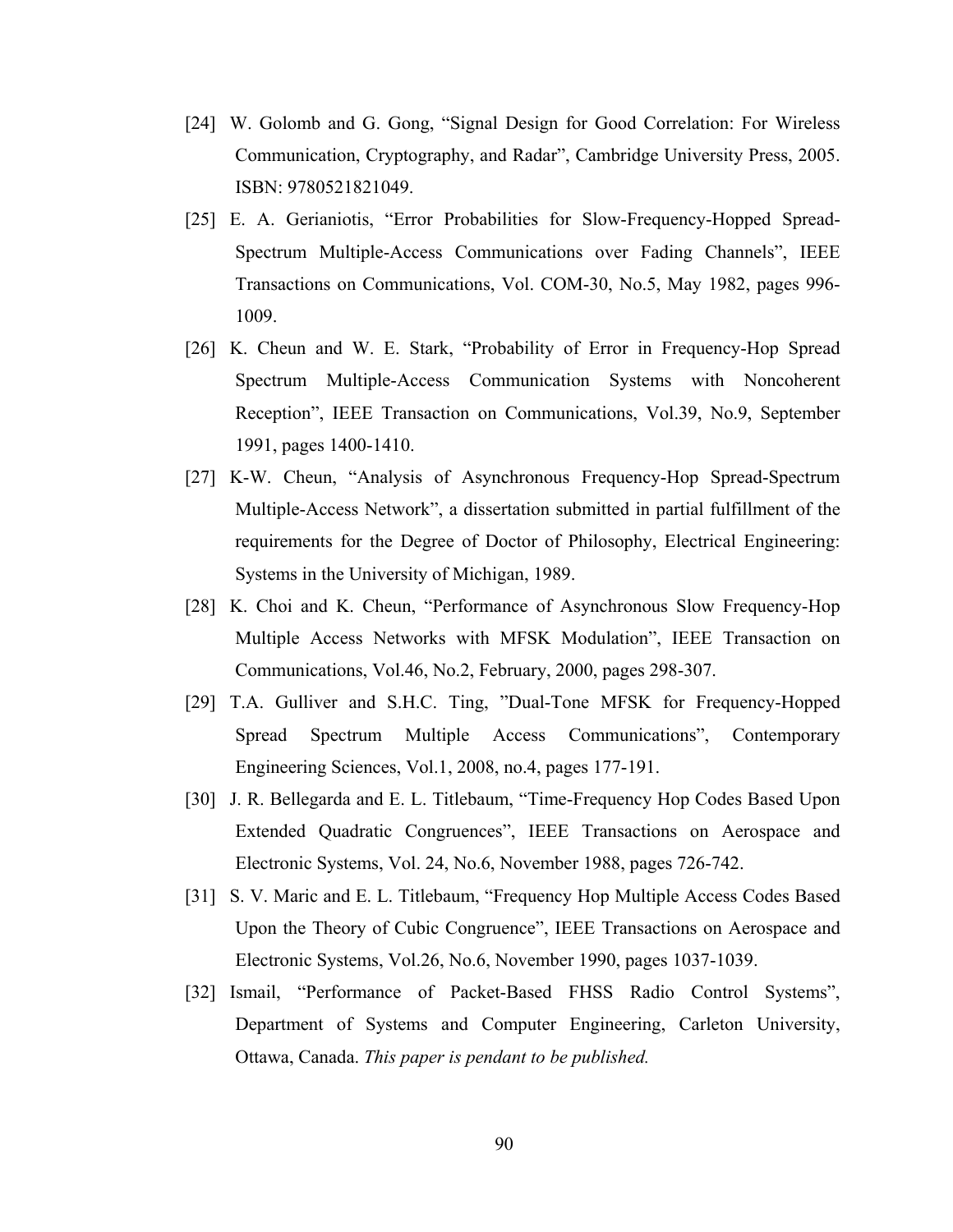[24] W. Golomb and G. Gong, “Signal Design for Good Correlation: For Wireless Communication, Cryptography, and Radar”, Cambridge University Press, 2005. ISBN: 9780521821049.

[25] E. A. Gerianiotis, “Error Probabilities for Slow-Frequency-Hopped Spread-Spectrum Multiple-Access Communications over Fading Channels”, IEEE Transactions on Communications, Vol. COM-30, No.5, May 1982, pages 996-1009.

[26] K. Cheun and W. E. Stark, “Probability of Error in Frequency-Hop Spread Spectrum Multiple-Access Communication Systems with Noncoherent Reception”, IEEE Transaction on Communications, Vol.39, No.9, September 1991, pages 1400-1410.

[27] K-W. Cheun, “Analysis of Asynchronous Frequency-Hop Spread-Spectrum Multiple-Access Network”, a dissertation submitted in partial fulfillment of the requirements for the Degree of Doctor of Philosophy, Electrical Engineering: Systems in the University of Michigan, 1989.

[28] K. Choi and K. Cheun, “Performance of Asynchronous Slow Frequency-Hop Multiple Access Networks with MFSK Modulation”, IEEE Transaction on Communications, Vol.46, No.2, February, 2000, pages 298-307.

[29] T.A. Gulliver and S.H.C. Ting, ”Dual-Tone MFSK for Frequency-Hopped Spread Spectrum Multiple Access Communications”, Contemporary Engineering Sciences, Vol.1, 2008, no.4, pages 177-191.

[30] J. R. Bellegarda and E. L. Titlebaum, “Time-Frequency Hop Codes Based Upon Extended Quadratic Congruences”, IEEE Transactions on Aerospace and Electronic Systems, Vol. 24, No.6, November 1988, pages 726-742.

[31] S. V. Maric and E. L. Titlebaum, “Frequency Hop Multiple Access Codes Based Upon the Theory of Cubic Congruence”, IEEE Transactions on Aerospace and Electronic Systems, Vol.26, No.6, November 1990, pages 1037-1039.

[32] Ismail, “Performance of Packet-Based FHSS Radio Control Systems”, Department of Systems and Computer Engineering, Carleton University, Ottawa, Canada. *This paper is pendant to be published.*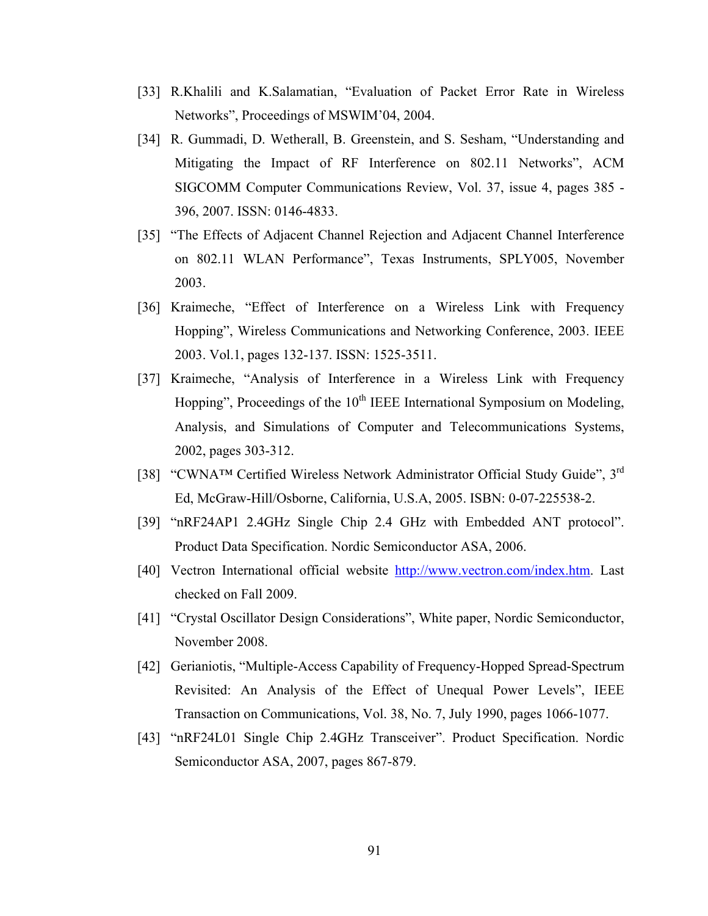[33] R.Khalili and K.Salamatian, "Evaluation of Packet Error Rate in Wireless Networks", Proceedings of MSWIM'04, 2004.

[34] R. Gummadi, D. Wetherall, B. Greenstein, and S. Sesham, "Understanding and Mitigating the Impact of RF Interference on 802.11 Networks", ACM SIGCOMM Computer Communications Review, Vol. 37, issue 4, pages 385 - 396, 2007. ISSN: 0146-4833.

[35] "The Effects of Adjacent Channel Rejection and Adjacent Channel Interference on 802.11 WLAN Performance", Texas Instruments, SPLY005, November 2003.

[36] Kraimeche, "Effect of Interference on a Wireless Link with Frequency Hopping", Wireless Communications and Networking Conference, 2003. IEEE 2003. Vol.1, pages 132-137. ISSN: 1525-3511.

[37] Kraimeche, "Analysis of Interference in a Wireless Link with Frequency Hopping", Proceedings of the 10th IEEE International Symposium on Modeling, Analysis, and Simulations of Computer and Telecommunications Systems, 2002, pages 303-312.

[38] "CWNA™ Certified Wireless Network Administrator Official Study Guide", 3rd Ed, McGraw-Hill/Osborne, California, U.S.A, 2005. ISBN: 0-07-225538-2.

[39] "nRF24AP1 2.4GHz Single Chip 2.4 GHz with Embedded ANT protocol". Product Data Specification. Nordic Semiconductor ASA, 2006.

[40] Vectron International official website http://www.vectron.com/index.htm. Last checked on Fall 2009.

[41] "Crystal Oscillator Design Considerations", White paper, Nordic Semiconductor, November 2008.

[42] Gerianiotis, "Multiple-Access Capability of Frequency-Hopped Spread-Spectrum Revisited: An Analysis of the Effect of Unequal Power Levels", IEEE Transaction on Communications, Vol. 38, No. 7, July 1990, pages 1066-1077.

[43] "nRF24L01 Single Chip 2.4GHz Transceiver". Product Specification. Nordic Semiconductor ASA, 2007, pages 867-879.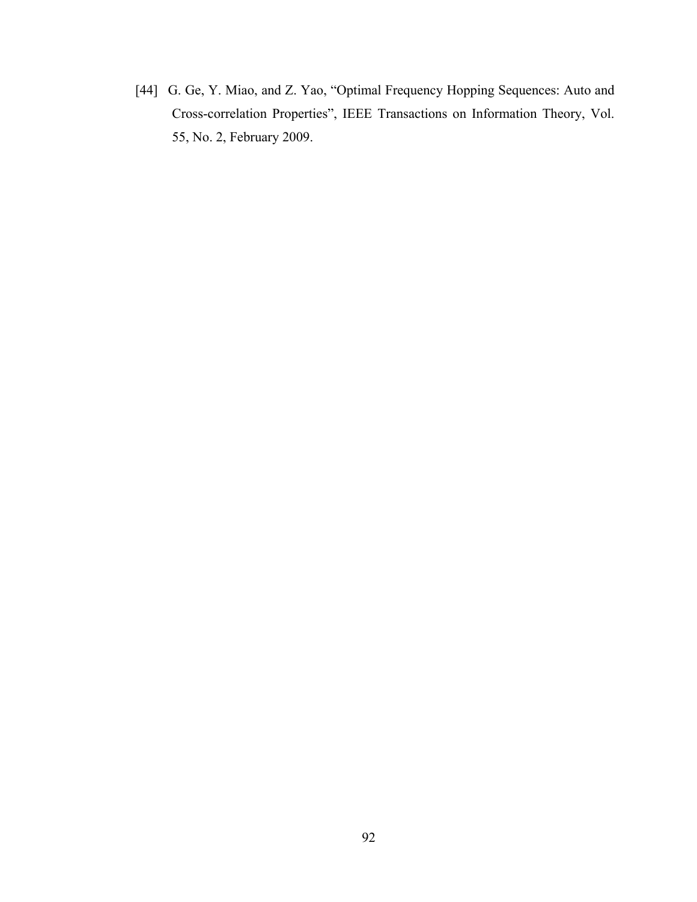[44] G. Ge, Y. Miao, and Z. Yao, "Optimal Frequency Hopping Sequences: Auto and Cross-correlation Properties", IEEE Transactions on Information Theory, Vol. 55, No. 2, February 2009.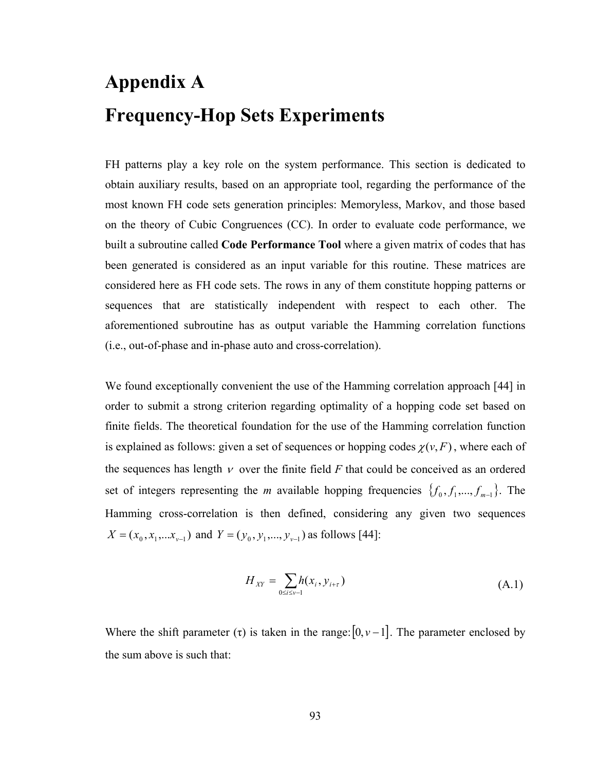# Appendix A

# Frequency-Hop Sets Experiments

FH patterns play a key role on the system performance. This section is dedicated to obtain auxiliary results, based on an appropriate tool, regarding the performance of the most known FH code sets generation principles: Memoryless, Markov, and those based on the theory of Cubic Congruences (CC). In order to evaluate code performance, we built a subroutine called **Code Performance Tool** where a given matrix of codes that has been generated is considered as an input variable for this routine. These matrices are considered here as FH code sets. The rows in any of them constitute hopping patterns or sequences that are statistically independent with respect to each other. The aforementioned subroutine has as output variable the Hamming correlation functions (i.e., out-of-phase and in-phase auto and cross-correlation).

We found exceptionally convenient the use of the Hamming correlation approach [44] in order to submit a strong criterion regarding optimality of a hopping code set based on finite fields. The theoretical foundation for the use of the Hamming correlation function is explained as follows: given a set of sequences or hopping codes $\chi(v, F)$, where each of the sequences has length $v$ over the finite field $F$ that could be conceived as an ordered set of integers representing the $m$ available hopping frequencies $\{f_0, f_1, ..., f_{m-1}\}$. The Hamming cross-correlation is then defined, considering any given two sequences $X = (x_0, x_1, ... x_{v-1})$ and $Y = (y_0, y_1, ..., y_{v-1})$ as follows [44]:

$$H_{XY} = \sum_{0 \le i \le v-1} h(x_i, y_{i+\tau}) \tag{A.1}$$

Where the shift parameter (τ) is taken in the range: $[0, v-1]$. The parameter enclosed by the sum above is such that: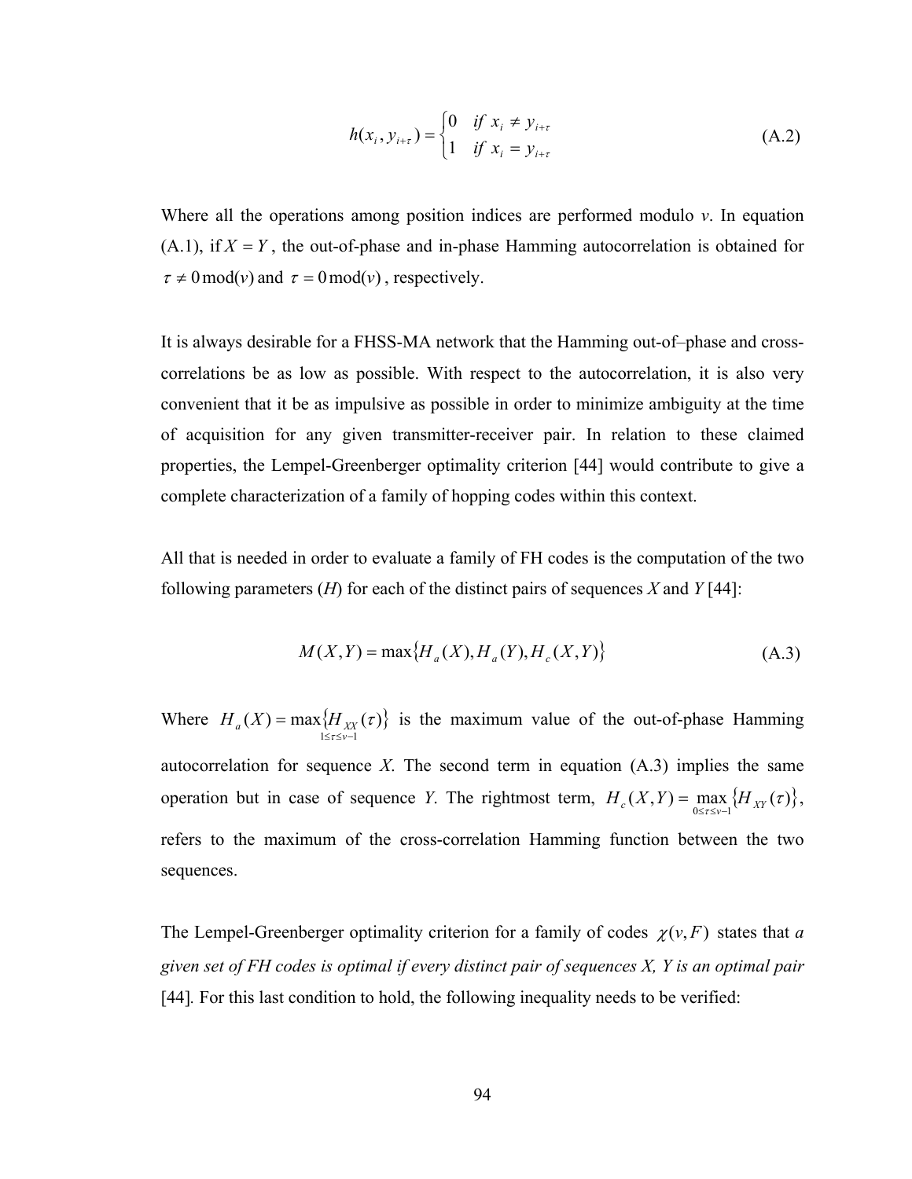$$h(x_i, y_{i+\tau}) = \begin{cases} 0 & if\ x_i \neq y_{i+\tau} \\ 1 & if\ x_i = y_{i+\tau} \end{cases} \tag{A.2}$$

Where all the operations among position indices are performed modulo *v*. In equation (A.1), if $X = Y$, the out-of-phase and in-phase Hamming autocorrelation is obtained for $\tau \neq 0\,\mathrm{mod}(v)$ and $\tau = 0\,\mathrm{mod}(v)$, respectively.

It is always desirable for a FHSS-MA network that the Hamming out-of–phase and cross-correlations be as low as possible. With respect to the autocorrelation, it is also very convenient that it be as impulsive as possible in order to minimize ambiguity at the time of acquisition for any given transmitter-receiver pair. In relation to these claimed properties, the Lempel-Greenberger optimality criterion [44] would contribute to give a complete characterization of a family of hopping codes within this context.

All that is needed in order to evaluate a family of FH codes is the computation of the two following parameters (*H*) for each of the distinct pairs of sequences *X* and *Y* [44]:

$$M(X,Y) = \max\{H_a(X), H_a(Y), H_c(X,Y)\} \tag{A.3}$$

Where $H_a(X) = \max_{1 \le \tau \le v-1}\{H_{XX}(\tau)\}$ is the maximum value of the out-of-phase Hamming autocorrelation for sequence *X*. The second term in equation (A.3) implies the same operation but in case of sequence *Y*. The rightmost term, $H_c(X,Y) = \max_{0 \le \tau \le v-1}\{H_{XY}(\tau)\}$, refers to the maximum of the cross-correlation Hamming function between the two sequences.

The Lempel-Greenberger optimality criterion for a family of codes $\chi(v, F)$ states that *a given set of FH codes is optimal if every distinct pair of sequences X, Y is an optimal pair* [44]. For this last condition to hold, the following inequality needs to be verified: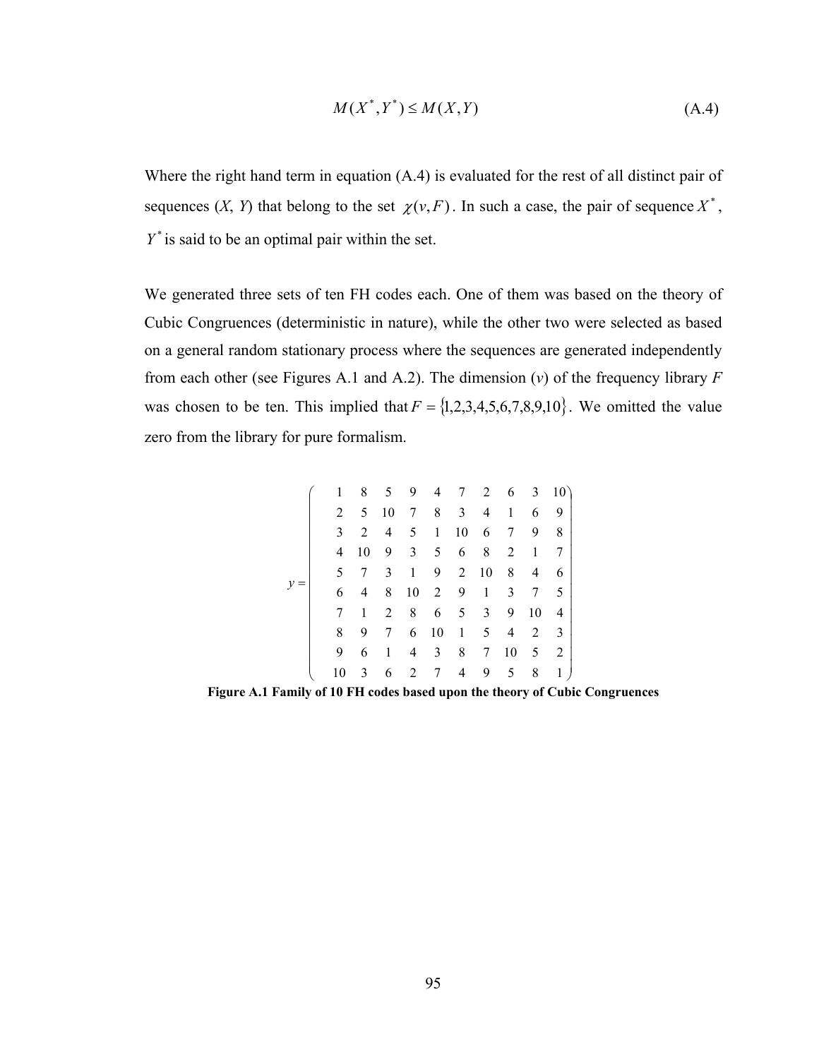$$M(X^*, Y^*) \leq M(X, Y) \tag{A.4}$$

Where the right hand term in equation (A.4) is evaluated for the rest of all distinct pair of sequences (*X*, *Y*) that belong to the set $\chi(v, F)$. In such a case, the pair of sequence $X^*$, $Y^*$ is said to be an optimal pair within the set.

We generated three sets of ten FH codes each. One of them was based on the theory of Cubic Congruences (deterministic in nature), while the other two were selected as based on a general random stationary process where the sequences are generated independently from each other (see Figures A.1 and A.2). The dimension (*v*) of the frequency library *F* was chosen to be ten. This implied that $F = \{1,2,3,4,5,6,7,8,9,10\}$. We omitted the value zero from the library for pure formalism.

$$y = \begin{pmatrix} 1 & 8 & 5 & 9 & 4 & 7 & 2 & 6 & 3 & 10 \\ 2 & 5 & 10 & 7 & 8 & 3 & 4 & 1 & 6 & 9 \\ 3 & 2 & 4 & 5 & 1 & 10 & 6 & 7 & 9 & 8 \\ 4 & 10 & 9 & 3 & 5 & 6 & 8 & 2 & 1 & 7 \\ 5 & 7 & 3 & 1 & 9 & 2 & 10 & 8 & 4 & 6 \\ 6 & 4 & 8 & 10 & 2 & 9 & 1 & 3 & 7 & 5 \\ 7 & 1 & 2 & 8 & 6 & 5 & 3 & 9 & 10 & 4 \\ 8 & 9 & 7 & 6 & 10 & 1 & 5 & 4 & 2 & 3 \\ 9 & 6 & 1 & 4 & 3 & 8 & 7 & 10 & 5 & 2 \\ 10 & 3 & 6 & 2 & 7 & 4 & 9 & 5 & 8 & 1 \end{pmatrix}$$

**Figure A.1 Family of 10 FH codes based upon the theory of Cubic Congruences**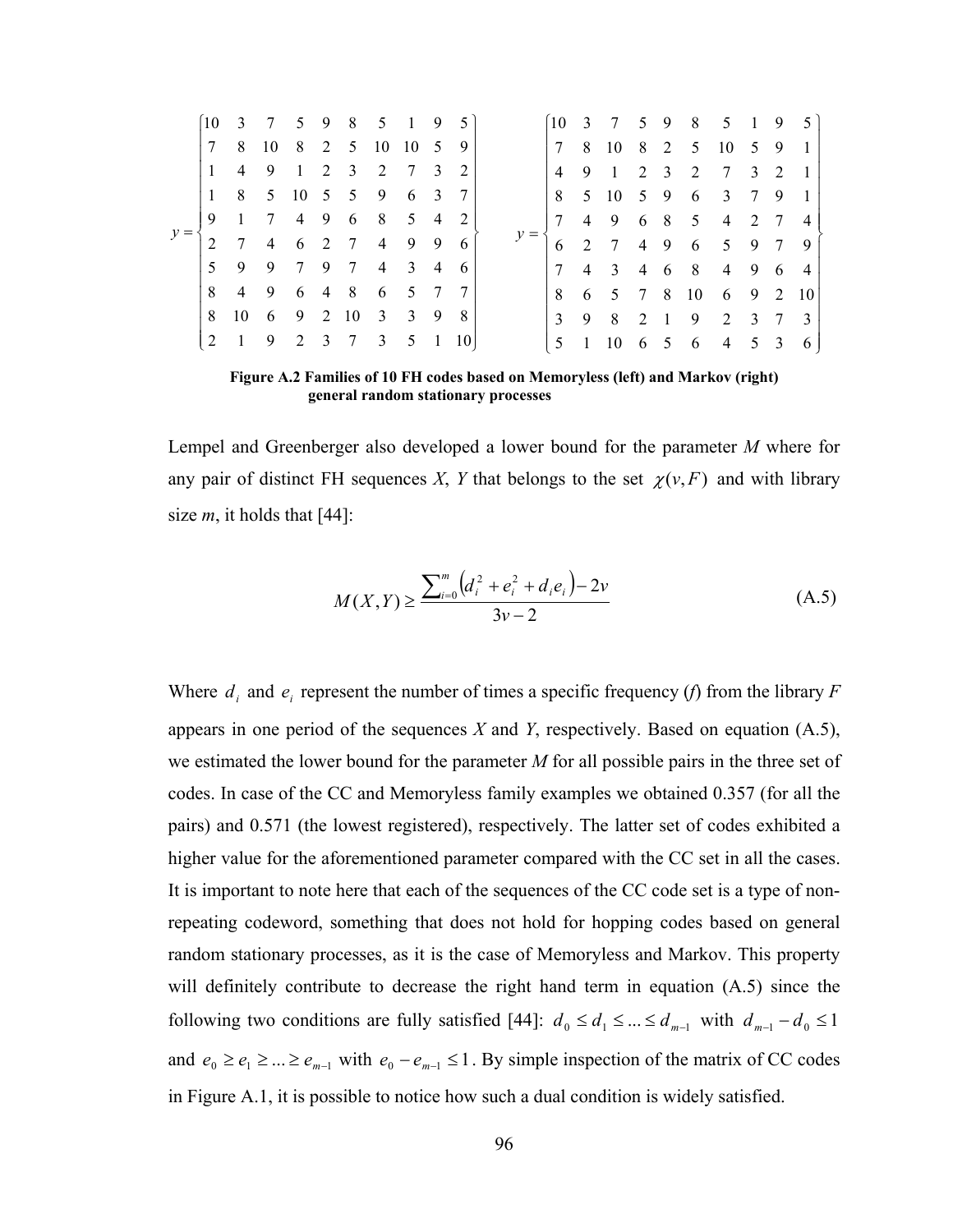$$
y = \begin{Bmatrix}
10 & 3 & 7 & 5 & 9 & 8 & 5 & 1 & 9 & 5 \\
7 & 8 & 10 & 8 & 2 & 5 & 10 & 10 & 5 & 9 \\
1 & 4 & 9 & 1 & 2 & 3 & 2 & 7 & 3 & 2 \\
1 & 8 & 5 & 10 & 5 & 5 & 9 & 6 & 3 & 7 \\
9 & 1 & 7 & 4 & 9 & 6 & 8 & 5 & 4 & 2 \\
2 & 7 & 4 & 6 & 2 & 7 & 4 & 9 & 9 & 6 \\
5 & 9 & 9 & 7 & 9 & 7 & 4 & 3 & 4 & 6 \\
8 & 4 & 9 & 6 & 4 & 8 & 6 & 5 & 7 & 7 \\
8 & 10 & 6 & 9 & 2 & 10 & 3 & 3 & 9 & 8 \\
2 & 1 & 9 & 2 & 3 & 7 & 3 & 5 & 1 & 10
\end{Bmatrix}
\qquad
y = \begin{Bmatrix}
10 & 3 & 7 & 5 & 9 & 8 & 5 & 1 & 9 & 5 \\
7 & 8 & 10 & 8 & 2 & 5 & 10 & 5 & 9 & 1 \\
4 & 9 & 1 & 2 & 3 & 2 & 7 & 3 & 2 & 1 \\
8 & 5 & 10 & 5 & 9 & 6 & 3 & 7 & 9 & 1 \\
7 & 4 & 9 & 6 & 8 & 5 & 4 & 2 & 7 & 4 \\
6 & 2 & 7 & 4 & 9 & 6 & 5 & 9 & 7 & 9 \\
7 & 4 & 3 & 4 & 6 & 8 & 4 & 9 & 6 & 4 \\
8 & 6 & 5 & 7 & 8 & 10 & 6 & 9 & 2 & 10 \\
3 & 9 & 8 & 2 & 1 & 9 & 2 & 3 & 7 & 3 \\
5 & 1 & 10 & 6 & 5 & 6 & 4 & 5 & 3 & 6
\end{Bmatrix}
$$

**Figure A.2 Families of 10 FH codes based on Memoryless (left) and Markov (right) general random stationary processes**

Lempel and Greenberger also developed a lower bound for the parameter *M* where for any pair of distinct FH sequences *X*, *Y* that belongs to the set $\chi(v, F)$ and with library size *m*, it holds that [44]:

$$
M(X,Y) \geq \frac{\sum_{i=0}^{m}\left(d_i^2 + e_i^2 + d_i e_i\right) - 2v}{3v - 2} \tag{A.5}
$$

Where $d_i$ and $e_i$ represent the number of times a specific frequency (*f*) from the library *F* appears in one period of the sequences *X* and *Y*, respectively. Based on equation (A.5), we estimated the lower bound for the parameter *M* for all possible pairs in the three set of codes. In case of the CC and Memoryless family examples we obtained 0.357 (for all the pairs) and 0.571 (the lowest registered), respectively. The latter set of codes exhibited a higher value for the aforementioned parameter compared with the CC set in all the cases. It is important to note here that each of the sequences of the CC code set is a type of non-repeating codeword, something that does not hold for hopping codes based on general random stationary processes, as it is the case of Memoryless and Markov. This property will definitely contribute to decrease the right hand term in equation (A.5) since the following two conditions are fully satisfied [44]: $d_0 \leq d_1 \leq ... \leq d_{m-1}$ with $d_{m-1} - d_0 \leq 1$ and $e_0 \geq e_1 \geq ... \geq e_{m-1}$ with $e_0 - e_{m-1} \leq 1$. By simple inspection of the matrix of CC codes in Figure A.1, it is possible to notice how such a dual condition is widely satisfied.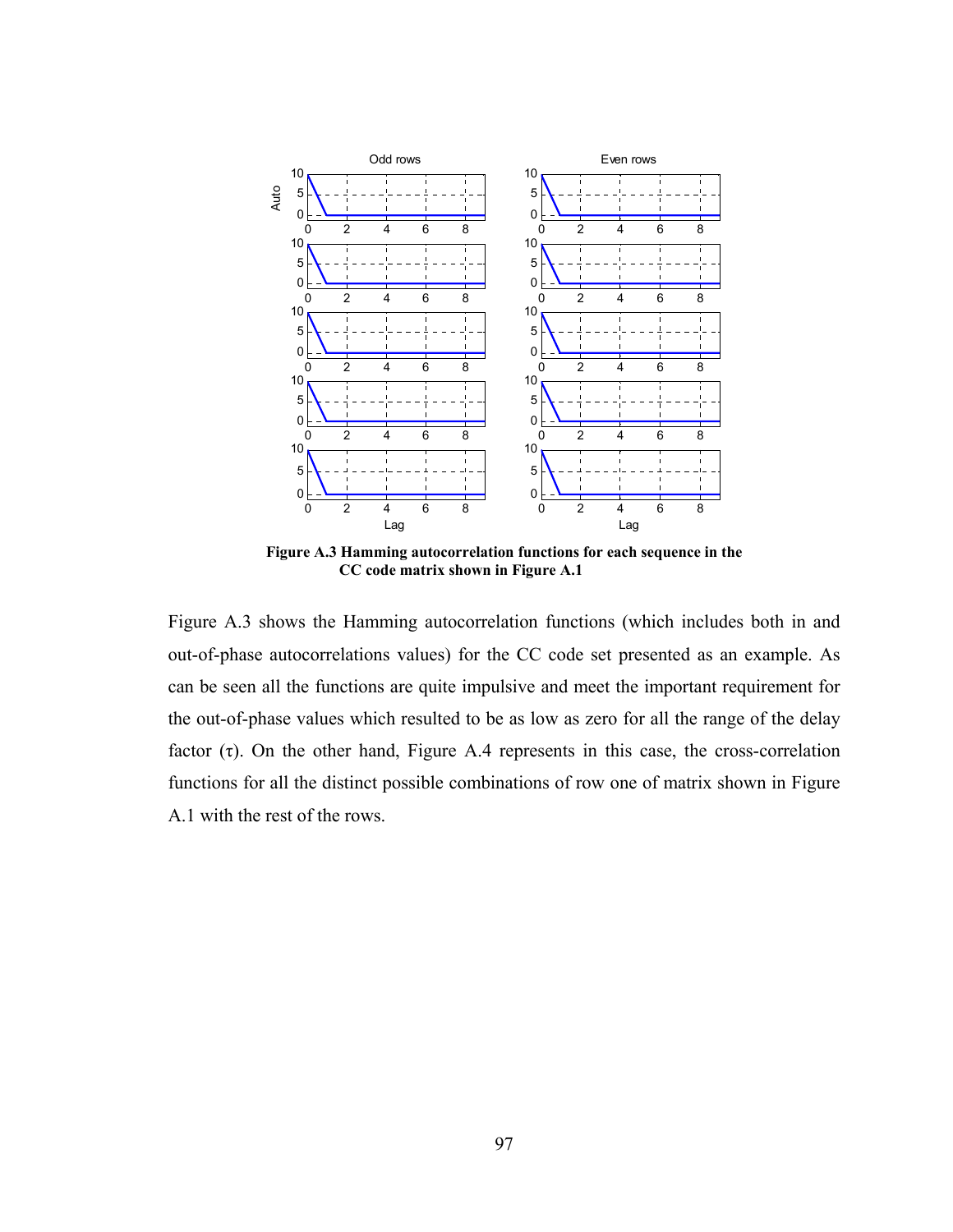**Figure A.3 Hamming autocorrelation functions for each sequence in the CC code matrix shown in Figure A.1**

Figure A.3 shows the Hamming autocorrelation functions (which includes both in and out-of-phase autocorrelations values) for the CC code set presented as an example. As can be seen all the functions are quite impulsive and meet the important requirement for the out-of-phase values which resulted to be as low as zero for all the range of the delay factor ($\tau$). On the other hand, Figure A.4 represents in this case, the cross-correlation functions for all the distinct possible combinations of row one of matrix shown in Figure A.1 with the rest of the rows.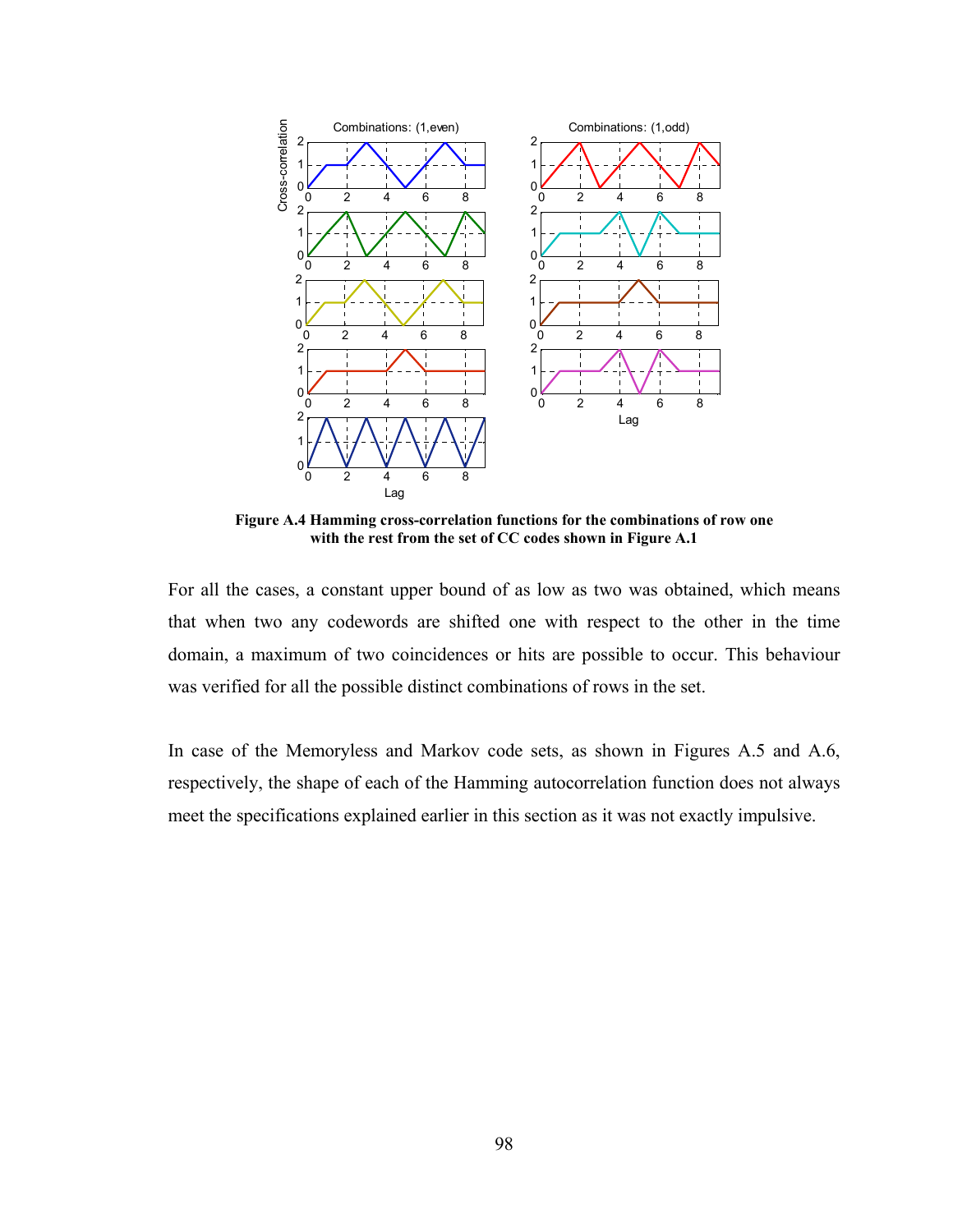**Figure A.4 Hamming cross-correlation functions for the combinations of row one with the rest from the set of CC codes shown in Figure A.1**

For all the cases, a constant upper bound of as low as two was obtained, which means that when two any codewords are shifted one with respect to the other in the time domain, a maximum of two coincidences or hits are possible to occur. This behaviour was verified for all the possible distinct combinations of rows in the set.

In case of the Memoryless and Markov code sets, as shown in Figures A.5 and A.6, respectively, the shape of each of the Hamming autocorrelation function does not always meet the specifications explained earlier in this section as it was not exactly impulsive.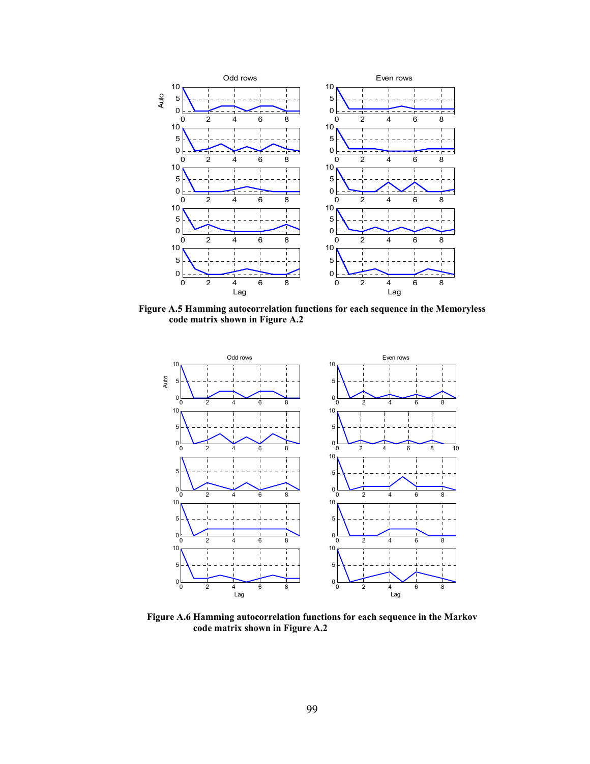**Figure A.5 Hamming autocorrelation functions for each sequence in the Memoryless code matrix shown in Figure A.2**

**Figure A.6 Hamming autocorrelation functions for each sequence in the Markov code matrix shown in Figure A.2**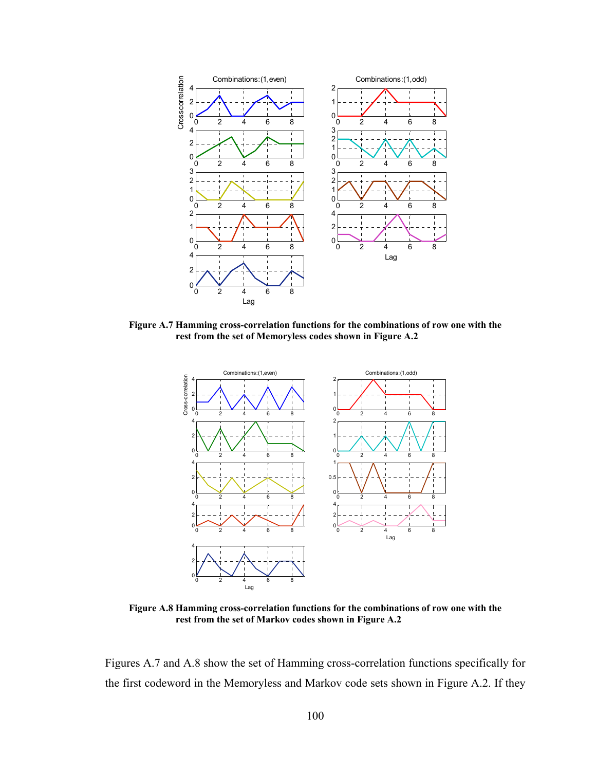**Figure A.7 Hamming cross-correlation functions for the combinations of row one with the rest from the set of Memoryless codes shown in Figure A.2**

**Figure A.8 Hamming cross-correlation functions for the combinations of row one with the rest from the set of Markov codes shown in Figure A.2**

Figures A.7 and A.8 show the set of Hamming cross-correlation functions specifically for the first codeword in the Memoryless and Markov code sets shown in Figure A.2. If they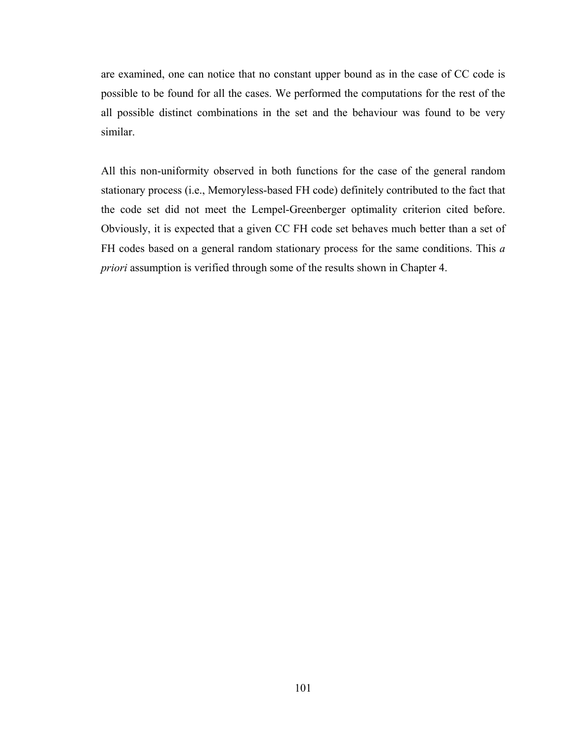are examined, one can notice that no constant upper bound as in the case of CC code is possible to be found for all the cases. We performed the computations for the rest of the all possible distinct combinations in the set and the behaviour was found to be very similar.

All this non-uniformity observed in both functions for the case of the general random stationary process (i.e., Memoryless-based FH code) definitely contributed to the fact that the code set did not meet the Lempel-Greenberger optimality criterion cited before. Obviously, it is expected that a given CC FH code set behaves much better than a set of FH codes based on a general random stationary process for the same conditions. This *a priori* assumption is verified through some of the results shown in Chapter 4.